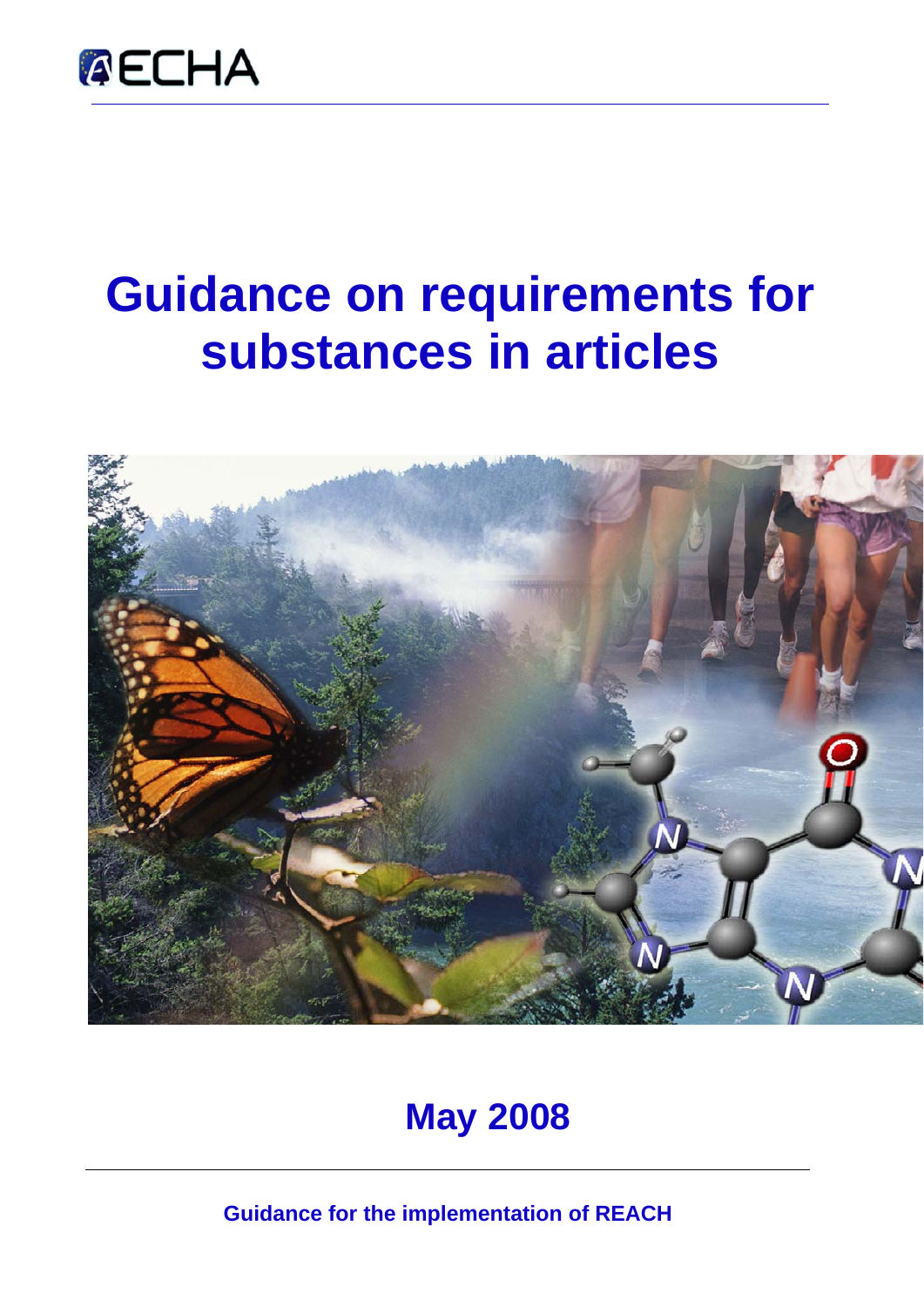ECHA

# Guidance on requirements for substances in articles

**May 2008**

**Guidance for the implementation of REACH**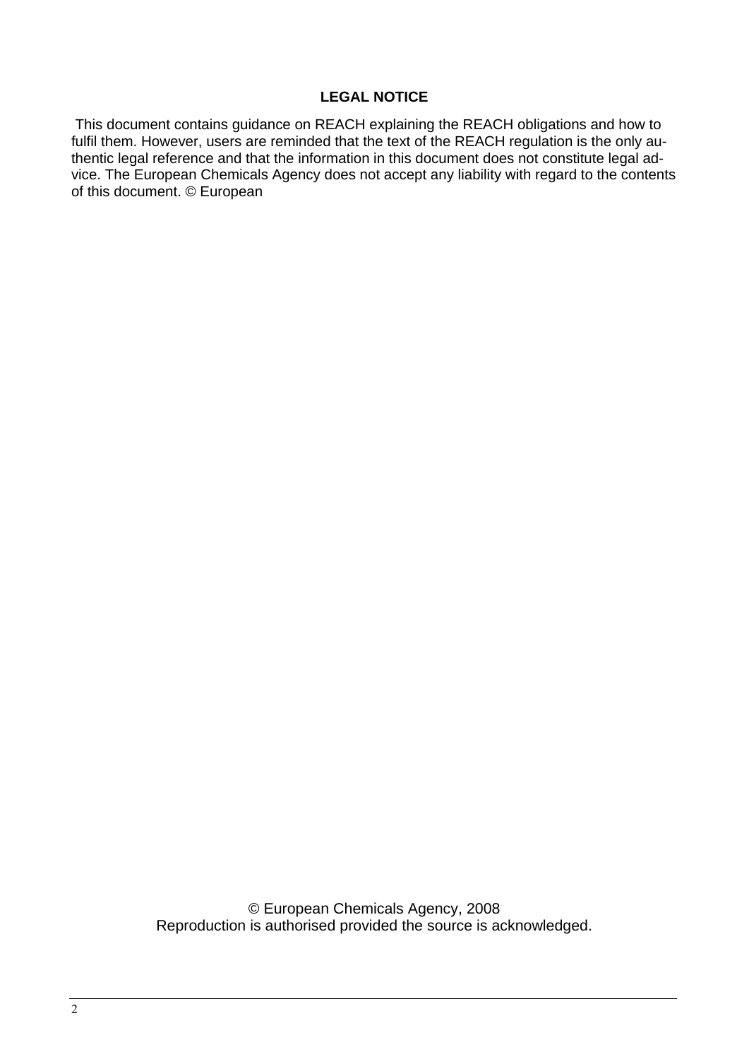**LEGAL NOTICE**

This document contains guidance on REACH explaining the REACH obligations and how to fulfil them. However, users are reminded that the text of the REACH regulation is the only authentic legal reference and that the information in this document does not constitute legal advice. The European Chemicals Agency does not accept any liability with regard to the contents of this document. © European

© European Chemicals Agency, 2008
Reproduction is authorised provided the source is acknowledged.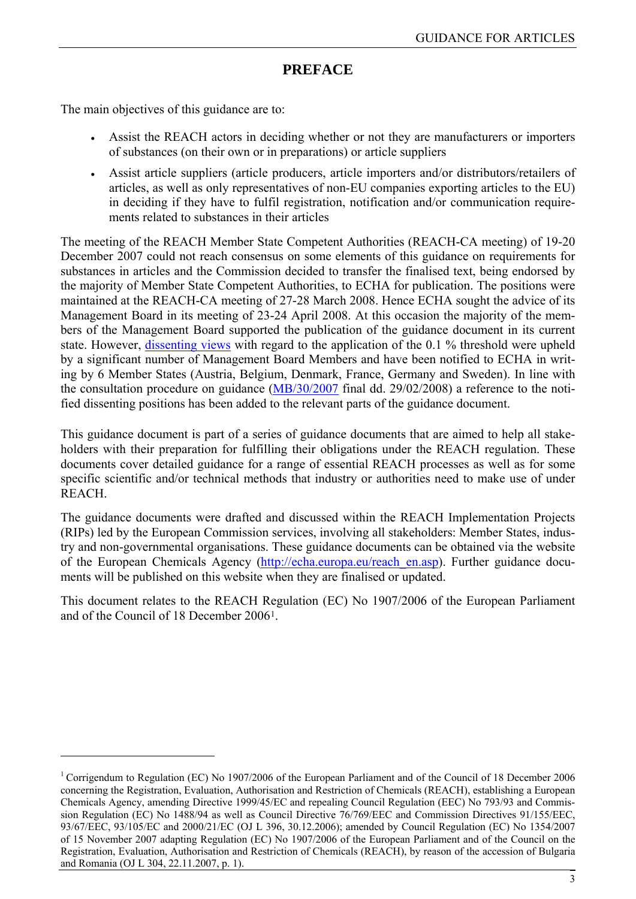# PREFACE

The main objectives of this guidance are to:

- Assist the REACH actors in deciding whether or not they are manufacturers or importers of substances (on their own or in preparations) or article suppliers
- Assist article suppliers (article producers, article importers and/or distributors/retailers of articles, as well as only representatives of non-EU companies exporting articles to the EU) in deciding if they have to fulfil registration, notification and/or communication requirements related to substances in their articles

The meeting of the REACH Member State Competent Authorities (REACH-CA meeting) of 19-20 December 2007 could not reach consensus on some elements of this guidance on requirements for substances in articles and the Commission decided to transfer the finalised text, being endorsed by the majority of Member State Competent Authorities, to ECHA for publication. The positions were maintained at the REACH-CA meeting of 27-28 March 2008. Hence ECHA sought the advice of its Management Board in its meeting of 23-24 April 2008. At this occasion the majority of the members of the Management Board supported the publication of the guidance document in its current state. However, dissenting views with regard to the application of the 0.1 % threshold were upheld by a significant number of Management Board Members and have been notified to ECHA in writing by 6 Member States (Austria, Belgium, Denmark, France, Germany and Sweden). In line with the consultation procedure on guidance (MB/30/2007 final dd. 29/02/2008) a reference to the notified dissenting positions has been added to the relevant parts of the guidance document.

This guidance document is part of a series of guidance documents that are aimed to help all stakeholders with their preparation for fulfilling their obligations under the REACH regulation. These documents cover detailed guidance for a range of essential REACH processes as well as for some specific scientific and/or technical methods that industry or authorities need to make use of under REACH.

The guidance documents were drafted and discussed within the REACH Implementation Projects (RIPs) led by the European Commission services, involving all stakeholders: Member States, industry and non-governmental organisations. These guidance documents can be obtained via the website of the European Chemicals Agency (http://echa.europa.eu/reach_en.asp). Further guidance documents will be published on this website when they are finalised or updated.

This document relates to the REACH Regulation (EC) No 1907/2006 of the European Parliament and of the Council of 18 December 2006[1].

---

[1] Corrigendum to Regulation (EC) No 1907/2006 of the European Parliament and of the Council of 18 December 2006 concerning the Registration, Evaluation, Authorisation and Restriction of Chemicals (REACH), establishing a European Chemicals Agency, amending Directive 1999/45/EC and repealing Council Regulation (EEC) No 793/93 and Commission Regulation (EC) No 1488/94 as well as Council Directive 76/769/EEC and Commission Directives 91/155/EEC, 93/67/EEC, 93/105/EC and 2000/21/EC (OJ L 396, 30.12.2006); amended by Council Regulation (EC) No 1354/2007 of 15 November 2007 adapting Regulation (EC) No 1907/2006 of the European Parliament and of the Council on the Registration, Evaluation, Authorisation and Restriction of Chemicals (REACH), by reason of the accession of Bulgaria and Romania (OJ L 304, 22.11.2007, p. 1).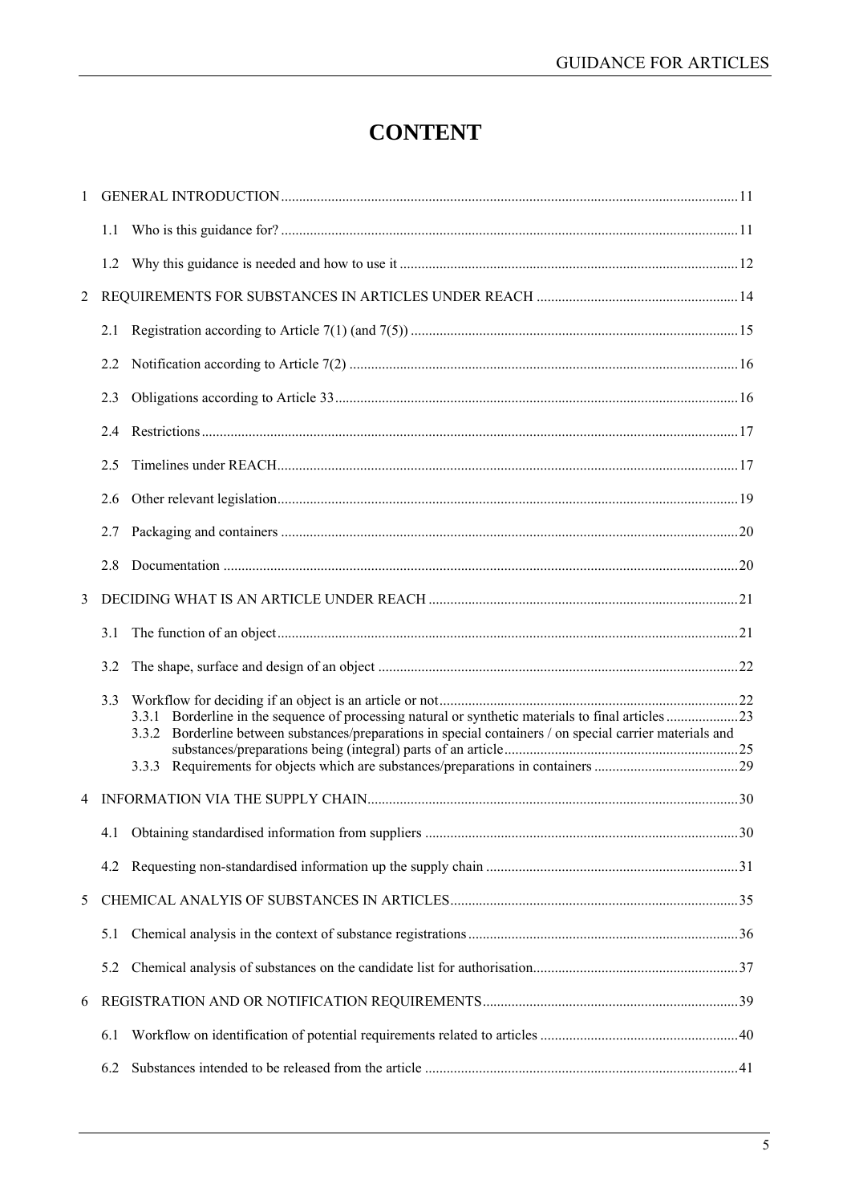# CONTENT

1 GENERAL INTRODUCTION ..... 11

1.1 Who is this guidance for? ..... 11

1.2 Why this guidance is needed and how to use it ..... 12

2 REQUIREMENTS FOR SUBSTANCES IN ARTICLES UNDER REACH ..... 14

2.1 Registration according to Article 7(1) (and 7(5)) ..... 15

2.2 Notification according to Article 7(2) ..... 16

2.3 Obligations according to Article 33 ..... 16

2.4 Restrictions ..... 17

2.5 Timelines under REACH ..... 17

2.6 Other relevant legislation ..... 19

2.7 Packaging and containers ..... 20

2.8 Documentation ..... 20

3 DECIDING WHAT IS AN ARTICLE UNDER REACH ..... 21

3.1 The function of an object ..... 21

3.2 The shape, surface and design of an object ..... 22

3.3 Workflow for deciding if an object is an article or not ..... 22

3.3.1 Borderline in the sequence of processing natural or synthetic materials to final articles ..... 23

3.3.2 Borderline between substances/preparations in special containers / on special carrier materials and substances/preparations being (integral) parts of an article ..... 25

3.3.3 Requirements for objects which are substances/preparations in containers ..... 29

4 INFORMATION VIA THE SUPPLY CHAIN ..... 30

4.1 Obtaining standardised information from suppliers ..... 30

4.2 Requesting non-standardised information up the supply chain ..... 31

5 CHEMICAL ANALYIS OF SUBSTANCES IN ARTICLES ..... 35

5.1 Chemical analysis in the context of substance registrations ..... 36

5.2 Chemical analysis of substances on the candidate list for authorisation ..... 37

6 REGISTRATION AND OR NOTIFICATION REQUIREMENTS ..... 39

6.1 Workflow on identification of potential requirements related to articles ..... 40

6.2 Substances intended to be released from the article ..... 41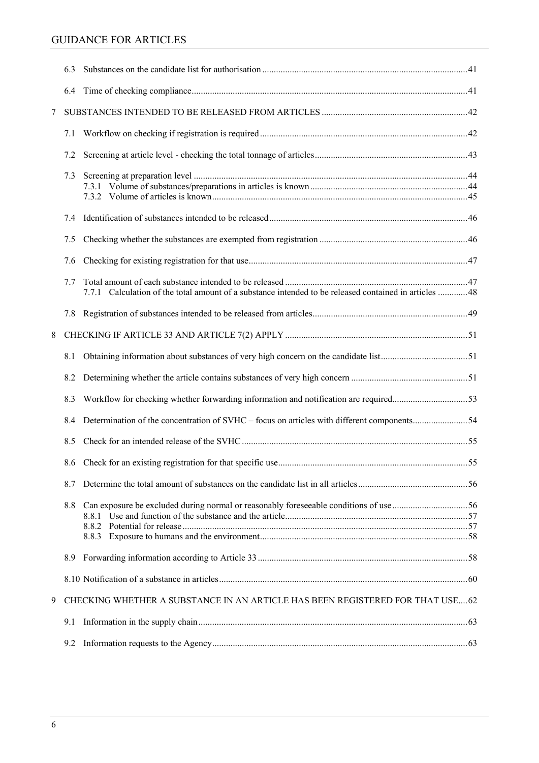6.3 Substances on the candidate list for authorisation ....................................................................................41

6.4 Time of checking compliance.....................................................................................................................41

7 SUBSTANCES INTENDED TO BE RELEASED FROM ARTICLES ...............................................................42

7.1 Workflow on checking if registration is required.........................................................................................42

7.2 Screening at article level - checking the total tonnage of articles.................................................................43

7.3 Screening at preparation level ....................................................................................................................44
  7.3.1 Volume of substances/preparations in articles is known..................................................................44
  7.3.2 Volume of articles is known.............................................................................................................45

7.4 Identification of substances intended to be released....................................................................................46

7.5 Checking whether the substances are exempted from registration ..............................................................46

7.6 Checking for existing registration for that use.............................................................................................47

7.7 Total amount of each substance intended to be released .............................................................................47
  7.7.1 Calculation of the total amount of a substance intended to be released contained in articles ............48

7.8 Registration of substances intended to be released from articles.................................................................49

8 CHECKING IF ARTICLE 33 AND ARTICLE 7(2) APPLY ...............................................................................51

8.1 Obtaining information about substances of very high concern on the candidate list.....................................51

8.2 Determining whether the article contains substances of very high concern ..................................................51

8.3 Workflow for checking whether forwarding information and notification are required................................53

8.4 Determination of the concentration of SVHC – focus on articles with different components........................54

8.5 Check for an intended release of the SVHC ................................................................................................55

8.6 Check for an existing registration for that specific use.................................................................................55

8.7 Determine the total amount of substances on the candidate list in all articles...............................................56

8.8 Can exposure be excluded during normal or reasonably foreseeable conditions of use ................................56
  8.8.1 Use and function of the substance and the article.............................................................................57
  8.8.2 Potential for release .........................................................................................................................57
  8.8.3 Exposure to humans and the environment........................................................................................58

8.9 Forwarding information according to Article 33 .........................................................................................58

8.10 Notification of a substance in articles..........................................................................................................60

9 CHECKING WHETHER A SUBSTANCE IN AN ARTICLE HAS BEEN REGISTERED FOR THAT USE....62

9.1 Information in the supply chain...................................................................................................................63

9.2 Information requests to the Agency.............................................................................................................63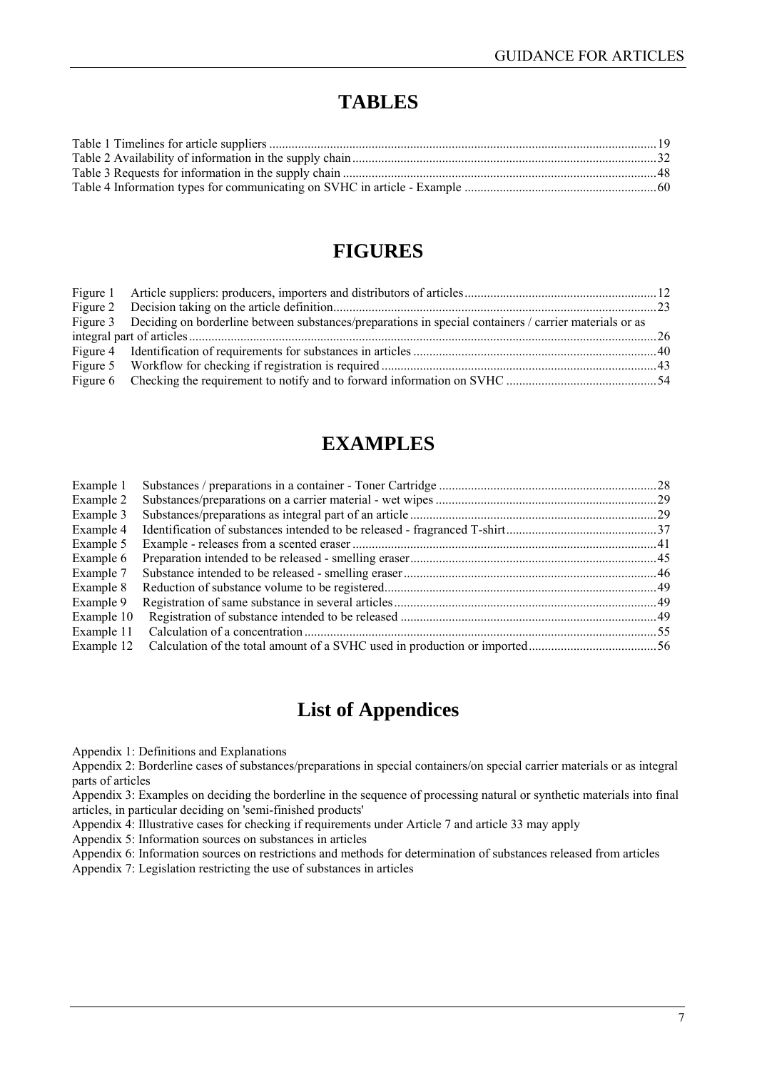# TABLES

Table 1 Timelines for article suppliers ........................................................................................................................19
Table 2 Availability of information in the supply chain..............................................................................................32
Table 3 Requests for information in the supply chain .................................................................................................48
Table 4 Information types for communicating on SVHC in article - Example ............................................................60

# FIGURES

Figure 1 Article suppliers: producers, importers and distributors of articles............................................................12
Figure 2 Decision taking on the article definition.......................................................................................................23
Figure 3 Deciding on borderline between substances/preparations in special containers / carrier materials or as integral part of articles.................................................................................................................................................26
Figure 4 Identification of requirements for substances in articles ............................................................................40
Figure 5 Workflow for checking if registration is required ......................................................................................43
Figure 6 Checking the requirement to notify and to forward information on SVHC ..............................................54

# EXAMPLES

Example 1 Substances / preparations in a container - Toner Cartridge ....................................................................28
Example 2 Substances/preparations on a carrier material - wet wipes .....................................................................29
Example 3 Substances/preparations as integral part of an article .............................................................................29
Example 4 Identification of substances intended to be released - fragranced T-shirt...............................................37
Example 5 Example - releases from a scented eraser ...............................................................................................41
Example 6 Preparation intended to be released - smelling eraser.............................................................................45
Example 7 Substance intended to be released - smelling eraser...............................................................................46
Example 8 Reduction of substance volume to be registered.....................................................................................49
Example 9 Registration of same substance in several articles..................................................................................49
Example 10 Registration of substance intended to be released ................................................................................49
Example 11 Calculation of a concentration .............................................................................................................55
Example 12 Calculation of the total amount of a SVHC used in production or imported........................................56

# List of Appendices

Appendix 1: Definitions and Explanations

Appendix 2: Borderline cases of substances/preparations in special containers/on special carrier materials or as integral parts of articles

Appendix 3: Examples on deciding the borderline in the sequence of processing natural or synthetic materials into final articles, in particular deciding on 'semi-finished products'

Appendix 4: Illustrative cases for checking if requirements under Article 7 and article 33 may apply

Appendix 5: Information sources on substances in articles

Appendix 6: Information sources on restrictions and methods for determination of substances released from articles

Appendix 7: Legislation restricting the use of substances in articles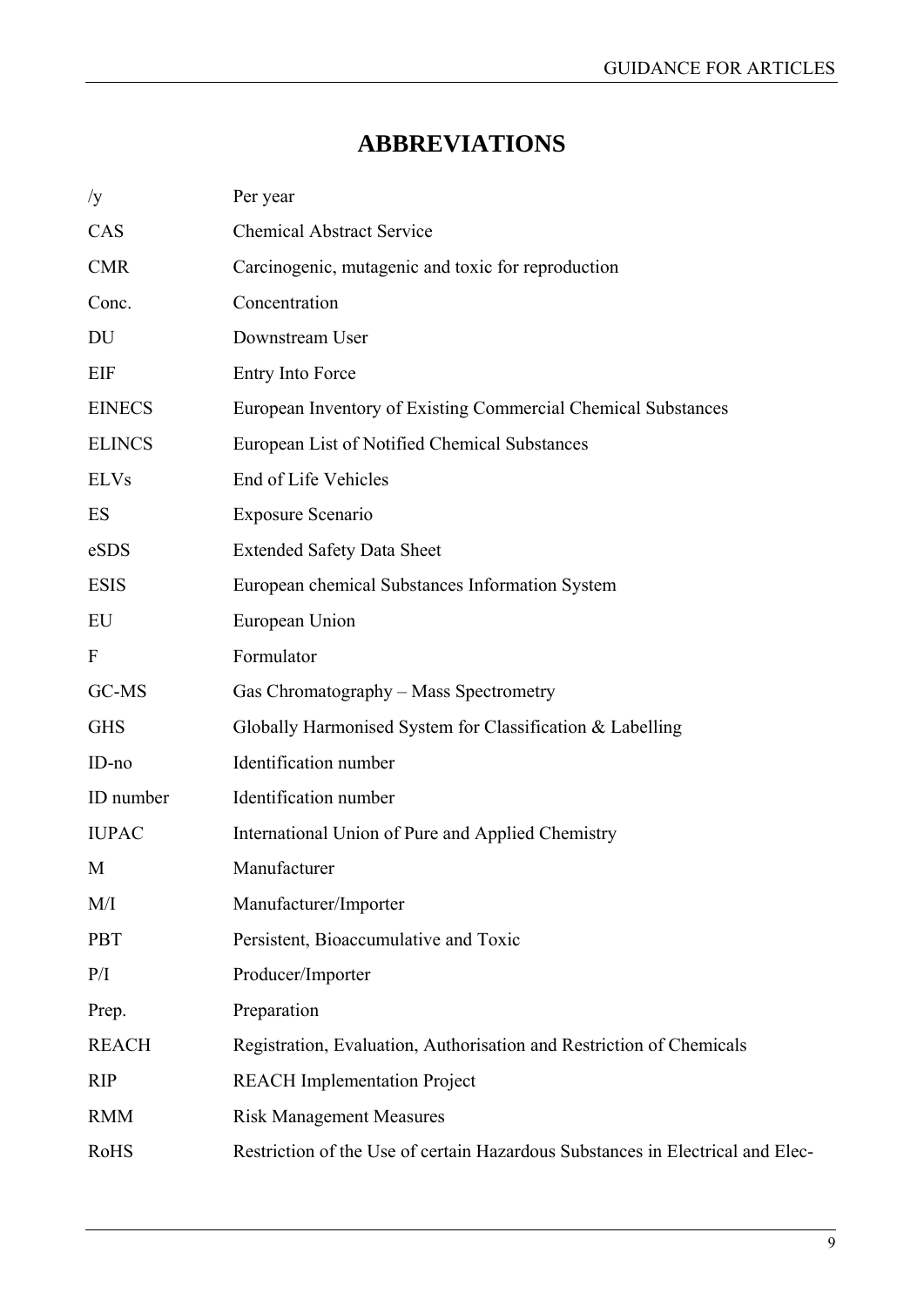# ABBREVIATIONS

| | |
|---|---|
| /y | Per year |
| CAS | Chemical Abstract Service |
| CMR | Carcinogenic, mutagenic and toxic for reproduction |
| Conc. | Concentration |
| DU | Downstream User |
| EIF | Entry Into Force |
| EINECS | European Inventory of Existing Commercial Chemical Substances |
| ELINCS | European List of Notified Chemical Substances |
| ELVs | End of Life Vehicles |
| ES | Exposure Scenario |
| eSDS | Extended Safety Data Sheet |
| ESIS | European chemical Substances Information System |
| EU | European Union |
| F | Formulator |
| GC-MS | Gas Chromatography – Mass Spectrometry |
| GHS | Globally Harmonised System for Classification & Labelling |
| ID-no | Identification number |
| ID number | Identification number |
| IUPAC | International Union of Pure and Applied Chemistry |
| M | Manufacturer |
| M/I | Manufacturer/Importer |
| PBT | Persistent, Bioaccumulative and Toxic |
| P/I | Producer/Importer |
| Prep. | Preparation |
| REACH | Registration, Evaluation, Authorisation and Restriction of Chemicals |
| RIP | REACH Implementation Project |
| RMM | Risk Management Measures |
| RoHS | Restriction of the Use of certain Hazardous Substances in Electrical and Elec- |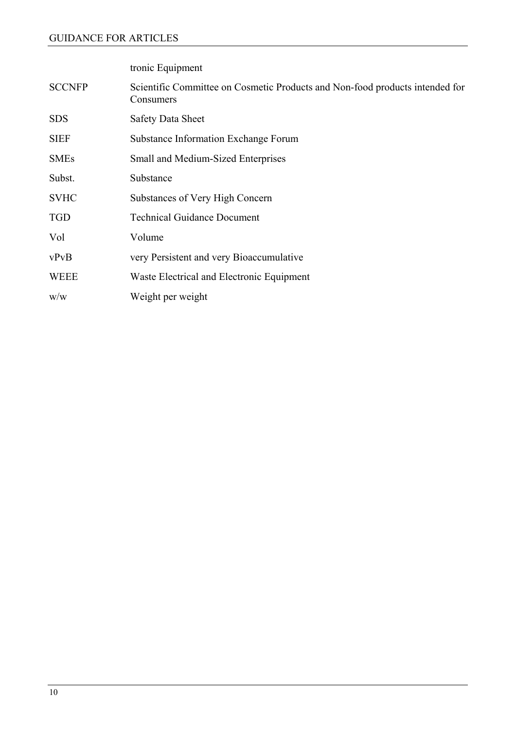| | |
|---|---|
| | tronic Equipment |
| SCCNFP | Scientific Committee on Cosmetic Products and Non-food products intended for Consumers |
| SDS | Safety Data Sheet |
| SIEF | Substance Information Exchange Forum |
| SMEs | Small and Medium-Sized Enterprises |
| Subst. | Substance |
| SVHC | Substances of Very High Concern |
| TGD | Technical Guidance Document |
| Vol | Volume |
| vPvB | very Persistent and very Bioaccumulative |
| WEEE | Waste Electrical and Electronic Equipment |
| w/w | Weight per weight |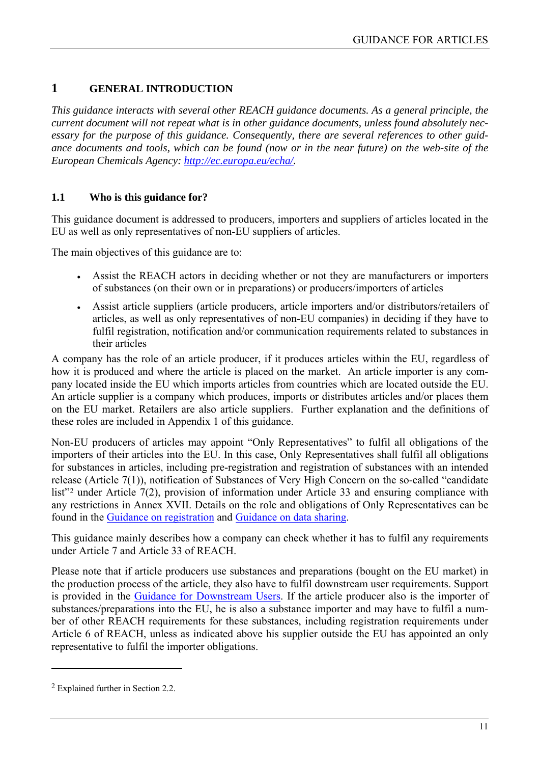# 1 GENERAL INTRODUCTION

*This guidance interacts with several other REACH guidance documents. As a general principle, the current document will not repeat what is in other guidance documents, unless found absolutely necessary for the purpose of this guidance. Consequently, there are several references to other guidance documents and tools, which can be found (now or in the near future) on the web-site of the European Chemicals Agency: [http://ec.europa.eu/echa/](http://ec.europa.eu/echa/).*

## 1.1 Who is this guidance for?

This guidance document is addressed to producers, importers and suppliers of articles located in the EU as well as only representatives of non-EU suppliers of articles.

The main objectives of this guidance are to:

- Assist the REACH actors in deciding whether or not they are manufacturers or importers of substances (on their own or in preparations) or producers/importers of articles
- Assist article suppliers (article producers, article importers and/or distributors/retailers of articles, as well as only representatives of non-EU companies) in deciding if they have to fulfil registration, notification and/or communication requirements related to substances in their articles

A company has the role of an article producer, if it produces articles within the EU, regardless of how it is produced and where the article is placed on the market. An article importer is any company located inside the EU which imports articles from countries which are located outside the EU. An article supplier is a company which produces, imports or distributes articles and/or places them on the EU market. Retailers are also article suppliers. Further explanation and the definitions of these roles are included in Appendix 1 of this guidance.

Non-EU producers of articles may appoint "Only Representatives" to fulfil all obligations of the importers of their articles into the EU. In this case, Only Representatives shall fulfil all obligations for substances in articles, including pre-registration and registration of substances with an intended release (Article 7(1)), notification of Substances of Very High Concern on the so-called "candidate list"[2] under Article 7(2), provision of information under Article 33 and ensuring compliance with any restrictions in Annex XVII. Details on the role and obligations of Only Representatives can be found in the Guidance on registration and Guidance on data sharing.

This guidance mainly describes how a company can check whether it has to fulfil any requirements under Article 7 and Article 33 of REACH.

Please note that if article producers use substances and preparations (bought on the EU market) in the production process of the article, they also have to fulfil downstream user requirements. Support is provided in the Guidance for Downstream Users. If the article producer also is the importer of substances/preparations into the EU, he is also a substance importer and may have to fulfil a number of other REACH requirements for these substances, including registration requirements under Article 6 of REACH, unless as indicated above his supplier outside the EU has appointed an only representative to fulfil the importer obligations.

---

[2] Explained further in Section 2.2.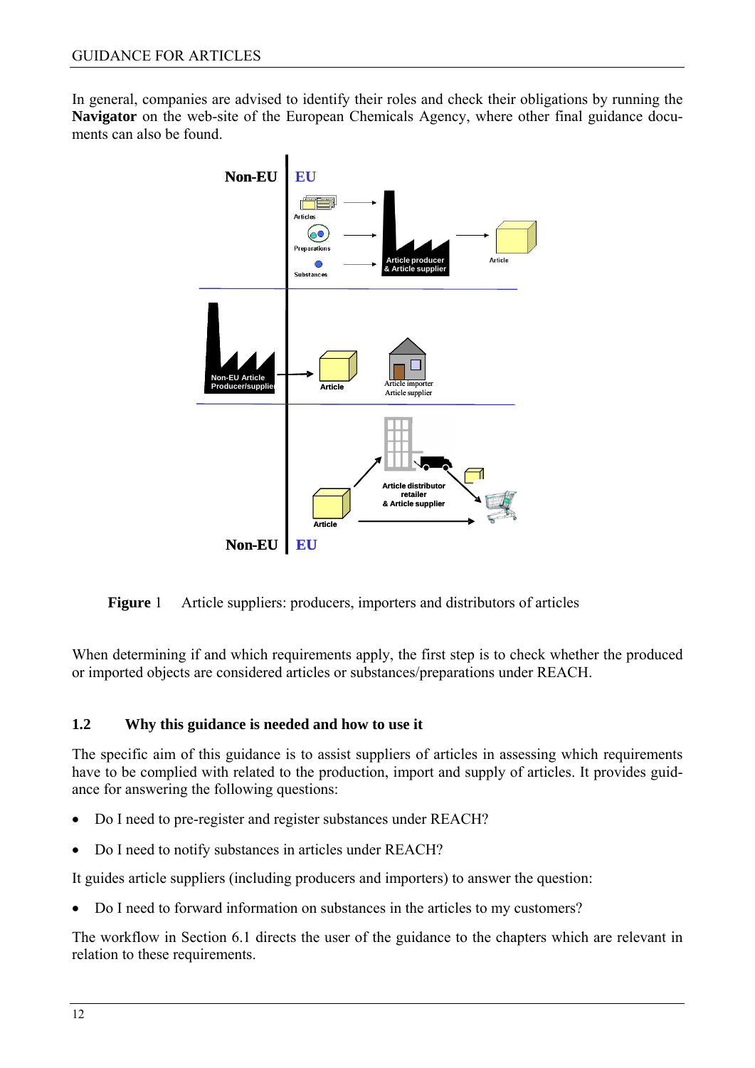In general, companies are advised to identify their roles and check their obligations by running the **Navigator** on the web-site of the European Chemicals Agency, where other final guidance documents can also be found.

**Figure** 1 Article suppliers: producers, importers and distributors of articles

When determining if and which requirements apply, the first step is to check whether the produced or imported objects are considered articles or substances/preparations under REACH.

## 1.2 Why this guidance is needed and how to use it

The specific aim of this guidance is to assist suppliers of articles in assessing which requirements have to be complied with related to the production, import and supply of articles. It provides guidance for answering the following questions:

- Do I need to pre-register and register substances under REACH?
- Do I need to notify substances in articles under REACH?

It guides article suppliers (including producers and importers) to answer the question:

- Do I need to forward information on substances in the articles to my customers?

The workflow in Section 6.1 directs the user of the guidance to the chapters which are relevant in relation to these requirements.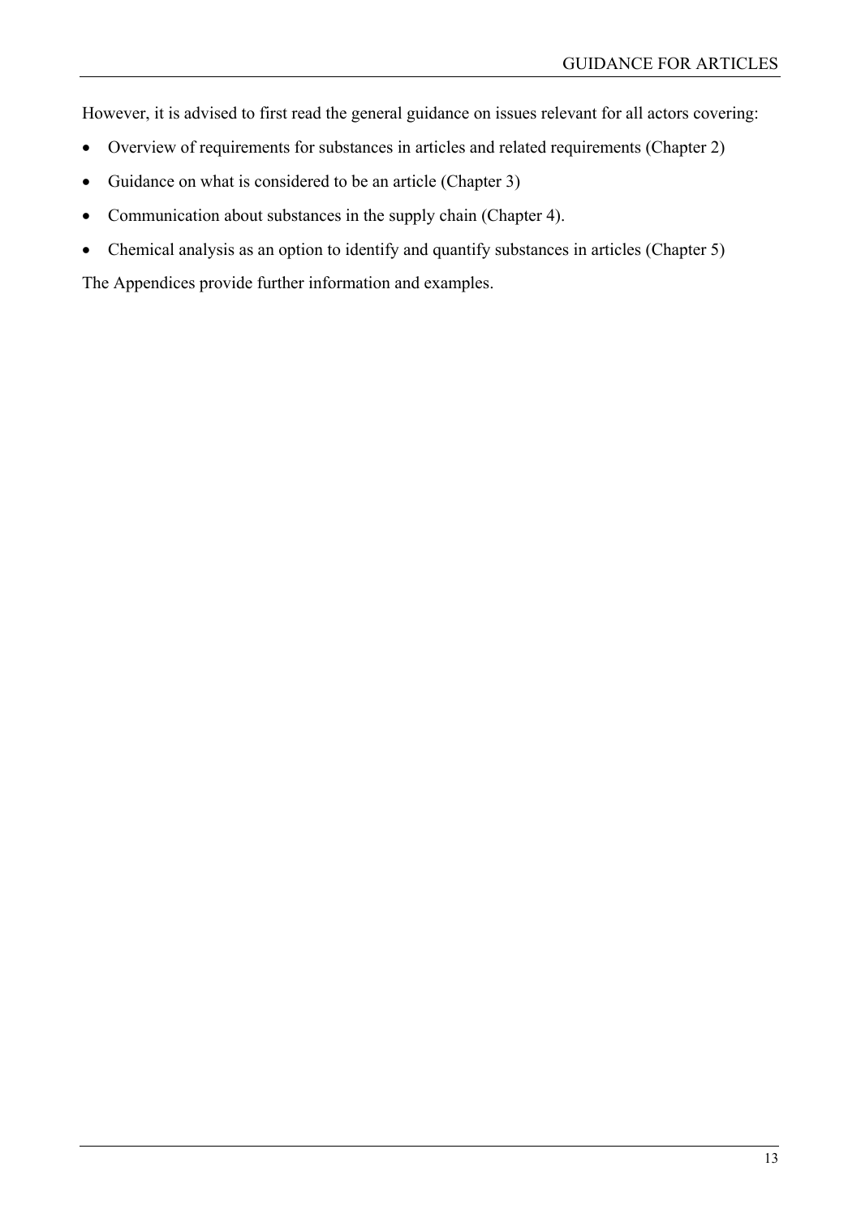However, it is advised to first read the general guidance on issues relevant for all actors covering:

- Overview of requirements for substances in articles and related requirements (Chapter 2)
- Guidance on what is considered to be an article (Chapter 3)
- Communication about substances in the supply chain (Chapter 4).
- Chemical analysis as an option to identify and quantify substances in articles (Chapter 5)

The Appendices provide further information and examples.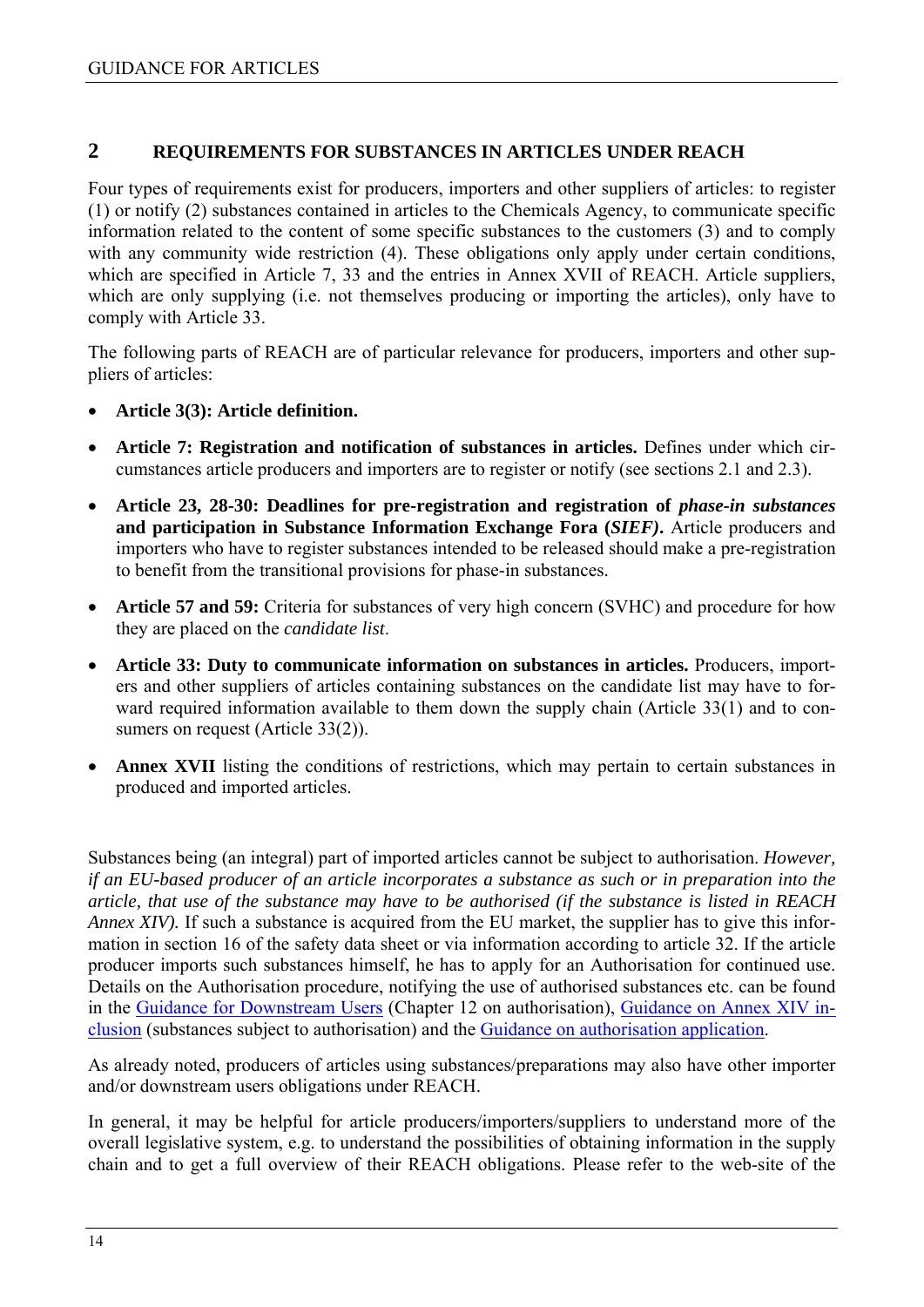## 2 REQUIREMENTS FOR SUBSTANCES IN ARTICLES UNDER REACH

Four types of requirements exist for producers, importers and other suppliers of articles: to register (1) or notify (2) substances contained in articles to the Chemicals Agency, to communicate specific information related to the content of some specific substances to the customers (3) and to comply with any community wide restriction (4). These obligations only apply under certain conditions, which are specified in Article 7, 33 and the entries in Annex XVII of REACH. Article suppliers, which are only supplying (i.e. not themselves producing or importing the articles), only have to comply with Article 33.

The following parts of REACH are of particular relevance for producers, importers and other suppliers of articles:

- **Article 3(3): Article definition.**
- **Article 7: Registration and notification of substances in articles.** Defines under which circumstances article producers and importers are to register or notify (see sections 2.1 and 2.3).
- **Article 23, 28-30: Deadlines for pre-registration and registration of *phase-in substances* and participation in Substance Information Exchange Fora (*SIEF*).** Article producers and importers who have to register substances intended to be released should make a pre-registration to benefit from the transitional provisions for phase-in substances.
- **Article 57 and 59:** Criteria for substances of very high concern (SVHC) and procedure for how they are placed on the *candidate list*.
- **Article 33: Duty to communicate information on substances in articles.** Producers, importers and other suppliers of articles containing substances on the candidate list may have to forward required information available to them down the supply chain (Article 33(1) and to consumers on request (Article 33(2)).
- **Annex XVII** listing the conditions of restrictions, which may pertain to certain substances in produced and imported articles.

Substances being (an integral) part of imported articles cannot be subject to authorisation. *However, if an EU-based producer of an article incorporates a substance as such or in preparation into the article, that use of the substance may have to be authorised (if the substance is listed in REACH Annex XIV).* If such a substance is acquired from the EU market, the supplier has to give this information in section 16 of the safety data sheet or via information according to article 32. If the article producer imports such substances himself, he has to apply for an Authorisation for continued use. Details on the Authorisation procedure, notifying the use of authorised substances etc. can be found in the Guidance for Downstream Users (Chapter 12 on authorisation), Guidance on Annex XIV inclusion (substances subject to authorisation) and the Guidance on authorisation application.

As already noted, producers of articles using substances/preparations may also have other importer and/or downstream users obligations under REACH.

In general, it may be helpful for article producers/importers/suppliers to understand more of the overall legislative system, e.g. to understand the possibilities of obtaining information in the supply chain and to get a full overview of their REACH obligations. Please refer to the web-site of the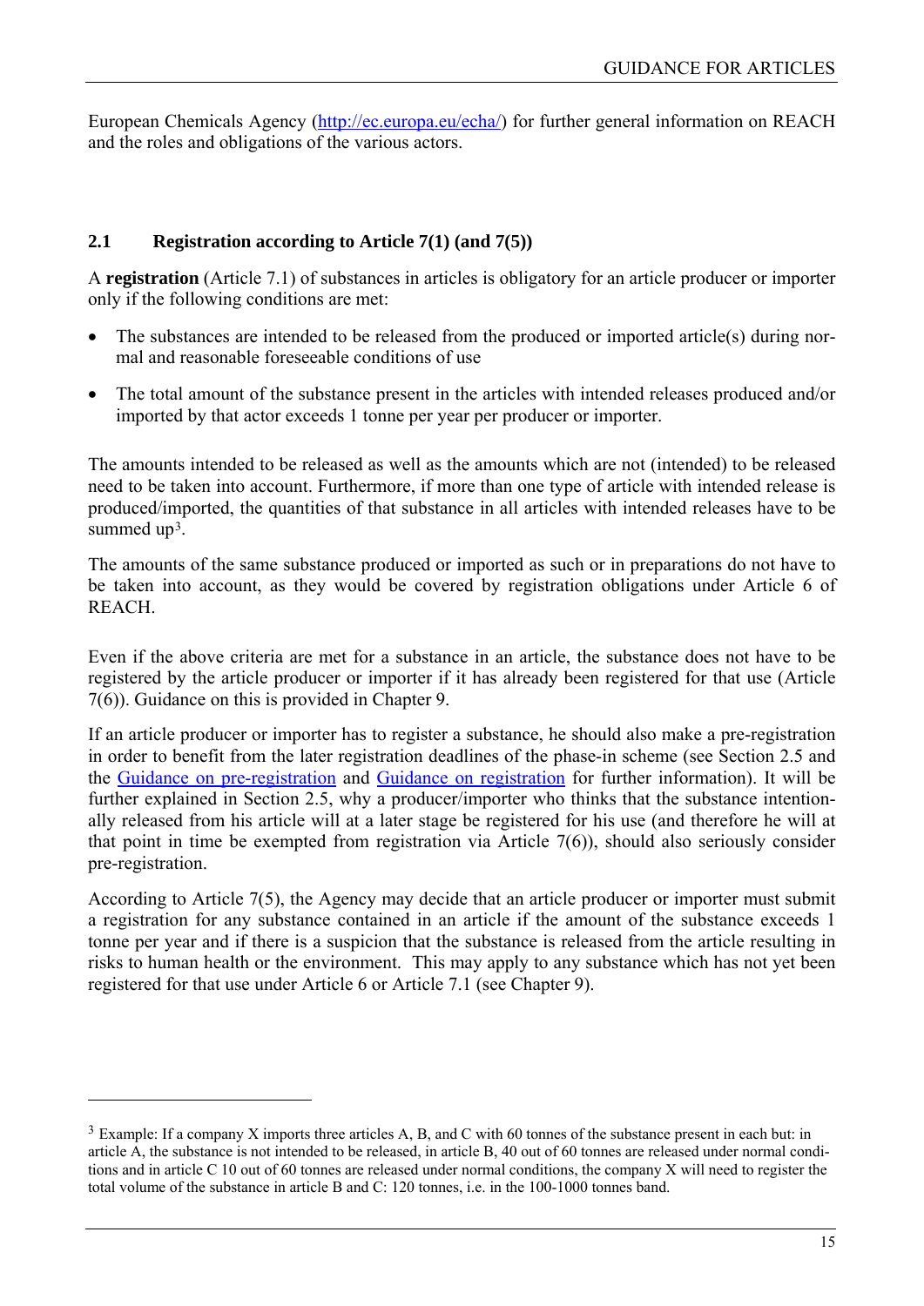European Chemicals Agency (http://ec.europa.eu/echa/) for further general information on REACH and the roles and obligations of the various actors.

## 2.1 Registration according to Article 7(1) (and 7(5))

A **registration** (Article 7.1) of substances in articles is obligatory for an article producer or importer only if the following conditions are met:

- The substances are intended to be released from the produced or imported article(s) during normal and reasonable foreseeable conditions of use
- The total amount of the substance present in the articles with intended releases produced and/or imported by that actor exceeds 1 tonne per year per producer or importer.

The amounts intended to be released as well as the amounts which are not (intended) to be released need to be taken into account. Furthermore, if more than one type of article with intended release is produced/imported, the quantities of that substance in all articles with intended releases have to be summed up[3].

The amounts of the same substance produced or imported as such or in preparations do not have to be taken into account, as they would be covered by registration obligations under Article 6 of REACH.

Even if the above criteria are met for a substance in an article, the substance does not have to be registered by the article producer or importer if it has already been registered for that use (Article 7(6)). Guidance on this is provided in Chapter 9.

If an article producer or importer has to register a substance, he should also make a pre-registration in order to benefit from the later registration deadlines of the phase-in scheme (see Section 2.5 and the Guidance on pre-registration and Guidance on registration for further information). It will be further explained in Section 2.5, why a producer/importer who thinks that the substance intentionally released from his article will at a later stage be registered for his use (and therefore he will at that point in time be exempted from registration via Article 7(6)), should also seriously consider pre-registration.

According to Article 7(5), the Agency may decide that an article producer or importer must submit a registration for any substance contained in an article if the amount of the substance exceeds 1 tonne per year and if there is a suspicion that the substance is released from the article resulting in risks to human health or the environment. This may apply to any substance which has not yet been registered for that use under Article 6 or Article 7.1 (see Chapter 9).

---

[3] Example: If a company X imports three articles A, B, and C with 60 tonnes of the substance present in each but: in article A, the substance is not intended to be released, in article B, 40 out of 60 tonnes are released under normal conditions and in article C 10 out of 60 tonnes are released under normal conditions, the company X will need to register the total volume of the substance in article B and C: 120 tonnes, i.e. in the 100-1000 tonnes band.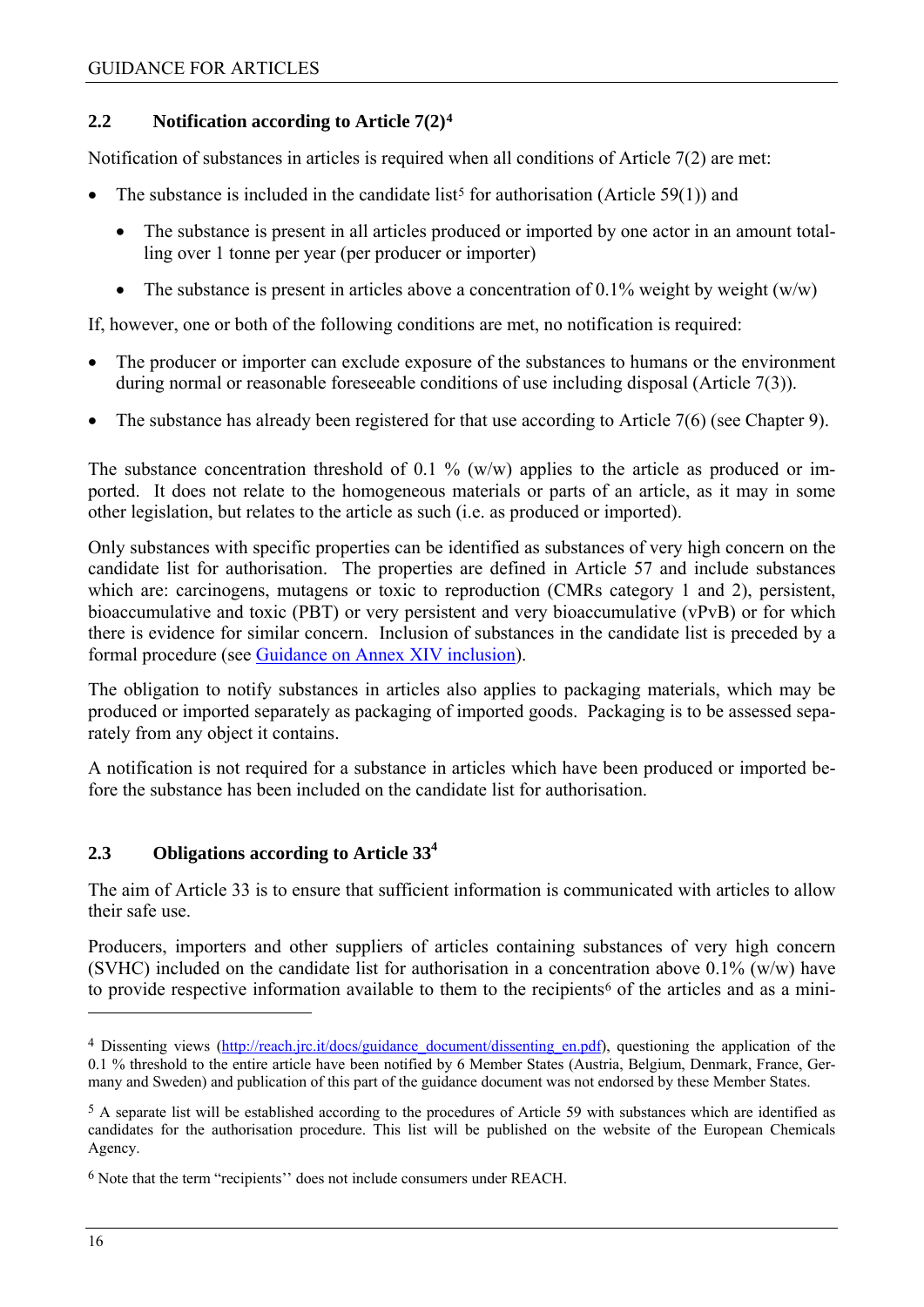## 2.2 Notification according to Article 7(2)[4]

Notification of substances in articles is required when all conditions of Article 7(2) are met:

- The substance is included in the candidate list[5] for authorisation (Article 59(1)) and
  - The substance is present in all articles produced or imported by one actor in an amount totalling over 1 tonne per year (per producer or importer)
  - The substance is present in articles above a concentration of 0.1% weight by weight (w/w)

If, however, one or both of the following conditions are met, no notification is required:

- The producer or importer can exclude exposure of the substances to humans or the environment during normal or reasonable foreseeable conditions of use including disposal (Article 7(3)).
- The substance has already been registered for that use according to Article 7(6) (see Chapter 9).

The substance concentration threshold of 0.1 % (w/w) applies to the article as produced or imported. It does not relate to the homogeneous materials or parts of an article, as it may in some other legislation, but relates to the article as such (i.e. as produced or imported).

Only substances with specific properties can be identified as substances of very high concern on the candidate list for authorisation. The properties are defined in Article 57 and include substances which are: carcinogens, mutagens or toxic to reproduction (CMRs category 1 and 2), persistent, bioaccumulative and toxic (PBT) or very persistent and very bioaccumulative (vPvB) or for which there is evidence for similar concern. Inclusion of substances in the candidate list is preceded by a formal procedure (see Guidance on Annex XIV inclusion).

The obligation to notify substances in articles also applies to packaging materials, which may be produced or imported separately as packaging of imported goods. Packaging is to be assessed separately from any object it contains.

A notification is not required for a substance in articles which have been produced or imported before the substance has been included on the candidate list for authorisation.

## 2.3 Obligations according to Article 33[4]

The aim of Article 33 is to ensure that sufficient information is communicated with articles to allow their safe use.

Producers, importers and other suppliers of articles containing substances of very high concern (SVHC) included on the candidate list for authorisation in a concentration above 0.1% (w/w) have to provide respective information available to them to the recipients[6] of the articles and as a mini-

---

[4] Dissenting views (http://reach.jrc.it/docs/guidance_document/dissenting_en.pdf), questioning the application of the 0.1 % threshold to the entire article have been notified by 6 Member States (Austria, Belgium, Denmark, France, Germany and Sweden) and publication of this part of the guidance document was not endorsed by these Member States.

[5] A separate list will be established according to the procedures of Article 59 with substances which are identified as candidates for the authorisation procedure. This list will be published on the website of the European Chemicals Agency.

[6] Note that the term "recipients'' does not include consumers under REACH.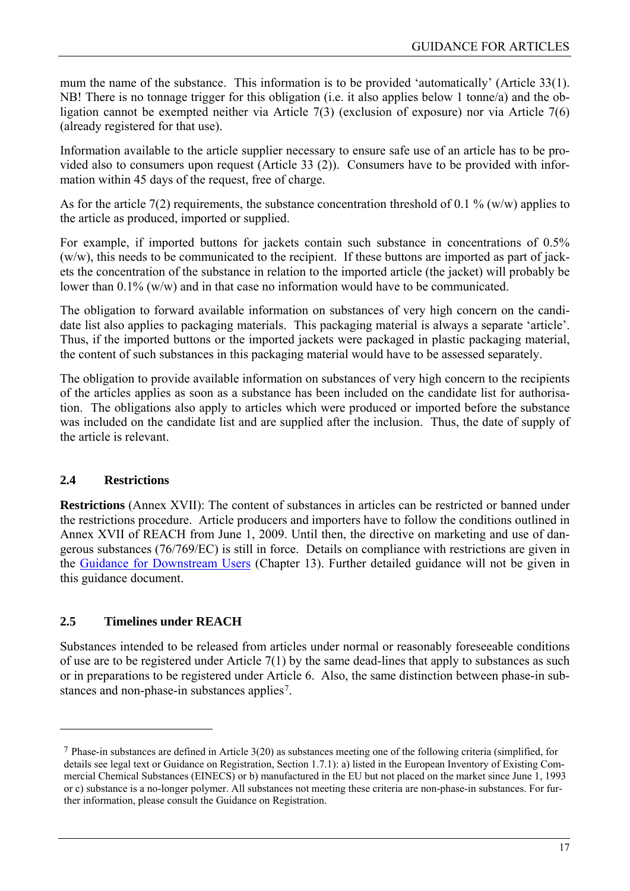mum the name of the substance. This information is to be provided 'automatically' (Article 33(1). NB! There is no tonnage trigger for this obligation (i.e. it also applies below 1 tonne/a) and the obligation cannot be exempted neither via Article 7(3) (exclusion of exposure) nor via Article 7(6) (already registered for that use).

Information available to the article supplier necessary to ensure safe use of an article has to be provided also to consumers upon request (Article 33 (2)). Consumers have to be provided with information within 45 days of the request, free of charge.

As for the article 7(2) requirements, the substance concentration threshold of 0.1 % (w/w) applies to the article as produced, imported or supplied.

For example, if imported buttons for jackets contain such substance in concentrations of 0.5% (w/w), this needs to be communicated to the recipient. If these buttons are imported as part of jackets the concentration of the substance in relation to the imported article (the jacket) will probably be lower than 0.1% (w/w) and in that case no information would have to be communicated.

The obligation to forward available information on substances of very high concern on the candidate list also applies to packaging materials. This packaging material is always a separate 'article'. Thus, if the imported buttons or the imported jackets were packaged in plastic packaging material, the content of such substances in this packaging material would have to be assessed separately.

The obligation to provide available information on substances of very high concern to the recipients of the articles applies as soon as a substance has been included on the candidate list for authorisation. The obligations also apply to articles which were produced or imported before the substance was included on the candidate list and are supplied after the inclusion. Thus, the date of supply of the article is relevant.

## 2.4 Restrictions

**Restrictions** (Annex XVII): The content of substances in articles can be restricted or banned under the restrictions procedure. Article producers and importers have to follow the conditions outlined in Annex XVII of REACH from June 1, 2009. Until then, the directive on marketing and use of dangerous substances (76/769/EC) is still in force. Details on compliance with restrictions are given in the Guidance for Downstream Users (Chapter 13). Further detailed guidance will not be given in this guidance document.

## 2.5 Timelines under REACH

Substances intended to be released from articles under normal or reasonably foreseeable conditions of use are to be registered under Article 7(1) by the same dead-lines that apply to substances as such or in preparations to be registered under Article 6. Also, the same distinction between phase-in substances and non-phase-in substances applies[7].

[7] Phase-in substances are defined in Article 3(20) as substances meeting one of the following criteria (simplified, for details see legal text or Guidance on Registration, Section 1.7.1): a) listed in the European Inventory of Existing Commercial Chemical Substances (EINECS) or b) manufactured in the EU but not placed on the market since June 1, 1993 or c) substance is a no-longer polymer. All substances not meeting these criteria are non-phase-in substances. For further information, please consult the Guidance on Registration.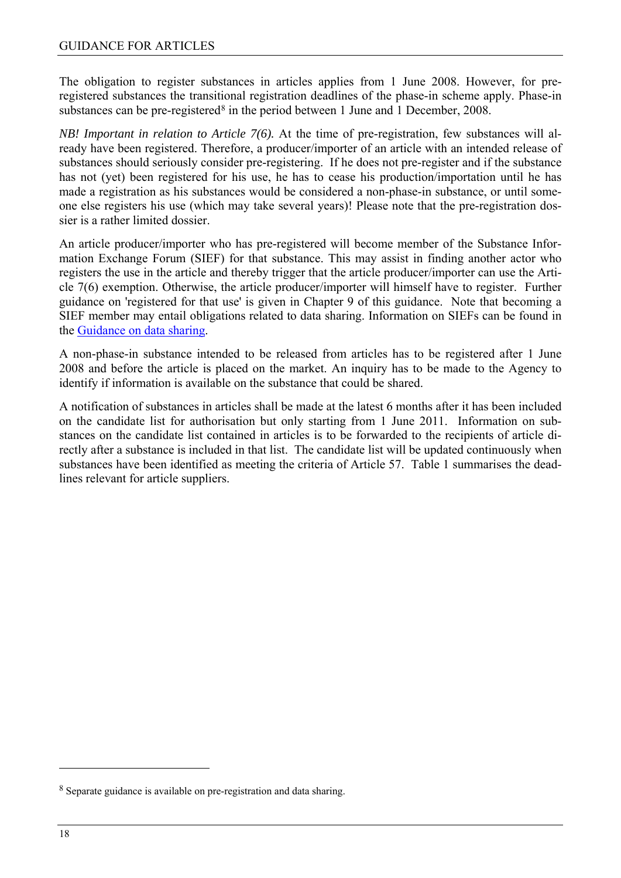The obligation to register substances in articles applies from 1 June 2008. However, for pre-registered substances the transitional registration deadlines of the phase-in scheme apply. Phase-in substances can be pre-registered[8] in the period between 1 June and 1 December, 2008.

*NB! Important in relation to Article 7(6).* At the time of pre-registration, few substances will already have been registered. Therefore, a producer/importer of an article with an intended release of substances should seriously consider pre-registering. If he does not pre-register and if the substance has not (yet) been registered for his use, he has to cease his production/importation until he has made a registration as his substances would be considered a non-phase-in substance, or until someone else registers his use (which may take several years)! Please note that the pre-registration dossier is a rather limited dossier.

An article producer/importer who has pre-registered will become member of the Substance Information Exchange Forum (SIEF) for that substance. This may assist in finding another actor who registers the use in the article and thereby trigger that the article producer/importer can use the Article 7(6) exemption. Otherwise, the article producer/importer will himself have to register. Further guidance on 'registered for that use' is given in Chapter 9 of this guidance. Note that becoming a SIEF member may entail obligations related to data sharing. Information on SIEFs can be found in the Guidance on data sharing.

A non-phase-in substance intended to be released from articles has to be registered after 1 June 2008 and before the article is placed on the market. An inquiry has to be made to the Agency to identify if information is available on the substance that could be shared.

A notification of substances in articles shall be made at the latest 6 months after it has been included on the candidate list for authorisation but only starting from 1 June 2011. Information on substances on the candidate list contained in articles is to be forwarded to the recipients of article directly after a substance is included in that list. The candidate list will be updated continuously when substances have been identified as meeting the criteria of Article 57. Table 1 summarises the deadlines relevant for article suppliers.

[8] Separate guidance is available on pre-registration and data sharing.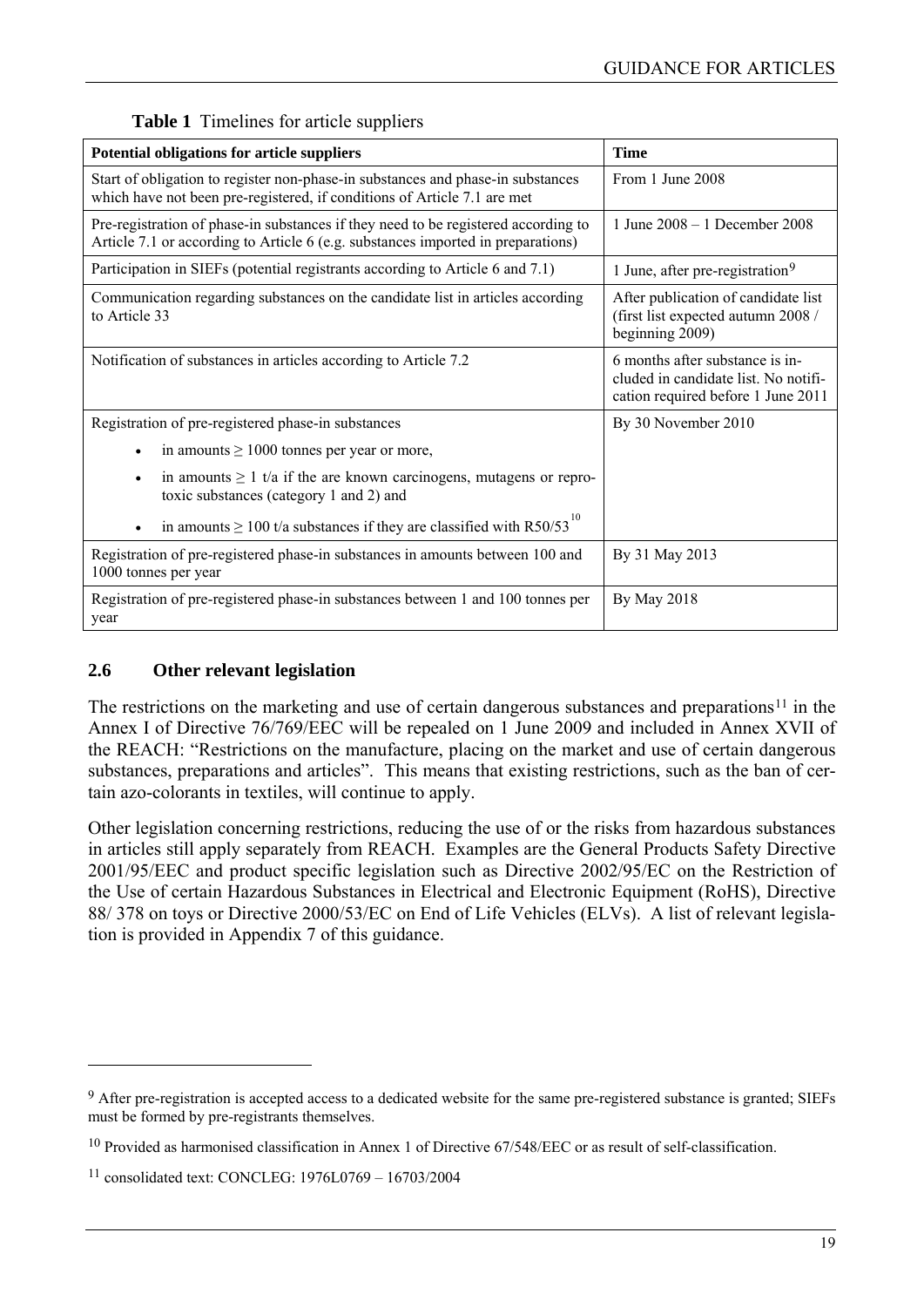**Table 1** Timelines for article suppliers

| Potential obligations for article suppliers | Time |
|---|---|
| Start of obligation to register non-phase-in substances and phase-in substances which have not been pre-registered, if conditions of Article 7.1 are met | From 1 June 2008 |
| Pre-registration of phase-in substances if they need to be registered according to Article 7.1 or according to Article 6 (e.g. substances imported in preparations) | 1 June 2008 – 1 December 2008 |
| Participation in SIEFs (potential registrants according to Article 6 and 7.1) | 1 June, after pre-registration[9] |
| Communication regarding substances on the candidate list in articles according to Article 33 | After publication of candidate list (first list expected autumn 2008 / beginning 2009) |
| Notification of substances in articles according to Article 7.2 | 6 months after substance is included in candidate list. No notification required before 1 June 2011 |
| Registration of pre-registered phase-in substances<br>• in amounts ≥ 1000 tonnes per year or more,<br>• in amounts ≥ 1 t/a if the are known carcinogens, mutagens or repro-toxic substances (category 1 and 2) and<br>• in amounts ≥ 100 t/a substances if they are classified with R50/53[10] | By 30 November 2010 |
| Registration of pre-registered phase-in substances in amounts between 100 and 1000 tonnes per year | By 31 May 2013 |
| Registration of pre-registered phase-in substances between 1 and 100 tonnes per year | By May 2018 |

## 2.6 Other relevant legislation

The restrictions on the marketing and use of certain dangerous substances and preparations[11] in the Annex I of Directive 76/769/EEC will be repealed on 1 June 2009 and included in Annex XVII of the REACH: "Restrictions on the manufacture, placing on the market and use of certain dangerous substances, preparations and articles". This means that existing restrictions, such as the ban of certain azo-colorants in textiles, will continue to apply.

Other legislation concerning restrictions, reducing the use of or the risks from hazardous substances in articles still apply separately from REACH. Examples are the General Products Safety Directive 2001/95/EEC and product specific legislation such as Directive 2002/95/EC on the Restriction of the Use of certain Hazardous Substances in Electrical and Electronic Equipment (RoHS), Directive 88/ 378 on toys or Directive 2000/53/EC on End of Life Vehicles (ELVs). A list of relevant legislation is provided in Appendix 7 of this guidance.

---

[9] After pre-registration is accepted access to a dedicated website for the same pre-registered substance is granted; SIEFs must be formed by pre-registrants themselves.

[10] Provided as harmonised classification in Annex 1 of Directive 67/548/EEC or as result of self-classification.

[11] consolidated text: CONCLEG: 1976L0769 – 16703/2004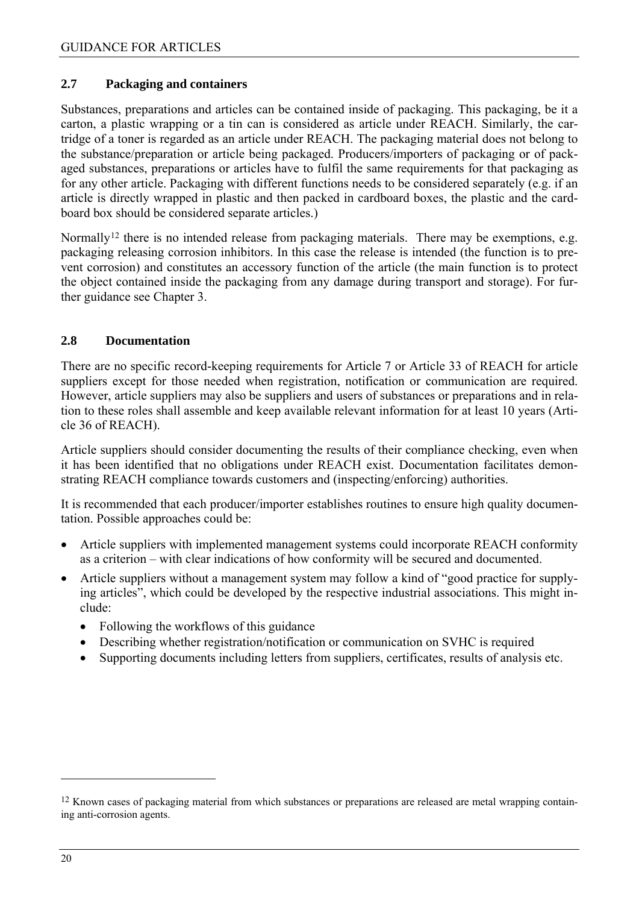## 2.7 Packaging and containers

Substances, preparations and articles can be contained inside of packaging. This packaging, be it a carton, a plastic wrapping or a tin can is considered as article under REACH. Similarly, the cartridge of a toner is regarded as an article under REACH. The packaging material does not belong to the substance/preparation or article being packaged. Producers/importers of packaging or of packaged substances, preparations or articles have to fulfil the same requirements for that packaging as for any other article. Packaging with different functions needs to be considered separately (e.g. if an article is directly wrapped in plastic and then packed in cardboard boxes, the plastic and the cardboard box should be considered separate articles.)

Normally[12] there is no intended release from packaging materials. There may be exemptions, e.g. packaging releasing corrosion inhibitors. In this case the release is intended (the function is to prevent corrosion) and constitutes an accessory function of the article (the main function is to protect the object contained inside the packaging from any damage during transport and storage). For further guidance see Chapter 3.

## 2.8 Documentation

There are no specific record-keeping requirements for Article 7 or Article 33 of REACH for article suppliers except for those needed when registration, notification or communication are required. However, article suppliers may also be suppliers and users of substances or preparations and in relation to these roles shall assemble and keep available relevant information for at least 10 years (Article 36 of REACH).

Article suppliers should consider documenting the results of their compliance checking, even when it has been identified that no obligations under REACH exist. Documentation facilitates demonstrating REACH compliance towards customers and (inspecting/enforcing) authorities.

It is recommended that each producer/importer establishes routines to ensure high quality documentation. Possible approaches could be:

- Article suppliers with implemented management systems could incorporate REACH conformity as a criterion – with clear indications of how conformity will be secured and documented.
- Article suppliers without a management system may follow a kind of "good practice for supplying articles", which could be developed by the respective industrial associations. This might include:
  - Following the workflows of this guidance
  - Describing whether registration/notification or communication on SVHC is required
  - Supporting documents including letters from suppliers, certificates, results of analysis etc.

[12] Known cases of packaging material from which substances or preparations are released are metal wrapping containing anti-corrosion agents.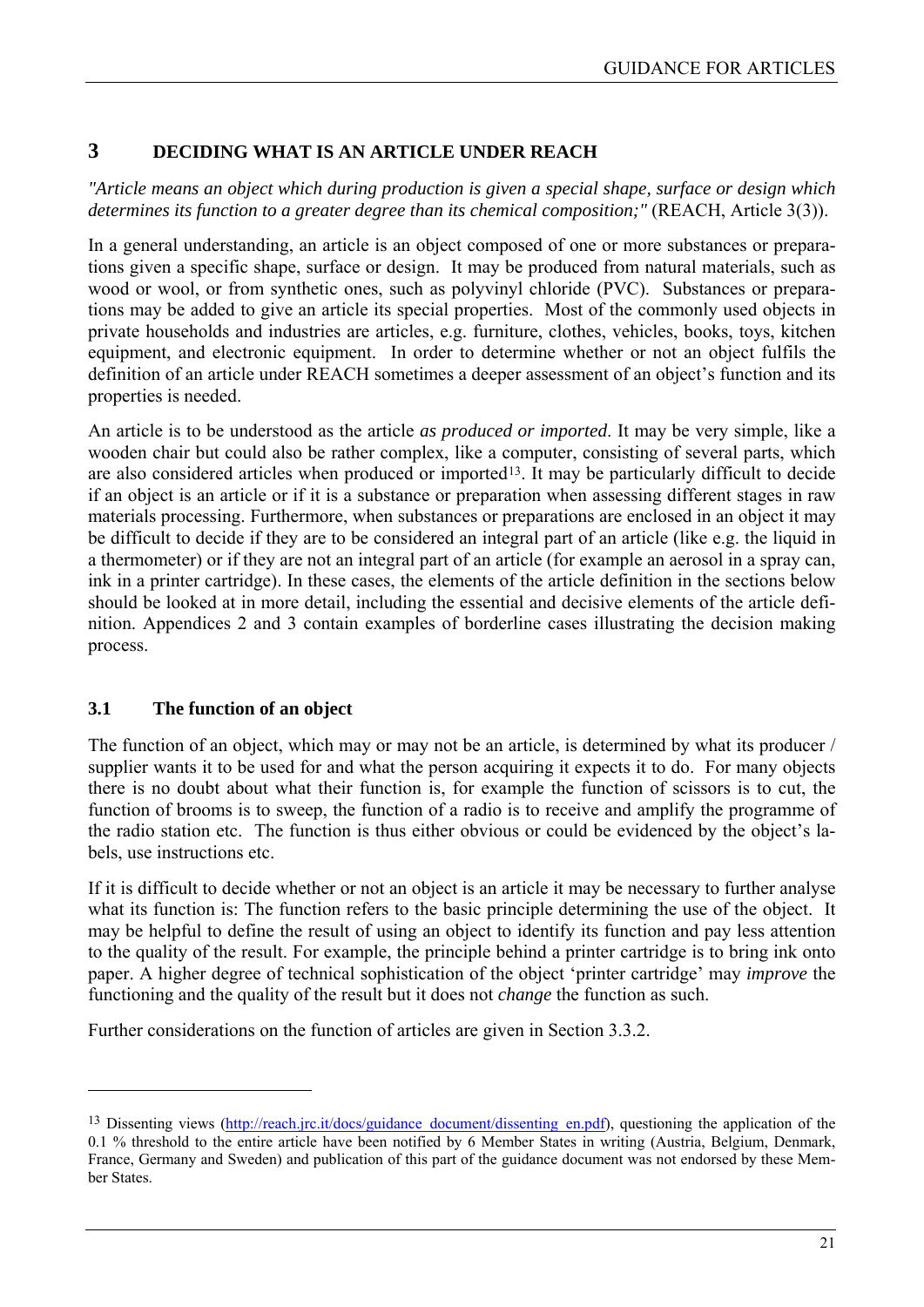# 3 DECIDING WHAT IS AN ARTICLE UNDER REACH

*"Article means an object which during production is given a special shape, surface or design which determines its function to a greater degree than its chemical composition;"* (REACH, Article 3(3)).

In a general understanding, an article is an object composed of one or more substances or preparations given a specific shape, surface or design. It may be produced from natural materials, such as wood or wool, or from synthetic ones, such as polyvinyl chloride (PVC). Substances or preparations may be added to give an article its special properties. Most of the commonly used objects in private households and industries are articles, e.g. furniture, clothes, vehicles, books, toys, kitchen equipment, and electronic equipment. In order to determine whether or not an object fulfils the definition of an article under REACH sometimes a deeper assessment of an object's function and its properties is needed.

An article is to be understood as the article *as produced or imported*. It may be very simple, like a wooden chair but could also be rather complex, like a computer, consisting of several parts, which are also considered articles when produced or imported[13]. It may be particularly difficult to decide if an object is an article or if it is a substance or preparation when assessing different stages in raw materials processing. Furthermore, when substances or preparations are enclosed in an object it may be difficult to decide if they are to be considered an integral part of an article (like e.g. the liquid in a thermometer) or if they are not an integral part of an article (for example an aerosol in a spray can, ink in a printer cartridge). In these cases, the elements of the article definition in the sections below should be looked at in more detail, including the essential and decisive elements of the article definition. Appendices 2 and 3 contain examples of borderline cases illustrating the decision making process.

## 3.1 The function of an object

The function of an object, which may or may not be an article, is determined by what its producer / supplier wants it to be used for and what the person acquiring it expects it to do. For many objects there is no doubt about what their function is, for example the function of scissors is to cut, the function of brooms is to sweep, the function of a radio is to receive and amplify the programme of the radio station etc. The function is thus either obvious or could be evidenced by the object's labels, use instructions etc.

If it is difficult to decide whether or not an object is an article it may be necessary to further analyse what its function is: The function refers to the basic principle determining the use of the object. It may be helpful to define the result of using an object to identify its function and pay less attention to the quality of the result. For example, the principle behind a printer cartridge is to bring ink onto paper. A higher degree of technical sophistication of the object 'printer cartridge' may *improve* the functioning and the quality of the result but it does not *change* the function as such.

Further considerations on the function of articles are given in Section 3.3.2.

---

[13] Dissenting views (http://reach.jrc.it/docs/guidance_document/dissenting_en.pdf), questioning the application of the 0.1 % threshold to the entire article have been notified by 6 Member States in writing (Austria, Belgium, Denmark, France, Germany and Sweden) and publication of this part of the guidance document was not endorsed by these Member States.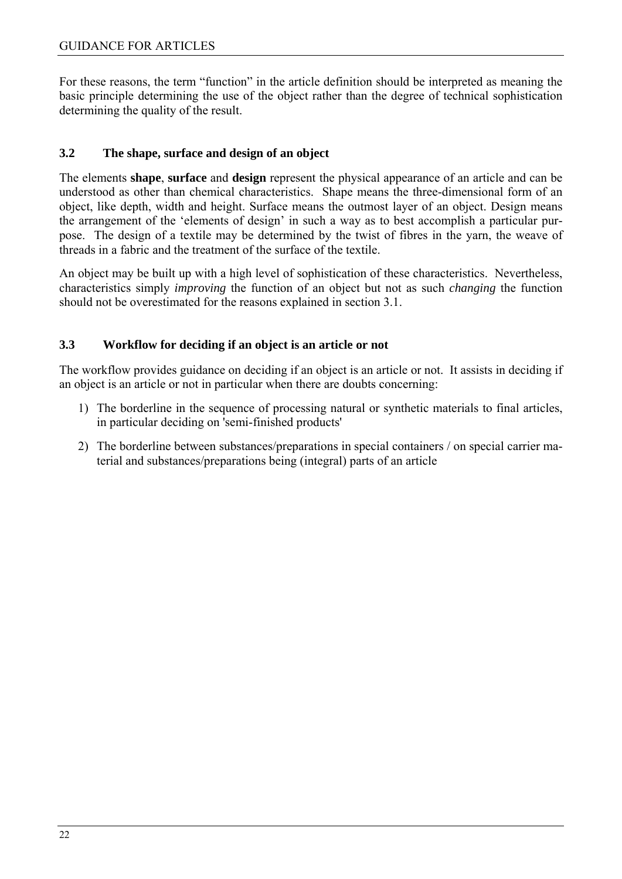For these reasons, the term "function" in the article definition should be interpreted as meaning the basic principle determining the use of the object rather than the degree of technical sophistication determining the quality of the result.

## 3.2 The shape, surface and design of an object

The elements **shape**, **surface** and **design** represent the physical appearance of an article and can be understood as other than chemical characteristics. Shape means the three-dimensional form of an object, like depth, width and height. Surface means the outmost layer of an object. Design means the arrangement of the 'elements of design' in such a way as to best accomplish a particular purpose. The design of a textile may be determined by the twist of fibres in the yarn, the weave of threads in a fabric and the treatment of the surface of the textile.

An object may be built up with a high level of sophistication of these characteristics. Nevertheless, characteristics simply *improving* the function of an object but not as such *changing* the function should not be overestimated for the reasons explained in section 3.1.

## 3.3 Workflow for deciding if an object is an article or not

The workflow provides guidance on deciding if an object is an article or not. It assists in deciding if an object is an article or not in particular when there are doubts concerning:

1) The borderline in the sequence of processing natural or synthetic materials to final articles, in particular deciding on 'semi-finished products'
2) The borderline between substances/preparations in special containers / on special carrier material and substances/preparations being (integral) parts of an article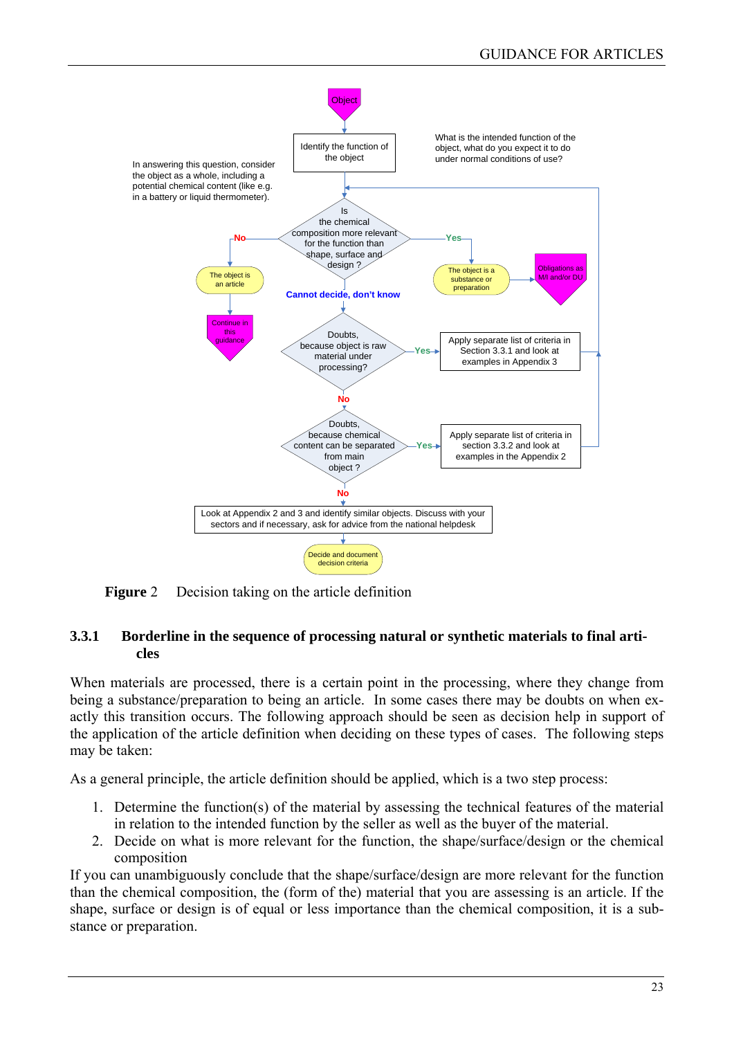Object

Identify the function of the object

What is the intended function of the object, what do you expect it to do under normal conditions of use?

In answering this question, consider the object as a whole, including a potential chemical content (like e.g. in a battery or liquid thermometer).

Is the chemical composition more relevant for the function than shape, surface and design ?

No → The object is an article → Continue in this guidance

Yes → The object is a substance or preparation → Obligations as M/I and/or DU

Cannot decide, don't know

Doubts, because object is raw material under processing? — Yes → Apply separate list of criteria in Section 3.3.1 and look at examples in Appendix 3

No

Doubts, because chemical content can be separated from main object ? — Yes → Apply separate list of criteria in section 3.3.2 and look at examples in the Appendix 2

No

Look at Appendix 2 and 3 and identify similar objects. Discuss with your sectors and if necessary, ask for advice from the national helpdesk

Decide and document decision criteria

**Figure** 2 Decision taking on the article definition

### 3.3.1 Borderline in the sequence of processing natural or synthetic materials to final articles

When materials are processed, there is a certain point in the processing, where they change from being a substance/preparation to being an article. In some cases there may be doubts on when exactly this transition occurs. The following approach should be seen as decision help in support of the application of the article definition when deciding on these types of cases. The following steps may be taken:

As a general principle, the article definition should be applied, which is a two step process:

1. Determine the function(s) of the material by assessing the technical features of the material in relation to the intended function by the seller as well as the buyer of the material.
2. Decide on what is more relevant for the function, the shape/surface/design or the chemical composition

If you can unambiguously conclude that the shape/surface/design are more relevant for the function than the chemical composition, the (form of the) material that you are assessing is an article. If the shape, surface or design is of equal or less importance than the chemical composition, it is a substance or preparation.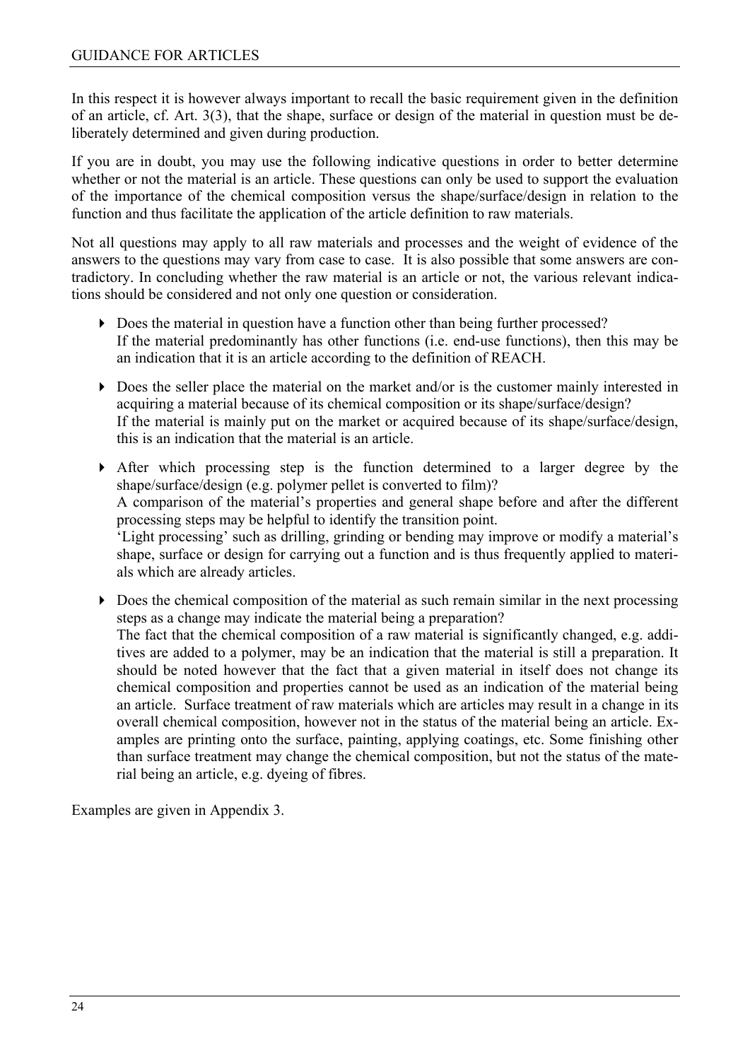In this respect it is however always important to recall the basic requirement given in the definition of an article, cf. Art. 3(3), that the shape, surface or design of the material in question must be deliberately determined and given during production.

If you are in doubt, you may use the following indicative questions in order to better determine whether or not the material is an article. These questions can only be used to support the evaluation of the importance of the chemical composition versus the shape/surface/design in relation to the function and thus facilitate the application of the article definition to raw materials.

Not all questions may apply to all raw materials and processes and the weight of evidence of the answers to the questions may vary from case to case. It is also possible that some answers are contradictory. In concluding whether the raw material is an article or not, the various relevant indications should be considered and not only one question or consideration.

- Does the material in question have a function other than being further processed?
  If the material predominantly has other functions (i.e. end-use functions), then this may be an indication that it is an article according to the definition of REACH.

- Does the seller place the material on the market and/or is the customer mainly interested in acquiring a material because of its chemical composition or its shape/surface/design?
  If the material is mainly put on the market or acquired because of its shape/surface/design, this is an indication that the material is an article.

- After which processing step is the function determined to a larger degree by the shape/surface/design (e.g. polymer pellet is converted to film)?
  A comparison of the material's properties and general shape before and after the different processing steps may be helpful to identify the transition point.
  'Light processing' such as drilling, grinding or bending may improve or modify a material's shape, surface or design for carrying out a function and is thus frequently applied to materials which are already articles.

- Does the chemical composition of the material as such remain similar in the next processing steps as a change may indicate the material being a preparation?
  The fact that the chemical composition of a raw material is significantly changed, e.g. additives are added to a polymer, may be an indication that the material is still a preparation. It should be noted however that the fact that a given material in itself does not change its chemical composition and properties cannot be used as an indication of the material being an article. Surface treatment of raw materials which are articles may result in a change in its overall chemical composition, however not in the status of the material being an article. Examples are printing onto the surface, painting, applying coatings, etc. Some finishing other than surface treatment may change the chemical composition, but not the status of the material being an article, e.g. dyeing of fibres.

Examples are given in Appendix 3.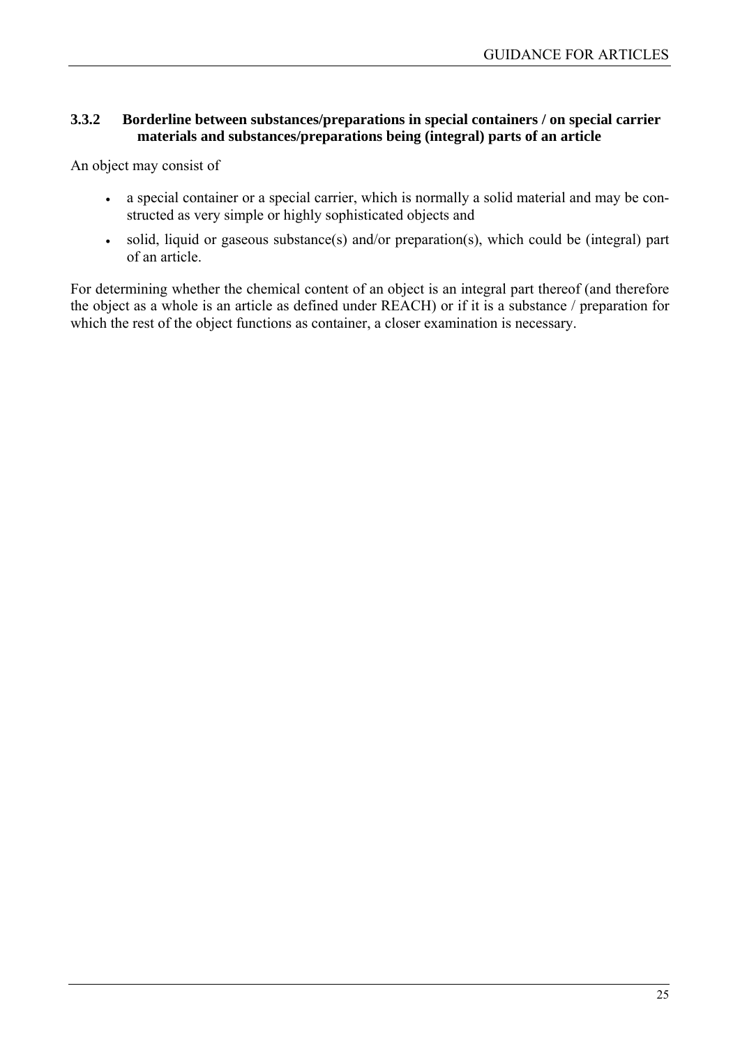### 3.3.2 Borderline between substances/preparations in special containers / on special carrier materials and substances/preparations being (integral) parts of an article

An object may consist of

- a special container or a special carrier, which is normally a solid material and may be constructed as very simple or highly sophisticated objects and
- solid, liquid or gaseous substance(s) and/or preparation(s), which could be (integral) part of an article.

For determining whether the chemical content of an object is an integral part thereof (and therefore the object as a whole is an article as defined under REACH) or if it is a substance / preparation for which the rest of the object functions as container, a closer examination is necessary.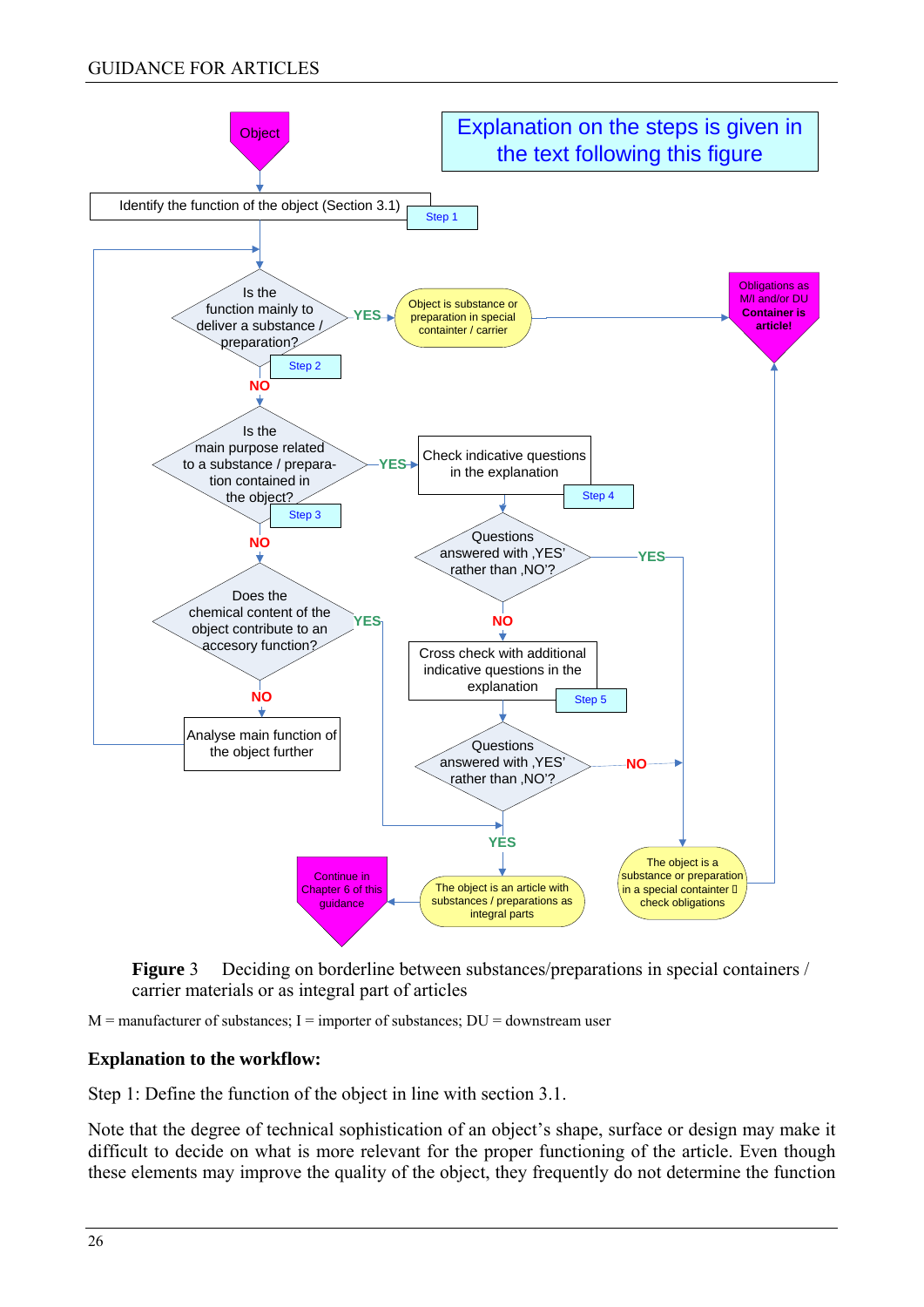Object

Explanation on the steps is given in the text following this figure

Identify the function of the object (Section 3.1) — Step 1

Is the function mainly to deliver a substance / preparation? — Step 2
- YES → Object is substance or preparation in special containter / carrier → Obligations as M/I and/or DU Container is article!
- NO ↓

Is the main purpose related to a substance / preparation contained in the object? — Step 3
- YES → Check indicative questions in the explanation — Step 4
  - Questions answered with ‚YES' rather than ‚NO'?
    - YES → The object is a substance or preparation in a special containter → check obligations
    - NO → Cross check with additional indicative questions in the explanation — Step 5
      - Questions answered with ‚YES' rather than ‚NO'?
        - NO → The object is a substance or preparation in a special containter → check obligations
        - YES → The object is an article with substances / preparations as integral parts → Continue in Chapter 6 of this guidance
- NO ↓

Does the chemical content of the object contribute to an accesory function?
- YES → The object is an article with substances / preparations as integral parts → Continue in Chapter 6 of this guidance
- NO → Analyse main function of the object further → (back to Step 2)

**Figure 3** Deciding on borderline between substances/preparations in special containers / carrier materials or as integral part of articles

M = manufacturer of substances; I = importer of substances; DU = downstream user

**Explanation to the workflow:**

Step 1: Define the function of the object in line with section 3.1.

Note that the degree of technical sophistication of an object's shape, surface or design may make it difficult to decide on what is more relevant for the proper functioning of the article. Even though these elements may improve the quality of the object, they frequently do not determine the function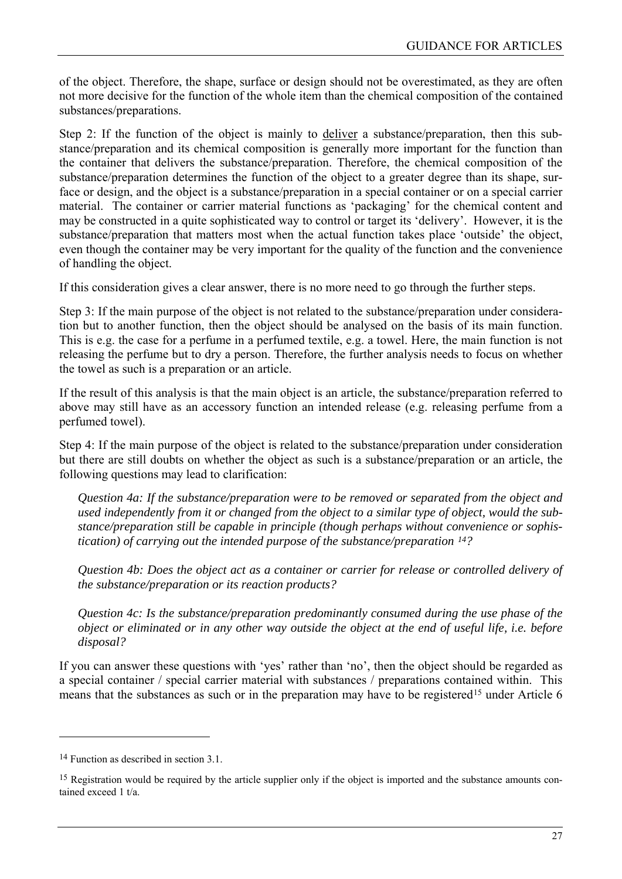of the object. Therefore, the shape, surface or design should not be overestimated, as they are often not more decisive for the function of the whole item than the chemical composition of the contained substances/preparations.

Step 2: If the function of the object is mainly to <u>deliver</u> a substance/preparation, then this substance/preparation and its chemical composition is generally more important for the function than the container that delivers the substance/preparation. Therefore, the chemical composition of the substance/preparation determines the function of the object to a greater degree than its shape, surface or design, and the object is a substance/preparation in a special container or on a special carrier material. The container or carrier material functions as 'packaging' for the chemical content and may be constructed in a quite sophisticated way to control or target its 'delivery'. However, it is the substance/preparation that matters most when the actual function takes place 'outside' the object, even though the container may be very important for the quality of the function and the convenience of handling the object.

If this consideration gives a clear answer, there is no more need to go through the further steps.

Step 3: If the main purpose of the object is not related to the substance/preparation under consideration but to another function, then the object should be analysed on the basis of its main function. This is e.g. the case for a perfume in a perfumed textile, e.g. a towel. Here, the main function is not releasing the perfume but to dry a person. Therefore, the further analysis needs to focus on whether the towel as such is a preparation or an article.

If the result of this analysis is that the main object is an article, the substance/preparation referred to above may still have as an accessory function an intended release (e.g. releasing perfume from a perfumed towel).

Step 4: If the main purpose of the object is related to the substance/preparation under consideration but there are still doubts on whether the object as such is a substance/preparation or an article, the following questions may lead to clarification:

> *Question 4a: If the substance/preparation were to be removed or separated from the object and used independently from it or changed from the object to a similar type of object, would the substance/preparation still be capable in principle (though perhaps without convenience or sophistication) of carrying out the intended purpose of the substance/preparation [14]?*
>
> *Question 4b: Does the object act as a container or carrier for release or controlled delivery of the substance/preparation or its reaction products?*
>
> *Question 4c: Is the substance/preparation predominantly consumed during the use phase of the object or eliminated or in any other way outside the object at the end of useful life, i.e. before disposal?*

If you can answer these questions with 'yes' rather than 'no', then the object should be regarded as a special container / special carrier material with substances / preparations contained within. This means that the substances as such or in the preparation may have to be registered[15] under Article 6

---

[14] Function as described in section 3.1.

[15] Registration would be required by the article supplier only if the object is imported and the substance amounts contained exceed 1 t/a.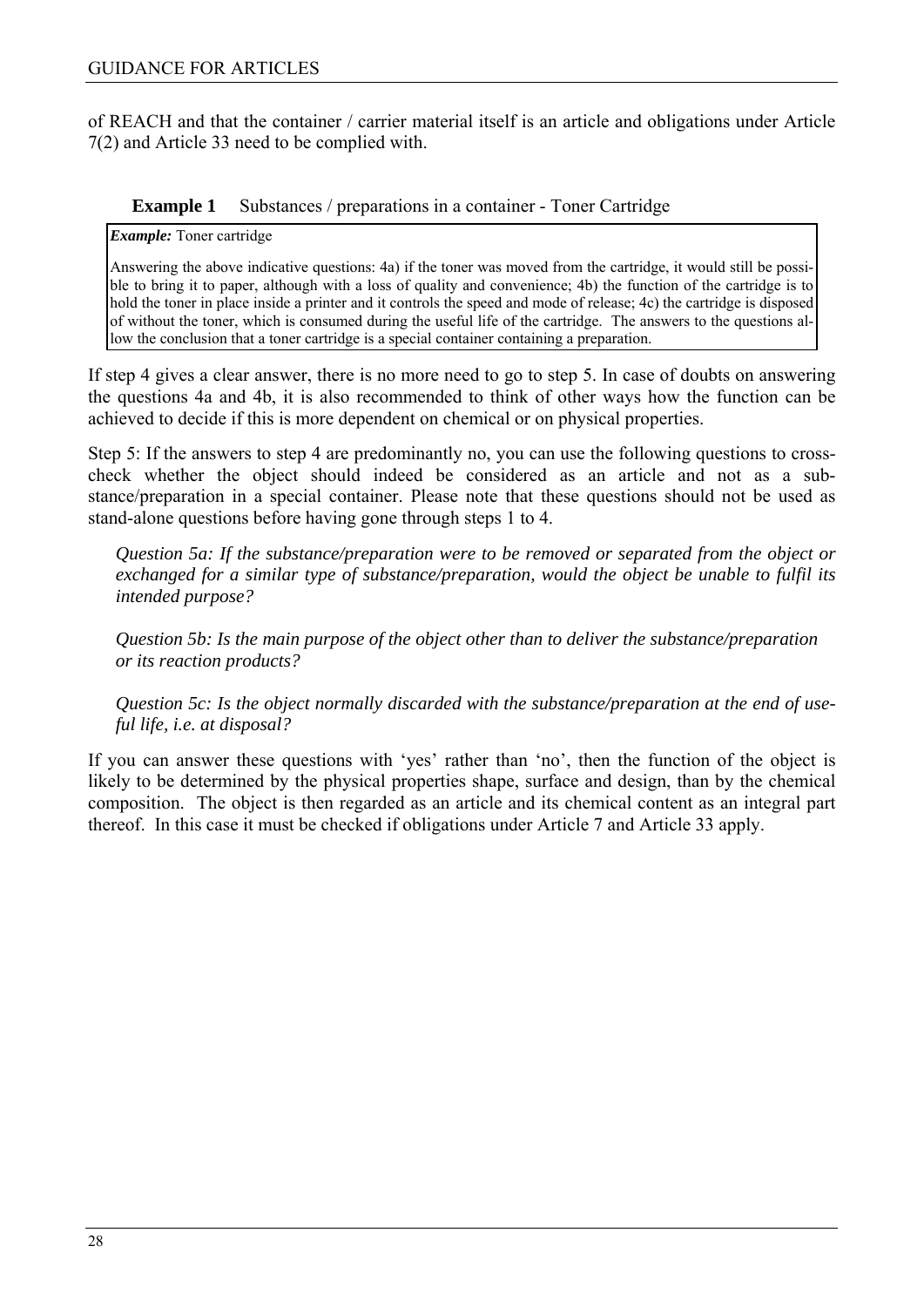of REACH and that the container / carrier material itself is an article and obligations under Article 7(2) and Article 33 need to be complied with.

**Example 1** Substances / preparations in a container - Toner Cartridge

> ***Example:*** Toner cartridge
>
> Answering the above indicative questions: 4a) if the toner was moved from the cartridge, it would still be possible to bring it to paper, although with a loss of quality and convenience; 4b) the function of the cartridge is to hold the toner in place inside a printer and it controls the speed and mode of release; 4c) the cartridge is disposed of without the toner, which is consumed during the useful life of the cartridge. The answers to the questions allow the conclusion that a toner cartridge is a special container containing a preparation.

If step 4 gives a clear answer, there is no more need to go to step 5. In case of doubts on answering the questions 4a and 4b, it is also recommended to think of other ways how the function can be achieved to decide if this is more dependent on chemical or on physical properties.

Step 5: If the answers to step 4 are predominantly no, you can use the following questions to cross-check whether the object should indeed be considered as an article and not as a substance/preparation in a special container. Please note that these questions should not be used as stand-alone questions before having gone through steps 1 to 4.

*Question 5a: If the substance/preparation were to be removed or separated from the object or exchanged for a similar type of substance/preparation, would the object be unable to fulfil its intended purpose?*

*Question 5b: Is the main purpose of the object other than to deliver the substance/preparation or its reaction products?*

*Question 5c: Is the object normally discarded with the substance/preparation at the end of useful life, i.e. at disposal?*

If you can answer these questions with 'yes' rather than 'no', then the function of the object is likely to be determined by the physical properties shape, surface and design, than by the chemical composition. The object is then regarded as an article and its chemical content as an integral part thereof. In this case it must be checked if obligations under Article 7 and Article 33 apply.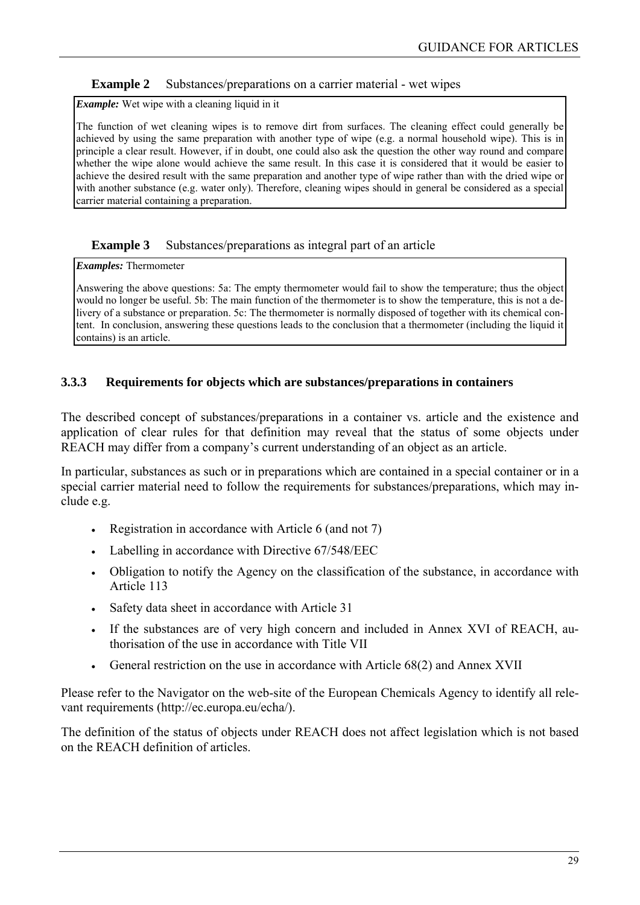**Example 2** Substances/preparations on a carrier material - wet wipes

*Example:* Wet wipe with a cleaning liquid in it

The function of wet cleaning wipes is to remove dirt from surfaces. The cleaning effect could generally be achieved by using the same preparation with another type of wipe (e.g. a normal household wipe). This is in principle a clear result. However, if in doubt, one could also ask the question the other way round and compare whether the wipe alone would achieve the same result. In this case it is considered that it would be easier to achieve the desired result with the same preparation and another type of wipe rather than with the dried wipe or with another substance (e.g. water only). Therefore, cleaning wipes should in general be considered as a special carrier material containing a preparation.

**Example 3** Substances/preparations as integral part of an article

*Examples:* Thermometer

Answering the above questions: 5a: The empty thermometer would fail to show the temperature; thus the object would no longer be useful. 5b: The main function of the thermometer is to show the temperature, this is not a delivery of a substance or preparation. 5c: The thermometer is normally disposed of together with its chemical content. In conclusion, answering these questions leads to the conclusion that a thermometer (including the liquid it contains) is an article.

### 3.3.3 Requirements for objects which are substances/preparations in containers

The described concept of substances/preparations in a container vs. article and the existence and application of clear rules for that definition may reveal that the status of some objects under REACH may differ from a company's current understanding of an object as an article.

In particular, substances as such or in preparations which are contained in a special container or in a special carrier material need to follow the requirements for substances/preparations, which may include e.g.

- Registration in accordance with Article 6 (and not 7)
- Labelling in accordance with Directive 67/548/EEC
- Obligation to notify the Agency on the classification of the substance, in accordance with Article 113
- Safety data sheet in accordance with Article 31
- If the substances are of very high concern and included in Annex XVI of REACH, authorisation of the use in accordance with Title VII
- General restriction on the use in accordance with Article 68(2) and Annex XVII

Please refer to the Navigator on the web-site of the European Chemicals Agency to identify all relevant requirements (http://ec.europa.eu/echa/).

The definition of the status of objects under REACH does not affect legislation which is not based on the REACH definition of articles.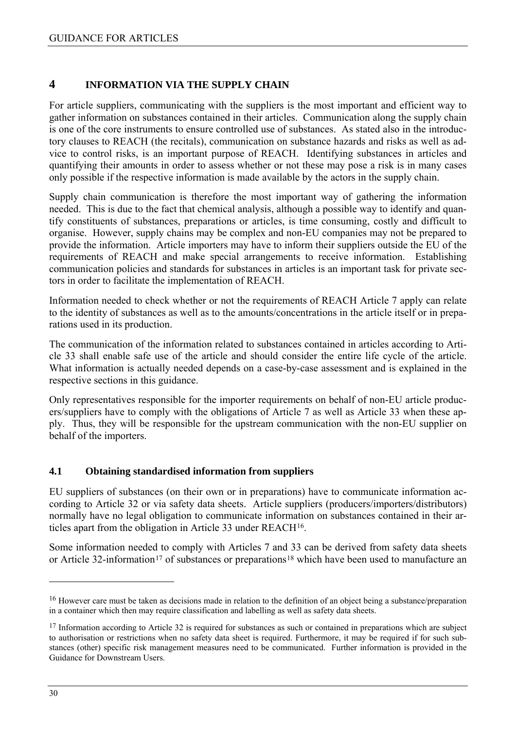# 4 INFORMATION VIA THE SUPPLY CHAIN

For article suppliers, communicating with the suppliers is the most important and efficient way to gather information on substances contained in their articles. Communication along the supply chain is one of the core instruments to ensure controlled use of substances. As stated also in the introductory clauses to REACH (the recitals), communication on substance hazards and risks as well as advice to control risks, is an important purpose of REACH. Identifying substances in articles and quantifying their amounts in order to assess whether or not these may pose a risk is in many cases only possible if the respective information is made available by the actors in the supply chain.

Supply chain communication is therefore the most important way of gathering the information needed. This is due to the fact that chemical analysis, although a possible way to identify and quantify constituents of substances, preparations or articles, is time consuming, costly and difficult to organise. However, supply chains may be complex and non-EU companies may not be prepared to provide the information. Article importers may have to inform their suppliers outside the EU of the requirements of REACH and make special arrangements to receive information. Establishing communication policies and standards for substances in articles is an important task for private sectors in order to facilitate the implementation of REACH.

Information needed to check whether or not the requirements of REACH Article 7 apply can relate to the identity of substances as well as to the amounts/concentrations in the article itself or in preparations used in its production.

The communication of the information related to substances contained in articles according to Article 33 shall enable safe use of the article and should consider the entire life cycle of the article. What information is actually needed depends on a case-by-case assessment and is explained in the respective sections in this guidance.

Only representatives responsible for the importer requirements on behalf of non-EU article producers/suppliers have to comply with the obligations of Article 7 as well as Article 33 when these apply. Thus, they will be responsible for the upstream communication with the non-EU supplier on behalf of the importers.

## 4.1 Obtaining standardised information from suppliers

EU suppliers of substances (on their own or in preparations) have to communicate information according to Article 32 or via safety data sheets. Article suppliers (producers/importers/distributors) normally have no legal obligation to communicate information on substances contained in their articles apart from the obligation in Article 33 under REACH[16].

Some information needed to comply with Articles 7 and 33 can be derived from safety data sheets or Article 32-information[17] of substances or preparations[18] which have been used to manufacture an

---

[16] However care must be taken as decisions made in relation to the definition of an object being a substance/preparation in a container which then may require classification and labelling as well as safety data sheets.

[17] Information according to Article 32 is required for substances as such or contained in preparations which are subject to authorisation or restrictions when no safety data sheet is required. Furthermore, it may be required if for such substances (other) specific risk management measures need to be communicated. Further information is provided in the Guidance for Downstream Users.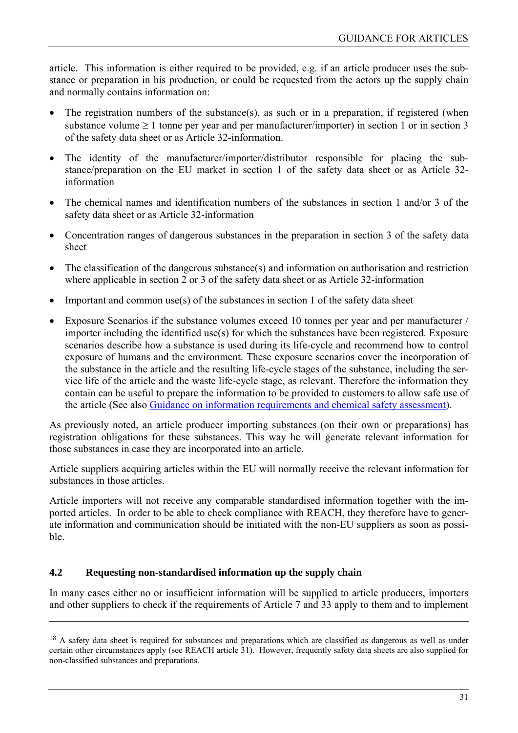article. This information is either required to be provided, e.g. if an article producer uses the substance or preparation in his production, or could be requested from the actors up the supply chain and normally contains information on:

- The registration numbers of the substance(s), as such or in a preparation, if registered (when substance volume ≥ 1 tonne per year and per manufacturer/importer) in section 1 or in section 3 of the safety data sheet or as Article 32-information.
- The identity of the manufacturer/importer/distributor responsible for placing the substance/preparation on the EU market in section 1 of the safety data sheet or as Article 32-information
- The chemical names and identification numbers of the substances in section 1 and/or 3 of the safety data sheet or as Article 32-information
- Concentration ranges of dangerous substances in the preparation in section 3 of the safety data sheet
- The classification of the dangerous substance(s) and information on authorisation and restriction where applicable in section 2 or 3 of the safety data sheet or as Article 32-information
- Important and common use(s) of the substances in section 1 of the safety data sheet
- Exposure Scenarios if the substance volumes exceed 10 tonnes per year and per manufacturer / importer including the identified use(s) for which the substances have been registered. Exposure scenarios describe how a substance is used during its life-cycle and recommend how to control exposure of humans and the environment. These exposure scenarios cover the incorporation of the substance in the article and the resulting life-cycle stages of the substance, including the service life of the article and the waste life-cycle stage, as relevant. Therefore the information they contain can be useful to prepare the information to be provided to customers to allow safe use of the article (See also Guidance on information requirements and chemical safety assessment).

As previously noted, an article producer importing substances (on their own or preparations) has registration obligations for these substances. This way he will generate relevant information for those substances in case they are incorporated into an article.

Article suppliers acquiring articles within the EU will normally receive the relevant information for substances in those articles.

Article importers will not receive any comparable standardised information together with the imported articles. In order to be able to check compliance with REACH, they therefore have to generate information and communication should be initiated with the non-EU suppliers as soon as possible.

## 4.2 Requesting non-standardised information up the supply chain

In many cases either no or insufficient information will be supplied to article producers, importers and other suppliers to check if the requirements of Article 7 and 33 apply to them and to implement

---

[18] A safety data sheet is required for substances and preparations which are classified as dangerous as well as under certain other circumstances apply (see REACH article 31). However, frequently safety data sheets are also supplied for non-classified substances and preparations.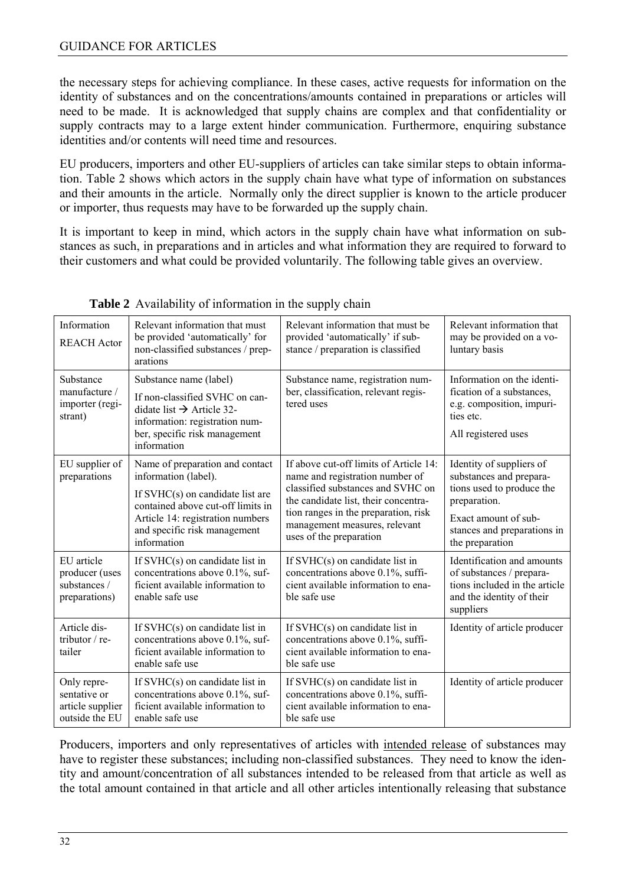the necessary steps for achieving compliance. In these cases, active requests for information on the identity of substances and on the concentrations/amounts contained in preparations or articles will need to be made. It is acknowledged that supply chains are complex and that confidentiality or supply contracts may to a large extent hinder communication. Furthermore, enquiring substance identities and/or contents will need time and resources.

EU producers, importers and other EU-suppliers of articles can take similar steps to obtain information. Table 2 shows which actors in the supply chain have what type of information on substances and their amounts in the article. Normally only the direct supplier is known to the article producer or importer, thus requests may have to be forwarded up the supply chain.

It is important to keep in mind, which actors in the supply chain have what information on substances as such, in preparations and in articles and what information they are required to forward to their customers and what could be provided voluntarily. The following table gives an overview.

**Table 2** Availability of information in the supply chain

| Information<br>REACH Actor | Relevant information that must be provided 'automatically' for non-classified substances / preparations | Relevant information that must be provided 'automatically' if substance / preparation is classified | Relevant information that may be provided on a voluntary basis |
|---|---|---|---|
| Substance manufacture / importer (registrant) | Substance name (label)<br>If non-classified SVHC on candidate list → Article 32-information: registration number, specific risk management information | Substance name, registration number, classification, relevant registered uses | Information on the identification of a substances, e.g. composition, impurities etc.<br>All registered uses |
| EU supplier of preparations | Name of preparation and contact information (label).<br>If SVHC(s) on candidate list are contained above cut-off limits in Article 14: registration numbers and specific risk management information | If above cut-off limits of Article 14: name and registration number of classified substances and SVHC on the candidate list, their concentration ranges in the preparation, risk management measures, relevant uses of the preparation | Identity of suppliers of substances and preparations used to produce the preparation.<br>Exact amount of substances and preparations in the preparation |
| EU article producer (uses substances / preparations) | If SVHC(s) on candidate list in concentrations above 0.1%, sufficient available information to enable safe use | If SVHC(s) on candidate list in concentrations above 0.1%, sufficient available information to enable safe use | Identification and amounts of substances / preparations included in the article and the identity of their suppliers |
| Article distributor / retailer | If SVHC(s) on candidate list in concentrations above 0.1%, sufficient available information to enable safe use | If SVHC(s) on candidate list in concentrations above 0.1%, sufficient available information to enable safe use | Identity of article producer |
| Only representative or article supplier outside the EU | If SVHC(s) on candidate list in concentrations above 0.1%, sufficient available information to enable safe use | If SVHC(s) on candidate list in concentrations above 0.1%, sufficient available information to enable safe use | Identity of article producer |

Producers, importers and only representatives of articles with <u>intended release</u> of substances may have to register these substances; including non-classified substances. They need to know the identity and amount/concentration of all substances intended to be released from that article as well as the total amount contained in that article and all other articles intentionally releasing that substance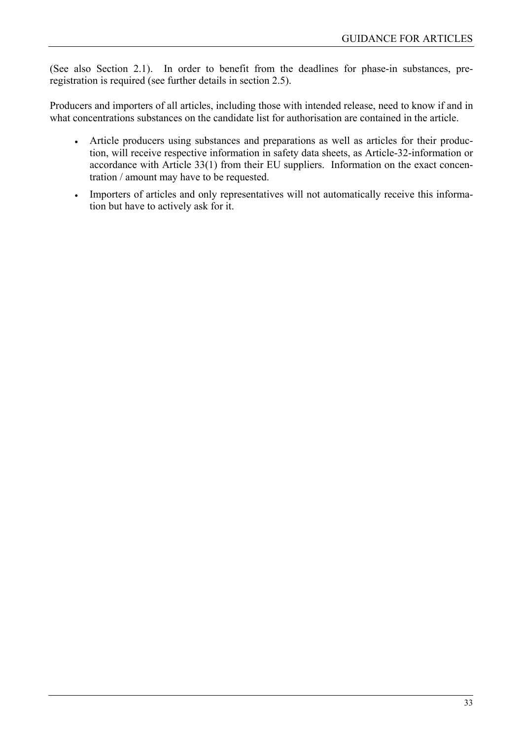(See also Section 2.1). In order to benefit from the deadlines for phase-in substances, pre-registration is required (see further details in section 2.5).

Producers and importers of all articles, including those with intended release, need to know if and in what concentrations substances on the candidate list for authorisation are contained in the article.

- Article producers using substances and preparations as well as articles for their production, will receive respective information in safety data sheets, as Article-32-information or accordance with Article 33(1) from their EU suppliers. Information on the exact concentration / amount may have to be requested.
- Importers of articles and only representatives will not automatically receive this information but have to actively ask for it.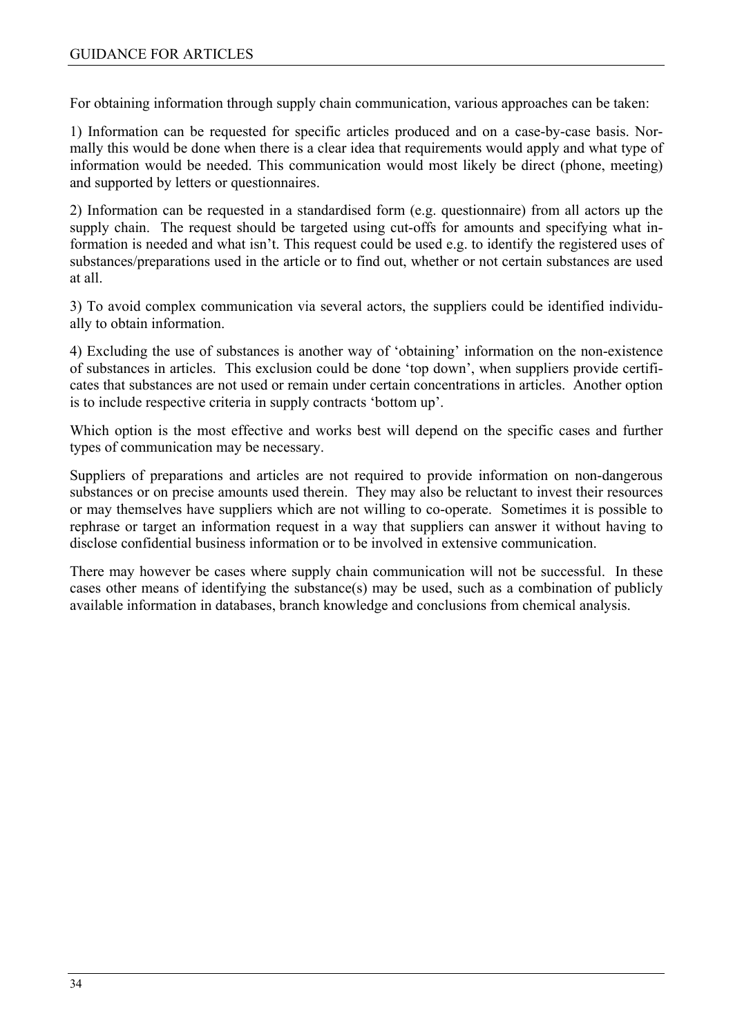For obtaining information through supply chain communication, various approaches can be taken:

1) Information can be requested for specific articles produced and on a case-by-case basis. Normally this would be done when there is a clear idea that requirements would apply and what type of information would be needed. This communication would most likely be direct (phone, meeting) and supported by letters or questionnaires.

2) Information can be requested in a standardised form (e.g. questionnaire) from all actors up the supply chain. The request should be targeted using cut-offs for amounts and specifying what information is needed and what isn't. This request could be used e.g. to identify the registered uses of substances/preparations used in the article or to find out, whether or not certain substances are used at all.

3) To avoid complex communication via several actors, the suppliers could be identified individually to obtain information.

4) Excluding the use of substances is another way of 'obtaining' information on the non-existence of substances in articles. This exclusion could be done 'top down', when suppliers provide certificates that substances are not used or remain under certain concentrations in articles. Another option is to include respective criteria in supply contracts 'bottom up'.

Which option is the most effective and works best will depend on the specific cases and further types of communication may be necessary.

Suppliers of preparations and articles are not required to provide information on non-dangerous substances or on precise amounts used therein. They may also be reluctant to invest their resources or may themselves have suppliers which are not willing to co-operate. Sometimes it is possible to rephrase or target an information request in a way that suppliers can answer it without having to disclose confidential business information or to be involved in extensive communication.

There may however be cases where supply chain communication will not be successful. In these cases other means of identifying the substance(s) may be used, such as a combination of publicly available information in databases, branch knowledge and conclusions from chemical analysis.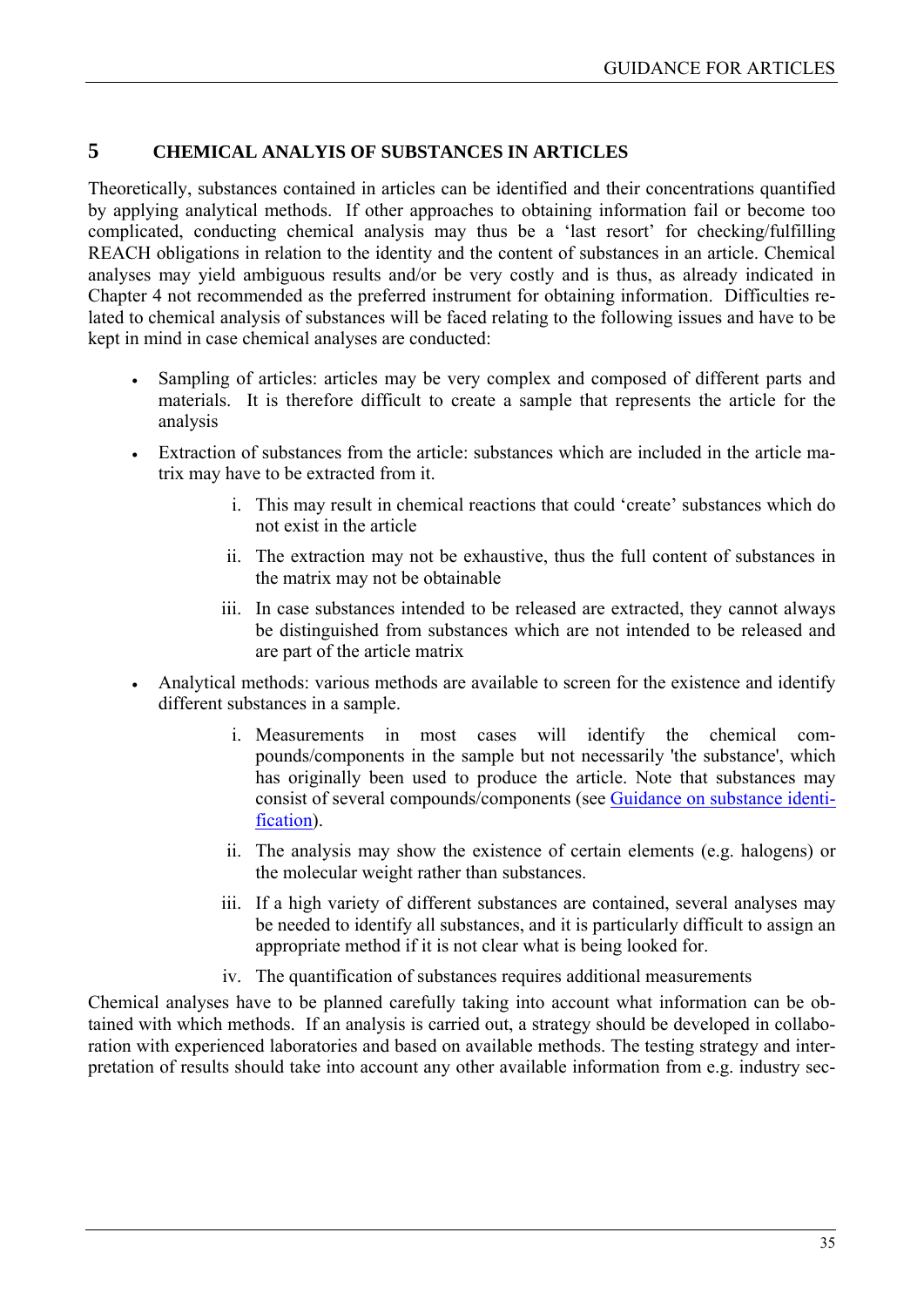# 5 CHEMICAL ANALYIS OF SUBSTANCES IN ARTICLES

Theoretically, substances contained in articles can be identified and their concentrations quantified by applying analytical methods. If other approaches to obtaining information fail or become too complicated, conducting chemical analysis may thus be a 'last resort' for checking/fulfilling REACH obligations in relation to the identity and the content of substances in an article. Chemical analyses may yield ambiguous results and/or be very costly and is thus, as already indicated in Chapter 4 not recommended as the preferred instrument for obtaining information. Difficulties related to chemical analysis of substances will be faced relating to the following issues and have to be kept in mind in case chemical analyses are conducted:

- Sampling of articles: articles may be very complex and composed of different parts and materials. It is therefore difficult to create a sample that represents the article for the analysis
- Extraction of substances from the article: substances which are included in the article matrix may have to be extracted from it.
    i. This may result in chemical reactions that could 'create' substances which do not exist in the article
    ii. The extraction may not be exhaustive, thus the full content of substances in the matrix may not be obtainable
    iii. In case substances intended to be released are extracted, they cannot always be distinguished from substances which are not intended to be released and are part of the article matrix
- Analytical methods: various methods are available to screen for the existence and identify different substances in a sample.
    i. Measurements in most cases will identify the chemical compounds/components in the sample but not necessarily 'the substance', which has originally been used to produce the article. Note that substances may consist of several compounds/components (see Guidance on substance identification).
    ii. The analysis may show the existence of certain elements (e.g. halogens) or the molecular weight rather than substances.
    iii. If a high variety of different substances are contained, several analyses may be needed to identify all substances, and it is particularly difficult to assign an appropriate method if it is not clear what is being looked for.
    iv. The quantification of substances requires additional measurements

Chemical analyses have to be planned carefully taking into account what information can be obtained with which methods. If an analysis is carried out, a strategy should be developed in collaboration with experienced laboratories and based on available methods. The testing strategy and interpretation of results should take into account any other available information from e.g. industry sec-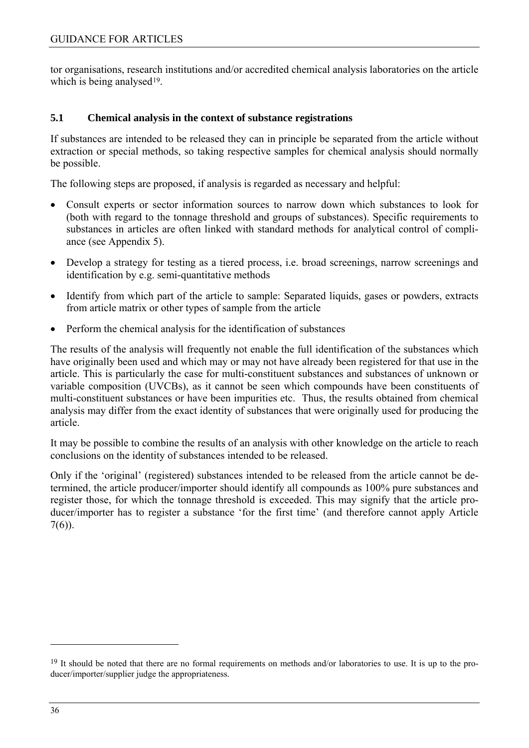tor organisations, research institutions and/or accredited chemical analysis laboratories on the article which is being analysed[19].

## 5.1 Chemical analysis in the context of substance registrations

If substances are intended to be released they can in principle be separated from the article without extraction or special methods, so taking respective samples for chemical analysis should normally be possible.

The following steps are proposed, if analysis is regarded as necessary and helpful:

- Consult experts or sector information sources to narrow down which substances to look for (both with regard to the tonnage threshold and groups of substances). Specific requirements to substances in articles are often linked with standard methods for analytical control of compliance (see Appendix 5).
- Develop a strategy for testing as a tiered process, i.e. broad screenings, narrow screenings and identification by e.g. semi-quantitative methods
- Identify from which part of the article to sample: Separated liquids, gases or powders, extracts from article matrix or other types of sample from the article
- Perform the chemical analysis for the identification of substances

The results of the analysis will frequently not enable the full identification of the substances which have originally been used and which may or may not have already been registered for that use in the article. This is particularly the case for multi-constituent substances and substances of unknown or variable composition (UVCBs), as it cannot be seen which compounds have been constituents of multi-constituent substances or have been impurities etc. Thus, the results obtained from chemical analysis may differ from the exact identity of substances that were originally used for producing the article.

It may be possible to combine the results of an analysis with other knowledge on the article to reach conclusions on the identity of substances intended to be released.

Only if the 'original' (registered) substances intended to be released from the article cannot be determined, the article producer/importer should identify all compounds as 100% pure substances and register those, for which the tonnage threshold is exceeded. This may signify that the article producer/importer has to register a substance 'for the first time' (and therefore cannot apply Article 7(6)).

---

[19] It should be noted that there are no formal requirements on methods and/or laboratories to use. It is up to the producer/importer/supplier judge the appropriateness.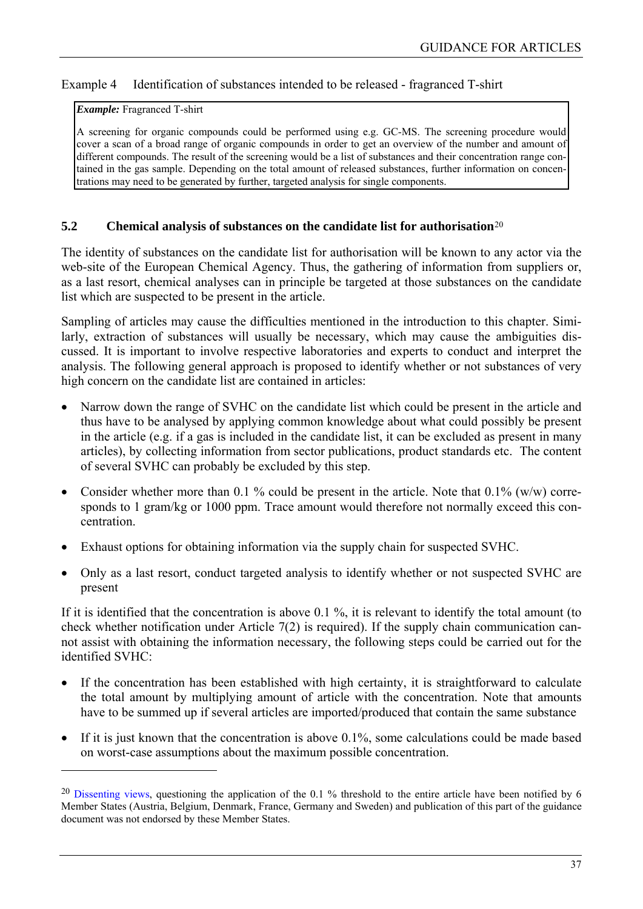Example 4 Identification of substances intended to be released - fragranced T-shirt

> ***Example:*** Fragranced T-shirt
>
> A screening for organic compounds could be performed using e.g. GC-MS. The screening procedure would cover a scan of a broad range of organic compounds in order to get an overview of the number and amount of different compounds. The result of the screening would be a list of substances and their concentration range contained in the gas sample. Depending on the total amount of released substances, further information on concentrations may need to be generated by further, targeted analysis for single components.

## 5.2 Chemical analysis of substances on the candidate list for authorisation[20]

The identity of substances on the candidate list for authorisation will be known to any actor via the web-site of the European Chemical Agency. Thus, the gathering of information from suppliers or, as a last resort, chemical analyses can in principle be targeted at those substances on the candidate list which are suspected to be present in the article.

Sampling of articles may cause the difficulties mentioned in the introduction to this chapter. Similarly, extraction of substances will usually be necessary, which may cause the ambiguities discussed. It is important to involve respective laboratories and experts to conduct and interpret the analysis. The following general approach is proposed to identify whether or not substances of very high concern on the candidate list are contained in articles:

- Narrow down the range of SVHC on the candidate list which could be present in the article and thus have to be analysed by applying common knowledge about what could possibly be present in the article (e.g. if a gas is included in the candidate list, it can be excluded as present in many articles), by collecting information from sector publications, product standards etc. The content of several SVHC can probably be excluded by this step.
- Consider whether more than 0.1 % could be present in the article. Note that 0.1% (w/w) corresponds to 1 gram/kg or 1000 ppm. Trace amount would therefore not normally exceed this concentration.
- Exhaust options for obtaining information via the supply chain for suspected SVHC.
- Only as a last resort, conduct targeted analysis to identify whether or not suspected SVHC are present

If it is identified that the concentration is above 0.1 %, it is relevant to identify the total amount (to check whether notification under Article 7(2) is required). If the supply chain communication cannot assist with obtaining the information necessary, the following steps could be carried out for the identified SVHC:

- If the concentration has been established with high certainty, it is straightforward to calculate the total amount by multiplying amount of article with the concentration. Note that amounts have to be summed up if several articles are imported/produced that contain the same substance
- If it is just known that the concentration is above 0.1%, some calculations could be made based on worst-case assumptions about the maximum possible concentration.

[20] Dissenting views, questioning the application of the 0.1 % threshold to the entire article have been notified by 6 Member States (Austria, Belgium, Denmark, France, Germany and Sweden) and publication of this part of the guidance document was not endorsed by these Member States.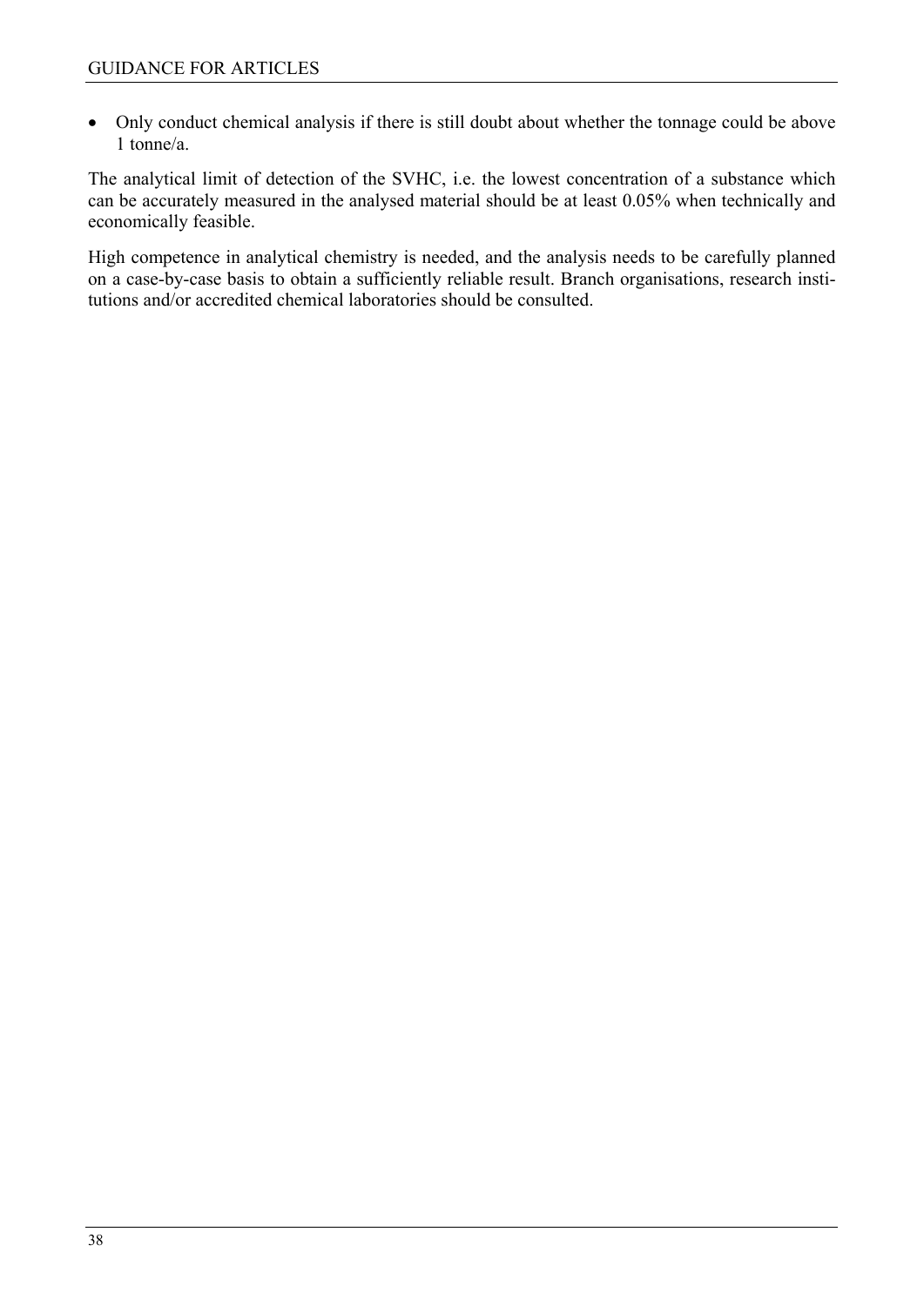- Only conduct chemical analysis if there is still doubt about whether the tonnage could be above 1 tonne/a.

The analytical limit of detection of the SVHC, i.e. the lowest concentration of a substance which can be accurately measured in the analysed material should be at least 0.05% when technically and economically feasible.

High competence in analytical chemistry is needed, and the analysis needs to be carefully planned on a case-by-case basis to obtain a sufficiently reliable result. Branch organisations, research institutions and/or accredited chemical laboratories should be consulted.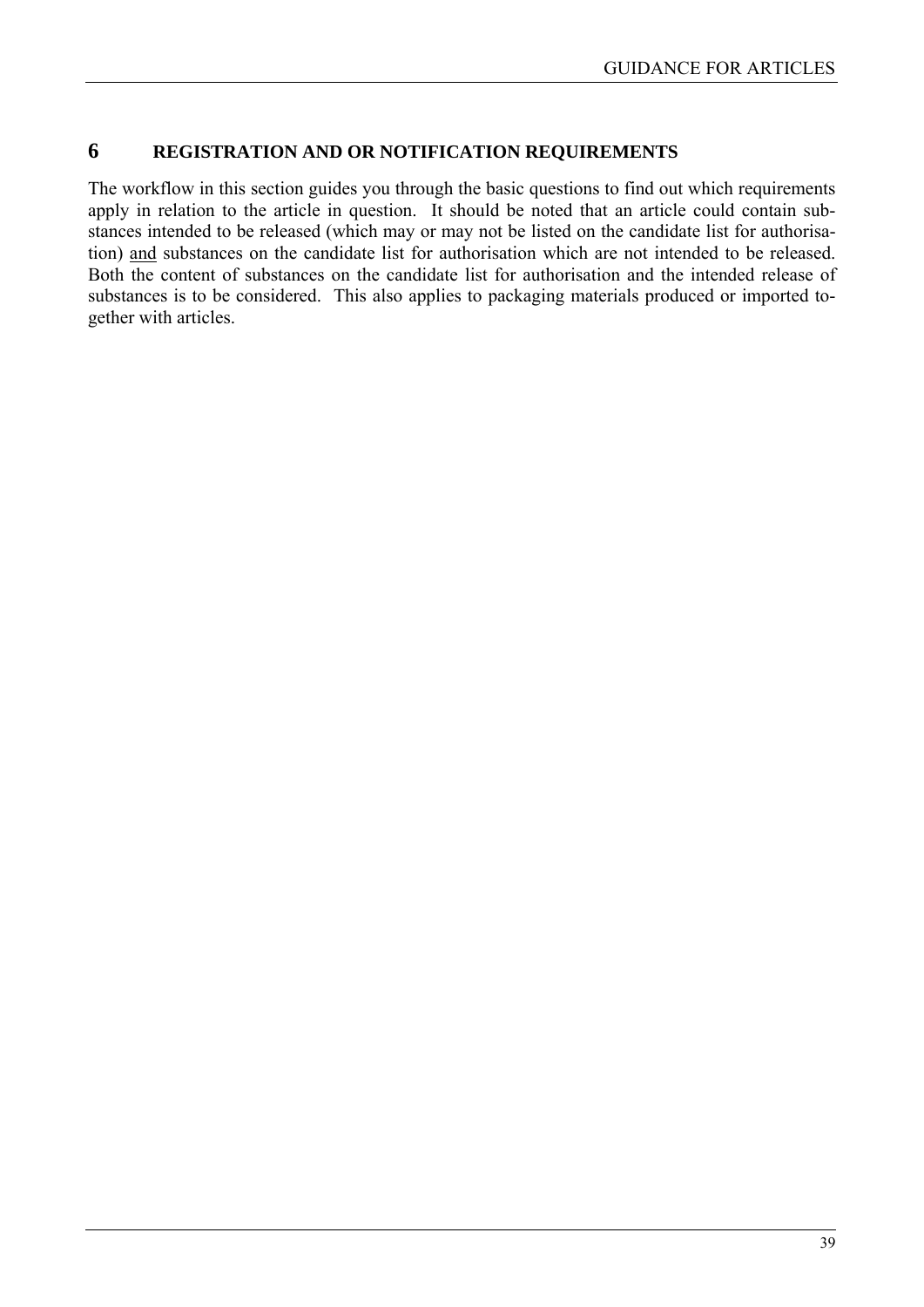# 6 REGISTRATION AND OR NOTIFICATION REQUIREMENTS

The workflow in this section guides you through the basic questions to find out which requirements apply in relation to the article in question. It should be noted that an article could contain substances intended to be released (which may or may not be listed on the candidate list for authorisation) and substances on the candidate list for authorisation which are not intended to be released. Both the content of substances on the candidate list for authorisation and the intended release of substances is to be considered. This also applies to packaging materials produced or imported together with articles.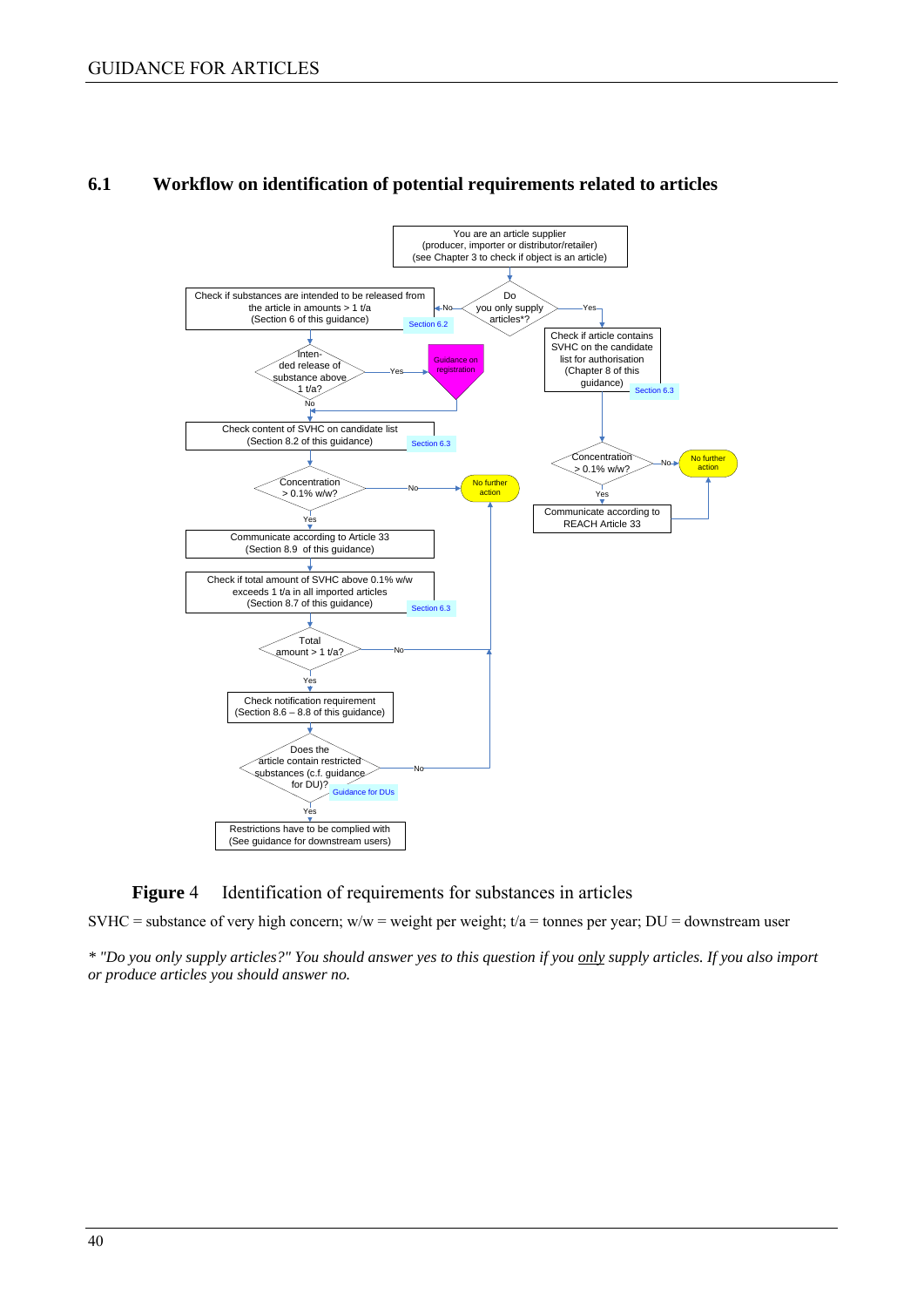## 6.1 Workflow on identification of potential requirements related to articles

You are an article supplier (producer, importer or distributor/retailer) (see Chapter 3 to check if object is an article)

Do you only supply articles*?

- No → Check if substances are intended to be released from the article in amounts > 1 t/a (Section 6 of this guidance) [Section 6.2]
  - Intended release of substance above 1 t/a?
    - Yes → Guidance on registration
    - No → Check content of SVHC on candidate list (Section 8.2 of this guidance) [Section 6.3]
  - Concentration > 0.1% w/w?
    - No → No further action
    - Yes → Communicate according to Article 33 (Section 8.9 of this guidance)
  - Check if total amount of SVHC above 0.1% w/w exceeds 1 t/a in all imported articles (Section 8.7 of this guidance) [Section 6.3]
  - Total amount > 1 t/a?
    - No → No further action
    - Yes → Check notification requirement (Section 8.6 – 8.8 of this guidance)
  - Does the article contain restricted substances (c.f. guidance for DU)? [Guidance for DUs]
    - No → No further action
    - Yes → Restrictions have to be complied with (See guidance for downstream users)
- Yes → Check if article contains SVHC on the candidate list for authorisation (Chapter 8 of this guidance) [Section 6.3]
  - Concentration > 0.1% w/w?
    - No → No further action
    - Yes → Communicate according to REACH Article 33 → No further action

**Figure 4** Identification of requirements for substances in articles

SVHC = substance of very high concern; w/w = weight per weight; t/a = tonnes per year; DU = downstream user

*\* "Do you only supply articles?" You should answer yes to this question if you only supply articles. If you also import or produce articles you should answer no.*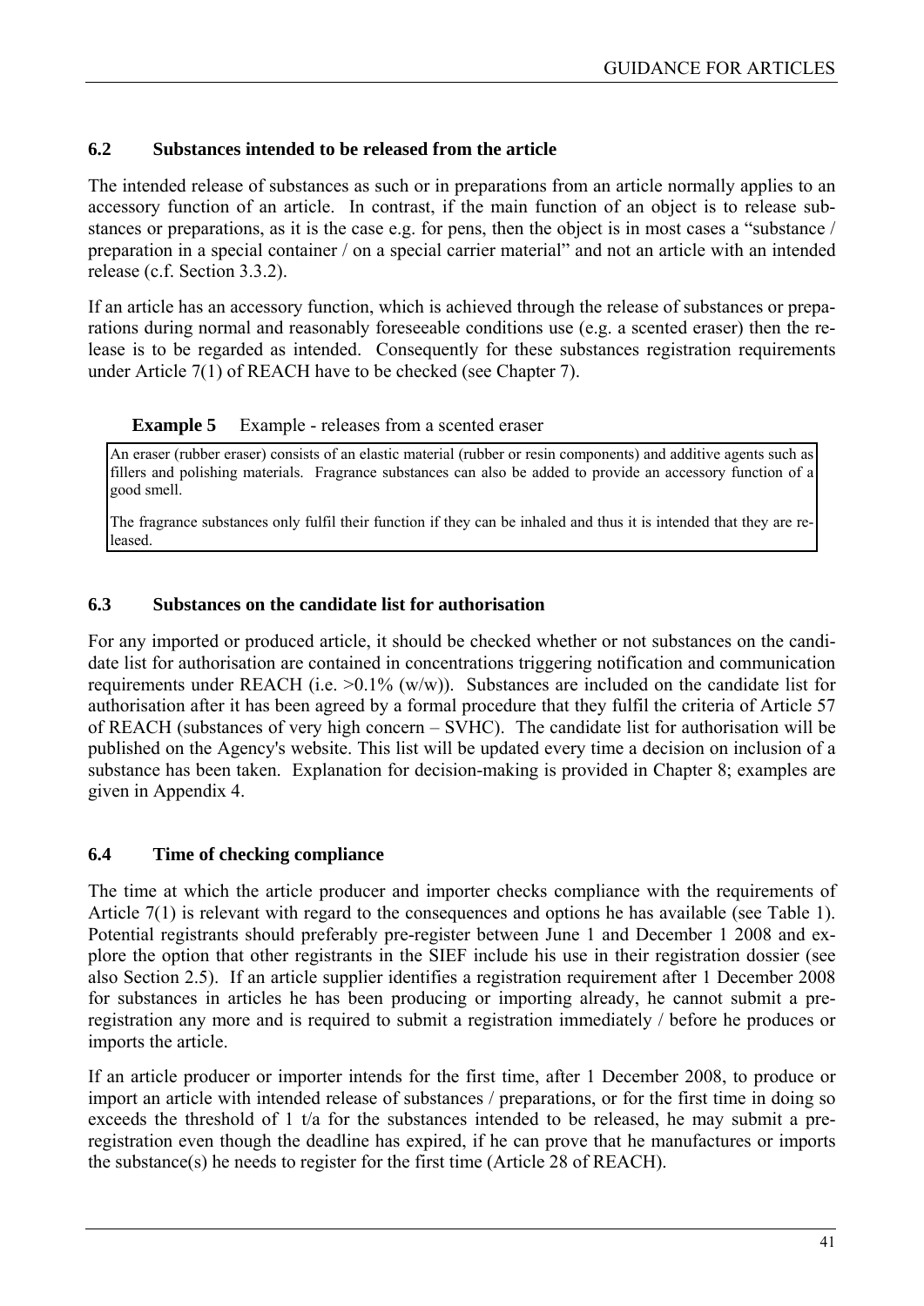### 6.2 Substances intended to be released from the article

The intended release of substances as such or in preparations from an article normally applies to an accessory function of an article. In contrast, if the main function of an object is to release substances or preparations, as it is the case e.g. for pens, then the object is in most cases a "substance / preparation in a special container / on a special carrier material" and not an article with an intended release (c.f. Section 3.3.2).

If an article has an accessory function, which is achieved through the release of substances or preparations during normal and reasonably foreseeable conditions use (e.g. a scented eraser) then the release is to be regarded as intended. Consequently for these substances registration requirements under Article 7(1) of REACH have to be checked (see Chapter 7).

**Example 5** Example - releases from a scented eraser

> An eraser (rubber eraser) consists of an elastic material (rubber or resin components) and additive agents such as fillers and polishing materials. Fragrance substances can also be added to provide an accessory function of a good smell.
>
> The fragrance substances only fulfil their function if they can be inhaled and thus it is intended that they are released.

### 6.3 Substances on the candidate list for authorisation

For any imported or produced article, it should be checked whether or not substances on the candidate list for authorisation are contained in concentrations triggering notification and communication requirements under REACH (i.e. >0.1% (w/w)). Substances are included on the candidate list for authorisation after it has been agreed by a formal procedure that they fulfil the criteria of Article 57 of REACH (substances of very high concern – SVHC). The candidate list for authorisation will be published on the Agency's website. This list will be updated every time a decision on inclusion of a substance has been taken. Explanation for decision-making is provided in Chapter 8; examples are given in Appendix 4.

### 6.4 Time of checking compliance

The time at which the article producer and importer checks compliance with the requirements of Article 7(1) is relevant with regard to the consequences and options he has available (see Table 1). Potential registrants should preferably pre-register between June 1 and December 1 2008 and explore the option that other registrants in the SIEF include his use in their registration dossier (see also Section 2.5). If an article supplier identifies a registration requirement after 1 December 2008 for substances in articles he has been producing or importing already, he cannot submit a pre-registration any more and is required to submit a registration immediately / before he produces or imports the article.

If an article producer or importer intends for the first time, after 1 December 2008, to produce or import an article with intended release of substances / preparations, or for the first time in doing so exceeds the threshold of 1 t/a for the substances intended to be released, he may submit a pre-registration even though the deadline has expired, if he can prove that he manufactures or imports the substance(s) he needs to register for the first time (Article 28 of REACH).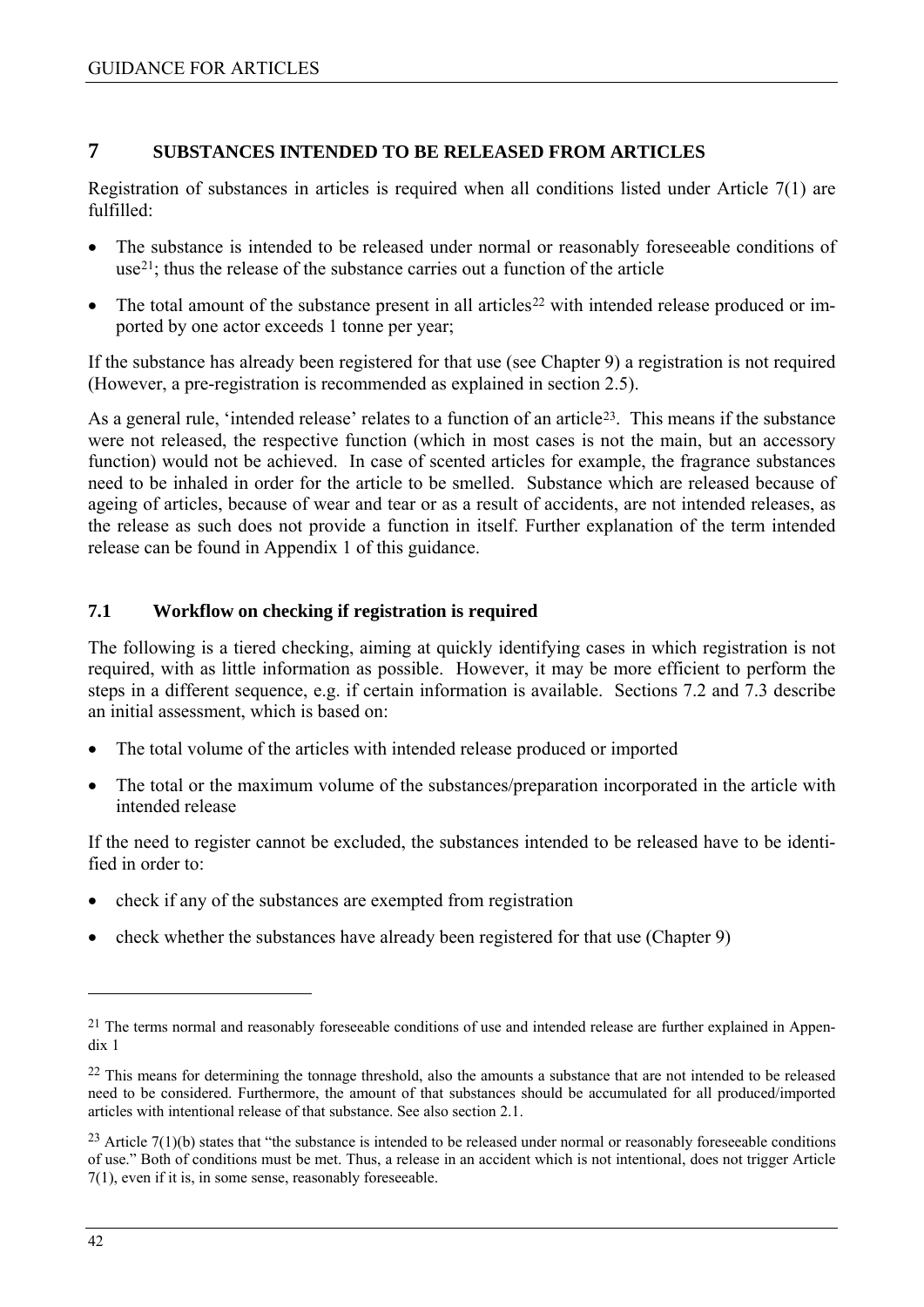# 7 SUBSTANCES INTENDED TO BE RELEASED FROM ARTICLES

Registration of substances in articles is required when all conditions listed under Article 7(1) are fulfilled:

- The substance is intended to be released under normal or reasonably foreseeable conditions of use[21]; thus the release of the substance carries out a function of the article
- The total amount of the substance present in all articles[22] with intended release produced or imported by one actor exceeds 1 tonne per year;

If the substance has already been registered for that use (see Chapter 9) a registration is not required (However, a pre-registration is recommended as explained in section 2.5).

As a general rule, 'intended release' relates to a function of an article[23]. This means if the substance were not released, the respective function (which in most cases is not the main, but an accessory function) would not be achieved. In case of scented articles for example, the fragrance substances need to be inhaled in order for the article to be smelled. Substance which are released because of ageing of articles, because of wear and tear or as a result of accidents, are not intended releases, as the release as such does not provide a function in itself. Further explanation of the term intended release can be found in Appendix 1 of this guidance.

## 7.1 Workflow on checking if registration is required

The following is a tiered checking, aiming at quickly identifying cases in which registration is not required, with as little information as possible. However, it may be more efficient to perform the steps in a different sequence, e.g. if certain information is available. Sections 7.2 and 7.3 describe an initial assessment, which is based on:

- The total volume of the articles with intended release produced or imported
- The total or the maximum volume of the substances/preparation incorporated in the article with intended release

If the need to register cannot be excluded, the substances intended to be released have to be identified in order to:

- check if any of the substances are exempted from registration
- check whether the substances have already been registered for that use (Chapter 9)

---

[21] The terms normal and reasonably foreseeable conditions of use and intended release are further explained in Appendix 1

[22] This means for determining the tonnage threshold, also the amounts a substance that are not intended to be released need to be considered. Furthermore, the amount of that substances should be accumulated for all produced/imported articles with intentional release of that substance. See also section 2.1.

[23] Article 7(1)(b) states that "the substance is intended to be released under normal or reasonably foreseeable conditions of use." Both of conditions must be met. Thus, a release in an accident which is not intentional, does not trigger Article 7(1), even if it is, in some sense, reasonably foreseeable.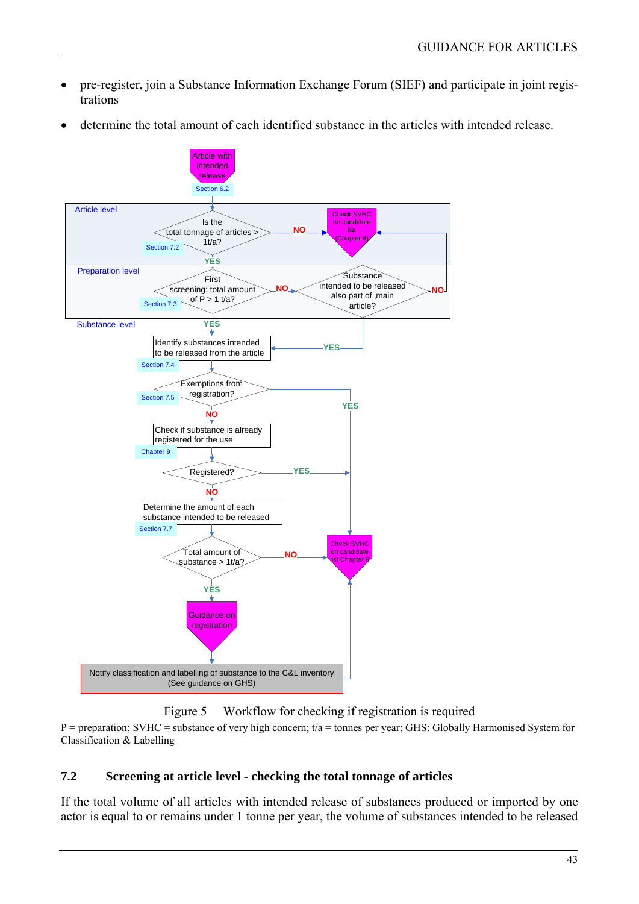- pre-register, join a Substance Information Exchange Forum (SIEF) and participate in joint registrations
- determine the total amount of each identified substance in the articles with intended release.

Figure 5    Workflow for checking if registration is required

P = preparation; SVHC = substance of very high concern; t/a = tonnes per year; GHS: Globally Harmonised System for Classification & Labelling

## 7.2 Screening at article level - checking the total tonnage of articles

If the total volume of all articles with intended release of substances produced or imported by one actor is equal to or remains under 1 tonne per year, the volume of substances intended to be released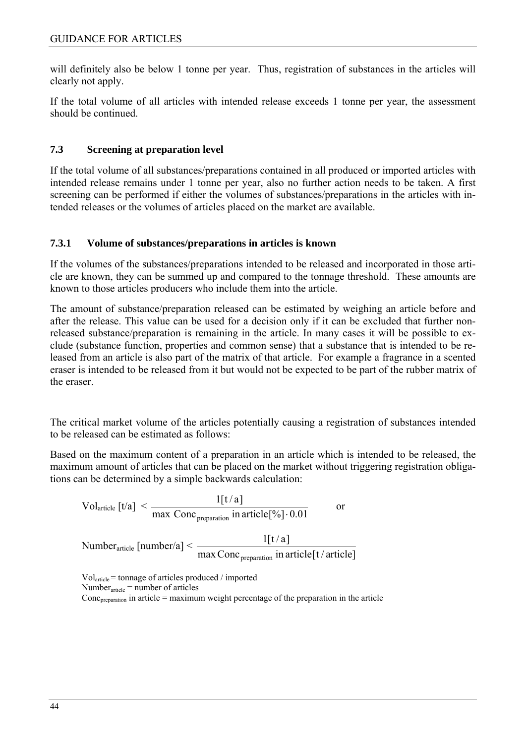will definitely also be below 1 tonne per year. Thus, registration of substances in the articles will clearly not apply.

If the total volume of all articles with intended release exceeds 1 tonne per year, the assessment should be continued.

### 7.3 Screening at preparation level

If the total volume of all substances/preparations contained in all produced or imported articles with intended release remains under 1 tonne per year, also no further action needs to be taken. A first screening can be performed if either the volumes of substances/preparations in the articles with intended releases or the volumes of articles placed on the market are available.

#### 7.3.1 Volume of substances/preparations in articles is known

If the volumes of the substances/preparations intended to be released and incorporated in those article are known, they can be summed up and compared to the tonnage threshold. These amounts are known to those articles producers who include them into the article.

The amount of substance/preparation released can be estimated by weighing an article before and after the release. This value can be used for a decision only if it can be excluded that further non-released substance/preparation is remaining in the article. In many cases it will be possible to exclude (substance function, properties and common sense) that a substance that is intended to be released from an article is also part of the matrix of that article. For example a fragrance in a scented eraser is intended to be released from it but would not be expected to be part of the rubber matrix of the eraser.

The critical market volume of the articles potentially causing a registration of substances intended to be released can be estimated as follows:

Based on the maximum content of a preparation in an article which is intended to be released, the maximum amount of articles that can be placed on the market without triggering registration obligations can be determined by a simple backwards calculation:

$$\mathrm{Vol}_{\mathrm{article}}\,[\mathrm{t/a}] < \frac{1[\mathrm{t/a}]}{\max\ \mathrm{Conc}_{\mathrm{preparation}}\ \mathrm{in\ article}[\%]\cdot 0.01} \qquad \text{or}$$

$$\mathrm{Number}_{\mathrm{article}}\,[\mathrm{number/a}] < \frac{1[\mathrm{t/a}]}{\max \mathrm{Conc}_{\mathrm{preparation}}\ \mathrm{in\ article}[\mathrm{t/article}]}$$

$\mathrm{Vol}_{\mathrm{article}}$ = tonnage of articles produced / imported
$\mathrm{Number}_{\mathrm{article}}$ = number of articles
$\mathrm{Conc}_{\mathrm{preparation}}$ in article = maximum weight percentage of the preparation in the article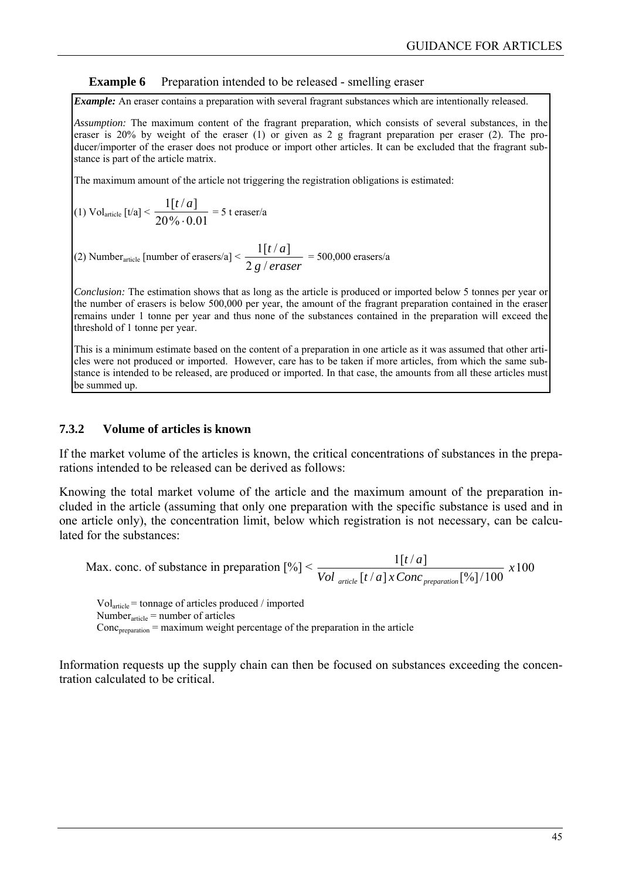**Example 6** Preparation intended to be released - smelling eraser

***Example:*** An eraser contains a preparation with several fragrant substances which are intentionally released.

*Assumption:* The maximum content of the fragrant preparation, which consists of several substances, in the eraser is 20% by weight of the eraser (1) or given as 2 g fragrant preparation per eraser (2). The producer/importer of the eraser does not produce or import other articles. It can be excluded that the fragrant substance is part of the article matrix.

The maximum amount of the article not triggering the registration obligations is estimated:

(1) $Vol_{article}$ [t/a] < $\dfrac{1[t/a]}{20\% \cdot 0.01}$ = 5 t eraser/a

(2) $Number_{article}$ [number of erasers/a] < $\dfrac{1[t/a]}{2\, g/eraser}$ = 500,000 erasers/a

*Conclusion:* The estimation shows that as long as the article is produced or imported below 5 tonnes per year or the number of erasers is below 500,000 per year, the amount of the fragrant preparation contained in the eraser remains under 1 tonne per year and thus none of the substances contained in the preparation will exceed the threshold of 1 tonne per year.

This is a minimum estimate based on the content of a preparation in one article as it was assumed that other articles were not produced or imported. However, care has to be taken if more articles, from which the same substance is intended to be released, are produced or imported. In that case, the amounts from all these articles must be summed up.

### 7.3.2 Volume of articles is known

If the market volume of the articles is known, the critical concentrations of substances in the preparations intended to be released can be derived as follows:

Knowing the total market volume of the article and the maximum amount of the preparation included in the article (assuming that only one preparation with the specific substance is used and in one article only), the concentration limit, below which registration is not necessary, can be calculated for the substances:

$$\text{Max. conc. of substance in preparation } [\%] < \frac{1[t/a]}{Vol_{article}[t/a] \, x \, Conc_{preparation}[\%]/100} \, x100$$

$Vol_{article}$ = tonnage of articles produced / imported
$Number_{article}$ = number of articles
$Conc_{preparation}$ = maximum weight percentage of the preparation in the article

Information requests up the supply chain can then be focused on substances exceeding the concentration calculated to be critical.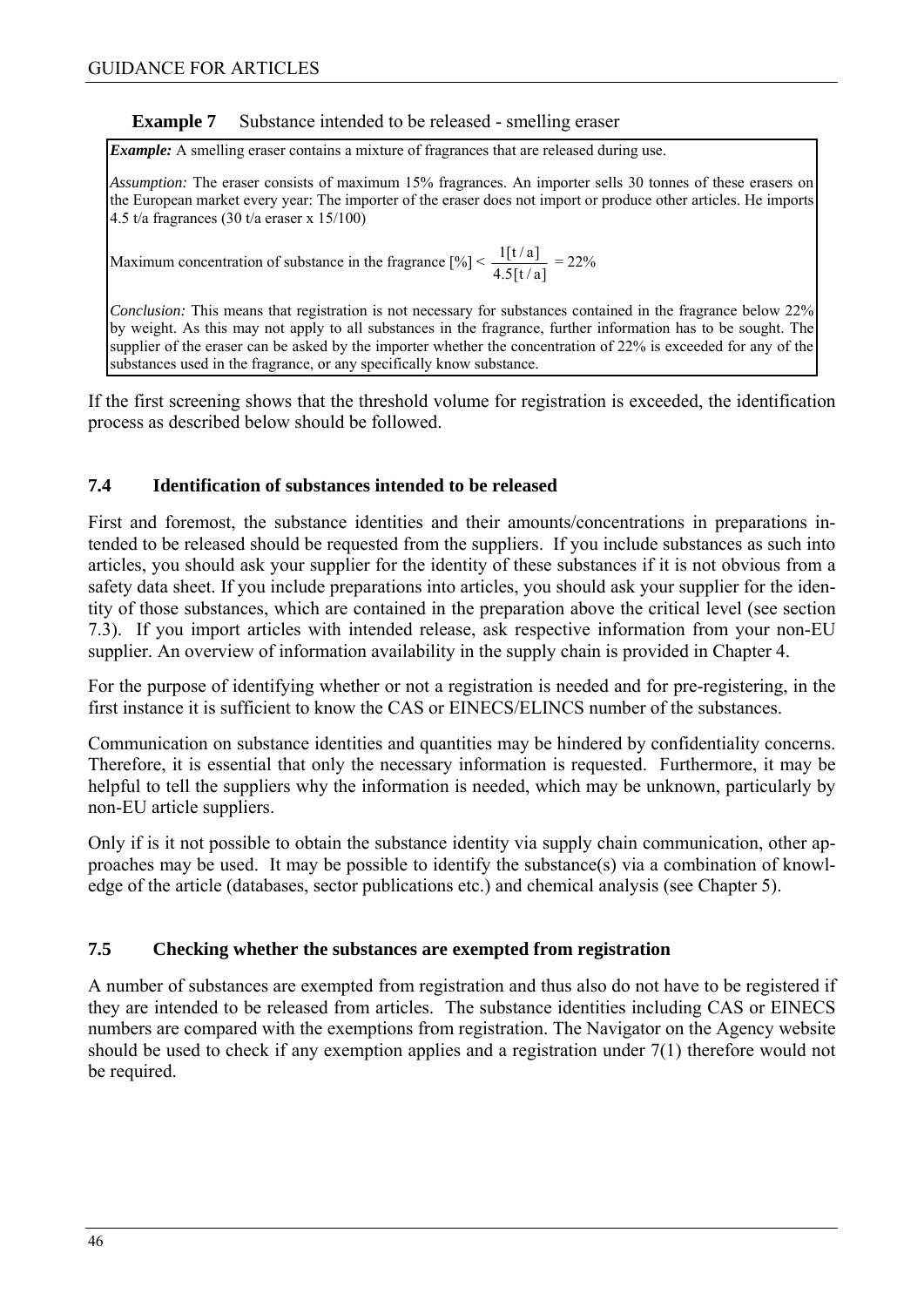**Example 7** Substance intended to be released - smelling eraser

> ***Example:*** A smelling eraser contains a mixture of fragrances that are released during use.
>
> *Assumption:* The eraser consists of maximum 15% fragrances. An importer sells 30 tonnes of these erasers on the European market every year: The importer of the eraser does not import or produce other articles. He imports 4.5 t/a fragrances (30 t/a eraser x 15/100)
>
> Maximum concentration of substance in the fragrance [%] < $\frac{1[t/a]}{4.5[t/a]}$ = 22%
>
> *Conclusion:* This means that registration is not necessary for substances contained in the fragrance below 22% by weight. As this may not apply to all substances in the fragrance, further information has to be sought. The supplier of the eraser can be asked by the importer whether the concentration of 22% is exceeded for any of the substances used in the fragrance, or any specifically know substance.

If the first screening shows that the threshold volume for registration is exceeded, the identification process as described below should be followed.

### 7.4 Identification of substances intended to be released

First and foremost, the substance identities and their amounts/concentrations in preparations intended to be released should be requested from the suppliers. If you include substances as such into articles, you should ask your supplier for the identity of these substances if it is not obvious from a safety data sheet. If you include preparations into articles, you should ask your supplier for the identity of those substances, which are contained in the preparation above the critical level (see section 7.3). If you import articles with intended release, ask respective information from your non-EU supplier. An overview of information availability in the supply chain is provided in Chapter 4.

For the purpose of identifying whether or not a registration is needed and for pre-registering, in the first instance it is sufficient to know the CAS or EINECS/ELINCS number of the substances.

Communication on substance identities and quantities may be hindered by confidentiality concerns. Therefore, it is essential that only the necessary information is requested. Furthermore, it may be helpful to tell the suppliers why the information is needed, which may be unknown, particularly by non-EU article suppliers.

Only if is it not possible to obtain the substance identity via supply chain communication, other approaches may be used. It may be possible to identify the substance(s) via a combination of knowledge of the article (databases, sector publications etc.) and chemical analysis (see Chapter 5).

### 7.5 Checking whether the substances are exempted from registration

A number of substances are exempted from registration and thus also do not have to be registered if they are intended to be released from articles. The substance identities including CAS or EINECS numbers are compared with the exemptions from registration. The Navigator on the Agency website should be used to check if any exemption applies and a registration under 7(1) therefore would not be required.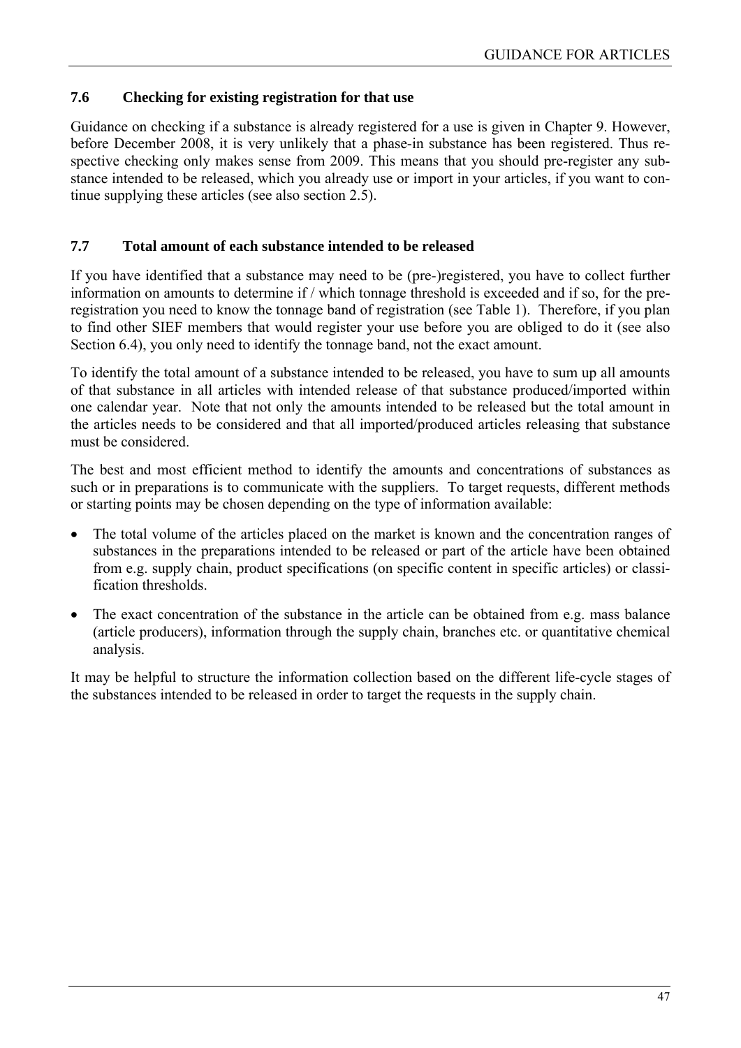### 7.6 Checking for existing registration for that use

Guidance on checking if a substance is already registered for a use is given in Chapter 9. However, before December 2008, it is very unlikely that a phase-in substance has been registered. Thus respective checking only makes sense from 2009. This means that you should pre-register any substance intended to be released, which you already use or import in your articles, if you want to continue supplying these articles (see also section 2.5).

### 7.7 Total amount of each substance intended to be released

If you have identified that a substance may need to be (pre-)registered, you have to collect further information on amounts to determine if / which tonnage threshold is exceeded and if so, for the pre-registration you need to know the tonnage band of registration (see Table 1). Therefore, if you plan to find other SIEF members that would register your use before you are obliged to do it (see also Section 6.4), you only need to identify the tonnage band, not the exact amount.

To identify the total amount of a substance intended to be released, you have to sum up all amounts of that substance in all articles with intended release of that substance produced/imported within one calendar year. Note that not only the amounts intended to be released but the total amount in the articles needs to be considered and that all imported/produced articles releasing that substance must be considered.

The best and most efficient method to identify the amounts and concentrations of substances as such or in preparations is to communicate with the suppliers. To target requests, different methods or starting points may be chosen depending on the type of information available:

- The total volume of the articles placed on the market is known and the concentration ranges of substances in the preparations intended to be released or part of the article have been obtained from e.g. supply chain, product specifications (on specific content in specific articles) or classification thresholds.
- The exact concentration of the substance in the article can be obtained from e.g. mass balance (article producers), information through the supply chain, branches etc. or quantitative chemical analysis.

It may be helpful to structure the information collection based on the different life-cycle stages of the substances intended to be released in order to target the requests in the supply chain.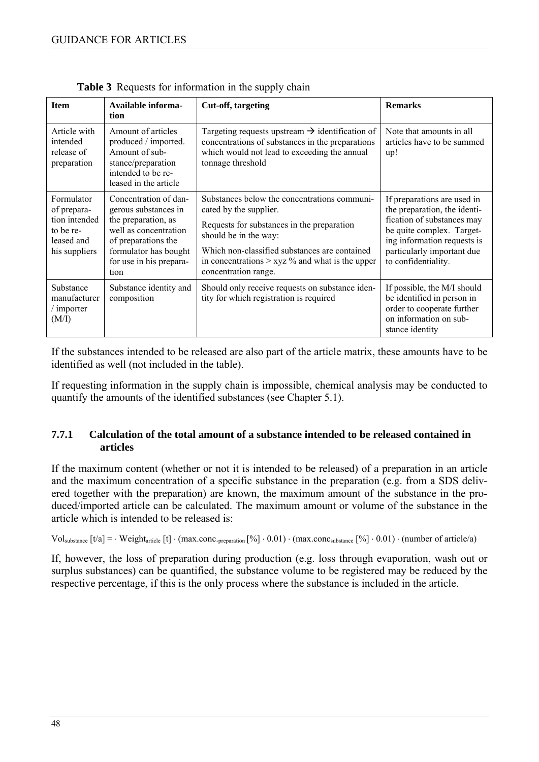**Table 3** Requests for information in the supply chain

| Item | Available information | Cut-off, targeting | Remarks |
|---|---|---|---|
| Article with intended release of preparation | Amount of articles produced / imported. Amount of substance/preparation intended to be released in the article | Targeting requests upstream → identification of concentrations of substances in the preparations which would not lead to exceeding the annual tonnage threshold | Note that amounts in all articles have to be summed up! |
| Formulator of preparation intended to be released and his suppliers | Concentration of dangerous substances in the preparation, as well as concentration of preparations the formulator has bought for use in his preparation | Substances below the concentrations communicated by the supplier. Requests for substances in the preparation should be in the way: Which non-classified substances are contained in concentrations > xyz % and what is the upper concentration range. | If preparations are used in the preparation, the identification of substances may be quite complex. Targeting information requests is particularly important due to confidentiality. |
| Substance manufacturer / importer (M/I) | Substance identity and composition | Should only receive requests on substance identity for which registration is required | If possible, the M/I should be identified in person in order to cooperate further on information on substance identity |

If the substances intended to be released are also part of the article matrix, these amounts have to be identified as well (not included in the table).

If requesting information in the supply chain is impossible, chemical analysis may be conducted to quantify the amounts of the identified substances (see Chapter 5.1).

### 7.7.1 Calculation of the total amount of a substance intended to be released contained in articles

If the maximum content (whether or not it is intended to be released) of a preparation in an article and the maximum concentration of a specific substance in the preparation (e.g. from a SDS delivered together with the preparation) are known, the maximum amount of the substance in the produced/imported article can be calculated. The maximum amount or volume of the substance in the article which is intended to be released is:

$$Vol_{substance}\,[t/a] = \cdot\, Weight_{article}\,[t] \cdot (max.conc._{preparation}\,[\%] \cdot 0.01) \cdot (max.conc_{substance}\,[\%] \cdot 0.01) \cdot (\text{number of article/a})$$

If, however, the loss of preparation during production (e.g. loss through evaporation, wash out or surplus substances) can be quantified, the substance volume to be registered may be reduced by the respective percentage, if this is the only process where the substance is included in the article.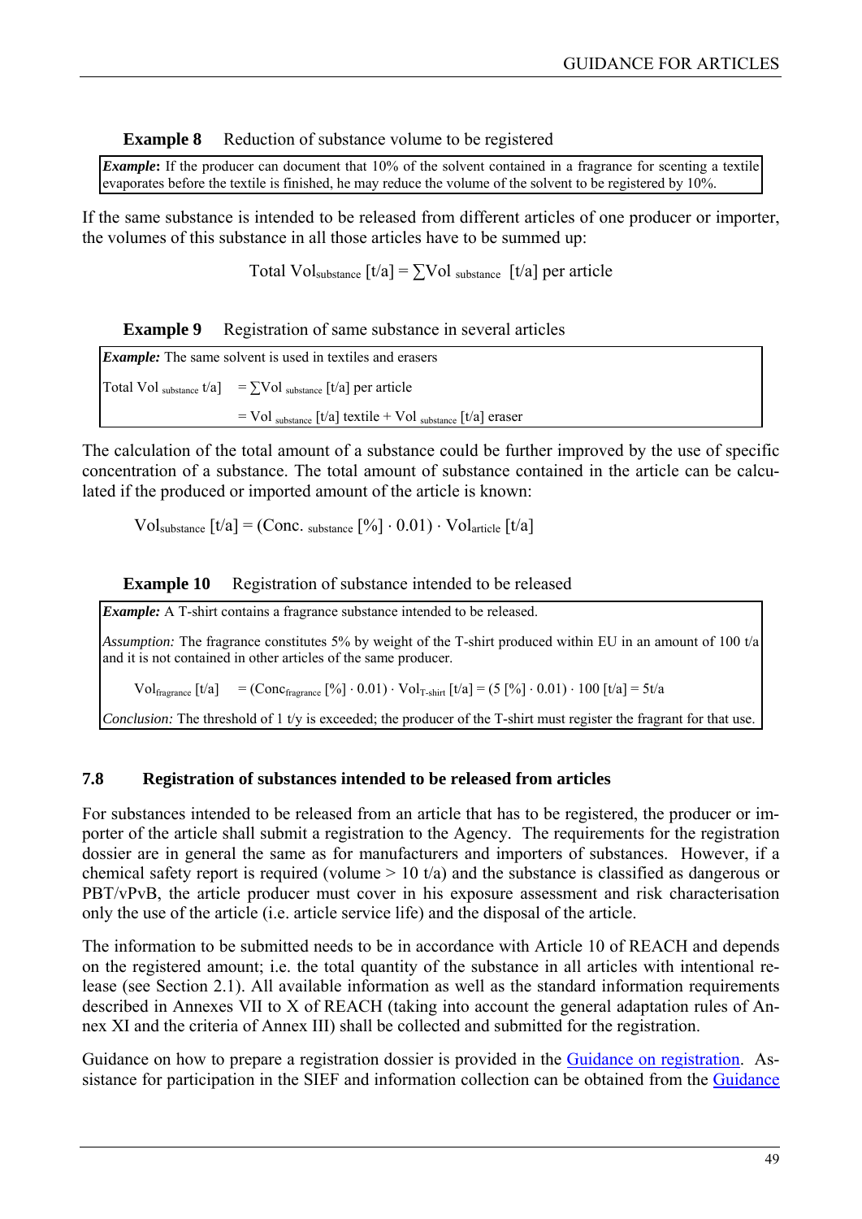**Example 8** Reduction of substance volume to be registered

> ***Example*****:** If the producer can document that 10% of the solvent contained in a fragrance for scenting a textile evaporates before the textile is finished, he may reduce the volume of the solvent to be registered by 10%.

If the same substance is intended to be released from different articles of one producer or importer, the volumes of this substance in all those articles have to be summed up:

$$\text{Total Vol}_{\text{substance}}\ [\text{t/a}] = \sum \text{Vol}_{\text{substance}}\ [\text{t/a}] \text{ per article}$$

**Example 9** Registration of same substance in several articles

> ***Example:*** The same solvent is used in textiles and erasers
>
> $\text{Total Vol}_{\text{substance}}\ \text{t/a}] = \sum \text{Vol}_{\text{substance}}\ [\text{t/a}] \text{ per article}$
>
> $= \text{Vol}_{\text{substance}}\ [\text{t/a}] \text{ textile} + \text{Vol}_{\text{substance}}\ [\text{t/a}] \text{ eraser}$

The calculation of the total amount of a substance could be further improved by the use of specific concentration of a substance. The total amount of substance contained in the article can be calculated if the produced or imported amount of the article is known:

$$\text{Vol}_{\text{substance}}\ [\text{t/a}] = (\text{Conc.}_{\text{substance}}\ [\%] \cdot 0.01) \cdot \text{Vol}_{\text{article}}\ [\text{t/a}]$$

**Example 10** Registration of substance intended to be released

> ***Example:*** A T-shirt contains a fragrance substance intended to be released.
>
> *Assumption:* The fragrance constitutes 5% by weight of the T-shirt produced within EU in an amount of 100 t/a and it is not contained in other articles of the same producer.
>
> $\text{Vol}_{\text{fragrance}}\ [\text{t/a}] = (\text{Conc}_{\text{fragrance}}\ [\%] \cdot 0.01) \cdot \text{Vol}_{\text{T-shirt}}\ [\text{t/a}] = (5\ [\%] \cdot 0.01) \cdot 100\ [\text{t/a}] = 5\text{t/a}$
>
> *Conclusion:* The threshold of 1 t/y is exceeded; the producer of the T-shirt must register the fragrant for that use.

## 7.8 Registration of substances intended to be released from articles

For substances intended to be released from an article that has to be registered, the producer or importer of the article shall submit a registration to the Agency. The requirements for the registration dossier are in general the same as for manufacturers and importers of substances. However, if a chemical safety report is required (volume > 10 t/a) and the substance is classified as dangerous or PBT/vPvB, the article producer must cover in his exposure assessment and risk characterisation only the use of the article (i.e. article service life) and the disposal of the article.

The information to be submitted needs to be in accordance with Article 10 of REACH and depends on the registered amount; i.e. the total quantity of the substance in all articles with intentional release (see Section 2.1). All available information as well as the standard information requirements described in Annexes VII to X of REACH (taking into account the general adaptation rules of Annex XI and the criteria of Annex III) shall be collected and submitted for the registration.

Guidance on how to prepare a registration dossier is provided in the Guidance on registration. Assistance for participation in the SIEF and information collection can be obtained from the Guidance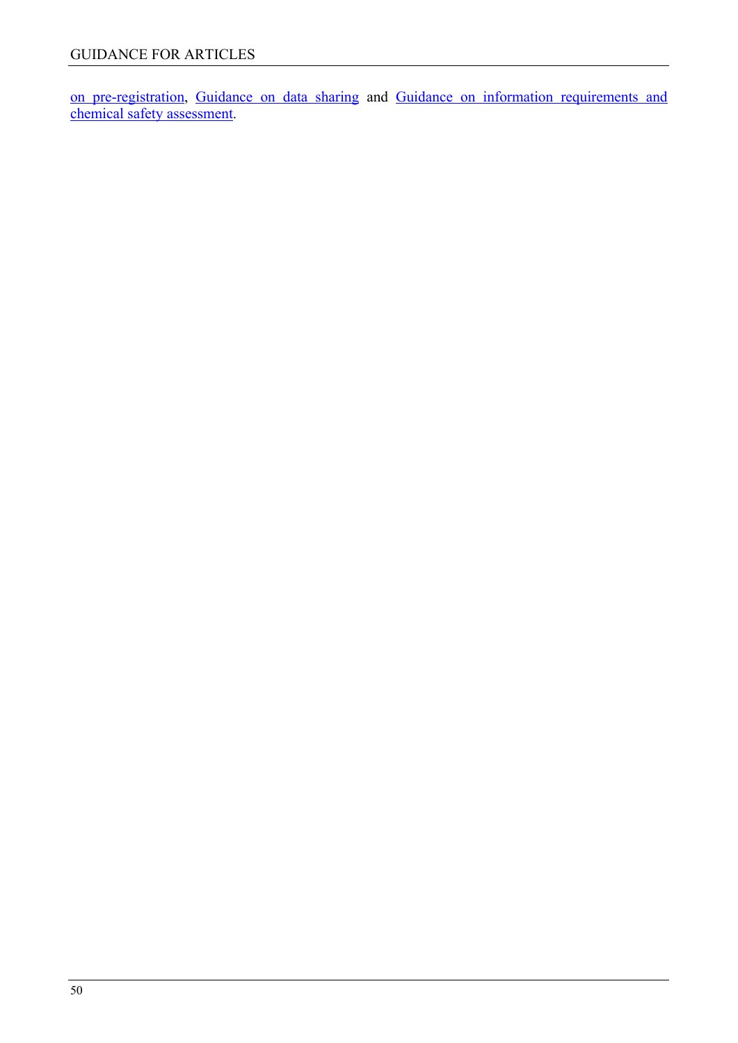on pre-registration, Guidance on data sharing and Guidance on information requirements and chemical safety assessment.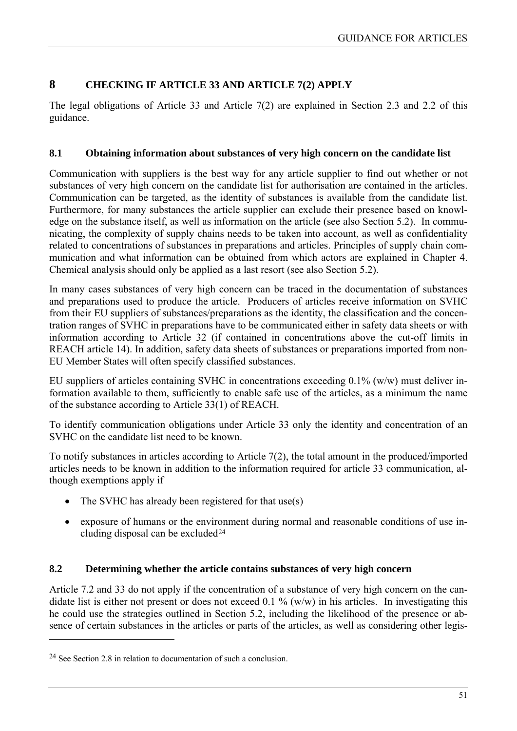# 8 CHECKING IF ARTICLE 33 AND ARTICLE 7(2) APPLY

The legal obligations of Article 33 and Article 7(2) are explained in Section 2.3 and 2.2 of this guidance.

## 8.1 Obtaining information about substances of very high concern on the candidate list

Communication with suppliers is the best way for any article supplier to find out whether or not substances of very high concern on the candidate list for authorisation are contained in the articles. Communication can be targeted, as the identity of substances is available from the candidate list. Furthermore, for many substances the article supplier can exclude their presence based on knowledge on the substance itself, as well as information on the article (see also Section 5.2). In communicating, the complexity of supply chains needs to be taken into account, as well as confidentiality related to concentrations of substances in preparations and articles. Principles of supply chain communication and what information can be obtained from which actors are explained in Chapter 4. Chemical analysis should only be applied as a last resort (see also Section 5.2).

In many cases substances of very high concern can be traced in the documentation of substances and preparations used to produce the article. Producers of articles receive information on SVHC from their EU suppliers of substances/preparations as the identity, the classification and the concentration ranges of SVHC in preparations have to be communicated either in safety data sheets or with information according to Article 32 (if contained in concentrations above the cut-off limits in REACH article 14). In addition, safety data sheets of substances or preparations imported from non-EU Member States will often specify classified substances.

EU suppliers of articles containing SVHC in concentrations exceeding 0.1% (w/w) must deliver information available to them, sufficiently to enable safe use of the articles, as a minimum the name of the substance according to Article 33(1) of REACH.

To identify communication obligations under Article 33 only the identity and concentration of an SVHC on the candidate list need to be known.

To notify substances in articles according to Article 7(2), the total amount in the produced/imported articles needs to be known in addition to the information required for article 33 communication, although exemptions apply if

- The SVHC has already been registered for that use(s)
- exposure of humans or the environment during normal and reasonable conditions of use including disposal can be excluded[24]

## 8.2 Determining whether the article contains substances of very high concern

Article 7.2 and 33 do not apply if the concentration of a substance of very high concern on the candidate list is either not present or does not exceed 0.1 % (w/w) in his articles. In investigating this he could use the strategies outlined in Section 5.2, including the likelihood of the presence or absence of certain substances in the articles or parts of the articles, as well as considering other legis-

[24] See Section 2.8 in relation to documentation of such a conclusion.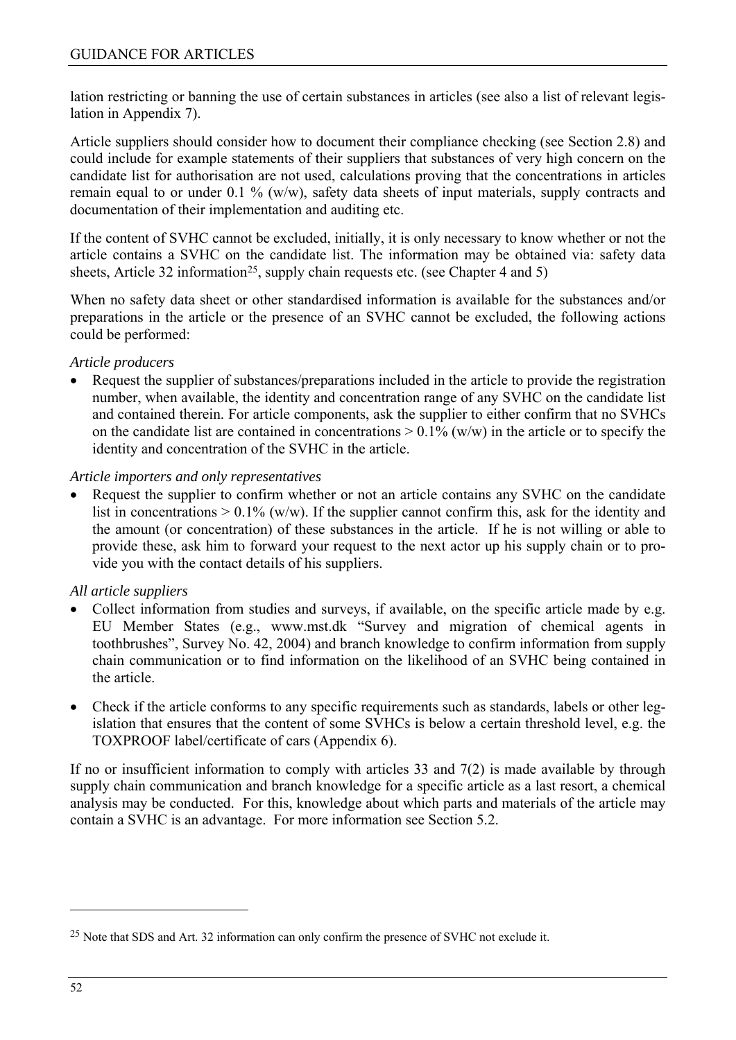lation restricting or banning the use of certain substances in articles (see also a list of relevant legislation in Appendix 7).

Article suppliers should consider how to document their compliance checking (see Section 2.8) and could include for example statements of their suppliers that substances of very high concern on the candidate list for authorisation are not used, calculations proving that the concentrations in articles remain equal to or under 0.1 % (w/w), safety data sheets of input materials, supply contracts and documentation of their implementation and auditing etc.

If the content of SVHC cannot be excluded, initially, it is only necessary to know whether or not the article contains a SVHC on the candidate list. The information may be obtained via: safety data sheets, Article 32 information[25], supply chain requests etc. (see Chapter 4 and 5)

When no safety data sheet or other standardised information is available for the substances and/or preparations in the article or the presence of an SVHC cannot be excluded, the following actions could be performed:

*Article producers*

- Request the supplier of substances/preparations included in the article to provide the registration number, when available, the identity and concentration range of any SVHC on the candidate list and contained therein. For article components, ask the supplier to either confirm that no SVHCs on the candidate list are contained in concentrations > 0.1% (w/w) in the article or to specify the identity and concentration of the SVHC in the article.

*Article importers and only representatives*

- Request the supplier to confirm whether or not an article contains any SVHC on the candidate list in concentrations > 0.1% (w/w). If the supplier cannot confirm this, ask for the identity and the amount (or concentration) of these substances in the article. If he is not willing or able to provide these, ask him to forward your request to the next actor up his supply chain or to provide you with the contact details of his suppliers.

*All article suppliers*

- Collect information from studies and surveys, if available, on the specific article made by e.g. EU Member States (e.g., www.mst.dk "Survey and migration of chemical agents in toothbrushes", Survey No. 42, 2004) and branch knowledge to confirm information from supply chain communication or to find information on the likelihood of an SVHC being contained in the article.

- Check if the article conforms to any specific requirements such as standards, labels or other legislation that ensures that the content of some SVHCs is below a certain threshold level, e.g. the TOXPROOF label/certificate of cars (Appendix 6).

If no or insufficient information to comply with articles 33 and 7(2) is made available by through supply chain communication and branch knowledge for a specific article as a last resort, a chemical analysis may be conducted. For this, knowledge about which parts and materials of the article may contain a SVHC is an advantage. For more information see Section 5.2.

---

[25] Note that SDS and Art. 32 information can only confirm the presence of SVHC not exclude it.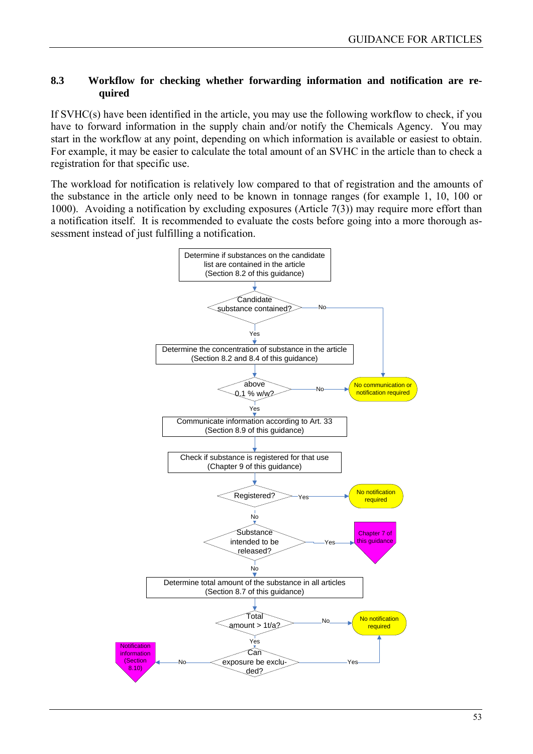## 8.3 Workflow for checking whether forwarding information and notification are required

If SVHC(s) have been identified in the article, you may use the following workflow to check, if you have to forward information in the supply chain and/or notify the Chemicals Agency. You may start in the workflow at any point, depending on which information is available or easiest to obtain. For example, it may be easier to calculate the total amount of an SVHC in the article than to check a registration for that specific use.

The workload for notification is relatively low compared to that of registration and the amounts of the substance in the article only need to be known in tonnage ranges (for example 1, 10, 100 or 1000). Avoiding a notification by excluding exposures (Article 7(3)) may require more effort than a notification itself. It is recommended to evaluate the costs before going into a more thorough assessment instead of just fulfilling a notification.

Determine if substances on the candidate list are contained in the article (Section 8.2 of this guidance)

Candidate substance contained? — No → No communication or notification required

Yes ↓

Determine the concentration of substance in the article (Section 8.2 and 8.4 of this guidance)

above 0.1 % w/w? — No → No communication or notification required

Yes ↓

Communicate information according to Art. 33 (Section 8.9 of this guidance)

Check if substance is registered for that use (Chapter 9 of this guidance)

Registered? — Yes → No notification required

No ↓

Substance intended to be released? — Yes → Chapter 7 of this guidance

No ↓

Determine total amount of the substance in all articles (Section 8.7 of this guidance)

Total amount > 1t/a? — No → No notification required

Yes ↓

Can exposure be excluded? — Yes → No notification required

No → Notification information (Section 8.10)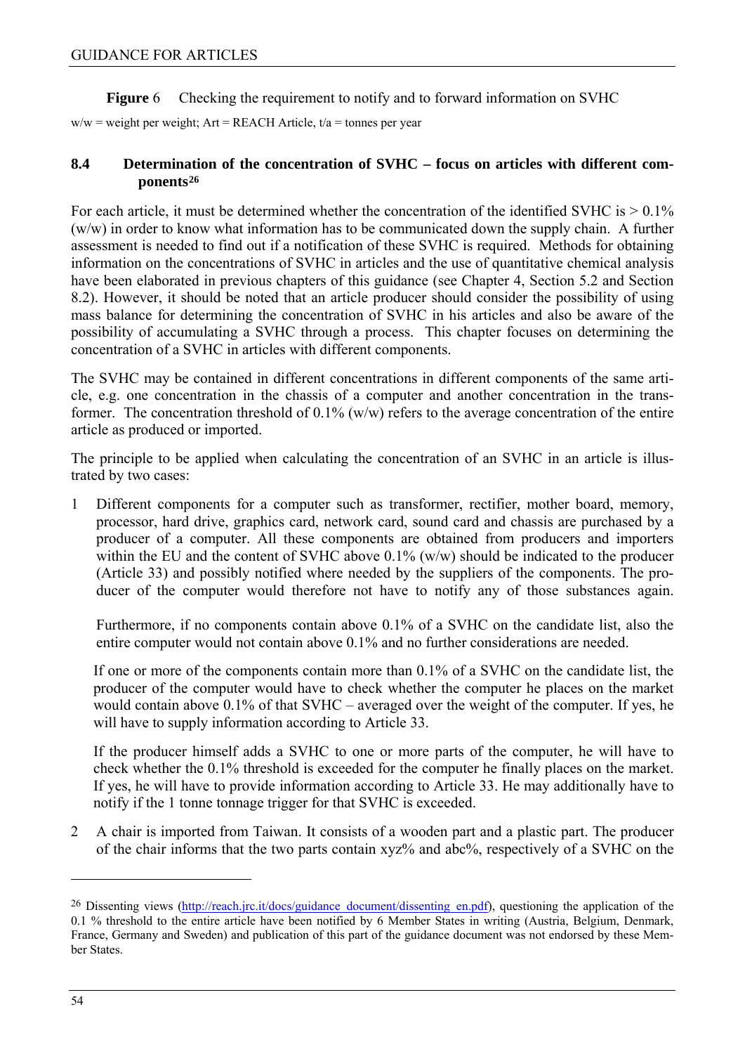**Figure** 6 Checking the requirement to notify and to forward information on SVHC

w/w = weight per weight; Art = REACH Article, t/a = tonnes per year

### 8.4 Determination of the concentration of SVHC – focus on articles with different components[26]

For each article, it must be determined whether the concentration of the identified SVHC is > 0.1% (w/w) in order to know what information has to be communicated down the supply chain. A further assessment is needed to find out if a notification of these SVHC is required. Methods for obtaining information on the concentrations of SVHC in articles and the use of quantitative chemical analysis have been elaborated in previous chapters of this guidance (see Chapter 4, Section 5.2 and Section 8.2). However, it should be noted that an article producer should consider the possibility of using mass balance for determining the concentration of SVHC in his articles and also be aware of the possibility of accumulating a SVHC through a process. This chapter focuses on determining the concentration of a SVHC in articles with different components.

The SVHC may be contained in different concentrations in different components of the same article, e.g. one concentration in the chassis of a computer and another concentration in the transformer. The concentration threshold of 0.1% (w/w) refers to the average concentration of the entire article as produced or imported.

The principle to be applied when calculating the concentration of an SVHC in an article is illustrated by two cases:

1. Different components for a computer such as transformer, rectifier, mother board, memory, processor, hard drive, graphics card, network card, sound card and chassis are purchased by a producer of a computer. All these components are obtained from producers and importers within the EU and the content of SVHC above 0.1% (w/w) should be indicated to the producer (Article 33) and possibly notified where needed by the suppliers of the components. The producer of the computer would therefore not have to notify any of those substances again.

   Furthermore, if no components contain above 0.1% of a SVHC on the candidate list, also the entire computer would not contain above 0.1% and no further considerations are needed.

   If one or more of the components contain more than 0.1% of a SVHC on the candidate list, the producer of the computer would have to check whether the computer he places on the market would contain above 0.1% of that SVHC – averaged over the weight of the computer. If yes, he will have to supply information according to Article 33.

   If the producer himself adds a SVHC to one or more parts of the computer, he will have to check whether the 0.1% threshold is exceeded for the computer he finally places on the market. If yes, he will have to provide information according to Article 33. He may additionally have to notify if the 1 tonne tonnage trigger for that SVHC is exceeded.

2. A chair is imported from Taiwan. It consists of a wooden part and a plastic part. The producer of the chair informs that the two parts contain xyz% and abc%, respectively of a SVHC on the

---

[26] Dissenting views (http://reach.jrc.it/docs/guidance_document/dissenting_en.pdf), questioning the application of the 0.1 % threshold to the entire article have been notified by 6 Member States in writing (Austria, Belgium, Denmark, France, Germany and Sweden) and publication of this part of the guidance document was not endorsed by these Member States.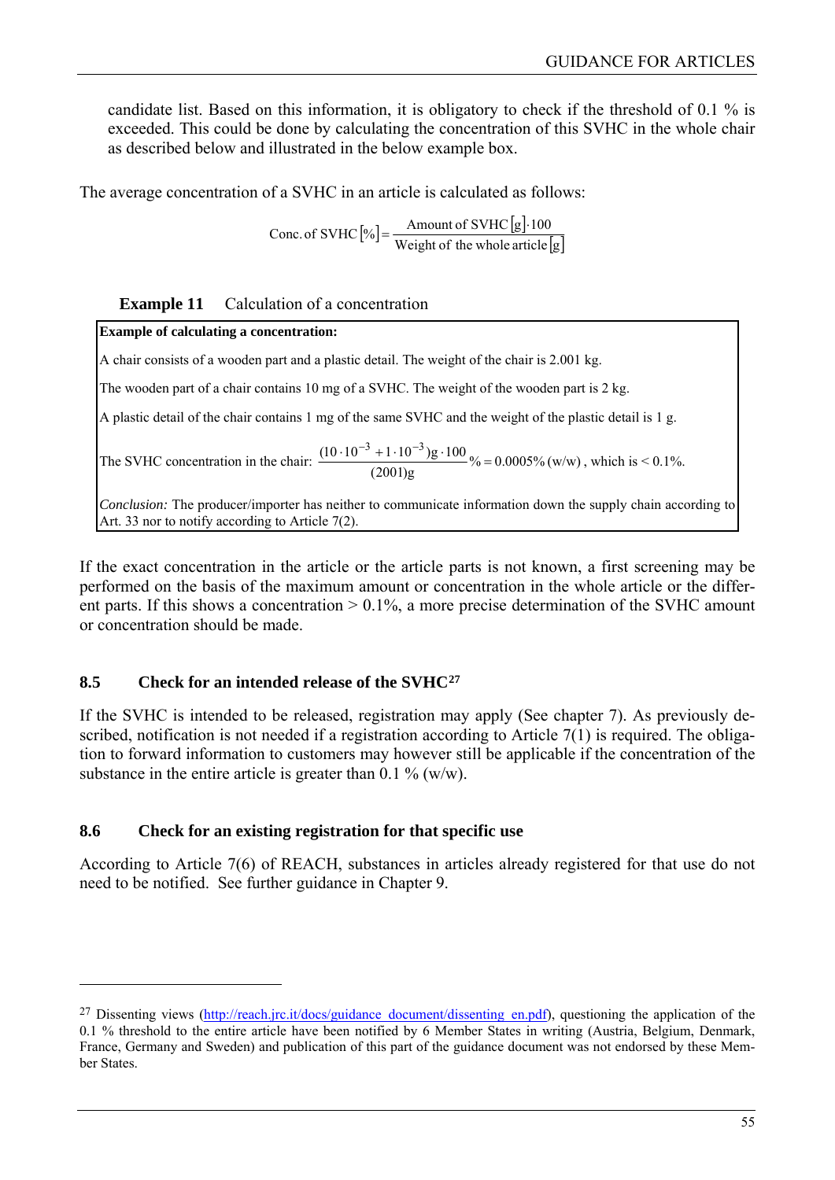candidate list. Based on this information, it is obligatory to check if the threshold of 0.1 % is exceeded. This could be done by calculating the concentration of this SVHC in the whole chair as described below and illustrated in the below example box.

The average concentration of a SVHC in an article is calculated as follows:

$$\text{Conc. of SVHC}\,[\%] = \frac{\text{Amount of SVHC}\,[\text{g}] \cdot 100}{\text{Weight of the whole article}\,[\text{g}]}$$

**Example 11** Calculation of a concentration

> **Example of calculating a concentration:**
>
> A chair consists of a wooden part and a plastic detail. The weight of the chair is 2.001 kg.
>
> The wooden part of a chair contains 10 mg of a SVHC. The weight of the wooden part is 2 kg.
>
> A plastic detail of the chair contains 1 mg of the same SVHC and the weight of the plastic detail is 1 g.
>
> The SVHC concentration in the chair: $\frac{(10 \cdot 10^{-3} + 1 \cdot 10^{-3})\text{g} \cdot 100}{(2001)\text{g}} \% = 0.0005\%\,(\text{w/w})$, which is < 0.1%.
>
> *Conclusion:* The producer/importer has neither to communicate information down the supply chain according to Art. 33 nor to notify according to Article 7(2).

If the exact concentration in the article or the article parts is not known, a first screening may be performed on the basis of the maximum amount or concentration in the whole article or the different parts. If this shows a concentration > 0.1%, a more precise determination of the SVHC amount or concentration should be made.

## 8.5 Check for an intended release of the SVHC[27]

If the SVHC is intended to be released, registration may apply (See chapter 7). As previously described, notification is not needed if a registration according to Article 7(1) is required. The obligation to forward information to customers may however still be applicable if the concentration of the substance in the entire article is greater than 0.1 % (w/w).

## 8.6 Check for an existing registration for that specific use

According to Article 7(6) of REACH, substances in articles already registered for that use do not need to be notified. See further guidance in Chapter 9.

[27] Dissenting views (http://reach.jrc.it/docs/guidance_document/dissenting_en.pdf), questioning the application of the 0.1 % threshold to the entire article have been notified by 6 Member States in writing (Austria, Belgium, Denmark, France, Germany and Sweden) and publication of this part of the guidance document was not endorsed by these Member States.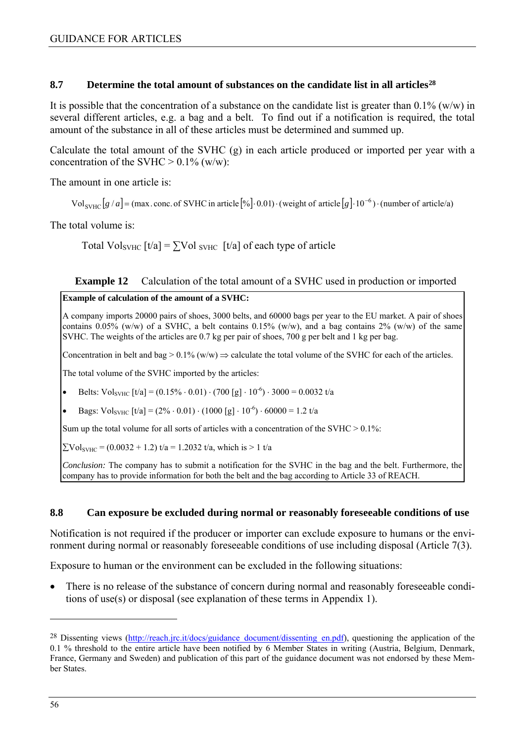### 8.7 Determine the total amount of substances on the candidate list in all articles[28]

It is possible that the concentration of a substance on the candidate list is greater than 0.1% (w/w) in several different articles, e.g. a bag and a belt. To find out if a notification is required, the total amount of the substance in all of these articles must be determined and summed up.

Calculate the total amount of the SVHC (g) in each article produced or imported per year with a concentration of the SVHC > 0.1% (w/w):

The amount in one article is:

$$\text{Vol}_{\text{SVHC}}[g/a] = (\text{max.conc.of SVHC in article}[\%] \cdot 0.01) \cdot (\text{weight of article}[g] \cdot 10^{-6}) \cdot (\text{number of article/a})$$

The total volume is:

Total $\text{Vol}_{\text{SVHC}}$ [t/a] = $\sum \text{Vol}_{\text{SVHC}}$ [t/a] of each type of article

**Example 12** Calculation of the total amount of a SVHC used in production or imported

**Example of calculation of the amount of a SVHC:**

A company imports 20000 pairs of shoes, 3000 belts, and 60000 bags per year to the EU market. A pair of shoes contains 0.05% (w/w) of a SVHC, a belt contains 0.15% (w/w), and a bag contains 2% (w/w) of the same SVHC. The weights of the articles are 0.7 kg per pair of shoes, 700 g per belt and 1 kg per bag.

Concentration in belt and bag > 0.1% (w/w) ⇒ calculate the total volume of the SVHC for each of the articles.

The total volume of the SVHC imported by the articles:

- Belts: $\text{Vol}_{\text{SVHC}}$ [t/a] = $(0.15\% \cdot 0.01) \cdot (700\ [g] \cdot 10^{-6}) \cdot 3000 = 0.0032$ t/a
- Bags: $\text{Vol}_{\text{SVHC}}$ [t/a] = $(2\% \cdot 0.01) \cdot (1000\ [g] \cdot 10^{-6}) \cdot 60000 = 1.2$ t/a

Sum up the total volume for all sorts of articles with a concentration of the SVHC > 0.1%:

$\sum \text{Vol}_{\text{SVHC}} = (0.0032 + 1.2)$ t/a = 1.2032 t/a, which is > 1 t/a

*Conclusion:* The company has to submit a notification for the SVHC in the bag and the belt. Furthermore, the company has to provide information for both the belt and the bag according to Article 33 of REACH.

### 8.8 Can exposure be excluded during normal or reasonably foreseeable conditions of use

Notification is not required if the producer or importer can exclude exposure to humans or the environment during normal or reasonably foreseeable conditions of use including disposal (Article 7(3).

Exposure to human or the environment can be excluded in the following situations:

- There is no release of the substance of concern during normal and reasonably foreseeable conditions of use(s) or disposal (see explanation of these terms in Appendix 1).

---

[28] Dissenting views (http://reach.jrc.it/docs/guidance_document/dissenting_en.pdf), questioning the application of the 0.1 % threshold to the entire article have been notified by 6 Member States in writing (Austria, Belgium, Denmark, France, Germany and Sweden) and publication of this part of the guidance document was not endorsed by these Member States.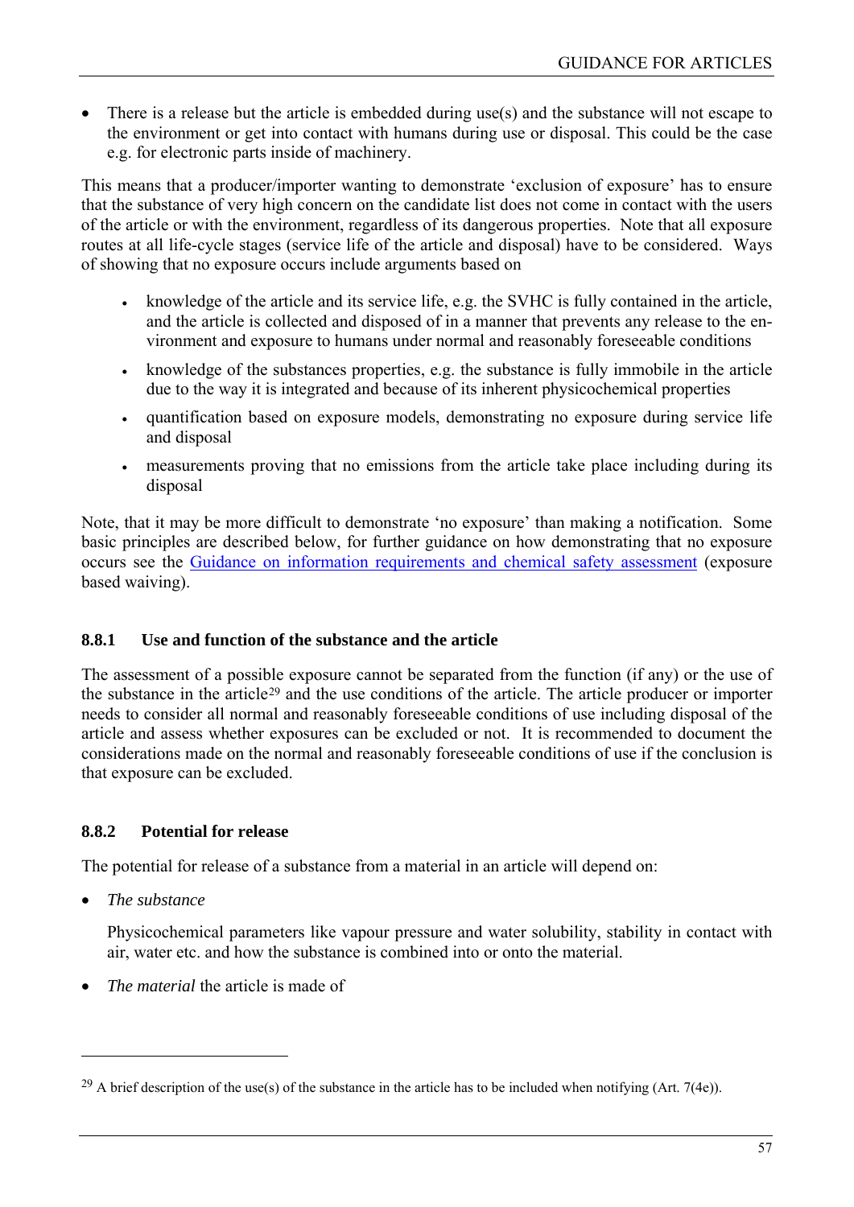- There is a release but the article is embedded during use(s) and the substance will not escape to the environment or get into contact with humans during use or disposal. This could be the case e.g. for electronic parts inside of machinery.

This means that a producer/importer wanting to demonstrate 'exclusion of exposure' has to ensure that the substance of very high concern on the candidate list does not come in contact with the users of the article or with the environment, regardless of its dangerous properties. Note that all exposure routes at all life-cycle stages (service life of the article and disposal) have to be considered. Ways of showing that no exposure occurs include arguments based on

- knowledge of the article and its service life, e.g. the SVHC is fully contained in the article, and the article is collected and disposed of in a manner that prevents any release to the environment and exposure to humans under normal and reasonably foreseeable conditions
- knowledge of the substances properties, e.g. the substance is fully immobile in the article due to the way it is integrated and because of its inherent physicochemical properties
- quantification based on exposure models, demonstrating no exposure during service life and disposal
- measurements proving that no emissions from the article take place including during its disposal

Note, that it may be more difficult to demonstrate 'no exposure' than making a notification. Some basic principles are described below, for further guidance on how demonstrating that no exposure occurs see the Guidance on information requirements and chemical safety assessment (exposure based waiving).

### 8.8.1 Use and function of the substance and the article

The assessment of a possible exposure cannot be separated from the function (if any) or the use of the substance in the article[29] and the use conditions of the article. The article producer or importer needs to consider all normal and reasonably foreseeable conditions of use including disposal of the article and assess whether exposures can be excluded or not. It is recommended to document the considerations made on the normal and reasonably foreseeable conditions of use if the conclusion is that exposure can be excluded.

### 8.8.2 Potential for release

The potential for release of a substance from a material in an article will depend on:

- *The substance*

  Physicochemical parameters like vapour pressure and water solubility, stability in contact with air, water etc. and how the substance is combined into or onto the material.

- *The material* the article is made of

[29] A brief description of the use(s) of the substance in the article has to be included when notifying (Art. 7(4e)).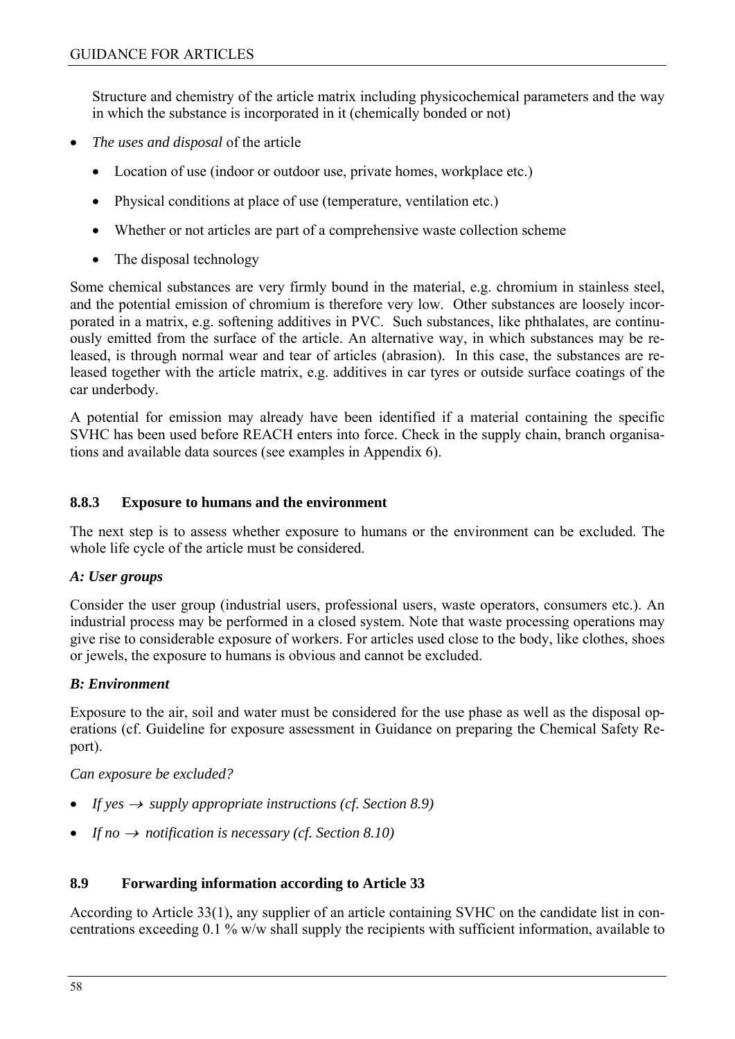Structure and chemistry of the article matrix including physicochemical parameters and the way in which the substance is incorporated in it (chemically bonded or not)

- *The uses and disposal* of the article
  - Location of use (indoor or outdoor use, private homes, workplace etc.)
  - Physical conditions at place of use (temperature, ventilation etc.)
  - Whether or not articles are part of a comprehensive waste collection scheme
  - The disposal technology

Some chemical substances are very firmly bound in the material, e.g. chromium in stainless steel, and the potential emission of chromium is therefore very low. Other substances are loosely incorporated in a matrix, e.g. softening additives in PVC. Such substances, like phthalates, are continuously emitted from the surface of the article. An alternative way, in which substances may be released, is through normal wear and tear of articles (abrasion). In this case, the substances are released together with the article matrix, e.g. additives in car tyres or outside surface coatings of the car underbody.

A potential for emission may already have been identified if a material containing the specific SVHC has been used before REACH enters into force. Check in the supply chain, branch organisations and available data sources (see examples in Appendix 6).

### 8.8.3 Exposure to humans and the environment

The next step is to assess whether exposure to humans or the environment can be excluded. The whole life cycle of the article must be considered.

***A: User groups***

Consider the user group (industrial users, professional users, waste operators, consumers etc.). An industrial process may be performed in a closed system. Note that waste processing operations may give rise to considerable exposure of workers. For articles used close to the body, like clothes, shoes or jewels, the exposure to humans is obvious and cannot be excluded.

***B: Environment***

Exposure to the air, soil and water must be considered for the use phase as well as the disposal operations (cf. Guideline for exposure assessment in Guidance on preparing the Chemical Safety Report).

*Can exposure be excluded?*

- *If yes → supply appropriate instructions (cf. Section 8.9)*
- *If no → notification is necessary (cf. Section 8.10)*

## 8.9 Forwarding information according to Article 33

According to Article 33(1), any supplier of an article containing SVHC on the candidate list in concentrations exceeding 0.1 % w/w shall supply the recipients with sufficient information, available to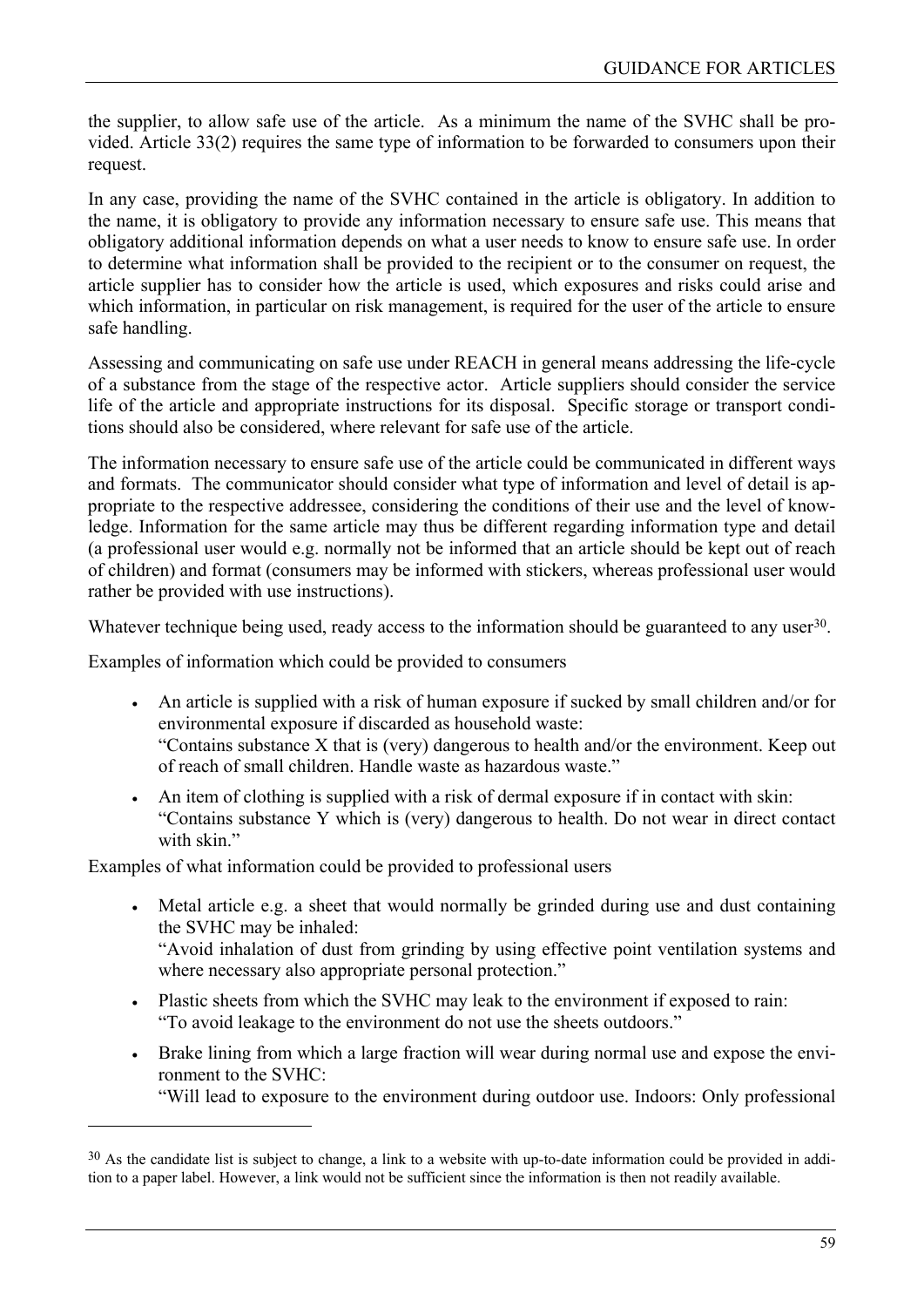the supplier, to allow safe use of the article. As a minimum the name of the SVHC shall be provided. Article 33(2) requires the same type of information to be forwarded to consumers upon their request.

In any case, providing the name of the SVHC contained in the article is obligatory. In addition to the name, it is obligatory to provide any information necessary to ensure safe use. This means that obligatory additional information depends on what a user needs to know to ensure safe use. In order to determine what information shall be provided to the recipient or to the consumer on request, the article supplier has to consider how the article is used, which exposures and risks could arise and which information, in particular on risk management, is required for the user of the article to ensure safe handling.

Assessing and communicating on safe use under REACH in general means addressing the life-cycle of a substance from the stage of the respective actor. Article suppliers should consider the service life of the article and appropriate instructions for its disposal. Specific storage or transport conditions should also be considered, where relevant for safe use of the article.

The information necessary to ensure safe use of the article could be communicated in different ways and formats. The communicator should consider what type of information and level of detail is appropriate to the respective addressee, considering the conditions of their use and the level of knowledge. Information for the same article may thus be different regarding information type and detail (a professional user would e.g. normally not be informed that an article should be kept out of reach of children) and format (consumers may be informed with stickers, whereas professional user would rather be provided with use instructions).

Whatever technique being used, ready access to the information should be guaranteed to any user[30].

Examples of information which could be provided to consumers

- An article is supplied with a risk of human exposure if sucked by small children and/or for environmental exposure if discarded as household waste:
  "Contains substance X that is (very) dangerous to health and/or the environment. Keep out of reach of small children. Handle waste as hazardous waste."
- An item of clothing is supplied with a risk of dermal exposure if in contact with skin:
  "Contains substance Y which is (very) dangerous to health. Do not wear in direct contact with skin."

Examples of what information could be provided to professional users

- Metal article e.g. a sheet that would normally be grinded during use and dust containing the SVHC may be inhaled:
  "Avoid inhalation of dust from grinding by using effective point ventilation systems and where necessary also appropriate personal protection."
- Plastic sheets from which the SVHC may leak to the environment if exposed to rain:
  "To avoid leakage to the environment do not use the sheets outdoors."
- Brake lining from which a large fraction will wear during normal use and expose the environment to the SVHC:
  "Will lead to exposure to the environment during outdoor use. Indoors: Only professional

[30] As the candidate list is subject to change, a link to a website with up-to-date information could be provided in addition to a paper label. However, a link would not be sufficient since the information is then not readily available.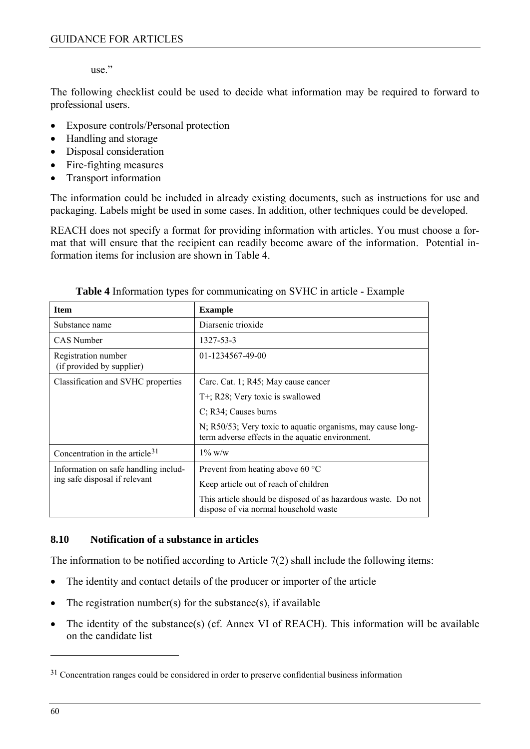use."

The following checklist could be used to decide what information may be required to forward to professional users.

- Exposure controls/Personal protection
- Handling and storage
- Disposal consideration
- Fire-fighting measures
- Transport information

The information could be included in already existing documents, such as instructions for use and packaging. Labels might be used in some cases. In addition, other techniques could be developed.

REACH does not specify a format for providing information with articles. You must choose a format that will ensure that the recipient can readily become aware of the information. Potential information items for inclusion are shown in Table 4.

**Table 4** Information types for communicating on SVHC in article - Example

| Item | Example |
|---|---|
| Substance name | Diarsenic trioxide |
| CAS Number | 1327-53-3 |
| Registration number (if provided by supplier) | 01-1234567-49-00 |
| Classification and SVHC properties | Carc. Cat. 1; R45; May cause cancer<br>T+; R28; Very toxic is swallowed<br>C; R34; Causes burns<br>N; R50/53; Very toxic to aquatic organisms, may cause long-term adverse effects in the aquatic environment. |
| Concentration in the article[31] | 1% w/w |
| Information on safe handling including safe disposal if relevant | Prevent from heating above 60 °C<br>Keep article out of reach of children<br>This article should be disposed of as hazardous waste. Do not dispose of via normal household waste |

## 8.10 Notification of a substance in articles

The information to be notified according to Article 7(2) shall include the following items:

- The identity and contact details of the producer or importer of the article
- The registration number(s) for the substance(s), if available
- The identity of the substance(s) (cf. Annex VI of REACH). This information will be available on the candidate list

[31] Concentration ranges could be considered in order to preserve confidential business information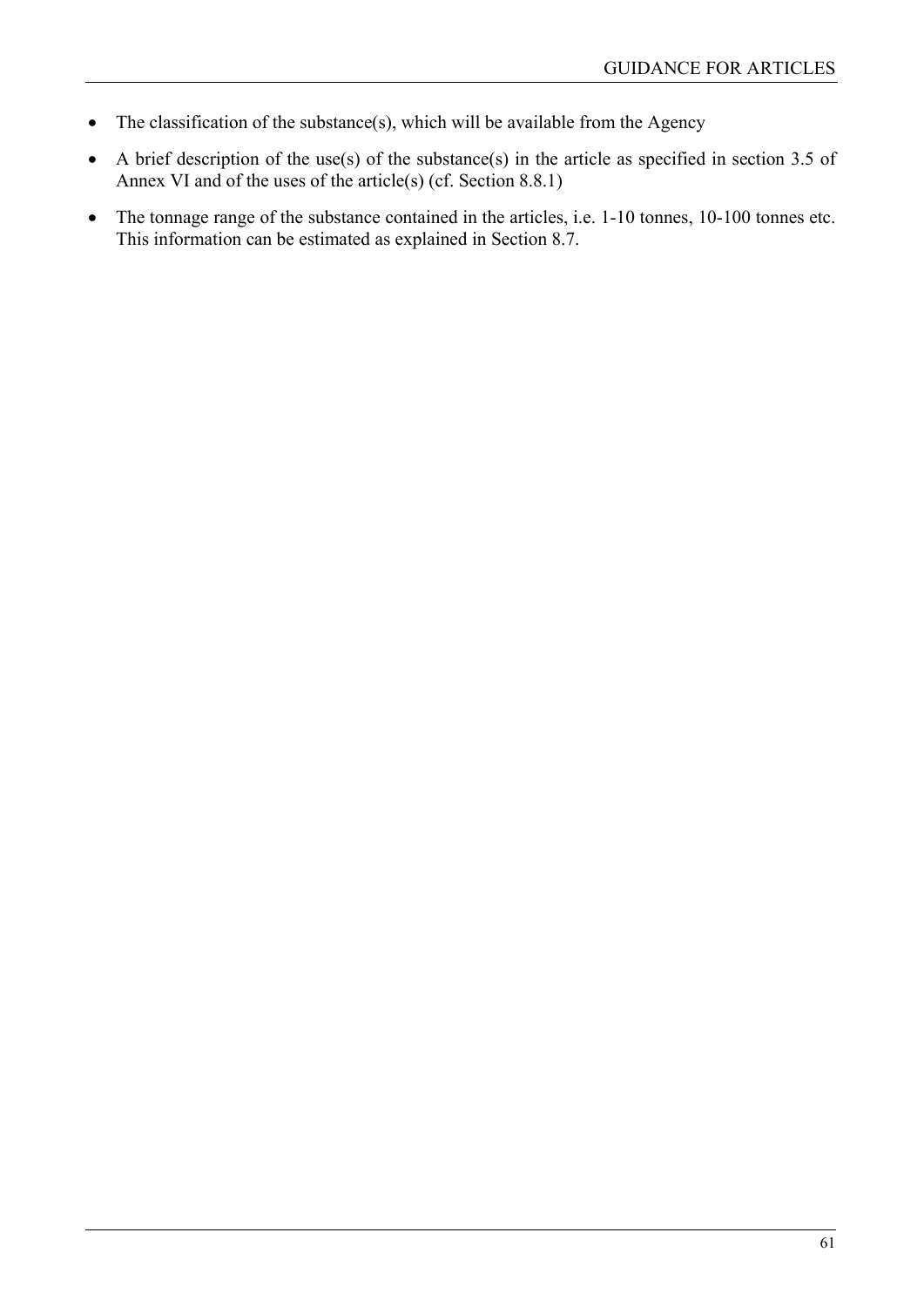- The classification of the substance(s), which will be available from the Agency
- A brief description of the use(s) of the substance(s) in the article as specified in section 3.5 of Annex VI and of the uses of the article(s) (cf. Section 8.8.1)
- The tonnage range of the substance contained in the articles, i.e. 1-10 tonnes, 10-100 tonnes etc. This information can be estimated as explained in Section 8.7.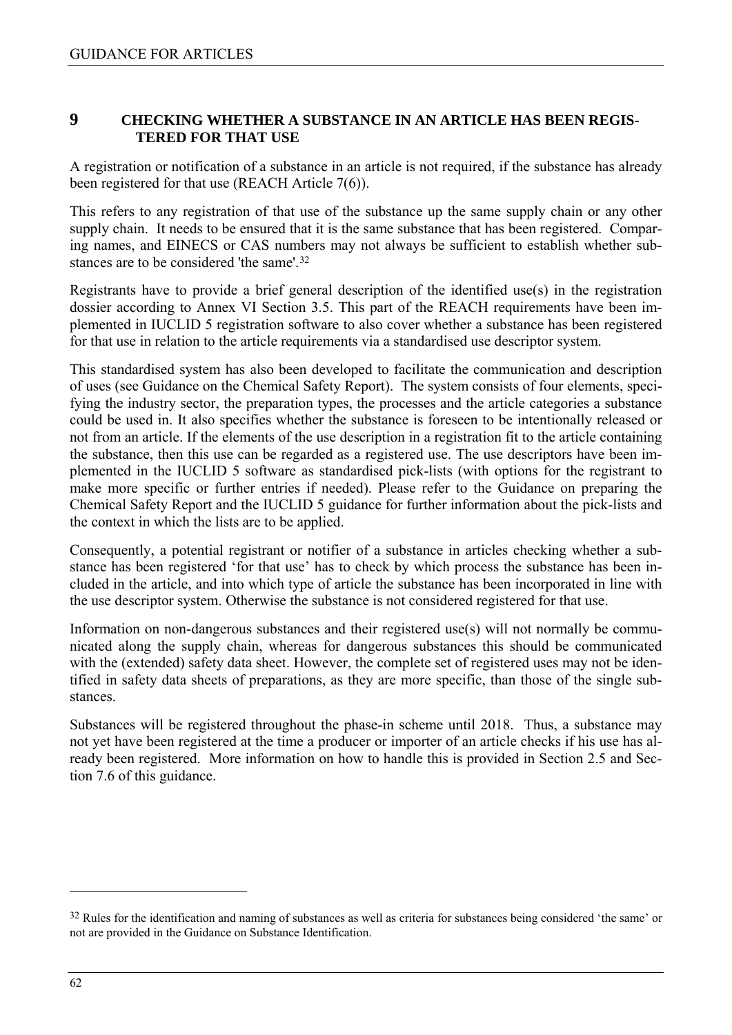# 9 CHECKING WHETHER A SUBSTANCE IN AN ARTICLE HAS BEEN REGISTERED FOR THAT USE

A registration or notification of a substance in an article is not required, if the substance has already been registered for that use (REACH Article 7(6)).

This refers to any registration of that use of the substance up the same supply chain or any other supply chain. It needs to be ensured that it is the same substance that has been registered. Comparing names, and EINECS or CAS numbers may not always be sufficient to establish whether substances are to be considered 'the same'.[32]

Registrants have to provide a brief general description of the identified use(s) in the registration dossier according to Annex VI Section 3.5. This part of the REACH requirements have been implemented in IUCLID 5 registration software to also cover whether a substance has been registered for that use in relation to the article requirements via a standardised use descriptor system.

This standardised system has also been developed to facilitate the communication and description of uses (see Guidance on the Chemical Safety Report). The system consists of four elements, specifying the industry sector, the preparation types, the processes and the article categories a substance could be used in. It also specifies whether the substance is foreseen to be intentionally released or not from an article. If the elements of the use description in a registration fit to the article containing the substance, then this use can be regarded as a registered use. The use descriptors have been implemented in the IUCLID 5 software as standardised pick-lists (with options for the registrant to make more specific or further entries if needed). Please refer to the Guidance on preparing the Chemical Safety Report and the IUCLID 5 guidance for further information about the pick-lists and the context in which the lists are to be applied.

Consequently, a potential registrant or notifier of a substance in articles checking whether a substance has been registered 'for that use' has to check by which process the substance has been included in the article, and into which type of article the substance has been incorporated in line with the use descriptor system. Otherwise the substance is not considered registered for that use.

Information on non-dangerous substances and their registered use(s) will not normally be communicated along the supply chain, whereas for dangerous substances this should be communicated with the (extended) safety data sheet. However, the complete set of registered uses may not be identified in safety data sheets of preparations, as they are more specific, than those of the single substances.

Substances will be registered throughout the phase-in scheme until 2018. Thus, a substance may not yet have been registered at the time a producer or importer of an article checks if his use has already been registered. More information on how to handle this is provided in Section 2.5 and Section 7.6 of this guidance.

---

[32] Rules for the identification and naming of substances as well as criteria for substances being considered 'the same' or not are provided in the Guidance on Substance Identification.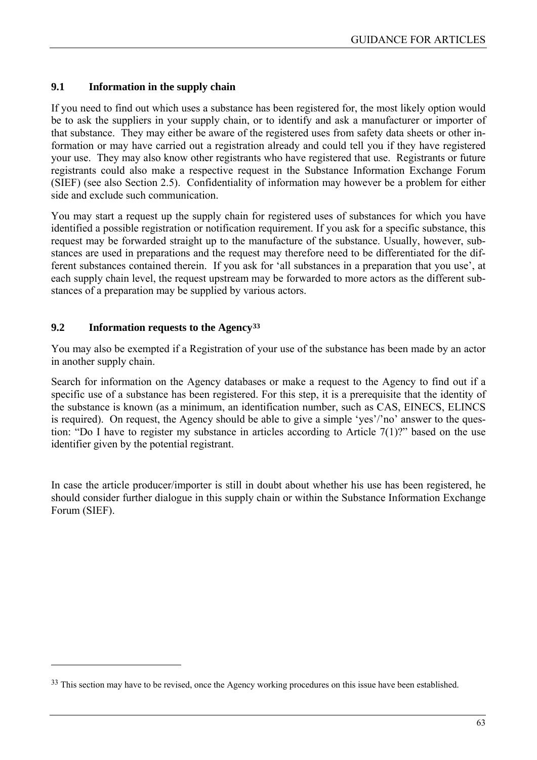## 9.1 Information in the supply chain

If you need to find out which uses a substance has been registered for, the most likely option would be to ask the suppliers in your supply chain, or to identify and ask a manufacturer or importer of that substance. They may either be aware of the registered uses from safety data sheets or other information or may have carried out a registration already and could tell you if they have registered your use. They may also know other registrants who have registered that use. Registrants or future registrants could also make a respective request in the Substance Information Exchange Forum (SIEF) (see also Section 2.5). Confidentiality of information may however be a problem for either side and exclude such communication.

You may start a request up the supply chain for registered uses of substances for which you have identified a possible registration or notification requirement. If you ask for a specific substance, this request may be forwarded straight up to the manufacture of the substance. Usually, however, substances are used in preparations and the request may therefore need to be differentiated for the different substances contained therein. If you ask for 'all substances in a preparation that you use', at each supply chain level, the request upstream may be forwarded to more actors as the different substances of a preparation may be supplied by various actors.

## 9.2 Information requests to the Agency[33]

You may also be exempted if a Registration of your use of the substance has been made by an actor in another supply chain.

Search for information on the Agency databases or make a request to the Agency to find out if a specific use of a substance has been registered. For this step, it is a prerequisite that the identity of the substance is known (as a minimum, an identification number, such as CAS, EINECS, ELINCS is required). On request, the Agency should be able to give a simple 'yes'/'no' answer to the question: "Do I have to register my substance in articles according to Article 7(1)?" based on the use identifier given by the potential registrant.

In case the article producer/importer is still in doubt about whether his use has been registered, he should consider further dialogue in this supply chain or within the Substance Information Exchange Forum (SIEF).

---

[33] This section may have to be revised, once the Agency working procedures on this issue have been established.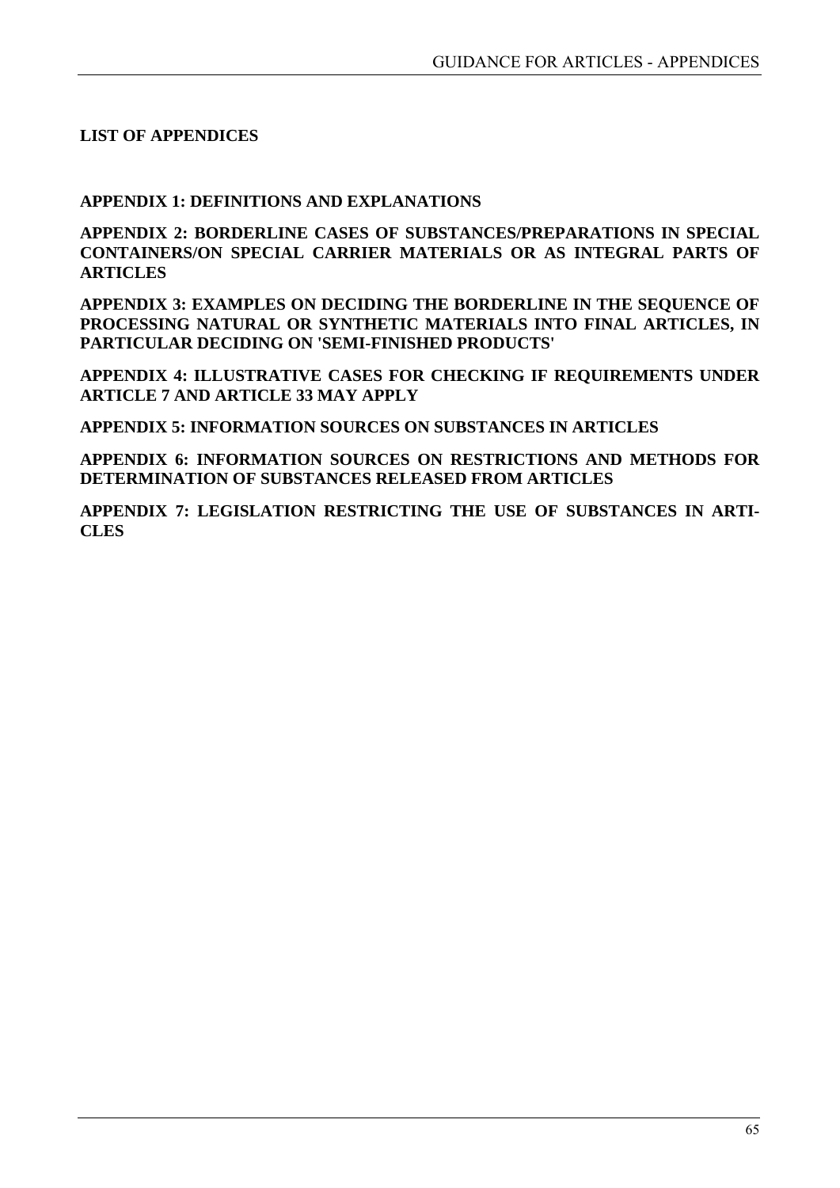## LIST OF APPENDICES

**APPENDIX 1: DEFINITIONS AND EXPLANATIONS**

**APPENDIX 2: BORDERLINE CASES OF SUBSTANCES/PREPARATIONS IN SPECIAL CONTAINERS/ON SPECIAL CARRIER MATERIALS OR AS INTEGRAL PARTS OF ARTICLES**

**APPENDIX 3: EXAMPLES ON DECIDING THE BORDERLINE IN THE SEQUENCE OF PROCESSING NATURAL OR SYNTHETIC MATERIALS INTO FINAL ARTICLES, IN PARTICULAR DECIDING ON 'SEMI-FINISHED PRODUCTS'**

**APPENDIX 4: ILLUSTRATIVE CASES FOR CHECKING IF REQUIREMENTS UNDER ARTICLE 7 AND ARTICLE 33 MAY APPLY**

**APPENDIX 5: INFORMATION SOURCES ON SUBSTANCES IN ARTICLES**

**APPENDIX 6: INFORMATION SOURCES ON RESTRICTIONS AND METHODS FOR DETERMINATION OF SUBSTANCES RELEASED FROM ARTICLES**

**APPENDIX 7: LEGISLATION RESTRICTING THE USE OF SUBSTANCES IN ARTICLES**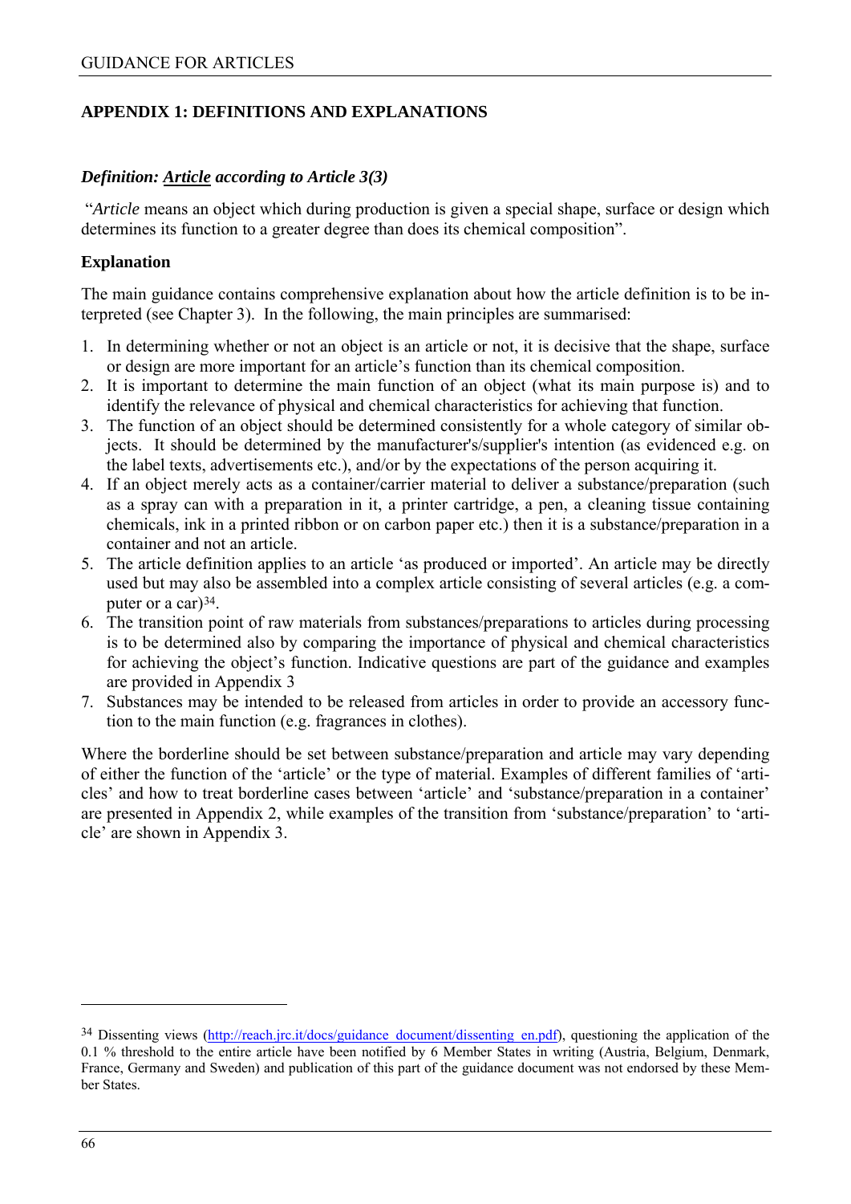## APPENDIX 1: DEFINITIONS AND EXPLANATIONS

### *Definition: Article according to Article 3(3)*

"*Article* means an object which during production is given a special shape, surface or design which determines its function to a greater degree than does its chemical composition".

#### Explanation

The main guidance contains comprehensive explanation about how the article definition is to be interpreted (see Chapter 3). In the following, the main principles are summarised:

1. In determining whether or not an object is an article or not, it is decisive that the shape, surface or design are more important for an article's function than its chemical composition.
2. It is important to determine the main function of an object (what its main purpose is) and to identify the relevance of physical and chemical characteristics for achieving that function.
3. The function of an object should be determined consistently for a whole category of similar objects. It should be determined by the manufacturer's/supplier's intention (as evidenced e.g. on the label texts, advertisements etc.), and/or by the expectations of the person acquiring it.
4. If an object merely acts as a container/carrier material to deliver a substance/preparation (such as a spray can with a preparation in it, a printer cartridge, a pen, a cleaning tissue containing chemicals, ink in a printed ribbon or on carbon paper etc.) then it is a substance/preparation in a container and not an article.
5. The article definition applies to an article 'as produced or imported'. An article may be directly used but may also be assembled into a complex article consisting of several articles (e.g. a computer or a car)[34].
6. The transition point of raw materials from substances/preparations to articles during processing is to be determined also by comparing the importance of physical and chemical characteristics for achieving the object's function. Indicative questions are part of the guidance and examples are provided in Appendix 3
7. Substances may be intended to be released from articles in order to provide an accessory function to the main function (e.g. fragrances in clothes).

Where the borderline should be set between substance/preparation and article may vary depending of either the function of the 'article' or the type of material. Examples of different families of 'articles' and how to treat borderline cases between 'article' and 'substance/preparation in a container' are presented in Appendix 2, while examples of the transition from 'substance/preparation' to 'article' are shown in Appendix 3.

---

[34] Dissenting views (http://reach.jrc.it/docs/guidance_document/dissenting_en.pdf), questioning the application of the 0.1 % threshold to the entire article have been notified by 6 Member States in writing (Austria, Belgium, Denmark, France, Germany and Sweden) and publication of this part of the guidance document was not endorsed by these Member States.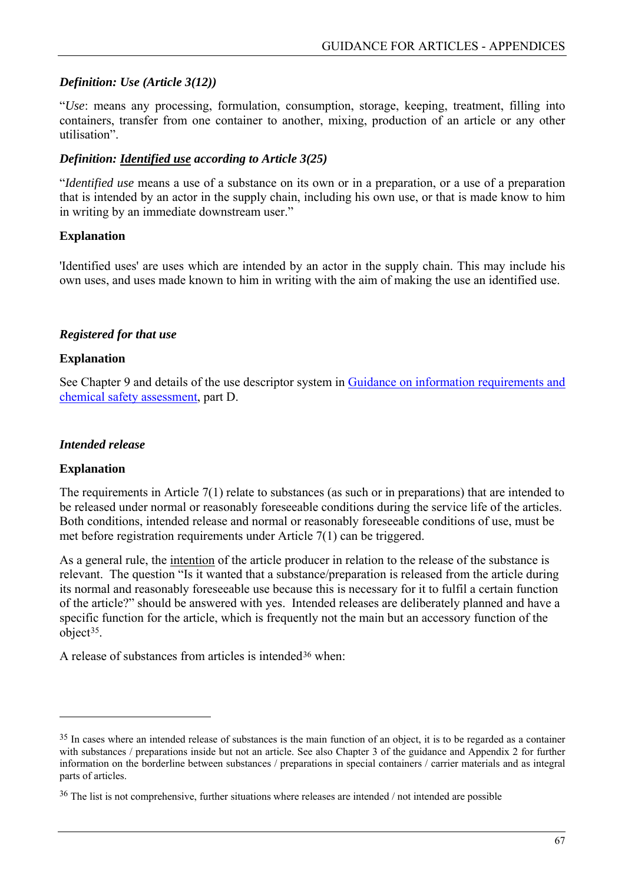***Definition: Use (Article 3(12))***

"*Use*: means any processing, formulation, consumption, storage, keeping, treatment, filling into containers, transfer from one container to another, mixing, production of an article or any other utilisation".

***Definition: Identified use according to Article 3(25)***

"*Identified use* means a use of a substance on its own or in a preparation, or a use of a preparation that is intended by an actor in the supply chain, including his own use, or that is made know to him in writing by an immediate downstream user."

**Explanation**

'Identified uses' are uses which are intended by an actor in the supply chain. This may include his own uses, and uses made known to him in writing with the aim of making the use an identified use.

***Registered for that use***

**Explanation**

See Chapter 9 and details of the use descriptor system in Guidance on information requirements and chemical safety assessment, part D.

***Intended release***

**Explanation**

The requirements in Article 7(1) relate to substances (as such or in preparations) that are intended to be released under normal or reasonably foreseeable conditions during the service life of the articles. Both conditions, intended release and normal or reasonably foreseeable conditions of use, must be met before registration requirements under Article 7(1) can be triggered.

As a general rule, the intention of the article producer in relation to the release of the substance is relevant. The question "Is it wanted that a substance/preparation is released from the article during its normal and reasonably foreseeable use because this is necessary for it to fulfil a certain function of the article?" should be answered with yes. Intended releases are deliberately planned and have a specific function for the article, which is frequently not the main but an accessory function of the object[35].

A release of substances from articles is intended[36] when:

---

[35] In cases where an intended release of substances is the main function of an object, it is to be regarded as a container with substances / preparations inside but not an article. See also Chapter 3 of the guidance and Appendix 2 for further information on the borderline between substances / preparations in special containers / carrier materials and as integral parts of articles.

[36] The list is not comprehensive, further situations where releases are intended / not intended are possible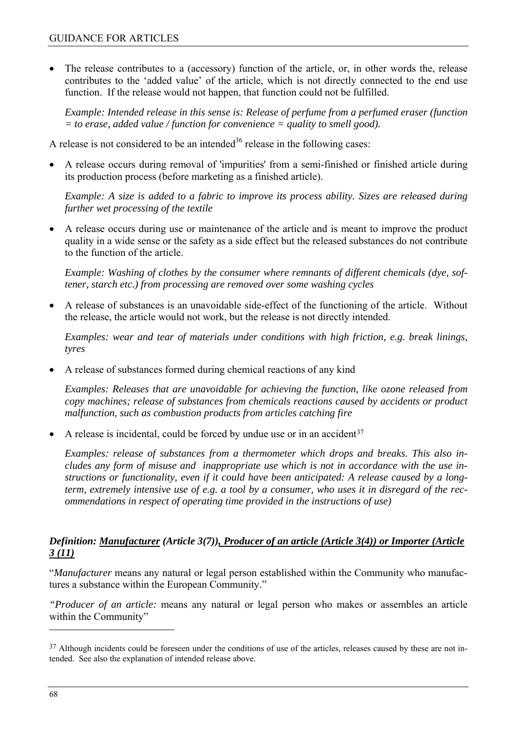- The release contributes to a (accessory) function of the article, or, in other words the, release contributes to the 'added value' of the article, which is not directly connected to the end use function. If the release would not happen, that function could not be fulfilled.

  *Example: Intended release in this sense is: Release of perfume from a perfumed eraser (function = to erase, added value / function for convenience = quality to smell good).*

A release is not considered to be an intended[36] release in the following cases:

- A release occurs during removal of 'impurities' from a semi-finished or finished article during its production process (before marketing as a finished article).

  *Example: A size is added to a fabric to improve its process ability. Sizes are released during further wet processing of the textile*

- A release occurs during use or maintenance of the article and is meant to improve the product quality in a wide sense or the safety as a side effect but the released substances do not contribute to the function of the article.

  *Example: Washing of clothes by the consumer where remnants of different chemicals (dye, softener, starch etc.) from processing are removed over some washing cycles*

- A release of substances is an unavoidable side-effect of the functioning of the article. Without the release, the article would not work, but the release is not directly intended.

  *Examples: wear and tear of materials under conditions with high friction, e.g. break linings, tyres*

- A release of substances formed during chemical reactions of any kind

  *Examples: Releases that are unavoidable for achieving the function, like ozone released from copy machines; release of substances from chemicals reactions caused by accidents or product malfunction, such as combustion products from articles catching fire*

- A release is incidental, could be forced by undue use or in an accident[37]

  *Examples: release of substances from a thermometer which drops and breaks. This also includes any form of misuse and inappropriate use which is not in accordance with the use instructions or functionality, even if it could have been anticipated: A release caused by a long-term, extremely intensive use of e.g. a tool by a consumer, who uses it in disregard of the recommendations in respect of operating time provided in the instructions of use)*

### *Definition: Manufacturer (Article 3(7)), Producer of an article (Article 3(4)) or Importer (Article 3 (11)*

"*Manufacturer* means any natural or legal person established within the Community who manufactures a substance within the European Community."

*"Producer of an article:* means any natural or legal person who makes or assembles an article within the Community"

---

[37] Although incidents could be foreseen under the conditions of use of the articles, releases caused by these are not intended. See also the explanation of intended release above.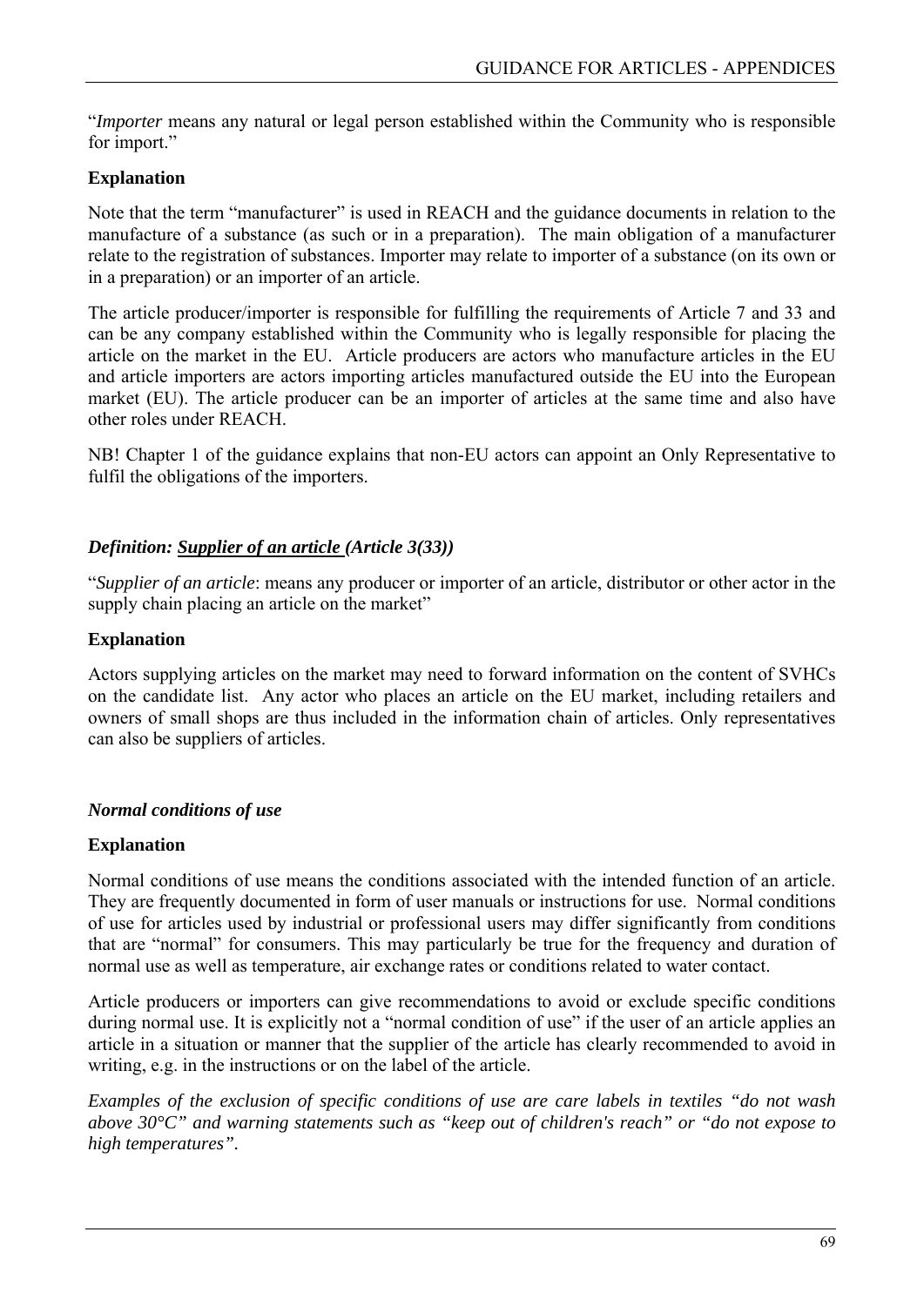"*Importer* means any natural or legal person established within the Community who is responsible for import."

**Explanation**

Note that the term "manufacturer" is used in REACH and the guidance documents in relation to the manufacture of a substance (as such or in a preparation). The main obligation of a manufacturer relate to the registration of substances. Importer may relate to importer of a substance (on its own or in a preparation) or an importer of an article.

The article producer/importer is responsible for fulfilling the requirements of Article 7 and 33 and can be any company established within the Community who is legally responsible for placing the article on the market in the EU. Article producers are actors who manufacture articles in the EU and article importers are actors importing articles manufactured outside the EU into the European market (EU). The article producer can be an importer of articles at the same time and also have other roles under REACH.

NB! Chapter 1 of the guidance explains that non-EU actors can appoint an Only Representative to fulfil the obligations of the importers.

### *Definition: Supplier of an article (Article 3(33))*

"*Supplier of an article*: means any producer or importer of an article, distributor or other actor in the supply chain placing an article on the market"

**Explanation**

Actors supplying articles on the market may need to forward information on the content of SVHCs on the candidate list. Any actor who places an article on the EU market, including retailers and owners of small shops are thus included in the information chain of articles. Only representatives can also be suppliers of articles.

### *Normal conditions of use*

**Explanation**

Normal conditions of use means the conditions associated with the intended function of an article. They are frequently documented in form of user manuals or instructions for use. Normal conditions of use for articles used by industrial or professional users may differ significantly from conditions that are "normal" for consumers. This may particularly be true for the frequency and duration of normal use as well as temperature, air exchange rates or conditions related to water contact.

Article producers or importers can give recommendations to avoid or exclude specific conditions during normal use. It is explicitly not a "normal condition of use" if the user of an article applies an article in a situation or manner that the supplier of the article has clearly recommended to avoid in writing, e.g. in the instructions or on the label of the article.

*Examples of the exclusion of specific conditions of use are care labels in textiles "do not wash above 30°C" and warning statements such as "keep out of children's reach" or "do not expose to high temperatures".*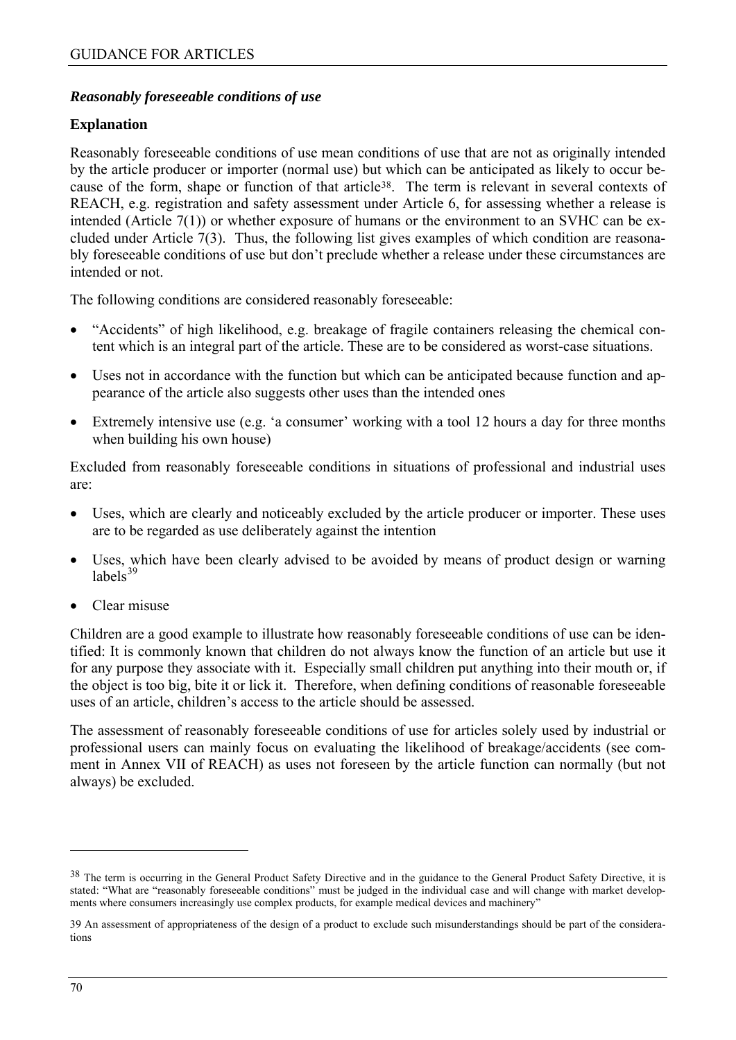### *Reasonably foreseeable conditions of use*

**Explanation**

Reasonably foreseeable conditions of use mean conditions of use that are not as originally intended by the article producer or importer (normal use) but which can be anticipated as likely to occur because of the form, shape or function of that article[38]. The term is relevant in several contexts of REACH, e.g. registration and safety assessment under Article 6, for assessing whether a release is intended (Article 7(1)) or whether exposure of humans or the environment to an SVHC can be excluded under Article 7(3). Thus, the following list gives examples of which condition are reasonably foreseeable conditions of use but don't preclude whether a release under these circumstances are intended or not.

The following conditions are considered reasonably foreseeable:

- "Accidents" of high likelihood, e.g. breakage of fragile containers releasing the chemical content which is an integral part of the article. These are to be considered as worst-case situations.
- Uses not in accordance with the function but which can be anticipated because function and appearance of the article also suggests other uses than the intended ones
- Extremely intensive use (e.g. 'a consumer' working with a tool 12 hours a day for three months when building his own house)

Excluded from reasonably foreseeable conditions in situations of professional and industrial uses are:

- Uses, which are clearly and noticeably excluded by the article producer or importer. These uses are to be regarded as use deliberately against the intention
- Uses, which have been clearly advised to be avoided by means of product design or warning labels[39]
- Clear misuse

Children are a good example to illustrate how reasonably foreseeable conditions of use can be identified: It is commonly known that children do not always know the function of an article but use it for any purpose they associate with it. Especially small children put anything into their mouth or, if the object is too big, bite it or lick it. Therefore, when defining conditions of reasonable foreseeable uses of an article, children's access to the article should be assessed.

The assessment of reasonably foreseeable conditions of use for articles solely used by industrial or professional users can mainly focus on evaluating the likelihood of breakage/accidents (see comment in Annex VII of REACH) as uses not foreseen by the article function can normally (but not always) be excluded.

---

[38] The term is occurring in the General Product Safety Directive and in the guidance to the General Product Safety Directive, it is stated: "What are "reasonably foreseeable conditions" must be judged in the individual case and will change with market developments where consumers increasingly use complex products, for example medical devices and machinery"

[39] An assessment of appropriateness of the design of a product to exclude such misunderstandings should be part of the considerations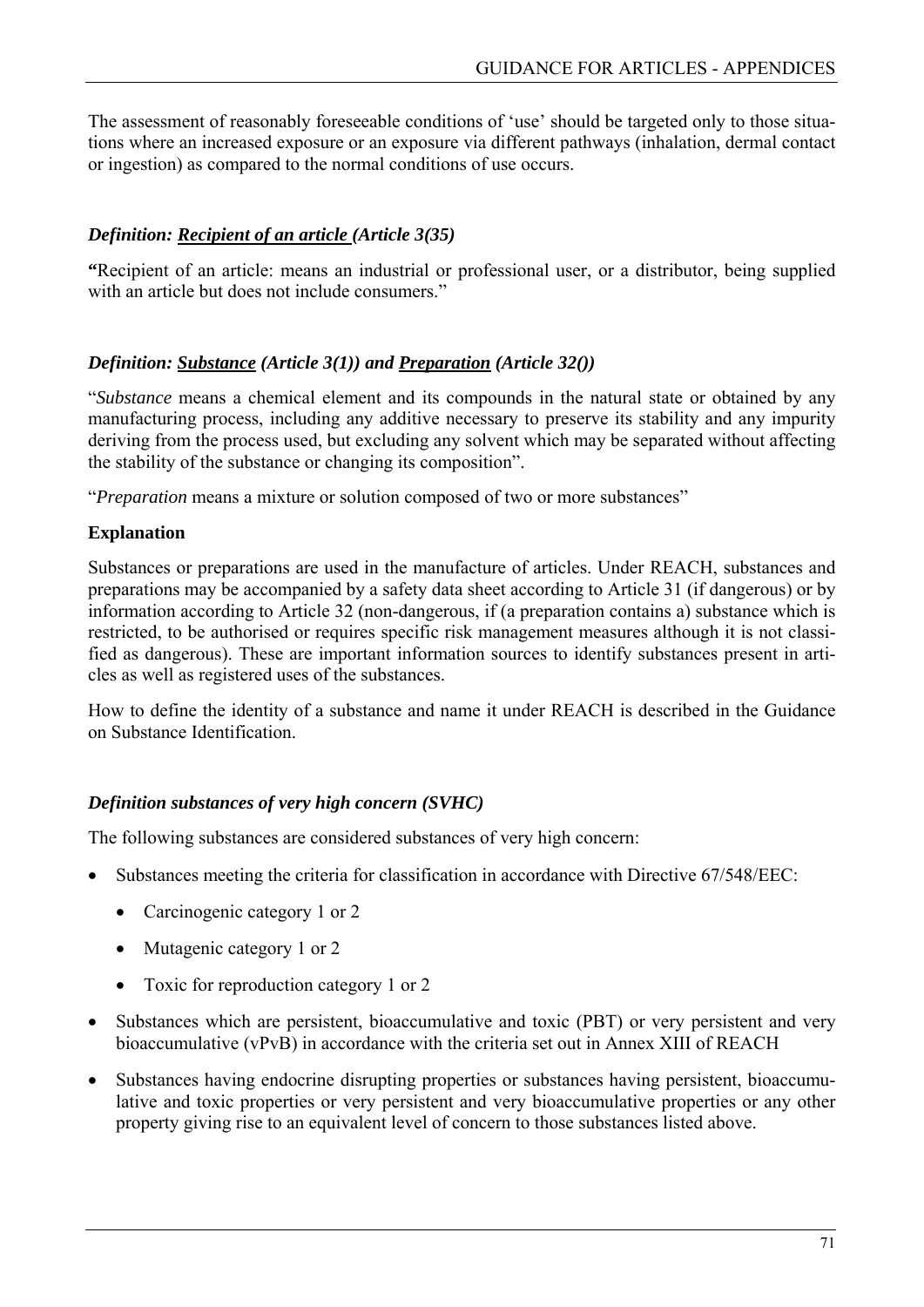The assessment of reasonably foreseeable conditions of 'use' should be targeted only to those situations where an increased exposure or an exposure via different pathways (inhalation, dermal contact or ingestion) as compared to the normal conditions of use occurs.

### *Definition: Recipient of an article (Article 3(35)*

**"**Recipient of an article: means an industrial or professional user, or a distributor, being supplied with an article but does not include consumers."

### *Definition: Substance (Article 3(1)) and Preparation (Article 32())*

"*Substance* means a chemical element and its compounds in the natural state or obtained by any manufacturing process, including any additive necessary to preserve its stability and any impurity deriving from the process used, but excluding any solvent which may be separated without affecting the stability of the substance or changing its composition".

"*Preparation* means a mixture or solution composed of two or more substances"

**Explanation**

Substances or preparations are used in the manufacture of articles. Under REACH, substances and preparations may be accompanied by a safety data sheet according to Article 31 (if dangerous) or by information according to Article 32 (non-dangerous, if (a preparation contains a) substance which is restricted, to be authorised or requires specific risk management measures although it is not classified as dangerous). These are important information sources to identify substances present in articles as well as registered uses of the substances.

How to define the identity of a substance and name it under REACH is described in the Guidance on Substance Identification.

### *Definition substances of very high concern (SVHC)*

The following substances are considered substances of very high concern:

- Substances meeting the criteria for classification in accordance with Directive 67/548/EEC:
  - Carcinogenic category 1 or 2
  - Mutagenic category 1 or 2
  - Toxic for reproduction category 1 or 2
- Substances which are persistent, bioaccumulative and toxic (PBT) or very persistent and very bioaccumulative (vPvB) in accordance with the criteria set out in Annex XIII of REACH
- Substances having endocrine disrupting properties or substances having persistent, bioaccumulative and toxic properties or very persistent and very bioaccumulative properties or any other property giving rise to an equivalent level of concern to those substances listed above.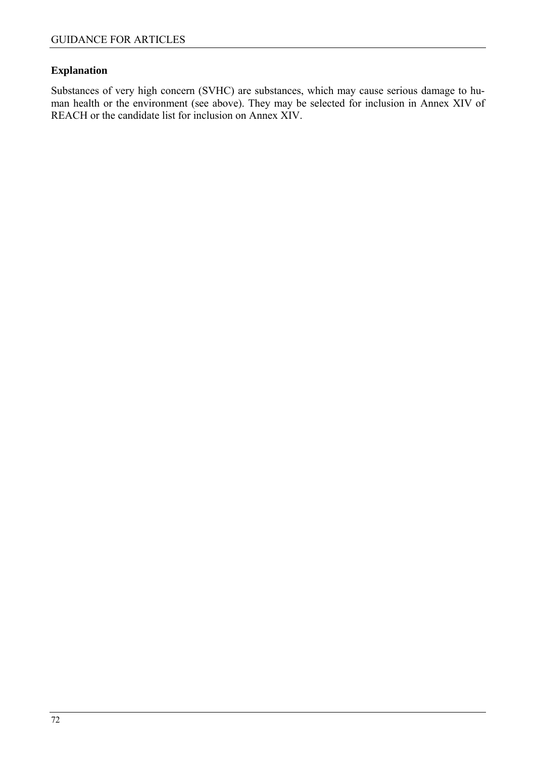**Explanation**

Substances of very high concern (SVHC) are substances, which may cause serious damage to human health or the environment (see above). They may be selected for inclusion in Annex XIV of REACH or the candidate list for inclusion on Annex XIV.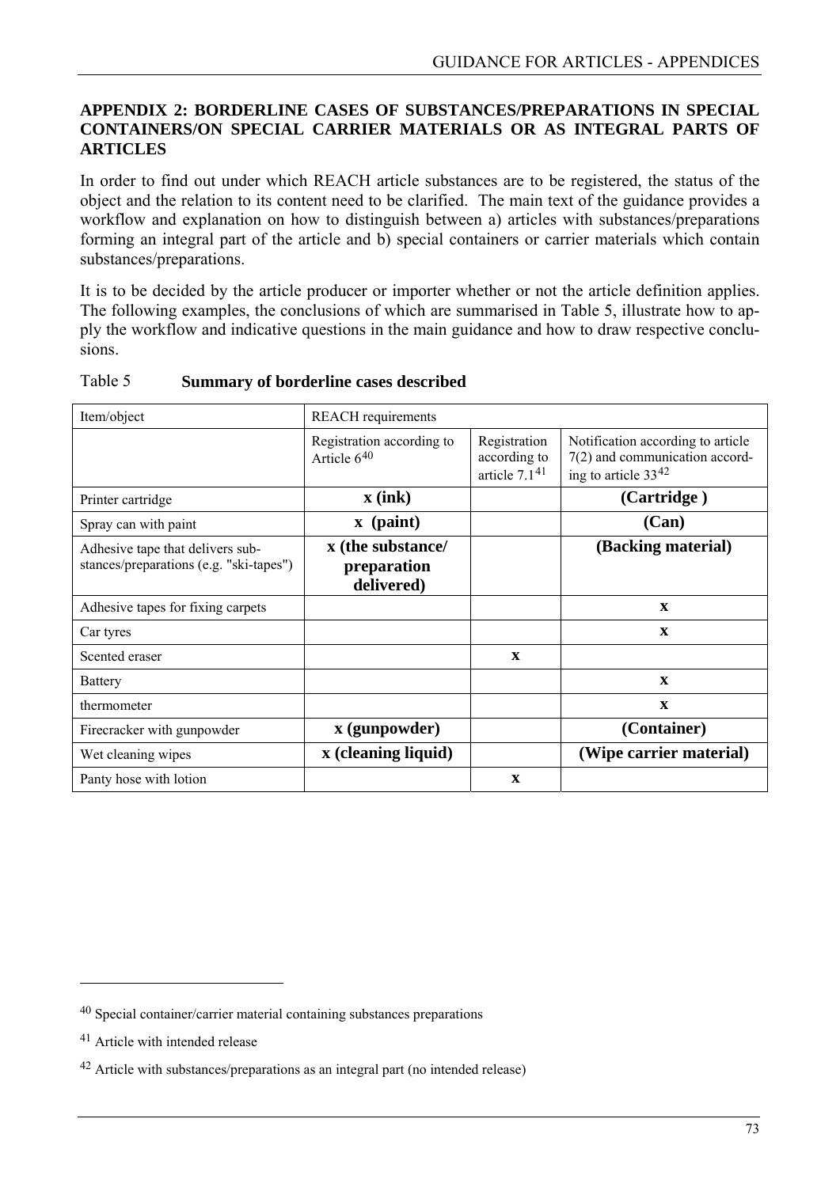## APPENDIX 2: BORDERLINE CASES OF SUBSTANCES/PREPARATIONS IN SPECIAL CONTAINERS/ON SPECIAL CARRIER MATERIALS OR AS INTEGRAL PARTS OF ARTICLES

In order to find out under which REACH article substances are to be registered, the status of the object and the relation to its content need to be clarified. The main text of the guidance provides a workflow and explanation on how to distinguish between a) articles with substances/preparations forming an integral part of the article and b) special containers or carrier materials which contain substances/preparations.

It is to be decided by the article producer or importer whether or not the article definition applies. The following examples, the conclusions of which are summarised in Table 5, illustrate how to apply the workflow and indicative questions in the main guidance and how to draw respective conclusions.

Table 5 **Summary of borderline cases described**

| Item/object | REACH requirements | | |
|---|---|---|---|
| | Registration according to Article 6[40] | Registration according to article 7.1[41] | Notification according to article 7(2) and communication according to article 33[42] |
| Printer cartridge | **x (ink)** | | **(Cartridge )** |
| Spray can with paint | **x (paint)** | | **(Can)** |
| Adhesive tape that delivers substances/preparations (e.g. "ski-tapes") | **x (the substance/ preparation delivered)** | | **(Backing material)** |
| Adhesive tapes for fixing carpets | | | **x** |
| Car tyres | | | **x** |
| Scented eraser | | **x** | |
| Battery | | | **x** |
| thermometer | | | **x** |
| Firecracker with gunpowder | **x (gunpowder)** | | **(Container)** |
| Wet cleaning wipes | **x (cleaning liquid)** | | **(Wipe carrier material)** |
| Panty hose with lotion | | **x** | |

[40] Special container/carrier material containing substances preparations

[41] Article with intended release

[42] Article with substances/preparations as an integral part (no intended release)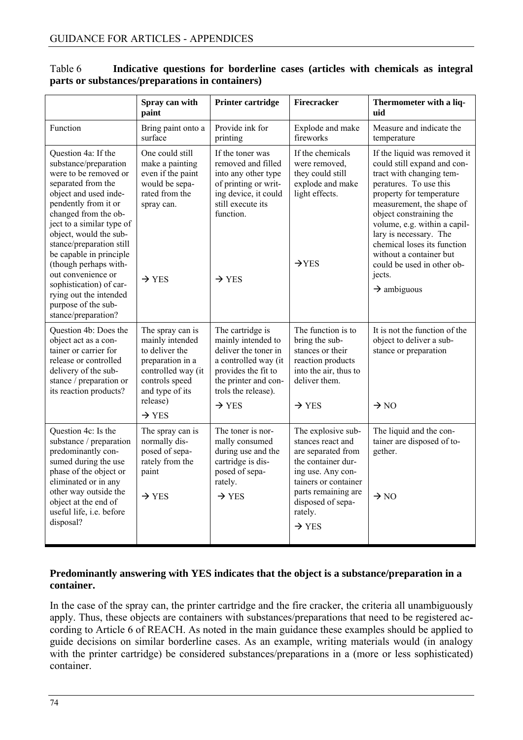Table 6 **Indicative questions for borderline cases (articles with chemicals as integral parts or substances/preparations in containers)**

| | Spray can with paint | Printer cartridge | Firecracker | Thermometer with a liquid |
|---|---|---|---|---|
| Function | Bring paint onto a surface | Provide ink for printing | Explode and make fireworks | Measure and indicate the temperature |
| Question 4a: If the substance/preparation were to be removed or separated from the object and used independently from it or changed from the object to a similar type of object, would the substance/preparation still be capable in principle (though perhaps without convenience or sophistication) of carrying out the intended purpose of the substance/preparation? | One could still make a painting even if the paint would be separated from the spray can. → YES | If the toner was removed and filled into any other type of printing or writing device, it could still execute its function. → YES | If the chemicals were removed, they could still explode and make light effects. →YES | If the liquid was removed it could still expand and contract with changing temperatures. To use this property for temperature measurement, the shape of object constraining the volume, e.g. within a capillary is necessary. The chemical loses its function without a container but could be used in other objects. → ambiguous |
| Question 4b: Does the object act as a container or carrier for release or controlled delivery of the substance / preparation or its reaction products? | The spray can is mainly intended to deliver the preparation in a controlled way (it controls speed and type of its release) → YES | The cartridge is mainly intended to deliver the toner in a controlled way (it provides the fit to the printer and controls the release). → YES | The function is to bring the substances or their reaction products into the air, thus to deliver them. → YES | It is not the function of the object to deliver a substance or preparation → NO |
| Question 4c: Is the substance / preparation predominantly consumed during the use phase of the object or eliminated or in any other way outside the object at the end of useful life, i.e. before disposal? | The spray can is normally disposed of separately from the paint → YES | The toner is normally consumed during use and the cartridge is disposed of separately. → YES | The explosive substances react and are separated from the container during use. Any containers or container parts remaining are disposed of separately. → YES | The liquid and the container are disposed of together. → NO |

**Predominantly answering with YES indicates that the object is a substance/preparation in a container.**

In the case of the spray can, the printer cartridge and the fire cracker, the criteria all unambiguously apply. Thus, these objects are containers with substances/preparations that need to be registered according to Article 6 of REACH. As noted in the main guidance these examples should be applied to guide decisions on similar borderline cases. As an example, writing materials would (in analogy with the printer cartridge) be considered substances/preparations in a (more or less sophisticated) container.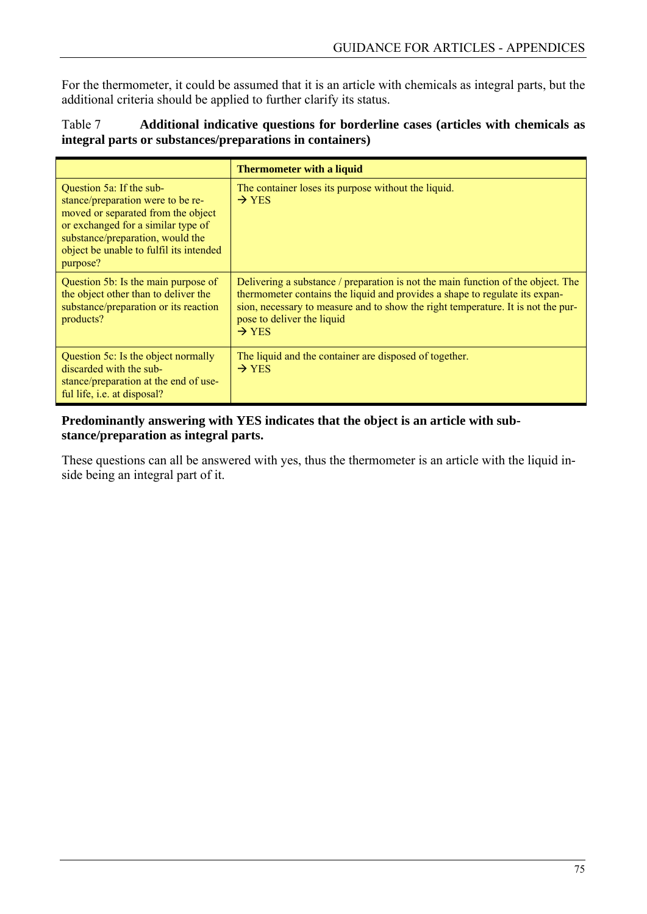For the thermometer, it could be assumed that it is an article with chemicals as integral parts, but the additional criteria should be applied to further clarify its status.

Table 7 **Additional indicative questions for borderline cases (articles with chemicals as integral parts or substances/preparations in containers)**

| | **Thermometer with a liquid** |
|---|---|
| Question 5a: If the substance/preparation were to be removed or separated from the object or exchanged for a similar type of substance/preparation, would the object be unable to fulfil its intended purpose? | The container loses its purpose without the liquid. → YES |
| Question 5b: Is the main purpose of the object other than to deliver the substance/preparation or its reaction products? | Delivering a substance / preparation is not the main function of the object. The thermometer contains the liquid and provides a shape to regulate its expansion, necessary to measure and to show the right temperature. It is not the purpose to deliver the liquid → YES |
| Question 5c: Is the object normally discarded with the substance/preparation at the end of useful life, i.e. at disposal? | The liquid and the container are disposed of together. → YES |

**Predominantly answering with YES indicates that the object is an article with substance/preparation as integral parts.**

These questions can all be answered with yes, thus the thermometer is an article with the liquid inside being an integral part of it.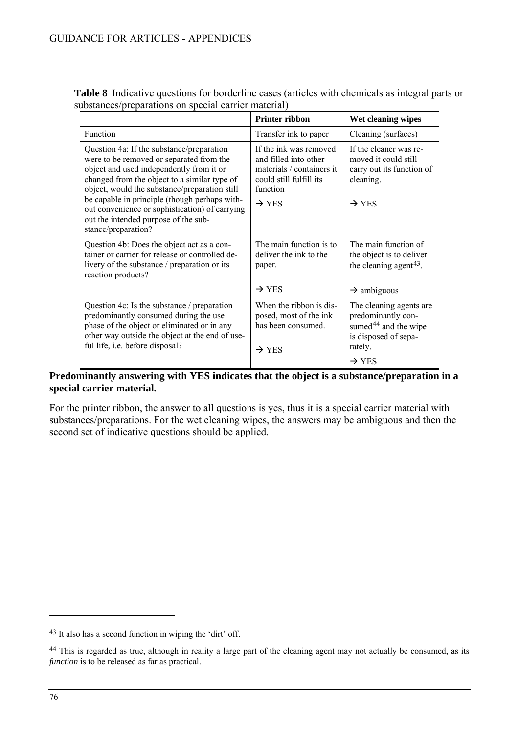**Table 8** Indicative questions for borderline cases (articles with chemicals as integral parts or substances/preparations on special carrier material)

| | **Printer ribbon** | **Wet cleaning wipes** |
|---|---|---|
| Function | Transfer ink to paper | Cleaning (surfaces) |
| Question 4a: If the substance/preparation were to be removed or separated from the object and used independently from it or changed from the object to a similar type of object, would the substance/preparation still be capable in principle (though perhaps without convenience or sophistication) of carrying out the intended purpose of the substance/preparation? | If the ink was removed and filled into other materials / containers it could still fulfill its function → YES | If the cleaner was removed it could still carry out its function of cleaning. → YES |
| Question 4b: Does the object act as a container or carrier for release or controlled delivery of the substance / preparation or its reaction products? | The main function is to deliver the ink to the paper. → YES | The main function of the object is to deliver the cleaning agent[43]. → ambiguous |
| Question 4c: Is the substance / preparation predominantly consumed during the use phase of the object or eliminated or in any other way outside the object at the end of useful life, i.e. before disposal? | When the ribbon is disposed, most of the ink has been consumed. → YES | The cleaning agents are predominantly consumed[44] and the wipe is disposed of separately. → YES |

**Predominantly answering with YES indicates that the object is a substance/preparation in a special carrier material.**

For the printer ribbon, the answer to all questions is yes, thus it is a special carrier material with substances/preparations. For the wet cleaning wipes, the answers may be ambiguous and then the second set of indicative questions should be applied.

---

[43] It also has a second function in wiping the 'dirt' off.

[44] This is regarded as true, although in reality a large part of the cleaning agent may not actually be consumed, as its *function* is to be released as far as practical.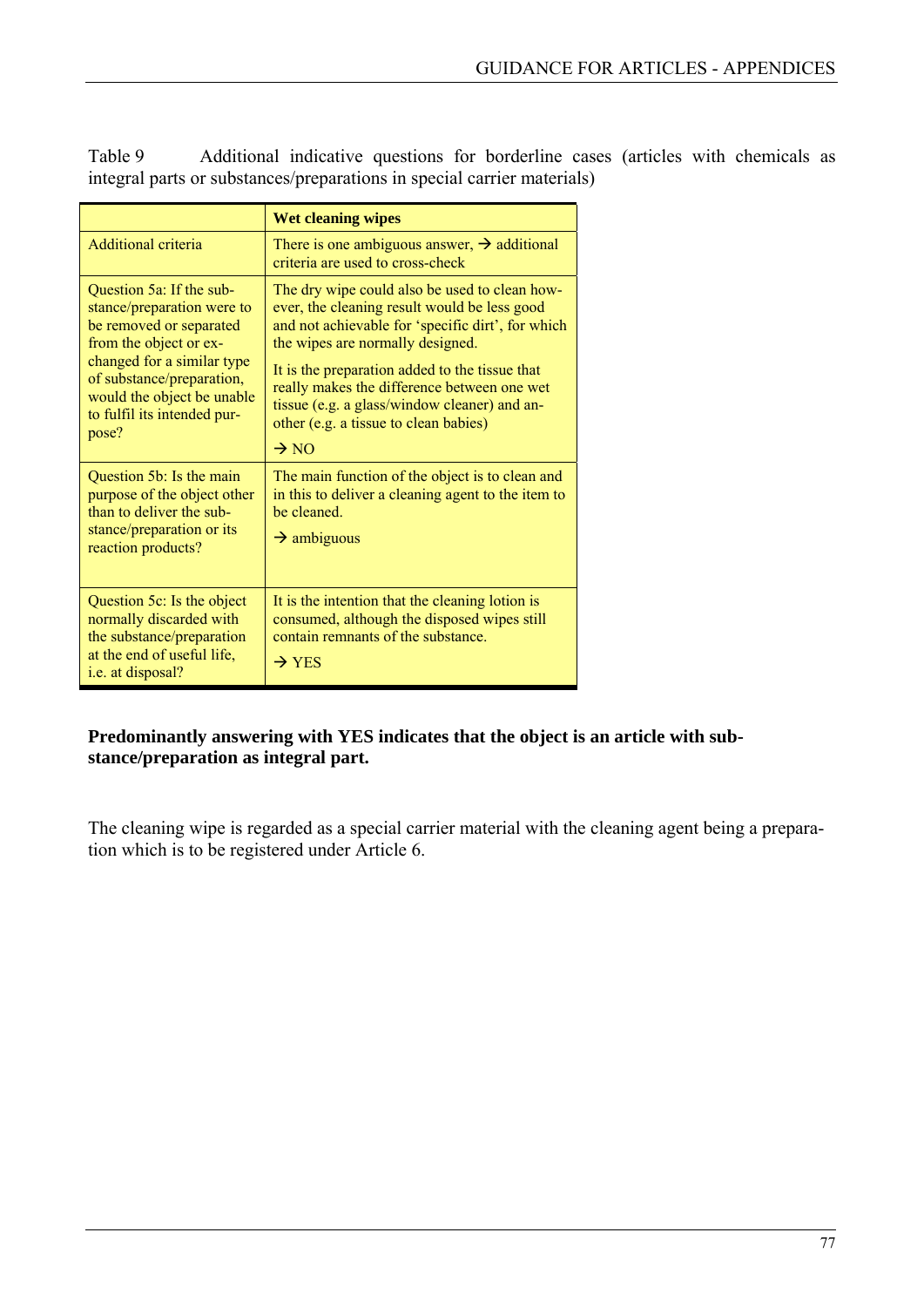Table 9 Additional indicative questions for borderline cases (articles with chemicals as integral parts or substances/preparations in special carrier materials)

| | **Wet cleaning wipes** |
|---|---|
| Additional criteria | There is one ambiguous answer, → additional criteria are used to cross-check |
| Question 5a: If the substance/preparation were to be removed or separated from the object or exchanged for a similar type of substance/preparation, would the object be unable to fulfil its intended purpose? | The dry wipe could also be used to clean however, the cleaning result would be less good and not achievable for 'specific dirt', for which the wipes are normally designed. It is the preparation added to the tissue that really makes the difference between one wet tissue (e.g. a glass/window cleaner) and another (e.g. a tissue to clean babies) → NO |
| Question 5b: Is the main purpose of the object other than to deliver the substance/preparation or its reaction products? | The main function of the object is to clean and in this to deliver a cleaning agent to the item to be cleaned. → ambiguous |
| Question 5c: Is the object normally discarded with the substance/preparation at the end of useful life, i.e. at disposal? | It is the intention that the cleaning lotion is consumed, although the disposed wipes still contain remnants of the substance. → YES |

**Predominantly answering with YES indicates that the object is an article with substance/preparation as integral part.**

The cleaning wipe is regarded as a special carrier material with the cleaning agent being a preparation which is to be registered under Article 6.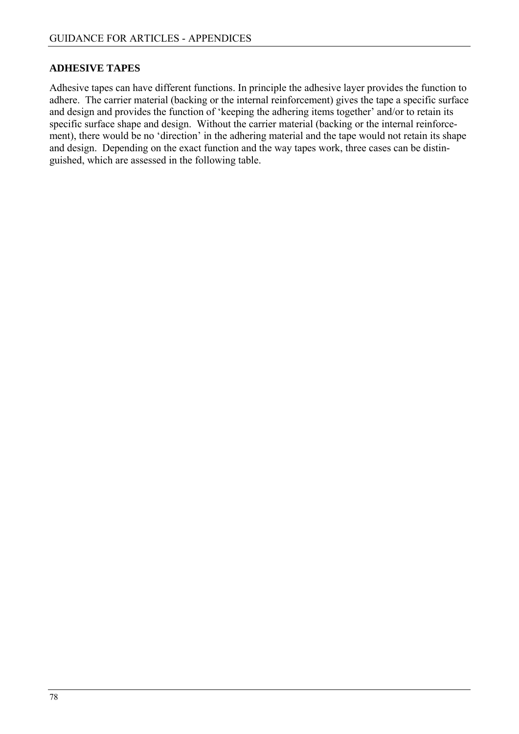## ADHESIVE TAPES

Adhesive tapes can have different functions. In principle the adhesive layer provides the function to adhere. The carrier material (backing or the internal reinforcement) gives the tape a specific surface and design and provides the function of 'keeping the adhering items together' and/or to retain its specific surface shape and design. Without the carrier material (backing or the internal reinforcement), there would be no 'direction' in the adhering material and the tape would not retain its shape and design. Depending on the exact function and the way tapes work, three cases can be distinguished, which are assessed in the following table.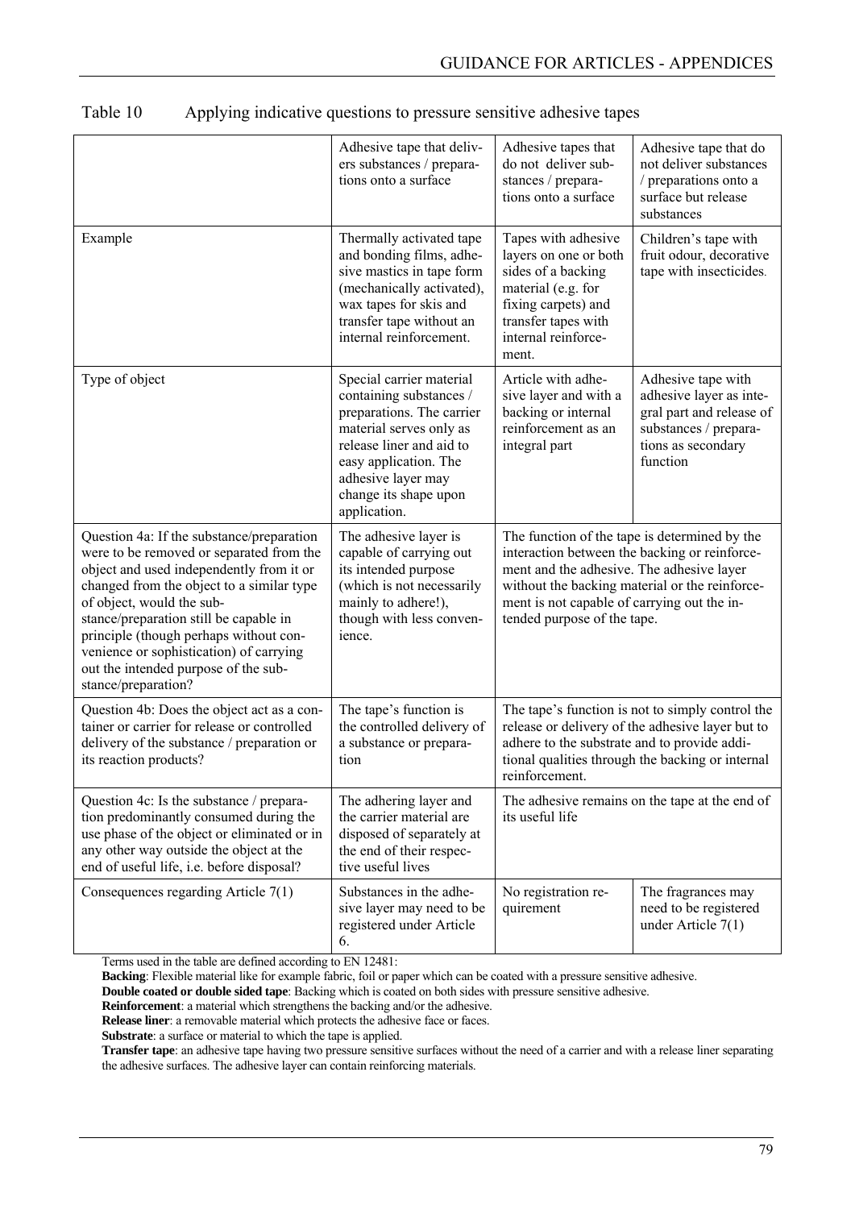Table 10 Applying indicative questions to pressure sensitive adhesive tapes

| | Adhesive tape that delivers substances / preparations onto a surface | Adhesive tapes that do not deliver substances / preparations onto a surface | Adhesive tape that do not deliver substances / preparations onto a surface but release substances |
|---|---|---|---|
| Example | Thermally activated tape and bonding films, adhesive mastics in tape form (mechanically activated), wax tapes for skis and transfer tape without an internal reinforcement. | Tapes with adhesive layers on one or both sides of a backing material (e.g. for fixing carpets) and transfer tapes with internal reinforcement. | Children's tape with fruit odour, decorative tape with insecticides. |
| Type of object | Special carrier material containing substances / preparations. The carrier material serves only as release liner and aid to easy application. The adhesive layer may change its shape upon application. | Article with adhesive layer and with a backing or internal reinforcement as an integral part | Adhesive tape with adhesive layer as integral part and release of substances / preparations as secondary function |
| Question 4a: If the substance/preparation were to be removed or separated from the object and used independently from it or changed from the object to a similar type of object, would the substance/preparation still be capable in principle (though perhaps without convenience or sophistication) of carrying out the intended purpose of the substance/preparation? | The adhesive layer is capable of carrying out its intended purpose (which is not necessarily mainly to adhere!), though with less convenience. | The function of the tape is determined by the interaction between the backing or reinforcement and the adhesive. The adhesive layer without the backing material or the reinforcement is not capable of carrying out the intended purpose of the tape. | |
| Question 4b: Does the object act as a container or carrier for release or controlled delivery of the substance / preparation or its reaction products? | The tape's function is the controlled delivery of a substance or preparation | The tape's function is not to simply control the release or delivery of the adhesive layer but to adhere to the substrate and to provide additional qualities through the backing or internal reinforcement. | |
| Question 4c: Is the substance / preparation predominantly consumed during the use phase of the object or eliminated or in any other way outside the object at the end of useful life, i.e. before disposal? | The adhering layer and the carrier material are disposed of separately at the end of their respective useful lives | The adhesive remains on the tape at the end of its useful life | |
| Consequences regarding Article 7(1) | Substances in the adhesive layer may need to be registered under Article 6. | No registration requirement | The fragrances may need to be registered under Article 7(1) |

Terms used in the table are defined according to EN 12481:

**Backing**: Flexible material like for example fabric, foil or paper which can be coated with a pressure sensitive adhesive.

**Double coated or double sided tape**: Backing which is coated on both sides with pressure sensitive adhesive.

**Reinforcement**: a material which strengthens the backing and/or the adhesive.

**Release liner**: a removable material which protects the adhesive face or faces.

**Substrate**: a surface or material to which the tape is applied.

**Transfer tape**: an adhesive tape having two pressure sensitive surfaces without the need of a carrier and with a release liner separating the adhesive surfaces. The adhesive layer can contain reinforcing materials.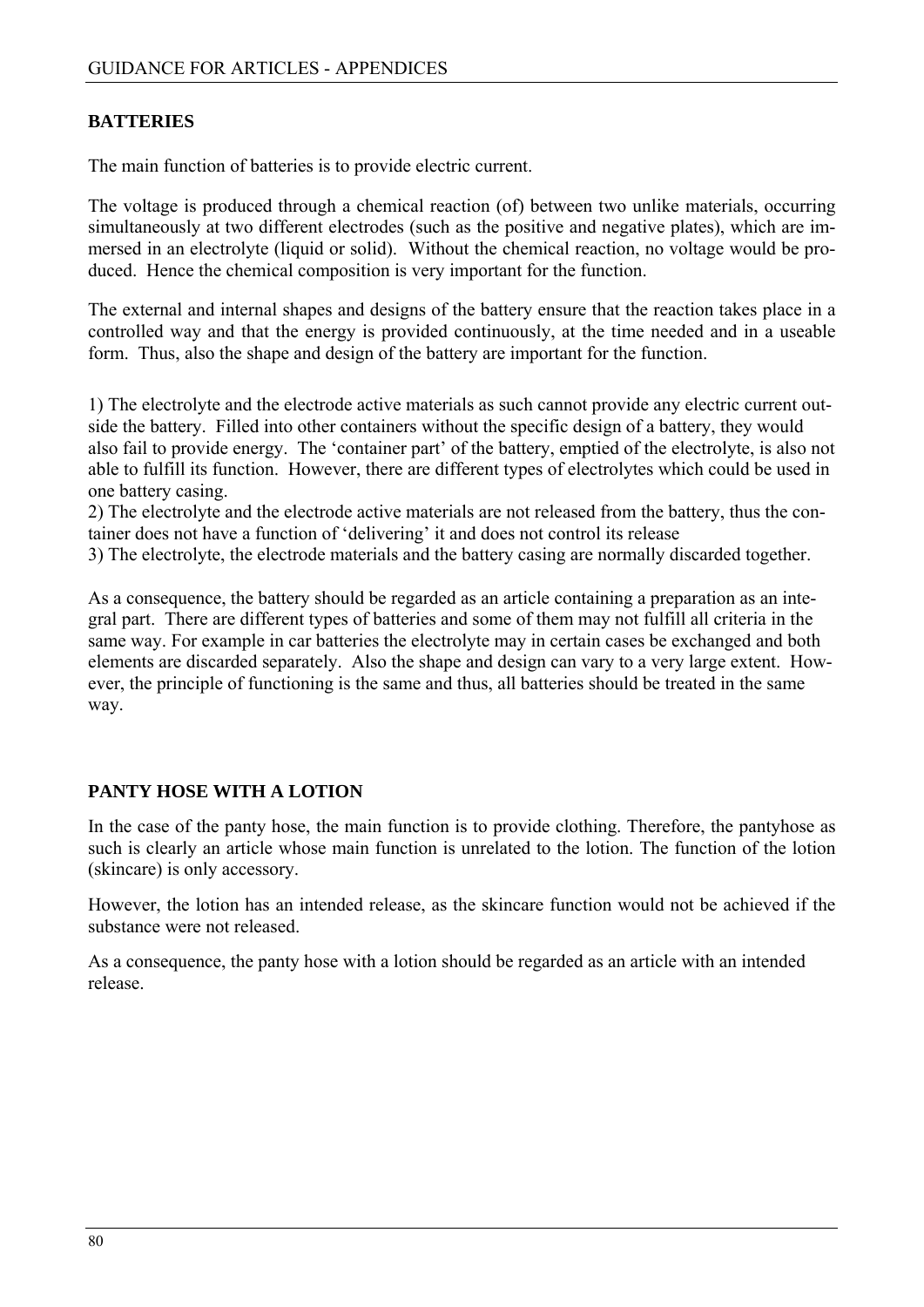## BATTERIES

The main function of batteries is to provide electric current.

The voltage is produced through a chemical reaction (of) between two unlike materials, occurring simultaneously at two different electrodes (such as the positive and negative plates), which are immersed in an electrolyte (liquid or solid). Without the chemical reaction, no voltage would be produced. Hence the chemical composition is very important for the function.

The external and internal shapes and designs of the battery ensure that the reaction takes place in a controlled way and that the energy is provided continuously, at the time needed and in a useable form. Thus, also the shape and design of the battery are important for the function.

1) The electrolyte and the electrode active materials as such cannot provide any electric current outside the battery. Filled into other containers without the specific design of a battery, they would also fail to provide energy. The 'container part' of the battery, emptied of the electrolyte, is also not able to fulfill its function. However, there are different types of electrolytes which could be used in one battery casing.
2) The electrolyte and the electrode active materials are not released from the battery, thus the container does not have a function of 'delivering' it and does not control its release
3) The electrolyte, the electrode materials and the battery casing are normally discarded together.

As a consequence, the battery should be regarded as an article containing a preparation as an integral part. There are different types of batteries and some of them may not fulfill all criteria in the same way. For example in car batteries the electrolyte may in certain cases be exchanged and both elements are discarded separately. Also the shape and design can vary to a very large extent. However, the principle of functioning is the same and thus, all batteries should be treated in the same way.

## PANTY HOSE WITH A LOTION

In the case of the panty hose, the main function is to provide clothing. Therefore, the pantyhose as such is clearly an article whose main function is unrelated to the lotion. The function of the lotion (skincare) is only accessory.

However, the lotion has an intended release, as the skincare function would not be achieved if the substance were not released.

As a consequence, the panty hose with a lotion should be regarded as an article with an intended release.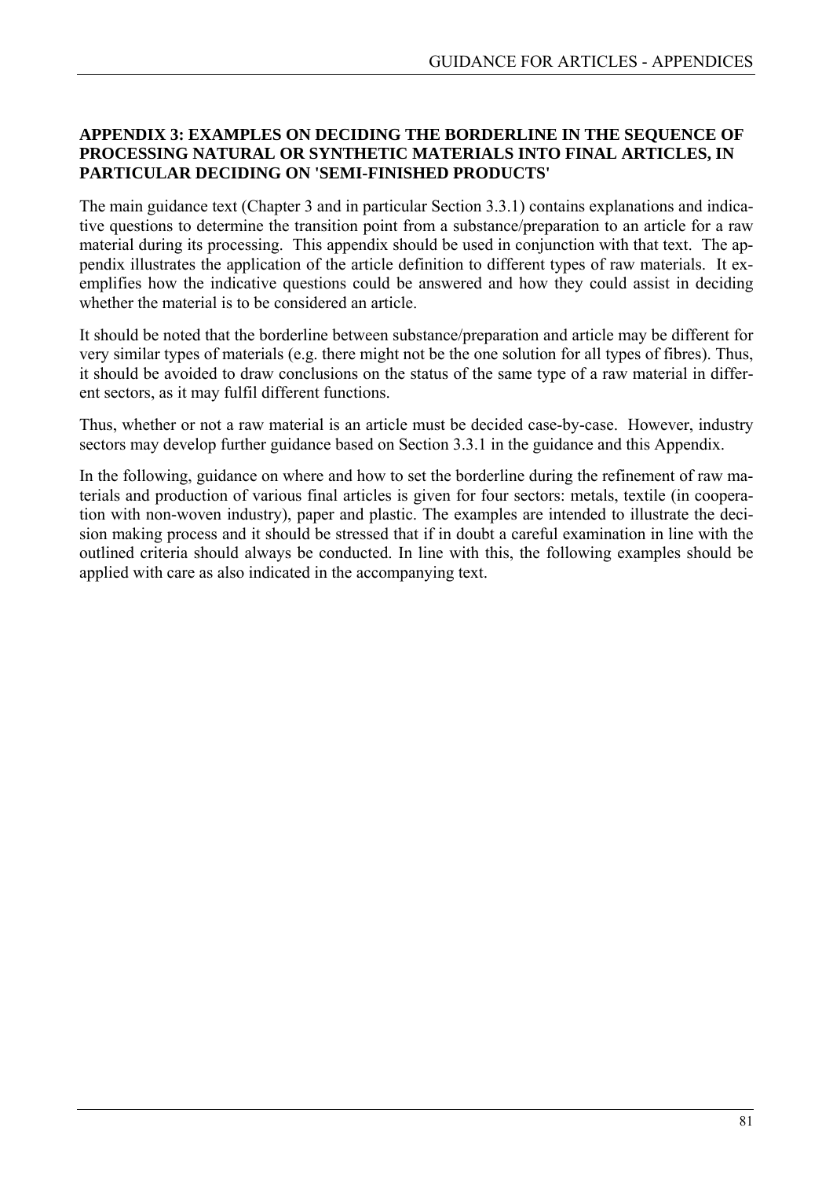## APPENDIX 3: EXAMPLES ON DECIDING THE BORDERLINE IN THE SEQUENCE OF PROCESSING NATURAL OR SYNTHETIC MATERIALS INTO FINAL ARTICLES, IN PARTICULAR DECIDING ON 'SEMI-FINISHED PRODUCTS'

The main guidance text (Chapter 3 and in particular Section 3.3.1) contains explanations and indicative questions to determine the transition point from a substance/preparation to an article for a raw material during its processing. This appendix should be used in conjunction with that text. The appendix illustrates the application of the article definition to different types of raw materials. It exemplifies how the indicative questions could be answered and how they could assist in deciding whether the material is to be considered an article.

It should be noted that the borderline between substance/preparation and article may be different for very similar types of materials (e.g. there might not be the one solution for all types of fibres). Thus, it should be avoided to draw conclusions on the status of the same type of a raw material in different sectors, as it may fulfil different functions.

Thus, whether or not a raw material is an article must be decided case-by-case. However, industry sectors may develop further guidance based on Section 3.3.1 in the guidance and this Appendix.

In the following, guidance on where and how to set the borderline during the refinement of raw materials and production of various final articles is given for four sectors: metals, textile (in cooperation with non-woven industry), paper and plastic. The examples are intended to illustrate the decision making process and it should be stressed that if in doubt a careful examination in line with the outlined criteria should always be conducted. In line with this, the following examples should be applied with care as also indicated in the accompanying text.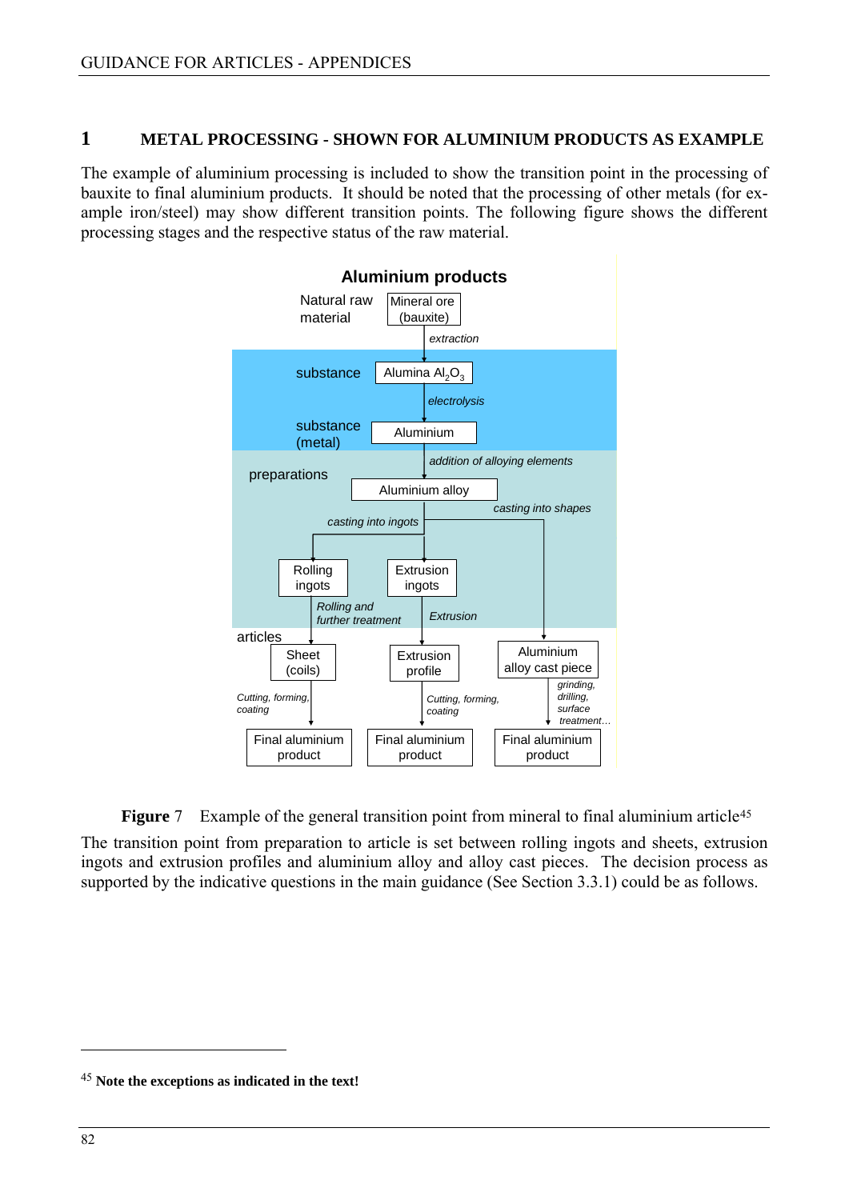# 1 METAL PROCESSING - SHOWN FOR ALUMINIUM PRODUCTS AS EXAMPLE

The example of aluminium processing is included to show the transition point in the processing of bauxite to final aluminium products. It should be noted that the processing of other metals (for example iron/steel) may show different transition points. The following figure shows the different processing stages and the respective status of the raw material.

**Aluminium products**

Natural raw material: Mineral ore (bauxite)

↓ *extraction*

substance: Alumina $Al_2O_3$

↓ *electrolysis*

substance (metal): Aluminium

↓ *addition of alloying elements*

preparations: Aluminium alloy

- *casting into ingots* → Rolling ingots → *Rolling and further treatment* → Sheet (coils) → *Cutting, forming, coating* → Final aluminium product
- *casting into ingots* → Extrusion ingots → *Extrusion* → Extrusion profile → *Cutting, forming, coating* → Final aluminium product
- *casting into shapes* → Aluminium alloy cast piece → *grinding, drilling, surface treatment…* → Final aluminium product

articles: Sheet (coils), Extrusion profile, Aluminium alloy cast piece, Final aluminium products

**Figure 7** Example of the general transition point from mineral to final aluminium article[45]

The transition point from preparation to article is set between rolling ingots and sheets, extrusion ingots and extrusion profiles and aluminium alloy and alloy cast pieces. The decision process as supported by the indicative questions in the main guidance (See Section 3.3.1) could be as follows.

---

[45] **Note the exceptions as indicated in the text!**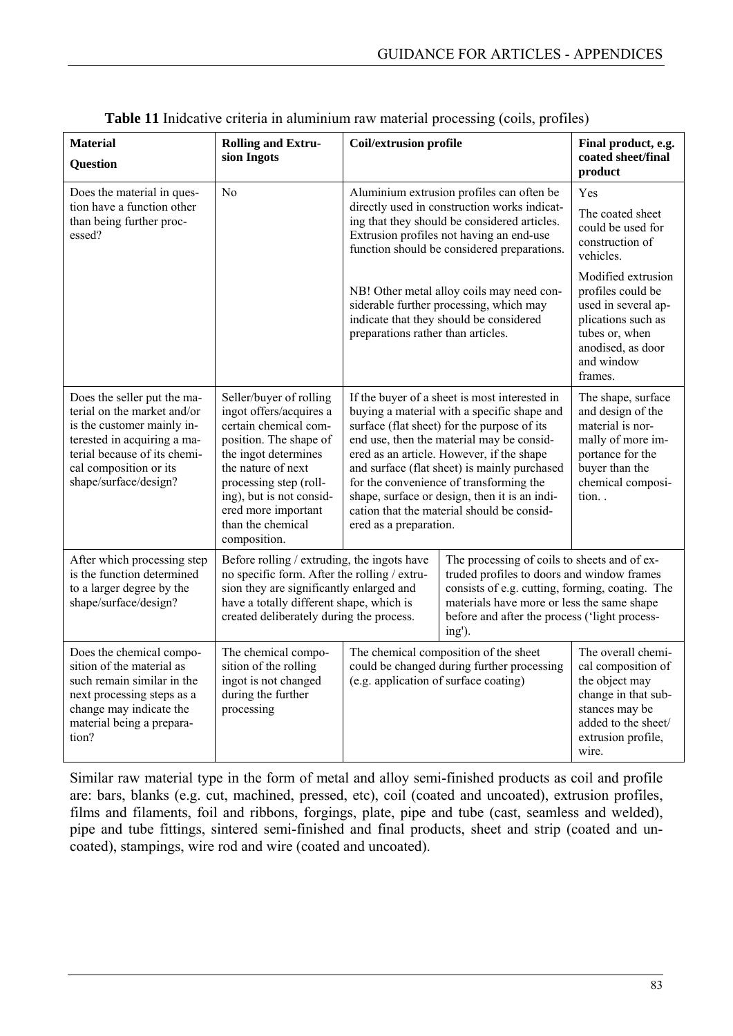**Table 11** Inidcative criteria in aluminium raw material processing (coils, profiles)

| **Material**<br>**Question** | **Rolling and Extrusion Ingots** | **Coil/extrusion profile** | **Final product, e.g. coated sheet/final product** |
|---|---|---|---|
| Does the material in question have a function other than being further processed? | No | Aluminium extrusion profiles can often be directly used in construction works indicating that they should be considered articles. Extrusion profiles not having an end-use function should be considered preparations.<br><br>NB! Other metal alloy coils may need considerable further processing, which may indicate that they should be considered preparations rather than articles. | Yes<br><br>The coated sheet could be used for construction of vehicles.<br><br>Modified extrusion profiles could be used in several applications such as tubes or, when anodised, as door and window frames. |
| Does the seller put the material on the market and/or is the customer mainly interested in acquiring a material because of its chemical composition or its shape/surface/design? | Seller/buyer of rolling ingot offers/acquires a certain chemical composition. The shape of the ingot determines the nature of next processing step (rolling), but is not considered more important than the chemical composition. | If the buyer of a sheet is most interested in buying a material with a specific shape and surface (flat sheet) for the purpose of its end use, then the material may be considered as an article. However, if the shape and surface (flat sheet) is mainly purchased for the convenience of transforming the shape, surface or design, then it is an indication that the material should be considered as a preparation. | The shape, surface and design of the material is normally of more importance for the buyer than the chemical composition. . |
| After which processing step is the function determined to a larger degree by the shape/surface/design? | Before rolling / extruding, the ingots have no specific form. After the rolling / extrusion they are significantly enlarged and have a totally different shape, which is created deliberately during the process. | | The processing of coils to sheets and of extruded profiles to doors and window frames consists of e.g. cutting, forming, coating. The materials have more or less the same shape before and after the process ('light processing'). |
| Does the chemical composition of the material as such remain similar in the next processing steps as a change may indicate the material being a preparation? | The chemical composition of the rolling ingot is not changed during the further processing | The chemical composition of the sheet could be changed during further processing (e.g. application of surface coating) | The overall chemical composition of the object may change in that substances may be added to the sheet/ extrusion profile, wire. |

Similar raw material type in the form of metal and alloy semi-finished products as coil and profile are: bars, blanks (e.g. cut, machined, pressed, etc), coil (coated and uncoated), extrusion profiles, films and filaments, foil and ribbons, forgings, plate, pipe and tube (cast, seamless and welded), pipe and tube fittings, sintered semi-finished and final products, sheet and strip (coated and uncoated), stampings, wire rod and wire (coated and uncoated).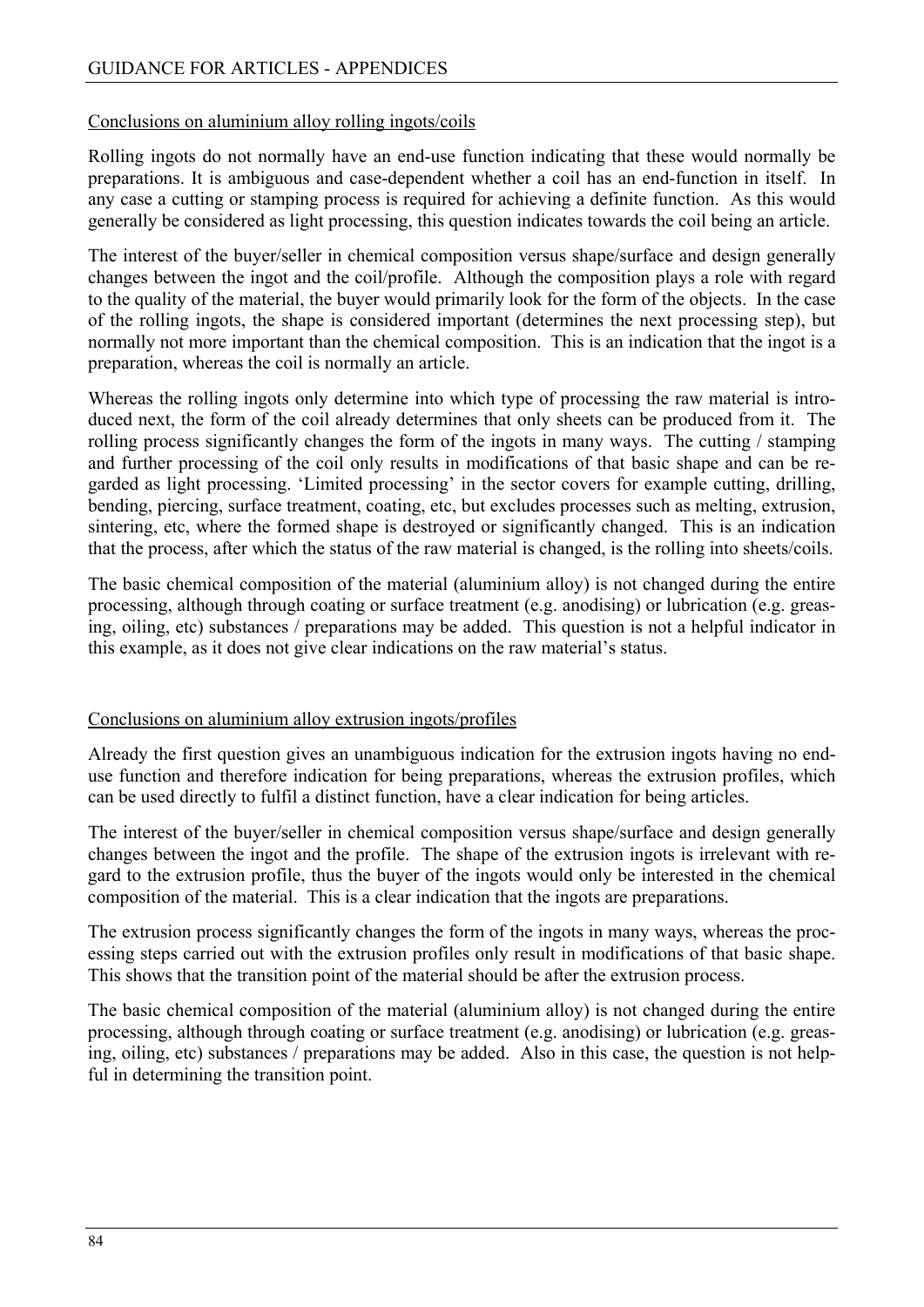Conclusions on aluminium alloy rolling ingots/coils

Rolling ingots do not normally have an end-use function indicating that these would normally be preparations. It is ambiguous and case-dependent whether a coil has an end-function in itself. In any case a cutting or stamping process is required for achieving a definite function. As this would generally be considered as light processing, this question indicates towards the coil being an article.

The interest of the buyer/seller in chemical composition versus shape/surface and design generally changes between the ingot and the coil/profile. Although the composition plays a role with regard to the quality of the material, the buyer would primarily look for the form of the objects. In the case of the rolling ingots, the shape is considered important (determines the next processing step), but normally not more important than the chemical composition. This is an indication that the ingot is a preparation, whereas the coil is normally an article.

Whereas the rolling ingots only determine into which type of processing the raw material is introduced next, the form of the coil already determines that only sheets can be produced from it. The rolling process significantly changes the form of the ingots in many ways. The cutting / stamping and further processing of the coil only results in modifications of that basic shape and can be regarded as light processing. 'Limited processing' in the sector covers for example cutting, drilling, bending, piercing, surface treatment, coating, etc, but excludes processes such as melting, extrusion, sintering, etc, where the formed shape is destroyed or significantly changed. This is an indication that the process, after which the status of the raw material is changed, is the rolling into sheets/coils.

The basic chemical composition of the material (aluminium alloy) is not changed during the entire processing, although through coating or surface treatment (e.g. anodising) or lubrication (e.g. greasing, oiling, etc) substances / preparations may be added. This question is not a helpful indicator in this example, as it does not give clear indications on the raw material's status.

Conclusions on aluminium alloy extrusion ingots/profiles

Already the first question gives an unambiguous indication for the extrusion ingots having no end-use function and therefore indication for being preparations, whereas the extrusion profiles, which can be used directly to fulfil a distinct function, have a clear indication for being articles.

The interest of the buyer/seller in chemical composition versus shape/surface and design generally changes between the ingot and the profile. The shape of the extrusion ingots is irrelevant with regard to the extrusion profile, thus the buyer of the ingots would only be interested in the chemical composition of the material. This is a clear indication that the ingots are preparations.

The extrusion process significantly changes the form of the ingots in many ways, whereas the processing steps carried out with the extrusion profiles only result in modifications of that basic shape. This shows that the transition point of the material should be after the extrusion process.

The basic chemical composition of the material (aluminium alloy) is not changed during the entire processing, although through coating or surface treatment (e.g. anodising) or lubrication (e.g. greasing, oiling, etc) substances / preparations may be added. Also in this case, the question is not helpful in determining the transition point.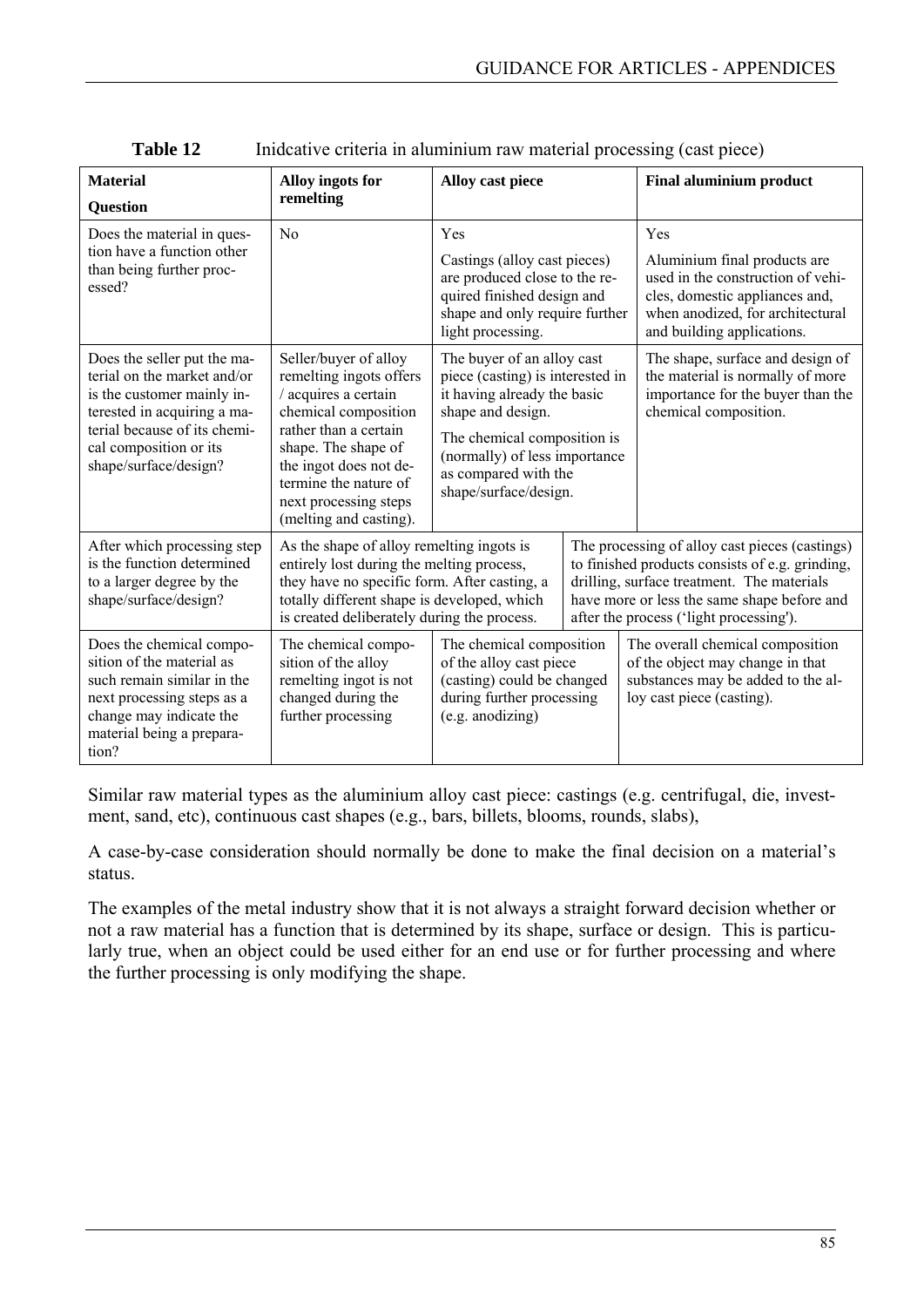**Table 12** Inidcative criteria in aluminium raw material processing (cast piece)

| Material<br>Question | Alloy ingots for remelting | Alloy cast piece | Final aluminium product |
|---|---|---|---|
| Does the material in question have a function other than being further processed? | No | Yes<br>Castings (alloy cast pieces) are produced close to the required finished design and shape and only require further light processing. | Yes<br>Aluminium final products are used in the construction of vehicles, domestic appliances and, when anodized, for architectural and building applications. |
| Does the seller put the material on the market and/or is the customer mainly interested in acquiring a material because of its chemical composition or its shape/surface/design? | Seller/buyer of alloy remelting ingots offers / acquires a certain chemical composition rather than a certain shape. The shape of the ingot does not determine the nature of next processing steps (melting and casting). | The buyer of an alloy cast piece (casting) is interested in it having already the basic shape and design.<br>The chemical composition is (normally) of less importance as compared with the shape/surface/design. | The shape, surface and design of the material is normally of more importance for the buyer than the chemical composition. |
| After which processing step is the function determined to a larger degree by the shape/surface/design? | As the shape of alloy remelting ingots is entirely lost during the melting process, they have no specific form. After casting, a totally different shape is developed, which is created deliberately during the process. | | The processing of alloy cast pieces (castings) to finished products consists of e.g. grinding, drilling, surface treatment. The materials have more or less the same shape before and after the process ('light processing'). |
| Does the chemical composition of the material as such remain similar in the next processing steps as a change may indicate the material being a preparation? | The chemical composition of the alloy remelting ingot is not changed during the further processing | The chemical composition of the alloy cast piece (casting) could be changed during further processing (e.g. anodizing) | The overall chemical composition of the object may change in that substances may be added to the alloy cast piece (casting). |

Similar raw material types as the aluminium alloy cast piece: castings (e.g. centrifugal, die, investment, sand, etc), continuous cast shapes (e.g., bars, billets, blooms, rounds, slabs),

A case-by-case consideration should normally be done to make the final decision on a material's status.

The examples of the metal industry show that it is not always a straight forward decision whether or not a raw material has a function that is determined by its shape, surface or design. This is particularly true, when an object could be used either for an end use or for further processing and where the further processing is only modifying the shape.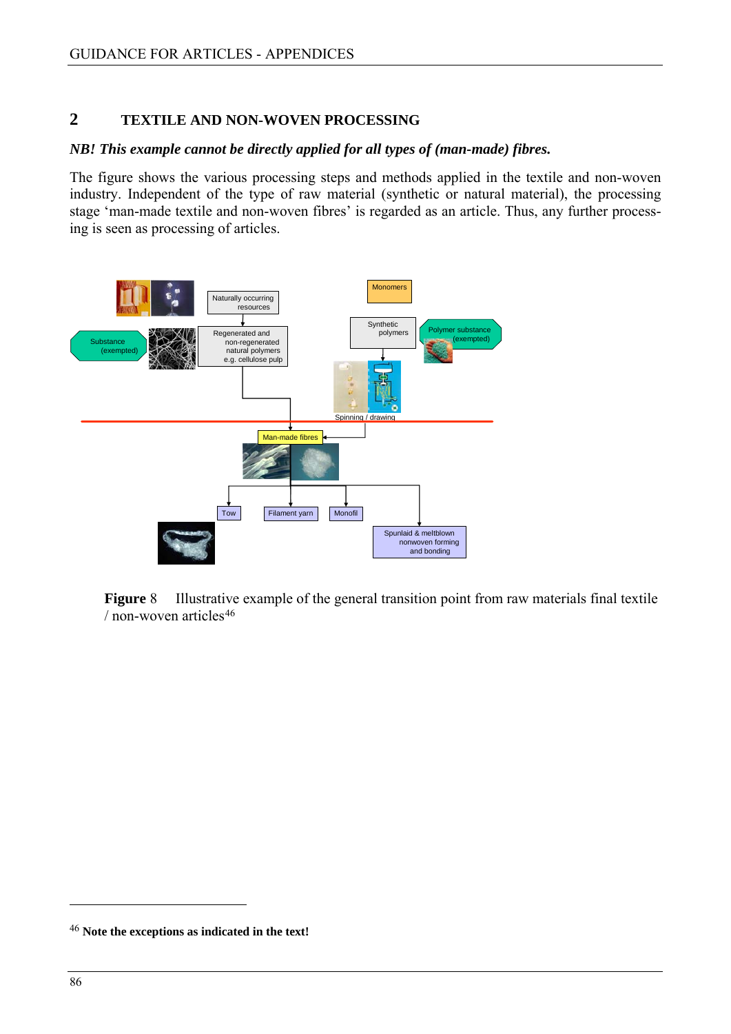## 2 TEXTILE AND NON-WOVEN PROCESSING

***NB! This example cannot be directly applied for all types of (man-made) fibres.***

The figure shows the various processing steps and methods applied in the textile and non-woven industry. Independent of the type of raw material (synthetic or natural material), the processing stage 'man-made textile and non-woven fibres' is regarded as an article. Thus, any further processing is seen as processing of articles.

Naturally occurring resources

Monomers

Substance (exempted)

Regenerated and non-regenerated natural polymers e.g. cellulose pulp

Synthetic polymers

Polymer substance (exempted)

Spinning / drawing

Man-made fibres

Tow

Filament yarn

Monofil

Spunlaid & meltblown nonwoven forming and bonding

**Figure** 8 Illustrative example of the general transition point from raw materials final textile / non-woven articles[46]

[46] **Note the exceptions as indicated in the text!**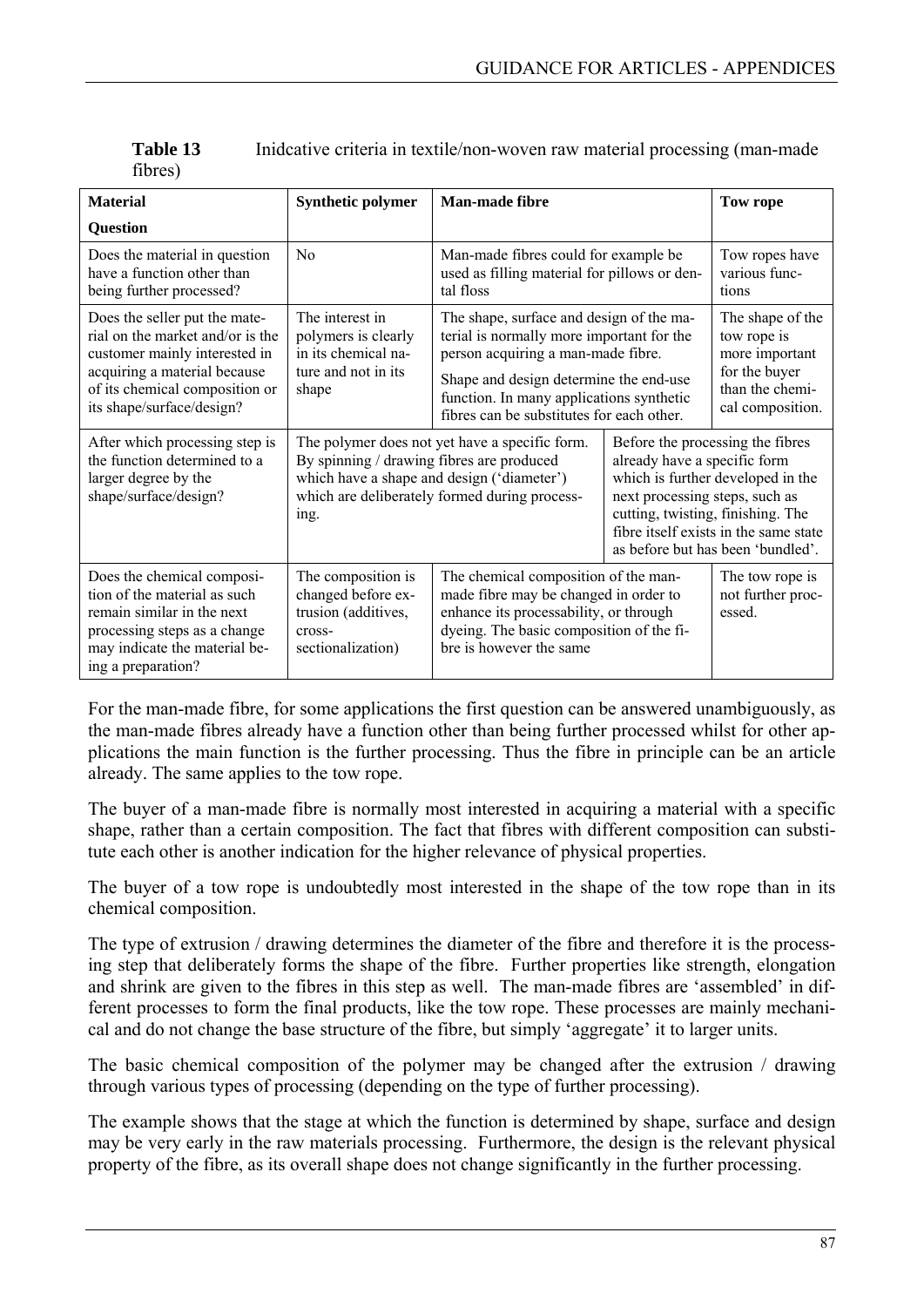**Table 13** Inidcative criteria in textile/non-woven raw material processing (man-made fibres)

| Material<br>Question | Synthetic polymer | Man-made fibre | | Tow rope |
|---|---|---|---|---|
| Does the material in question have a function other than being further processed? | No | Man-made fibres could for example be used as filling material for pillows or dental floss | | Tow ropes have various functions |
| Does the seller put the material on the market and/or is the customer mainly interested in acquiring a material because of its chemical composition or its shape/surface/design? | The interest in polymers is clearly in its chemical nature and not in its shape | The shape, surface and design of the material is normally more important for the person acquiring a man-made fibre.<br>Shape and design determine the end-use function. In many applications synthetic fibres can be substitutes for each other. | | The shape of the tow rope is more important for the buyer than the chemical composition. |
| After which processing step is the function determined to a larger degree by the shape/surface/design? | The polymer does not yet have a specific form. By spinning / drawing fibres are produced which have a shape and design ('diameter') which are deliberately formed during processing. | | Before the processing the fibres already have a specific form which is further developed in the next processing steps, such as cutting, twisting, finishing. The fibre itself exists in the same state as before but has been 'bundled'. | |
| Does the chemical composition of the material as such remain similar in the next processing steps as a change may indicate the material being a preparation? | The composition is changed before extrusion (additives, cross-sectionalization) | The chemical composition of the man-made fibre may be changed in order to enhance its processability, or through dyeing. The basic composition of the fibre is however the same | | The tow rope is not further processed. |

For the man-made fibre, for some applications the first question can be answered unambiguously, as the man-made fibres already have a function other than being further processed whilst for other applications the main function is the further processing. Thus the fibre in principle can be an article already. The same applies to the tow rope.

The buyer of a man-made fibre is normally most interested in acquiring a material with a specific shape, rather than a certain composition. The fact that fibres with different composition can substitute each other is another indication for the higher relevance of physical properties.

The buyer of a tow rope is undoubtedly most interested in the shape of the tow rope than in its chemical composition.

The type of extrusion / drawing determines the diameter of the fibre and therefore it is the processing step that deliberately forms the shape of the fibre. Further properties like strength, elongation and shrink are given to the fibres in this step as well. The man-made fibres are 'assembled' in different processes to form the final products, like the tow rope. These processes are mainly mechanical and do not change the base structure of the fibre, but simply 'aggregate' it to larger units.

The basic chemical composition of the polymer may be changed after the extrusion / drawing through various types of processing (depending on the type of further processing).

The example shows that the stage at which the function is determined by shape, surface and design may be very early in the raw materials processing. Furthermore, the design is the relevant physical property of the fibre, as its overall shape does not change significantly in the further processing.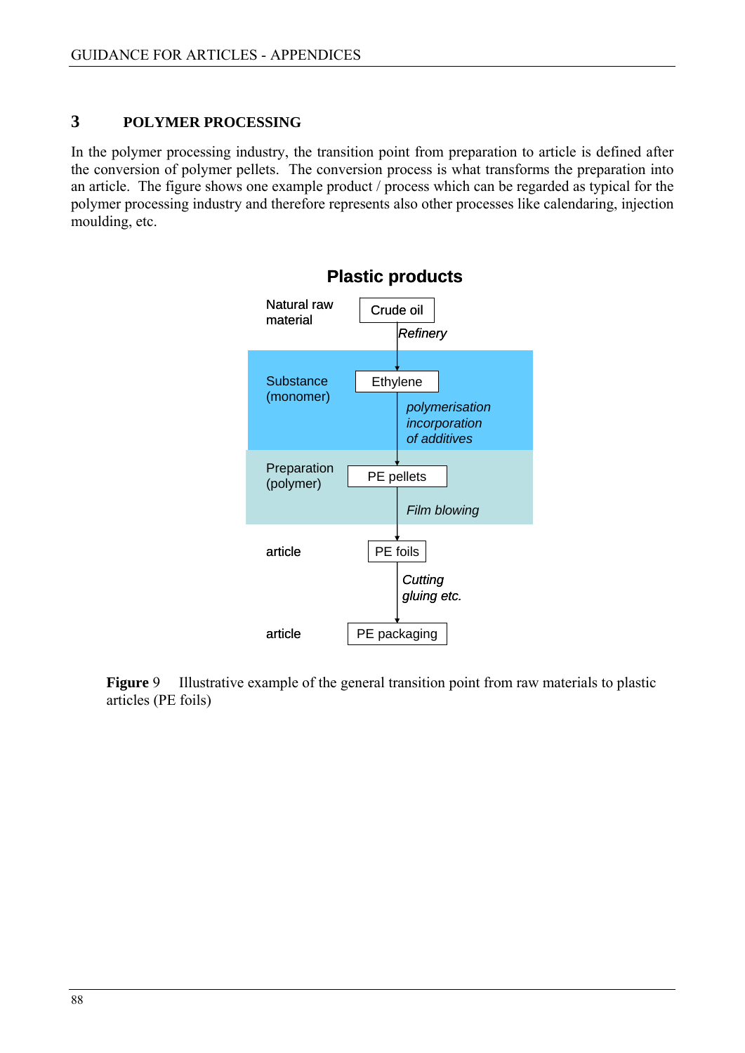## 3 POLYMER PROCESSING

In the polymer processing industry, the transition point from preparation to article is defined after the conversion of polymer pellets. The conversion process is what transforms the preparation into an article. The figure shows one example product / process which can be regarded as typical for the polymer processing industry and therefore represents also other processes like calendaring, injection moulding, etc.

**Plastic products**

| Stage | Product | Process to next step |
|---|---|---|
| Natural raw material | Crude oil | *Refinery* |
| Substance (monomer) | Ethylene | *polymerisation incorporation of additives* |
| Preparation (polymer) | PE pellets | *Film blowing* |
| article | PE foils | *Cutting gluing etc.* |
| article | PE packaging | |

**Figure** 9 Illustrative example of the general transition point from raw materials to plastic articles (PE foils)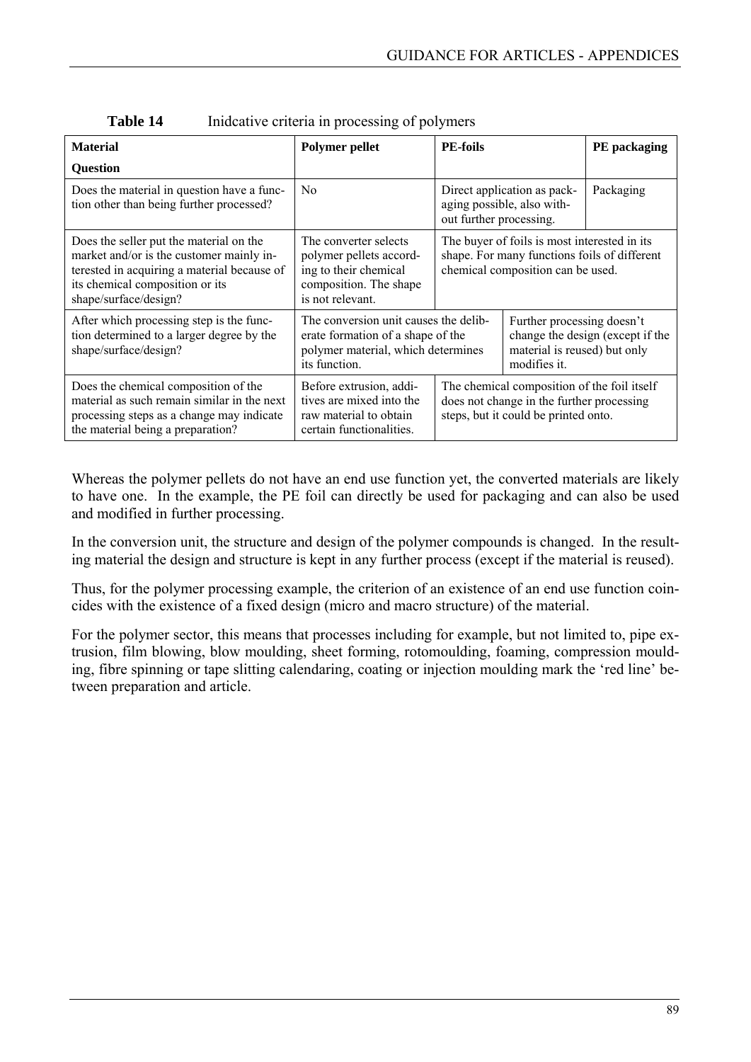**Table 14** Inidcative criteria in processing of polymers

| Material / Question | Polymer pellet | PE-foils | | PE packaging |
|---|---|---|---|---|
| Does the material in question have a function other than being further processed? | No | Direct application as packaging possible, also without further processing. | | Packaging |
| Does the seller put the material on the market and/or is the customer mainly interested in acquiring a material because of its chemical composition or its shape/surface/design? | The converter selects polymer pellets according to their chemical composition. The shape is not relevant. | The buyer of foils is most interested in its shape. For many functions foils of different chemical composition can be used. | | |
| After which processing step is the function determined to a larger degree by the shape/surface/design? | The conversion unit causes the deliberate formation of a shape of the polymer material, which determines its function. | | Further processing doesn't change the design (except if the material is reused) but only modifies it. | |
| Does the chemical composition of the material as such remain similar in the next processing steps as a change may indicate the material being a preparation? | Before extrusion, additives are mixed into the raw material to obtain certain functionalities. | The chemical composition of the foil itself does not change in the further processing steps, but it could be printed onto. | | |

Whereas the polymer pellets do not have an end use function yet, the converted materials are likely to have one. In the example, the PE foil can directly be used for packaging and can also be used and modified in further processing.

In the conversion unit, the structure and design of the polymer compounds is changed. In the resulting material the design and structure is kept in any further process (except if the material is reused).

Thus, for the polymer processing example, the criterion of an existence of an end use function coincides with the existence of a fixed design (micro and macro structure) of the material.

For the polymer sector, this means that processes including for example, but not limited to, pipe extrusion, film blowing, blow moulding, sheet forming, rotomoulding, foaming, compression moulding, fibre spinning or tape slitting calendaring, coating or injection moulding mark the 'red line' between preparation and article.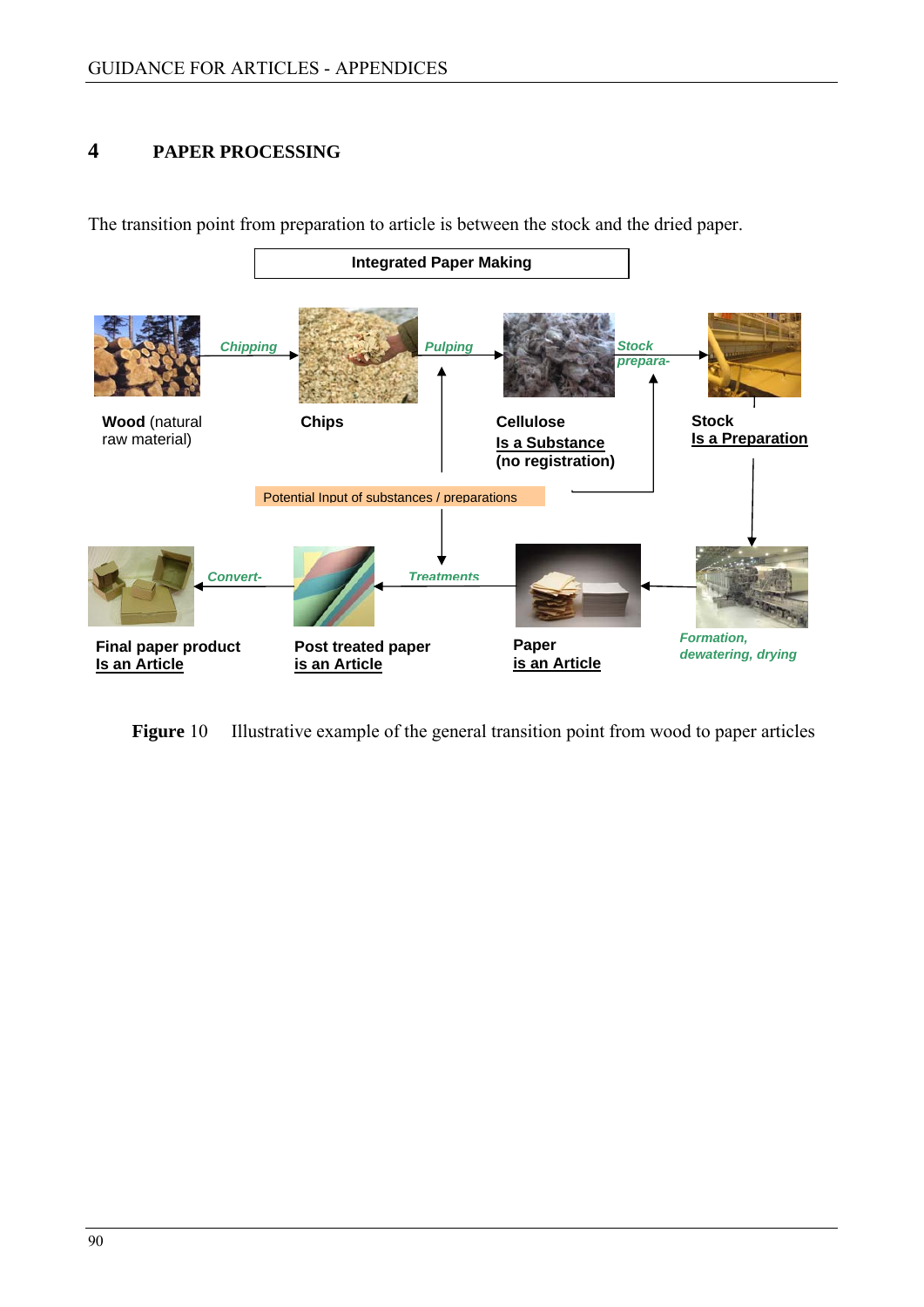## 4 PAPER PROCESSING

The transition point from preparation to article is between the stock and the dried paper.

Integrated Paper Making

Wood (natural raw material) — *Chipping* → Chips — *Pulping* → Cellulose **Is a Substance (no registration)** — *Stock prepara-* → Stock **Is a Preparation**

Potential Input of substances / preparations

Stock → *Formation, dewatering, drying* → Paper **is an Article** — *Treatments* → Post treated paper **is an Article** — *Convert-* → Final paper product **Is an Article**

**Figure** 10 Illustrative example of the general transition point from wood to paper articles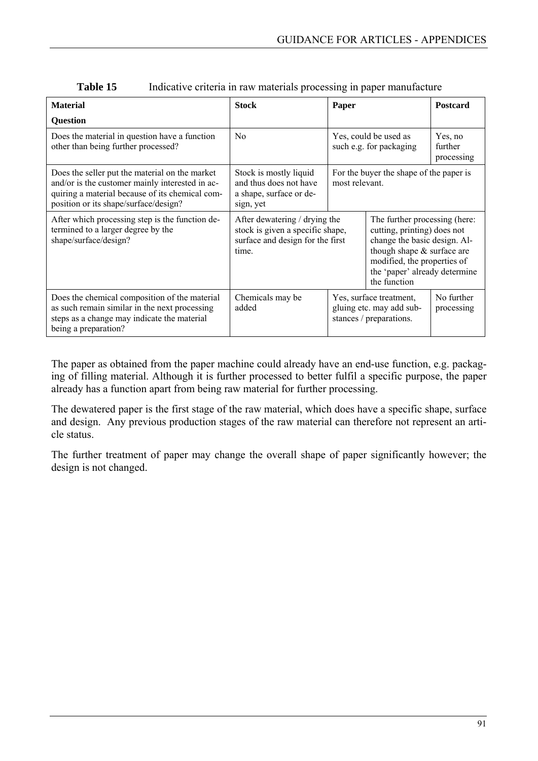**Table 15** Indicative criteria in raw materials processing in paper manufacture

| **Material** <br> **Question** | **Stock** | **Paper** | | **Postcard** |
|---|---|---|---|---|
| Does the material in question have a function other than being further processed? | No | Yes, could be used as such e.g. for packaging | | Yes, no further processing |
| Does the seller put the material on the market and/or is the customer mainly interested in acquiring a material because of its chemical composition or its shape/surface/design? | Stock is mostly liquid and thus does not have a shape, surface or design, yet | For the buyer the shape of the paper is most relevant. | | |
| After which processing step is the function determined to a larger degree by the shape/surface/design? | After dewatering / drying the stock is given a specific shape, surface and design for the first time. | | The further processing (here: cutting, printing) does not change the basic design. Although shape & surface are modified, the properties of the 'paper' already determine the function | |
| Does the chemical composition of the material as such remain similar in the next processing steps as a change may indicate the material being a preparation? | Chemicals may be added | Yes, surface treatment, gluing etc. may add substances / preparations. | | No further processing |

The paper as obtained from the paper machine could already have an end-use function, e.g. packaging of filling material. Although it is further processed to better fulfil a specific purpose, the paper already has a function apart from being raw material for further processing.

The dewatered paper is the first stage of the raw material, which does have a specific shape, surface and design. Any previous production stages of the raw material can therefore not represent an article status.

The further treatment of paper may change the overall shape of paper significantly however; the design is not changed.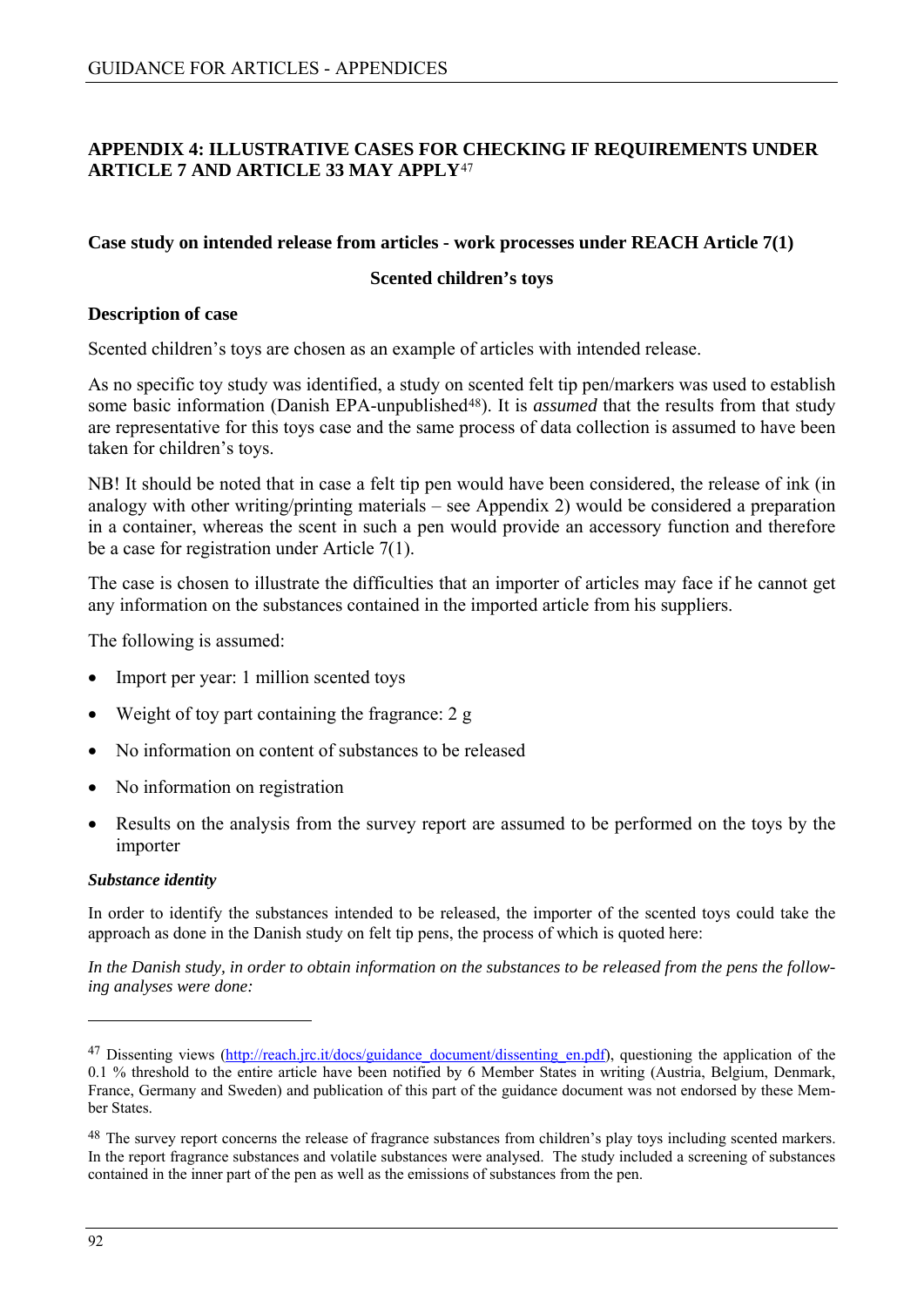## APPENDIX 4: ILLUSTRATIVE CASES FOR CHECKING IF REQUIREMENTS UNDER ARTICLE 7 AND ARTICLE 33 MAY APPLY[47]

### Case study on intended release from articles - work processes under REACH Article 7(1)

**Scented children's toys**

### Description of case

Scented children's toys are chosen as an example of articles with intended release.

As no specific toy study was identified, a study on scented felt tip pen/markers was used to establish some basic information (Danish EPA-unpublished[48]). It is *assumed* that the results from that study are representative for this toys case and the same process of data collection is assumed to have been taken for children's toys.

NB! It should be noted that in case a felt tip pen would have been considered, the release of ink (in analogy with other writing/printing materials – see Appendix 2) would be considered a preparation in a container, whereas the scent in such a pen would provide an accessory function and therefore be a case for registration under Article 7(1).

The case is chosen to illustrate the difficulties that an importer of articles may face if he cannot get any information on the substances contained in the imported article from his suppliers.

The following is assumed:

- Import per year: 1 million scented toys
- Weight of toy part containing the fragrance: 2 g
- No information on content of substances to be released
- No information on registration
- Results on the analysis from the survey report are assumed to be performed on the toys by the importer

#### *Substance identity*

In order to identify the substances intended to be released, the importer of the scented toys could take the approach as done in the Danish study on felt tip pens, the process of which is quoted here:

*In the Danish study, in order to obtain information on the substances to be released from the pens the following analyses were done:*

---

[47] Dissenting views (http://reach.jrc.it/docs/guidance_document/dissenting_en.pdf), questioning the application of the 0.1 % threshold to the entire article have been notified by 6 Member States in writing (Austria, Belgium, Denmark, France, Germany and Sweden) and publication of this part of the guidance document was not endorsed by these Member States.

[48] The survey report concerns the release of fragrance substances from children's play toys including scented markers. In the report fragrance substances and volatile substances were analysed. The study included a screening of substances contained in the inner part of the pen as well as the emissions of substances from the pen.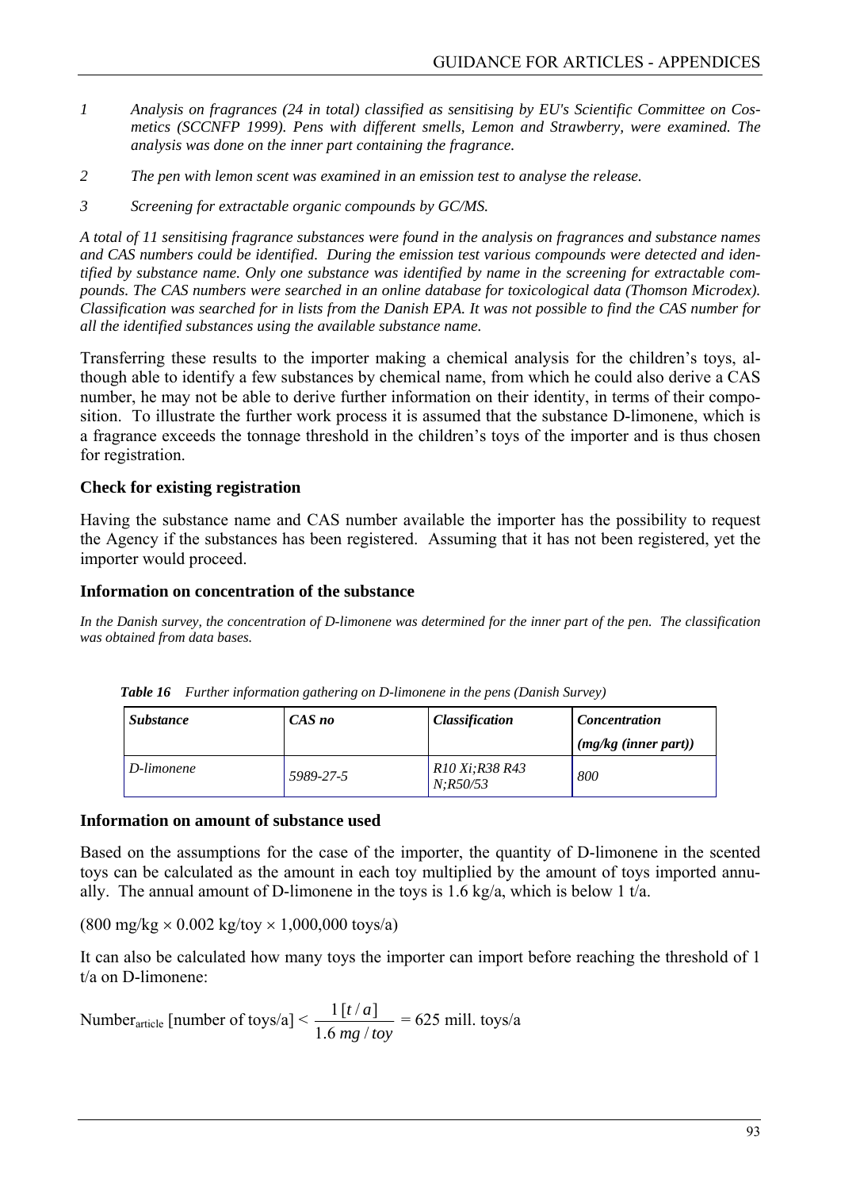*1 Analysis on fragrances (24 in total) classified as sensitising by EU's Scientific Committee on Cosmetics (SCCNFP 1999). Pens with different smells, Lemon and Strawberry, were examined. The analysis was done on the inner part containing the fragrance.*

*2 The pen with lemon scent was examined in an emission test to analyse the release.*

*3 Screening for extractable organic compounds by GC/MS.*

*A total of 11 sensitising fragrance substances were found in the analysis on fragrances and substance names and CAS numbers could be identified. During the emission test various compounds were detected and identified by substance name. Only one substance was identified by name in the screening for extractable compounds. The CAS numbers were searched in an online database for toxicological data (Thomson Microdex). Classification was searched for in lists from the Danish EPA. It was not possible to find the CAS number for all the identified substances using the available substance name.*

Transferring these results to the importer making a chemical analysis for the children's toys, although able to identify a few substances by chemical name, from which he could also derive a CAS number, he may not be able to derive further information on their identity, in terms of their composition. To illustrate the further work process it is assumed that the substance D-limonene, which is a fragrance exceeds the tonnage threshold in the children's toys of the importer and is thus chosen for registration.

**Check for existing registration**

Having the substance name and CAS number available the importer has the possibility to request the Agency if the substances has been registered. Assuming that it has not been registered, yet the importer would proceed.

**Information on concentration of the substance**

*In the Danish survey, the concentration of D-limonene was determined for the inner part of the pen. The classification was obtained from data bases.*

***Table 16*** *Further information gathering on D-limonene in the pens (Danish Survey)*

| *Substance* | *CAS no* | *Classification* | *Concentration (mg/kg (inner part))* |
|---|---|---|---|
| *D-limonene* | *5989-27-5* | *R10 Xi;R38 R43 N;R50/53* | *800* |

**Information on amount of substance used**

Based on the assumptions for the case of the importer, the quantity of D-limonene in the scented toys can be calculated as the amount in each toy multiplied by the amount of toys imported annually. The annual amount of D-limonene in the toys is 1.6 kg/a, which is below 1 t/a.

(800 mg/kg $\times$ 0.002 kg/toy $\times$ 1,000,000 toys/a)

It can also be calculated how many toys the importer can import before reaching the threshold of 1 t/a on D-limonene:

$$Number_{article}\ [\text{number of toys/a}] < \frac{1\,[t/a]}{1.6\ mg/toy} = 625\ \text{mill. toys/a}$$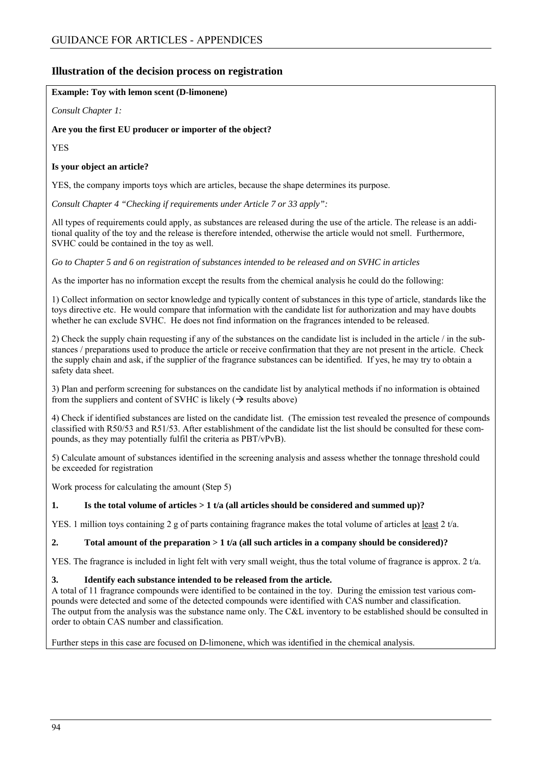## Illustration of the decision process on registration

**Example: Toy with lemon scent (D-limonene)**

*Consult Chapter 1:*

**Are you the first EU producer or importer of the object?**

YES

**Is your object an article?**

YES, the company imports toys which are articles, because the shape determines its purpose.

*Consult Chapter 4 "Checking if requirements under Article 7 or 33 apply":*

All types of requirements could apply, as substances are released during the use of the article. The release is an additional quality of the toy and the release is therefore intended, otherwise the article would not smell. Furthermore, SVHC could be contained in the toy as well.

*Go to Chapter 5 and 6 on registration of substances intended to be released and on SVHC in articles*

As the importer has no information except the results from the chemical analysis he could do the following:

1) Collect information on sector knowledge and typically content of substances in this type of article, standards like the toys directive etc. He would compare that information with the candidate list for authorization and may have doubts whether he can exclude SVHC. He does not find information on the fragrances intended to be released.

2) Check the supply chain requesting if any of the substances on the candidate list is included in the article / in the substances / preparations used to produce the article or receive confirmation that they are not present in the article. Check the supply chain and ask, if the supplier of the fragrance substances can be identified. If yes, he may try to obtain a safety data sheet.

3) Plan and perform screening for substances on the candidate list by analytical methods if no information is obtained from the suppliers and content of SVHC is likely (→ results above)

4) Check if identified substances are listed on the candidate list. (The emission test revealed the presence of compounds classified with R50/53 and R51/53. After establishment of the candidate list the list should be consulted for these compounds, as they may potentially fulfil the criteria as PBT/vPvB).

5) Calculate amount of substances identified in the screening analysis and assess whether the tonnage threshold could be exceeded for registration

Work process for calculating the amount (Step 5)

**1. Is the total volume of articles > 1 t/a (all articles should be considered and summed up)?**

YES. 1 million toys containing 2 g of parts containing fragrance makes the total volume of articles at least 2 t/a.

**2. Total amount of the preparation > 1 t/a (all such articles in a company should be considered)?**

YES. The fragrance is included in light felt with very small weight, thus the total volume of fragrance is approx. 2 t/a.

**3. Identify each substance intended to be released from the article.**

A total of 11 fragrance compounds were identified to be contained in the toy. During the emission test various compounds were detected and some of the detected compounds were identified with CAS number and classification. The output from the analysis was the substance name only. The C&L inventory to be established should be consulted in order to obtain CAS number and classification.

Further steps in this case are focused on D-limonene, which was identified in the chemical analysis.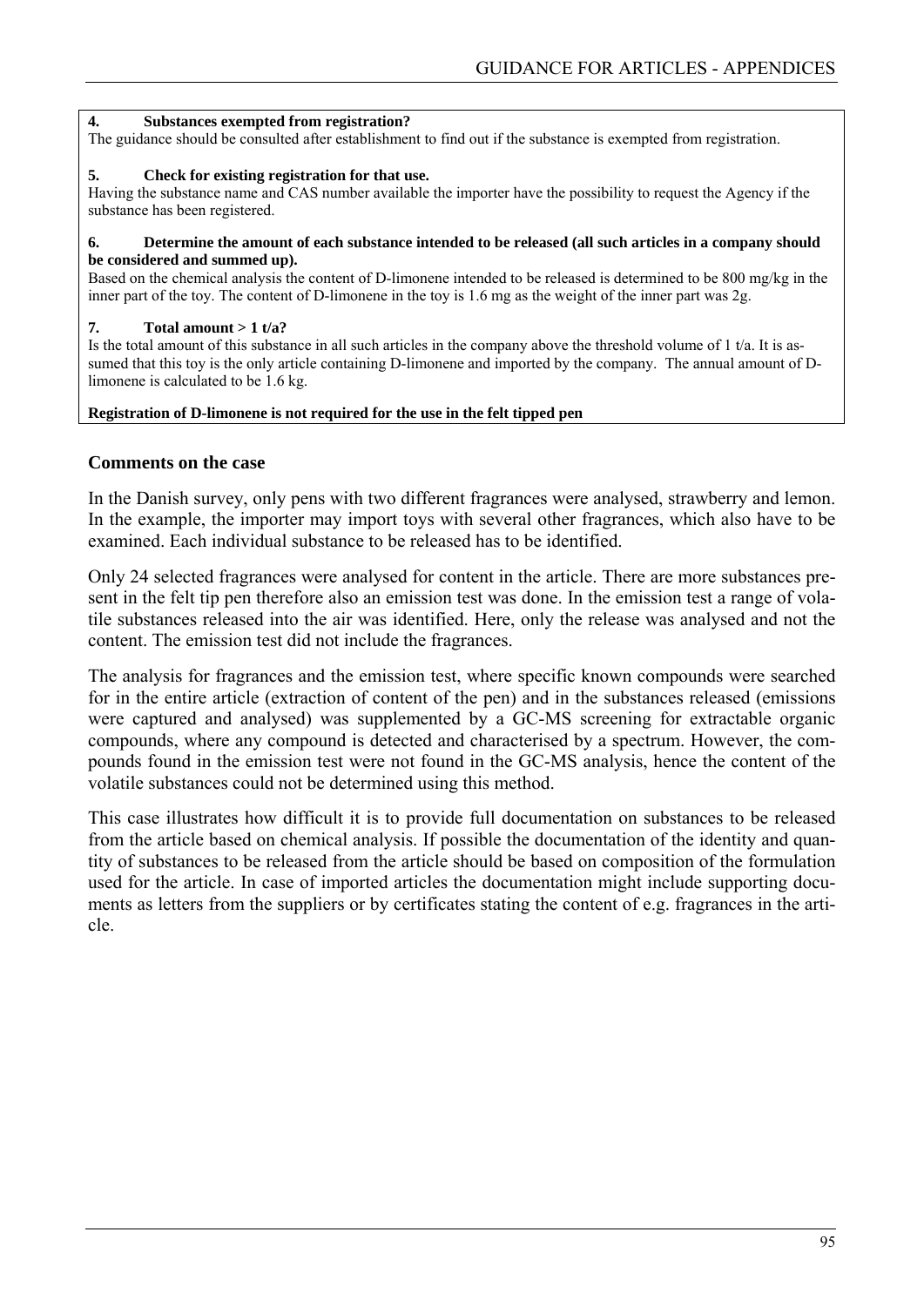**4. Substances exempted from registration?**

The guidance should be consulted after establishment to find out if the substance is exempted from registration.

**5. Check for existing registration for that use.**

Having the substance name and CAS number available the importer have the possibility to request the Agency if the substance has been registered.

**6. Determine the amount of each substance intended to be released (all such articles in a company should be considered and summed up).**

Based on the chemical analysis the content of D-limonene intended to be released is determined to be 800 mg/kg in the inner part of the toy. The content of D-limonene in the toy is 1.6 mg as the weight of the inner part was 2g.

**7. Total amount > 1 t/a?**

Is the total amount of this substance in all such articles in the company above the threshold volume of 1 t/a. It is assumed that this toy is the only article containing D-limonene and imported by the company. The annual amount of D-limonene is calculated to be 1.6 kg.

**Registration of D-limonene is not required for the use in the felt tipped pen**

### Comments on the case

In the Danish survey, only pens with two different fragrances were analysed, strawberry and lemon. In the example, the importer may import toys with several other fragrances, which also have to be examined. Each individual substance to be released has to be identified.

Only 24 selected fragrances were analysed for content in the article. There are more substances present in the felt tip pen therefore also an emission test was done. In the emission test a range of volatile substances released into the air was identified. Here, only the release was analysed and not the content. The emission test did not include the fragrances.

The analysis for fragrances and the emission test, where specific known compounds were searched for in the entire article (extraction of content of the pen) and in the substances released (emissions were captured and analysed) was supplemented by a GC-MS screening for extractable organic compounds, where any compound is detected and characterised by a spectrum. However, the compounds found in the emission test were not found in the GC-MS analysis, hence the content of the volatile substances could not be determined using this method.

This case illustrates how difficult it is to provide full documentation on substances to be released from the article based on chemical analysis. If possible the documentation of the identity and quantity of substances to be released from the article should be based on composition of the formulation used for the article. In case of imported articles the documentation might include supporting documents as letters from the suppliers or by certificates stating the content of e.g. fragrances in the article.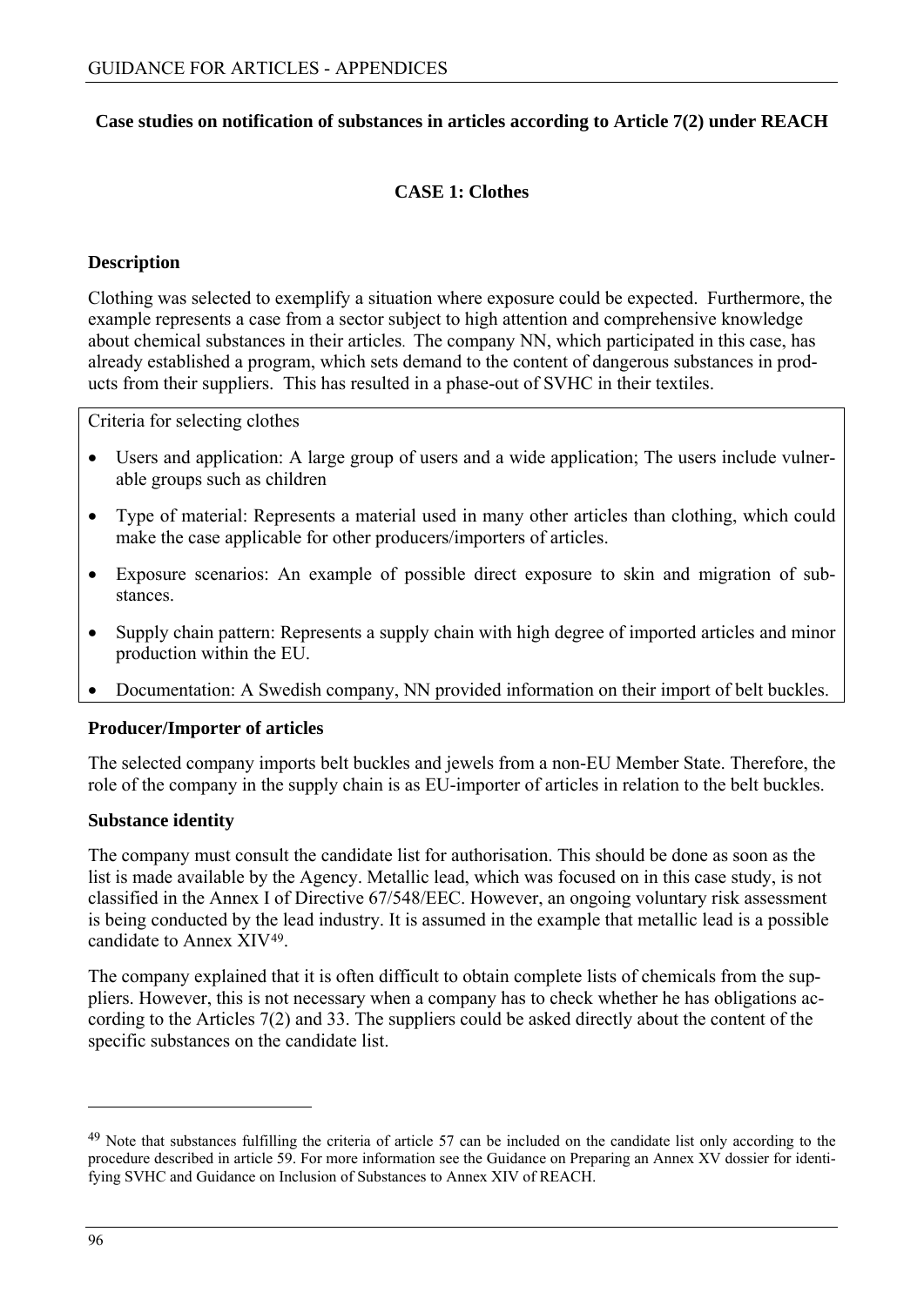**Case studies on notification of substances in articles according to Article 7(2) under REACH**

**CASE 1: Clothes**

**Description**

Clothing was selected to exemplify a situation where exposure could be expected. Furthermore, the example represents a case from a sector subject to high attention and comprehensive knowledge about chemical substances in their articles. The company NN, which participated in this case, has already established a program, which sets demand to the content of dangerous substances in products from their suppliers. This has resulted in a phase-out of SVHC in their textiles.

Criteria for selecting clothes

- Users and application: A large group of users and a wide application; The users include vulnerable groups such as children
- Type of material: Represents a material used in many other articles than clothing, which could make the case applicable for other producers/importers of articles.
- Exposure scenarios: An example of possible direct exposure to skin and migration of substances.
- Supply chain pattern: Represents a supply chain with high degree of imported articles and minor production within the EU.
- Documentation: A Swedish company, NN provided information on their import of belt buckles.

**Producer/Importer of articles**

The selected company imports belt buckles and jewels from a non-EU Member State. Therefore, the role of the company in the supply chain is as EU-importer of articles in relation to the belt buckles.

**Substance identity**

The company must consult the candidate list for authorisation. This should be done as soon as the list is made available by the Agency. Metallic lead, which was focused on in this case study, is not classified in the Annex I of Directive 67/548/EEC. However, an ongoing voluntary risk assessment is being conducted by the lead industry. It is assumed in the example that metallic lead is a possible candidate to Annex XIV[49].

The company explained that it is often difficult to obtain complete lists of chemicals from the suppliers. However, this is not necessary when a company has to check whether he has obligations according to the Articles 7(2) and 33. The suppliers could be asked directly about the content of the specific substances on the candidate list.

[49] Note that substances fulfilling the criteria of article 57 can be included on the candidate list only according to the procedure described in article 59. For more information see the Guidance on Preparing an Annex XV dossier for identifying SVHC and Guidance on Inclusion of Substances to Annex XIV of REACH.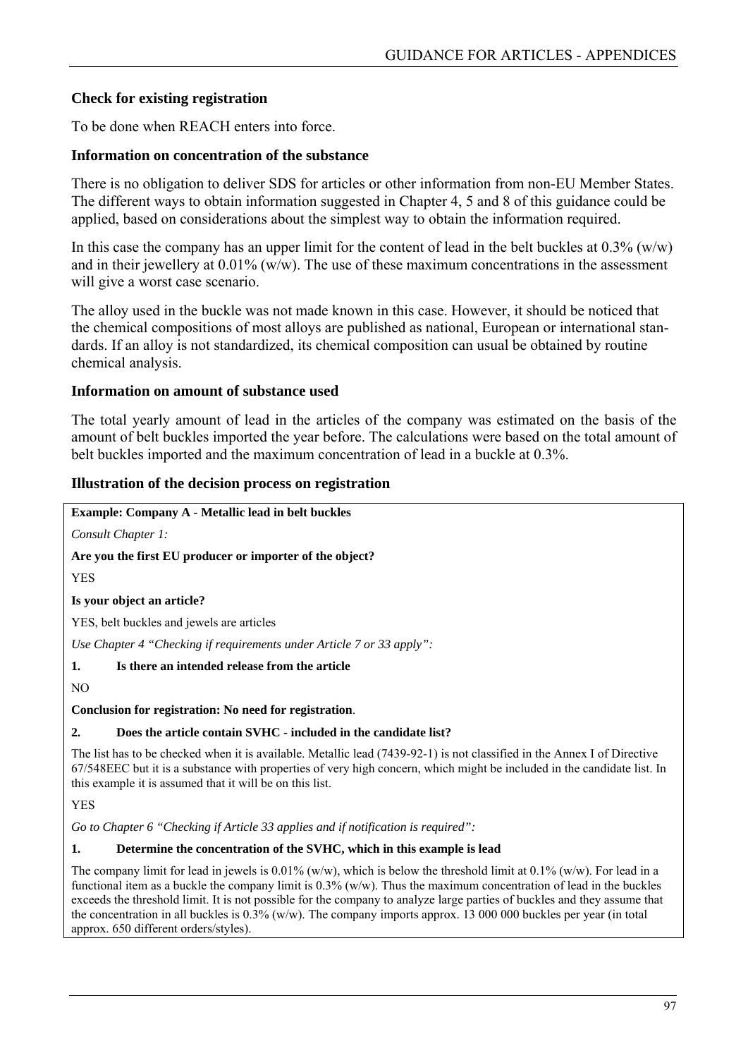### Check for existing registration

To be done when REACH enters into force.

### Information on concentration of the substance

There is no obligation to deliver SDS for articles or other information from non-EU Member States. The different ways to obtain information suggested in Chapter 4, 5 and 8 of this guidance could be applied, based on considerations about the simplest way to obtain the information required.

In this case the company has an upper limit for the content of lead in the belt buckles at 0.3% (w/w) and in their jewellery at 0.01% (w/w). The use of these maximum concentrations in the assessment will give a worst case scenario.

The alloy used in the buckle was not made known in this case. However, it should be noticed that the chemical compositions of most alloys are published as national, European or international standards. If an alloy is not standardized, its chemical composition can usual be obtained by routine chemical analysis.

### Information on amount of substance used

The total yearly amount of lead in the articles of the company was estimated on the basis of the amount of belt buckles imported the year before. The calculations were based on the total amount of belt buckles imported and the maximum concentration of lead in a buckle at 0.3%.

### Illustration of the decision process on registration

**Example: Company A - Metallic lead in belt buckles**

*Consult Chapter 1:*

**Are you the first EU producer or importer of the object?**

YES

**Is your object an article?**

YES, belt buckles and jewels are articles

*Use Chapter 4 "Checking if requirements under Article 7 or 33 apply":*

**1. Is there an intended release from the article**

NO

**Conclusion for registration: No need for registration**.

**2. Does the article contain SVHC - included in the candidate list?**

The list has to be checked when it is available. Metallic lead (7439-92-1) is not classified in the Annex I of Directive 67/548EEC but it is a substance with properties of very high concern, which might be included in the candidate list. In this example it is assumed that it will be on this list.

YES

*Go to Chapter 6 "Checking if Article 33 applies and if notification is required":*

**1. Determine the concentration of the SVHC, which in this example is lead**

The company limit for lead in jewels is 0.01% (w/w), which is below the threshold limit at 0.1% (w/w). For lead in a functional item as a buckle the company limit is 0.3% (w/w). Thus the maximum concentration of lead in the buckles exceeds the threshold limit. It is not possible for the company to analyze large parties of buckles and they assume that the concentration in all buckles is 0.3% (w/w). The company imports approx. 13 000 000 buckles per year (in total approx. 650 different orders/styles).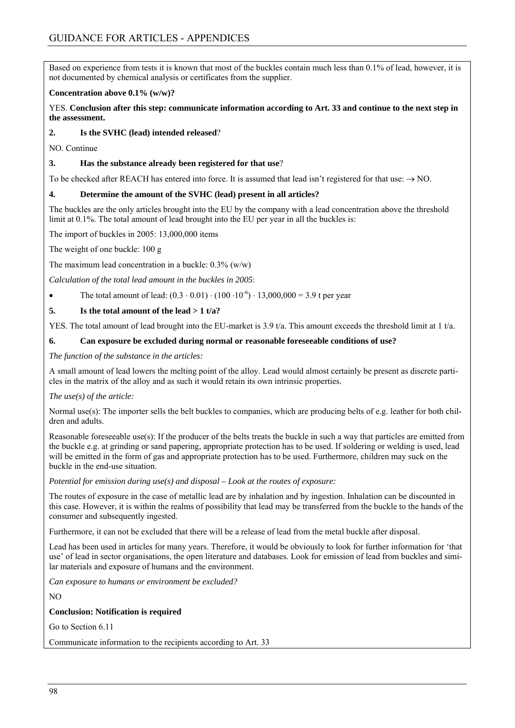Based on experience from tests it is known that most of the buckles contain much less than 0.1% of lead, however, it is not documented by chemical analysis or certificates from the supplier.

**Concentration above 0.1% (w/w)?**

YES. **Conclusion after this step: communicate information according to Art. 33 and continue to the next step in the assessment.**

**2. Is the SVHC (lead) intended released**?

NO. Continue

**3. Has the substance already been registered for that use**?

To be checked after REACH has entered into force. It is assumed that lead isn't registered for that use: → NO.

**4. Determine the amount of the SVHC (lead) present in all articles?**

The buckles are the only articles brought into the EU by the company with a lead concentration above the threshold limit at 0.1%. The total amount of lead brought into the EU per year in all the buckles is:

The import of buckles in 2005: 13,000,000 items

The weight of one buckle: 100 g

The maximum lead concentration in a buckle: 0.3% (w/w)

*Calculation of the total lead amount in the buckles in 2005*:

- The total amount of lead: $(0.3 \cdot 0.01) \cdot (100 \cdot 10^{-6}) \cdot 13{,}000{,}000 = 3.9$ t per year

**5. Is the total amount of the lead > 1 t/a?**

YES. The total amount of lead brought into the EU-market is 3.9 t/a. This amount exceeds the threshold limit at 1 t/a.

**6. Can exposure be excluded during normal or reasonable foreseeable conditions of use?**

*The function of the substance in the articles:*

A small amount of lead lowers the melting point of the alloy. Lead would almost certainly be present as discrete particles in the matrix of the alloy and as such it would retain its own intrinsic properties.

*The use(s) of the article:*

Normal use(s): The importer sells the belt buckles to companies, which are producing belts of e.g. leather for both children and adults.

Reasonable foreseeable use(s): If the producer of the belts treats the buckle in such a way that particles are emitted from the buckle e.g. at grinding or sand papering, appropriate protection has to be used. If soldering or welding is used, lead will be emitted in the form of gas and appropriate protection has to be used. Furthermore, children may suck on the buckle in the end-use situation.

*Potential for emission during use(s) and disposal – Look at the routes of exposure:*

The routes of exposure in the case of metallic lead are by inhalation and by ingestion. Inhalation can be discounted in this case. However, it is within the realms of possibility that lead may be transferred from the buckle to the hands of the consumer and subsequently ingested.

Furthermore, it can not be excluded that there will be a release of lead from the metal buckle after disposal.

Lead has been used in articles for many years. Therefore, it would be obviously to look for further information for 'that use' of lead in sector organisations, the open literature and databases. Look for emission of lead from buckles and similar materials and exposure of humans and the environment.

*Can exposure to humans or environment be excluded?*

NO

**Conclusion: Notification is required**

Go to Section 6.11

Communicate information to the recipients according to Art. 33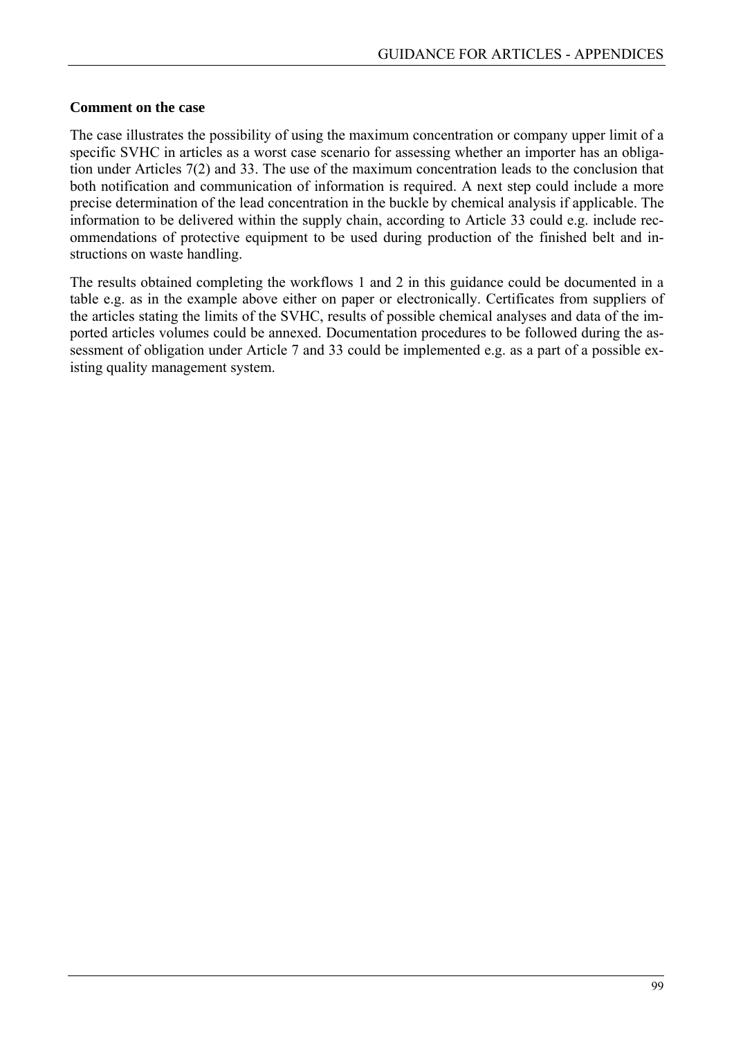**Comment on the case**

The case illustrates the possibility of using the maximum concentration or company upper limit of a specific SVHC in articles as a worst case scenario for assessing whether an importer has an obligation under Articles 7(2) and 33. The use of the maximum concentration leads to the conclusion that both notification and communication of information is required. A next step could include a more precise determination of the lead concentration in the buckle by chemical analysis if applicable. The information to be delivered within the supply chain, according to Article 33 could e.g. include recommendations of protective equipment to be used during production of the finished belt and instructions on waste handling.

The results obtained completing the workflows 1 and 2 in this guidance could be documented in a table e.g. as in the example above either on paper or electronically. Certificates from suppliers of the articles stating the limits of the SVHC, results of possible chemical analyses and data of the imported articles volumes could be annexed. Documentation procedures to be followed during the assessment of obligation under Article 7 and 33 could be implemented e.g. as a part of a possible existing quality management system.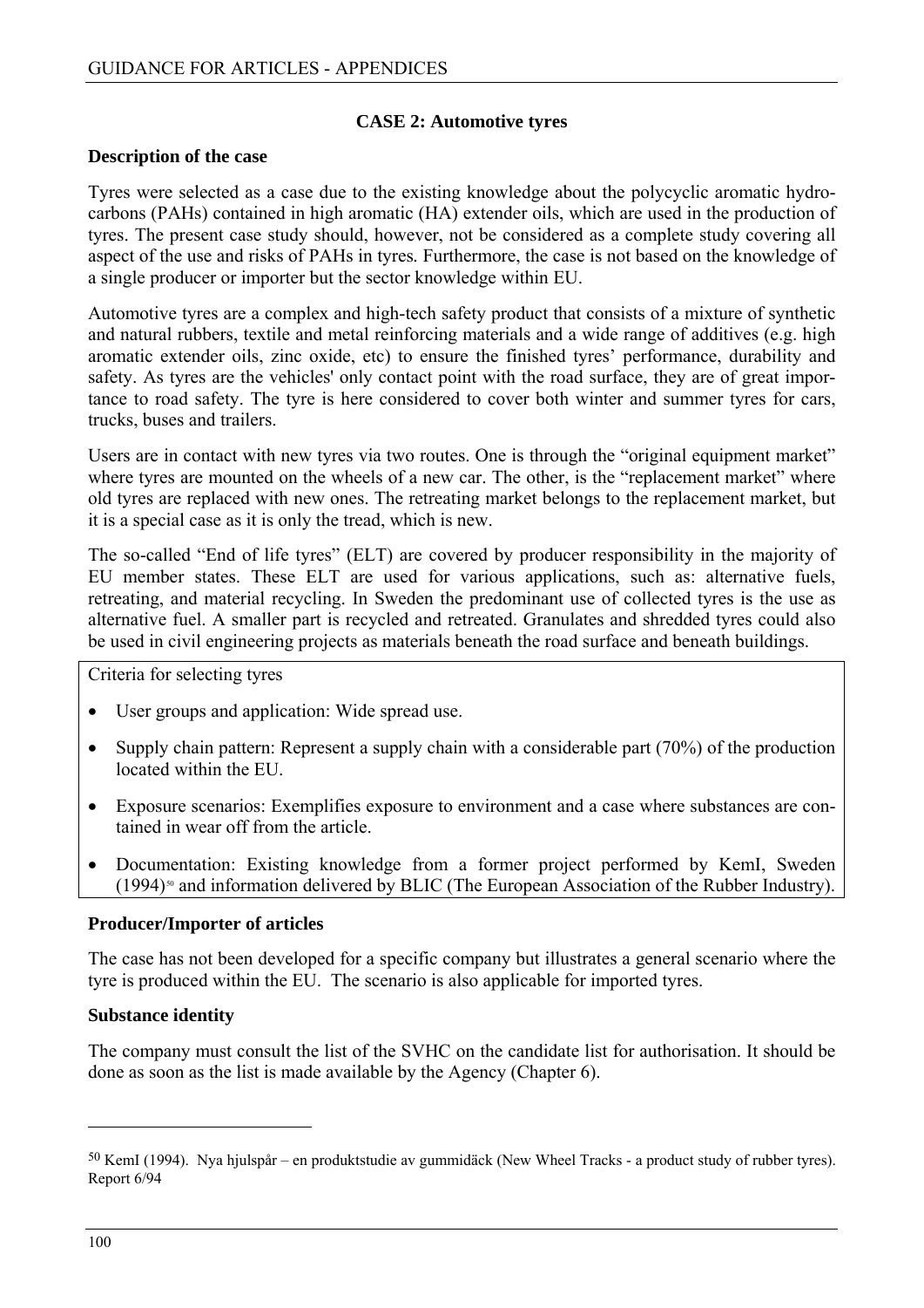## CASE 2: Automotive tyres

### Description of the case

Tyres were selected as a case due to the existing knowledge about the polycyclic aromatic hydrocarbons (PAHs) contained in high aromatic (HA) extender oils, which are used in the production of tyres. The present case study should, however, not be considered as a complete study covering all aspect of the use and risks of PAHs in tyres. Furthermore, the case is not based on the knowledge of a single producer or importer but the sector knowledge within EU.

Automotive tyres are a complex and high-tech safety product that consists of a mixture of synthetic and natural rubbers, textile and metal reinforcing materials and a wide range of additives (e.g. high aromatic extender oils, zinc oxide, etc) to ensure the finished tyres' performance, durability and safety. As tyres are the vehicles' only contact point with the road surface, they are of great importance to road safety. The tyre is here considered to cover both winter and summer tyres for cars, trucks, buses and trailers.

Users are in contact with new tyres via two routes. One is through the "original equipment market" where tyres are mounted on the wheels of a new car. The other, is the "replacement market" where old tyres are replaced with new ones. The retreating market belongs to the replacement market, but it is a special case as it is only the tread, which is new.

The so-called "End of life tyres" (ELT) are covered by producer responsibility in the majority of EU member states. These ELT are used for various applications, such as: alternative fuels, retreating, and material recycling. In Sweden the predominant use of collected tyres is the use as alternative fuel. A smaller part is recycled and retreated. Granulates and shredded tyres could also be used in civil engineering projects as materials beneath the road surface and beneath buildings.

Criteria for selecting tyres

- User groups and application: Wide spread use.
- Supply chain pattern: Represent a supply chain with a considerable part (70%) of the production located within the EU.
- Exposure scenarios: Exemplifies exposure to environment and a case where substances are contained in wear off from the article.
- Documentation: Existing knowledge from a former project performed by KemI, Sweden (1994)[50] and information delivered by BLIC (The European Association of the Rubber Industry).

### Producer/Importer of articles

The case has not been developed for a specific company but illustrates a general scenario where the tyre is produced within the EU. The scenario is also applicable for imported tyres.

### Substance identity

The company must consult the list of the SVHC on the candidate list for authorisation. It should be done as soon as the list is made available by the Agency (Chapter 6).

---

[50] KemI (1994). Nya hjulspår – en produktstudie av gummidäck (New Wheel Tracks - a product study of rubber tyres). Report 6/94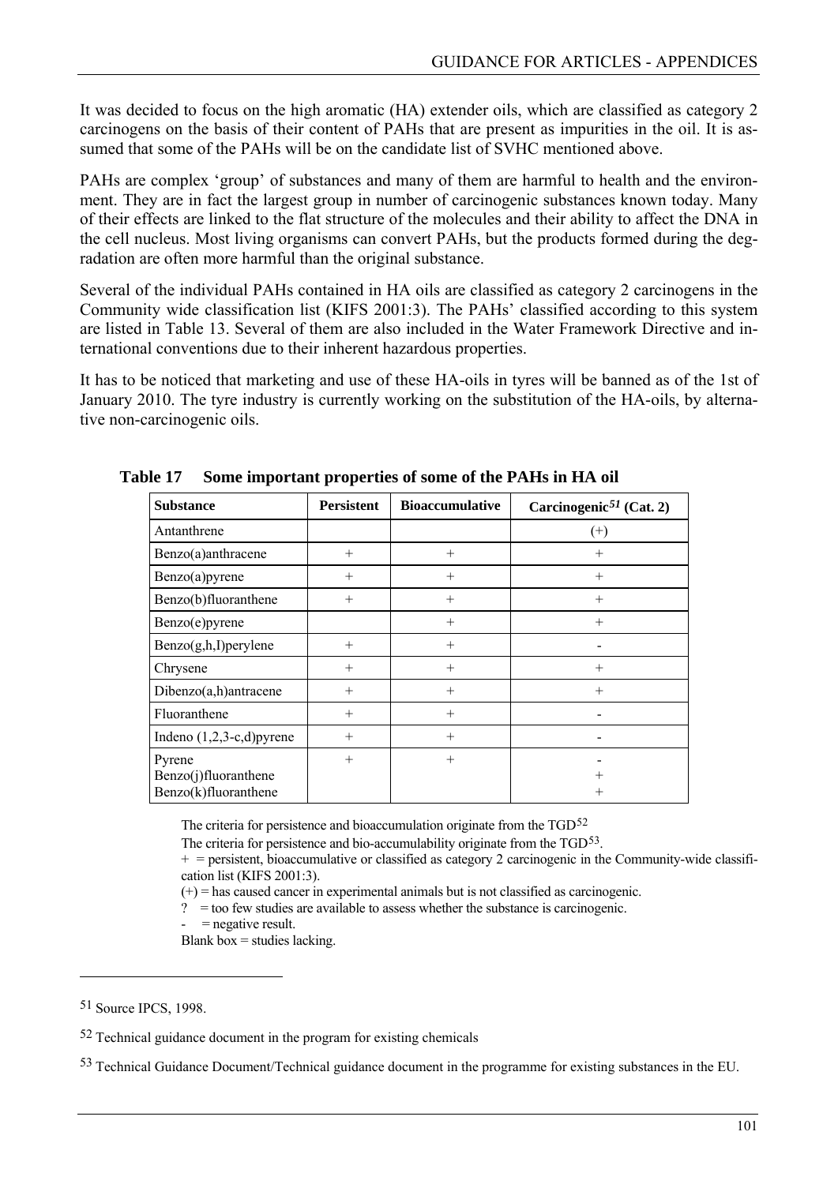It was decided to focus on the high aromatic (HA) extender oils, which are classified as category 2 carcinogens on the basis of their content of PAHs that are present as impurities in the oil. It is assumed that some of the PAHs will be on the candidate list of SVHC mentioned above.

PAHs are complex 'group' of substances and many of them are harmful to health and the environment. They are in fact the largest group in number of carcinogenic substances known today. Many of their effects are linked to the flat structure of the molecules and their ability to affect the DNA in the cell nucleus. Most living organisms can convert PAHs, but the products formed during the degradation are often more harmful than the original substance.

Several of the individual PAHs contained in HA oils are classified as category 2 carcinogens in the Community wide classification list (KIFS 2001:3). The PAHs' classified according to this system are listed in Table 13. Several of them are also included in the Water Framework Directive and international conventions due to their inherent hazardous properties.

It has to be noticed that marketing and use of these HA-oils in tyres will be banned as of the 1st of January 2010. The tyre industry is currently working on the substitution of the HA-oils, by alternative non-carcinogenic oils.

**Table 17 Some important properties of some of the PAHs in HA oil**

| Substance | Persistent | Bioaccumulative | Carcinogenic[51] (Cat. 2) |
|---|---|---|---|
| Antanthrene | | | (+) |
| Benzo(a)anthracene | + | + | + |
| Benzo(a)pyrene | + | + | + |
| Benzo(b)fluoranthene | + | + | + |
| Benzo(e)pyrene | | + | + |
| Benzo(g,h,I)perylene | + | + | - |
| Chrysene | + | + | + |
| Dibenzo(a,h)antracene | + | + | + |
| Fluoranthene | + | + | - |
| Indeno (1,2,3-c,d)pyrene | + | + | - |
| Pyrene | + | + | - |
| Benzo(j)fluoranthene | | | + |
| Benzo(k)fluoranthene | | | + |

The criteria for persistence and bioaccumulation originate from the TGD[52]

The criteria for persistence and bio-accumulability originate from the TGD[53].

\+ = persistent, bioaccumulative or classified as category 2 carcinogenic in the Community-wide classification list (KIFS 2001:3).

(+) = has caused cancer in experimental animals but is not classified as carcinogenic.

? = too few studies are available to assess whether the substance is carcinogenic.

\- = negative result.

Blank box = studies lacking.

---

[51] Source IPCS, 1998.

[52] Technical guidance document in the program for existing chemicals

[53] Technical Guidance Document/Technical guidance document in the programme for existing substances in the EU.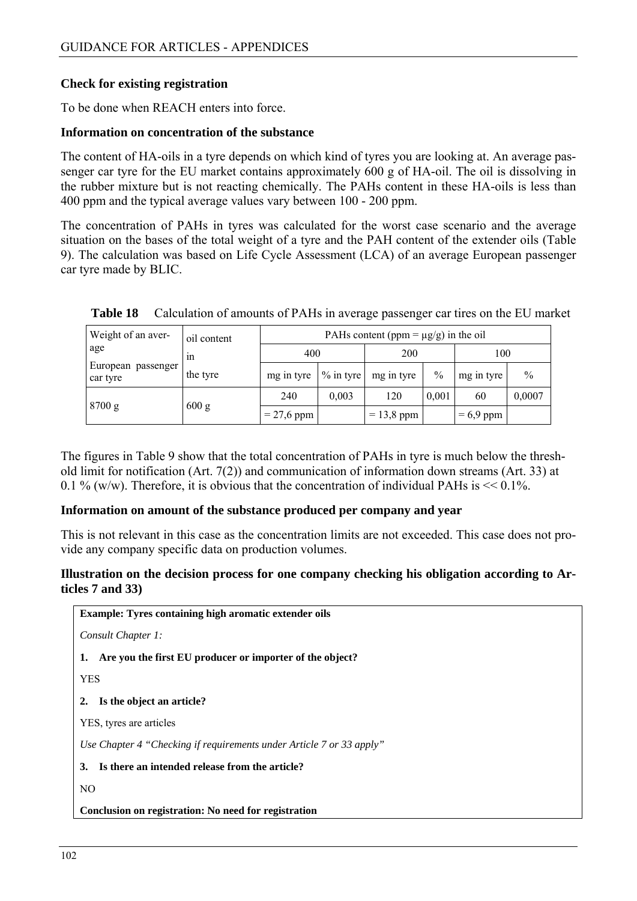**Check for existing registration**

To be done when REACH enters into force.

**Information on concentration of the substance**

The content of HA-oils in a tyre depends on which kind of tyres you are looking at. An average passenger car tyre for the EU market contains approximately 600 g of HA-oil. The oil is dissolving in the rubber mixture but is not reacting chemically. The PAHs content in these HA-oils is less than 400 ppm and the typical average values vary between 100 - 200 ppm.

The concentration of PAHs in tyres was calculated for the worst case scenario and the average situation on the bases of the total weight of a tyre and the PAH content of the extender oils (Table 9). The calculation was based on Life Cycle Assessment (LCA) of an average European passenger car tyre made by BLIC.

**Table 18** Calculation of amounts of PAHs in average passenger car tires on the EU market

| Weight of an average European passenger car tyre | oil content in the tyre | PAHs content (ppm = µg/g) in the oil | | | | | |
|---|---|---|---|---|---|---|---|
| | | 400 | | 200 | | 100 | |
| | | mg in tyre | % in tyre | mg in tyre | % | mg in tyre | % |
| 8700 g | 600 g | 240 | 0,003 | 120 | 0,001 | 60 | 0,0007 |
| | | = 27,6 ppm | | = 13,8 ppm | | = 6,9 ppm | |

The figures in Table 9 show that the total concentration of PAHs in tyre is much below the threshold limit for notification (Art. 7(2)) and communication of information down streams (Art. 33) at 0.1 % (w/w). Therefore, it is obvious that the concentration of individual PAHs is << 0.1%.

**Information on amount of the substance produced per company and year**

This is not relevant in this case as the concentration limits are not exceeded. This case does not provide any company specific data on production volumes.

**Illustration on the decision process for one company checking his obligation according to Articles 7 and 33)**

**Example: Tyres containing high aromatic extender oils**

*Consult Chapter 1:*

**1. Are you the first EU producer or importer of the object?**

YES

**2. Is the object an article?**

YES, tyres are articles

*Use Chapter 4 "Checking if requirements under Article 7 or 33 apply"*

**3. Is there an intended release from the article?**

NO

**Conclusion on registration: No need for registration**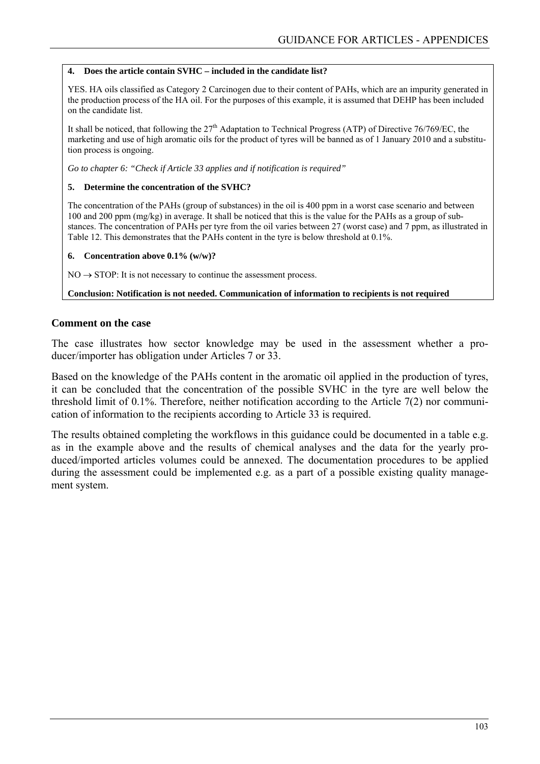**4. Does the article contain SVHC – included in the candidate list?**

YES. HA oils classified as Category 2 Carcinogen due to their content of PAHs, which are an impurity generated in the production process of the HA oil. For the purposes of this example, it is assumed that DEHP has been included on the candidate list.

It shall be noticed, that following the 27th Adaptation to Technical Progress (ATP) of Directive 76/769/EC, the marketing and use of high aromatic oils for the product of tyres will be banned as of 1 January 2010 and a substitution process is ongoing.

*Go to chapter 6: "Check if Article 33 applies and if notification is required"*

**5. Determine the concentration of the SVHC?**

The concentration of the PAHs (group of substances) in the oil is 400 ppm in a worst case scenario and between 100 and 200 ppm (mg/kg) in average. It shall be noticed that this is the value for the PAHs as a group of substances. The concentration of PAHs per tyre from the oil varies between 27 (worst case) and 7 ppm, as illustrated in Table 12. This demonstrates that the PAHs content in the tyre is below threshold at 0.1%.

**6. Concentration above 0.1% (w/w)?**

NO → STOP: It is not necessary to continue the assessment process.

**Conclusion: Notification is not needed. Communication of information to recipients is not required**

## Comment on the case

The case illustrates how sector knowledge may be used in the assessment whether a producer/importer has obligation under Articles 7 or 33.

Based on the knowledge of the PAHs content in the aromatic oil applied in the production of tyres, it can be concluded that the concentration of the possible SVHC in the tyre are well below the threshold limit of 0.1%. Therefore, neither notification according to the Article 7(2) nor communication of information to the recipients according to Article 33 is required.

The results obtained completing the workflows in this guidance could be documented in a table e.g. as in the example above and the results of chemical analyses and the data for the yearly produced/imported articles volumes could be annexed. The documentation procedures to be applied during the assessment could be implemented e.g. as a part of a possible existing quality management system.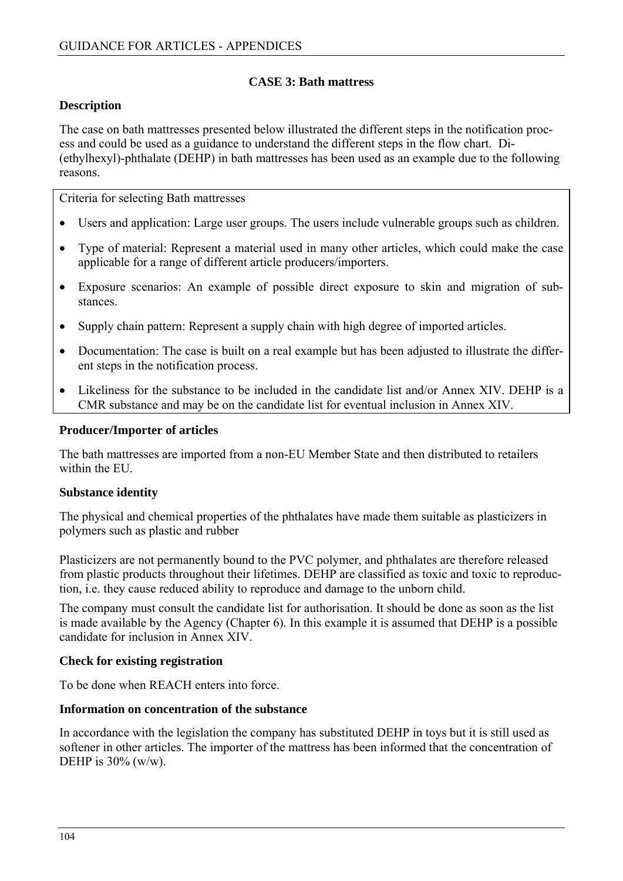### CASE 3: Bath mattress

**Description**

The case on bath mattresses presented below illustrated the different steps in the notification process and could be used as a guidance to understand the different steps in the flow chart. Di-(ethylhexyl)-phthalate (DEHP) in bath mattresses has been used as an example due to the following reasons.

> Criteria for selecting Bath mattresses
>
> - Users and application: Large user groups. The users include vulnerable groups such as children.
> - Type of material: Represent a material used in many other articles, which could make the case applicable for a range of different article producers/importers.
> - Exposure scenarios: An example of possible direct exposure to skin and migration of substances.
> - Supply chain pattern: Represent a supply chain with high degree of imported articles.
> - Documentation: The case is built on a real example but has been adjusted to illustrate the different steps in the notification process.
> - Likeliness for the substance to be included in the candidate list and/or Annex XIV. DEHP is a CMR substance and may be on the candidate list for eventual inclusion in Annex XIV.

**Producer/Importer of articles**

The bath mattresses are imported from a non-EU Member State and then distributed to retailers within the EU.

**Substance identity**

The physical and chemical properties of the phthalates have made them suitable as plasticizers in polymers such as plastic and rubber

Plasticizers are not permanently bound to the PVC polymer, and phthalates are therefore released from plastic products throughout their lifetimes. DEHP are classified as toxic and toxic to reproduction, i.e. they cause reduced ability to reproduce and damage to the unborn child.

The company must consult the candidate list for authorisation. It should be done as soon as the list is made available by the Agency (Chapter 6). In this example it is assumed that DEHP is a possible candidate for inclusion in Annex XIV.

**Check for existing registration**

To be done when REACH enters into force.

**Information on concentration of the substance**

In accordance with the legislation the company has substituted DEHP in toys but it is still used as softener in other articles. The importer of the mattress has been informed that the concentration of DEHP is 30% (w/w).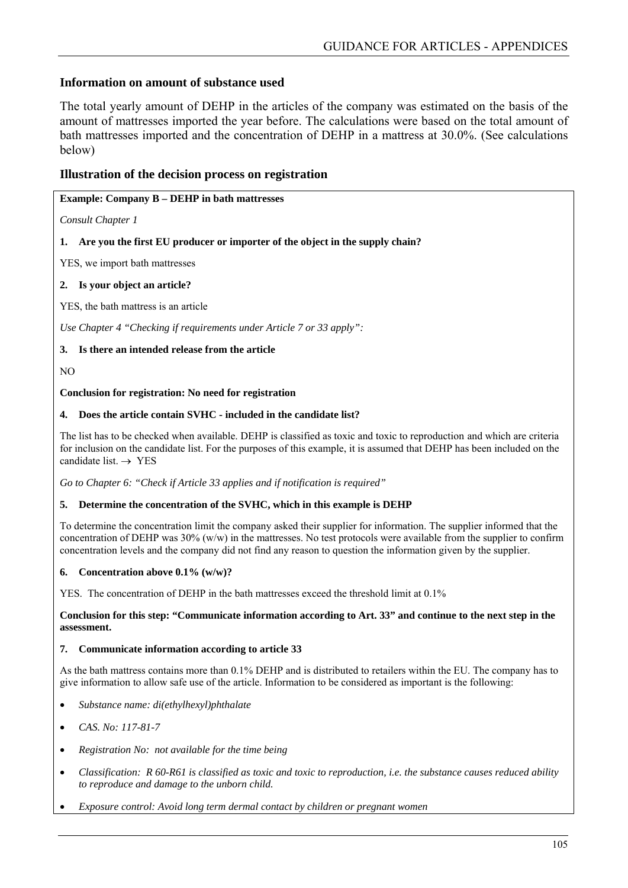## Information on amount of substance used

The total yearly amount of DEHP in the articles of the company was estimated on the basis of the amount of mattresses imported the year before. The calculations were based on the total amount of bath mattresses imported and the concentration of DEHP in a mattress at 30.0%. (See calculations below)

## Illustration of the decision process on registration

**Example: Company B – DEHP in bath mattresses**

*Consult Chapter 1*

**1. Are you the first EU producer or importer of the object in the supply chain?**

YES, we import bath mattresses

**2. Is your object an article?**

YES, the bath mattress is an article

*Use Chapter 4 "Checking if requirements under Article 7 or 33 apply":*

**3. Is there an intended release from the article**

NO

**Conclusion for registration: No need for registration**

**4. Does the article contain SVHC - included in the candidate list?**

The list has to be checked when available. DEHP is classified as toxic and toxic to reproduction and which are criteria for inclusion on the candidate list. For the purposes of this example, it is assumed that DEHP has been included on the candidate list. → YES

*Go to Chapter 6: "Check if Article 33 applies and if notification is required"*

**5. Determine the concentration of the SVHC, which in this example is DEHP**

To determine the concentration limit the company asked their supplier for information. The supplier informed that the concentration of DEHP was 30% (w/w) in the mattresses. No test protocols were available from the supplier to confirm concentration levels and the company did not find any reason to question the information given by the supplier.

**6. Concentration above 0.1% (w/w)?**

YES. The concentration of DEHP in the bath mattresses exceed the threshold limit at 0.1%

**Conclusion for this step: "Communicate information according to Art. 33" and continue to the next step in the assessment.**

**7. Communicate information according to article 33**

As the bath mattress contains more than 0.1% DEHP and is distributed to retailers within the EU. The company has to give information to allow safe use of the article. Information to be considered as important is the following:

- *Substance name: di(ethylhexyl)phthalate*
- *CAS. No: 117-81-7*
- *Registration No: not available for the time being*
- *Classification: R 60-R61 is classified as toxic and toxic to reproduction, i.e. the substance causes reduced ability to reproduce and damage to the unborn child.*
- *Exposure control: Avoid long term dermal contact by children or pregnant women*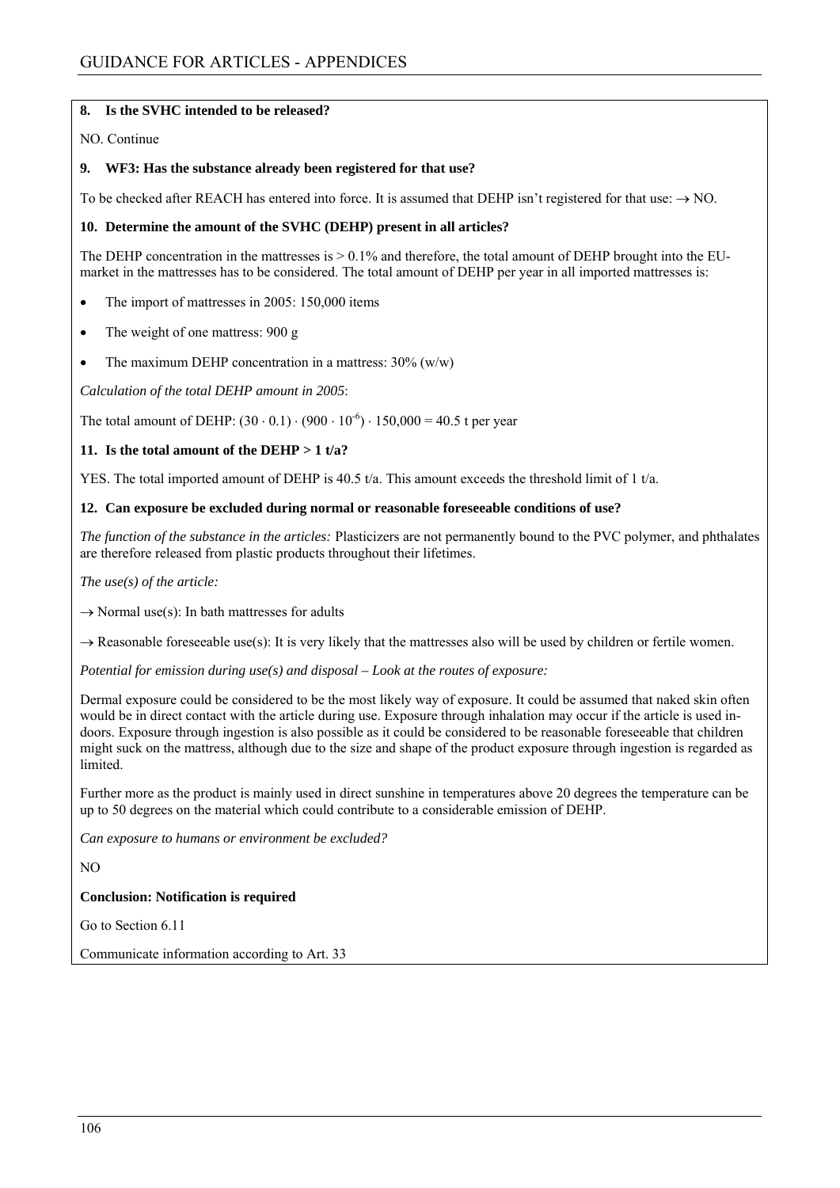**8. Is the SVHC intended to be released?**

NO. Continue

**9. WF3: Has the substance already been registered for that use?**

To be checked after REACH has entered into force. It is assumed that DEHP isn't registered for that use: → NO.

**10. Determine the amount of the SVHC (DEHP) present in all articles?**

The DEHP concentration in the mattresses is > 0.1% and therefore, the total amount of DEHP brought into the EU-market in the mattresses has to be considered. The total amount of DEHP per year in all imported mattresses is:

- The import of mattresses in 2005: 150,000 items
- The weight of one mattress: 900 g
- The maximum DEHP concentration in a mattress: 30% (w/w)

*Calculation of the total DEHP amount in 2005*:

The total amount of DEHP: $(30 \cdot 0.1) \cdot (900 \cdot 10^{-6}) \cdot 150{,}000 = 40.5$ t per year

**11. Is the total amount of the DEHP > 1 t/a?**

YES. The total imported amount of DEHP is 40.5 t/a. This amount exceeds the threshold limit of 1 t/a.

**12. Can exposure be excluded during normal or reasonable foreseeable conditions of use?**

*The function of the substance in the articles:* Plasticizers are not permanently bound to the PVC polymer, and phthalates are therefore released from plastic products throughout their lifetimes.

*The use(s) of the article:*

→ Normal use(s): In bath mattresses for adults

→ Reasonable foreseeable use(s): It is very likely that the mattresses also will be used by children or fertile women.

*Potential for emission during use(s) and disposal – Look at the routes of exposure:*

Dermal exposure could be considered to be the most likely way of exposure. It could be assumed that naked skin often would be in direct contact with the article during use. Exposure through inhalation may occur if the article is used in-doors. Exposure through ingestion is also possible as it could be considered to be reasonable foreseeable that children might suck on the mattress, although due to the size and shape of the product exposure through ingestion is regarded as limited.

Further more as the product is mainly used in direct sunshine in temperatures above 20 degrees the temperature can be up to 50 degrees on the material which could contribute to a considerable emission of DEHP.

*Can exposure to humans or environment be excluded?*

NO

**Conclusion: Notification is required**

Go to Section 6.11

Communicate information according to Art. 33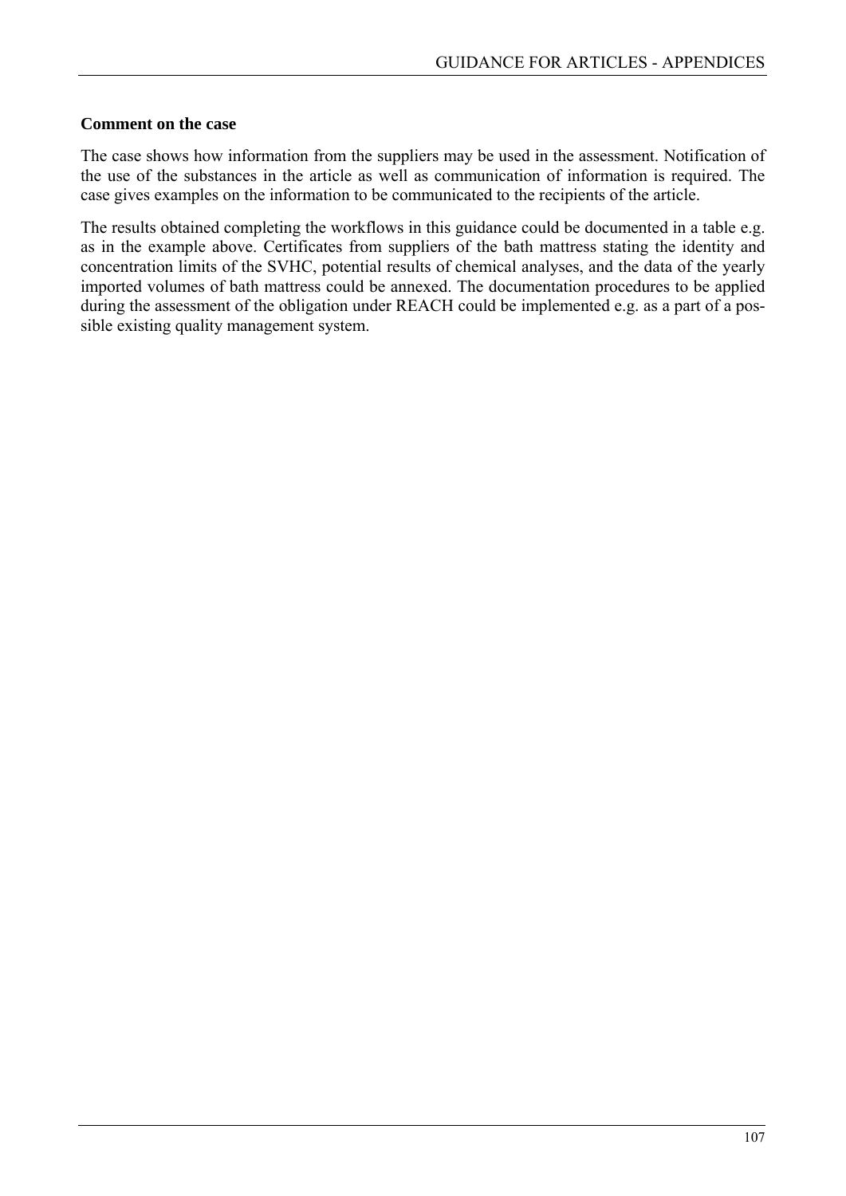**Comment on the case**

The case shows how information from the suppliers may be used in the assessment. Notification of the use of the substances in the article as well as communication of information is required. The case gives examples on the information to be communicated to the recipients of the article.

The results obtained completing the workflows in this guidance could be documented in a table e.g. as in the example above. Certificates from suppliers of the bath mattress stating the identity and concentration limits of the SVHC, potential results of chemical analyses, and the data of the yearly imported volumes of bath mattress could be annexed. The documentation procedures to be applied during the assessment of the obligation under REACH could be implemented e.g. as a part of a possible existing quality management system.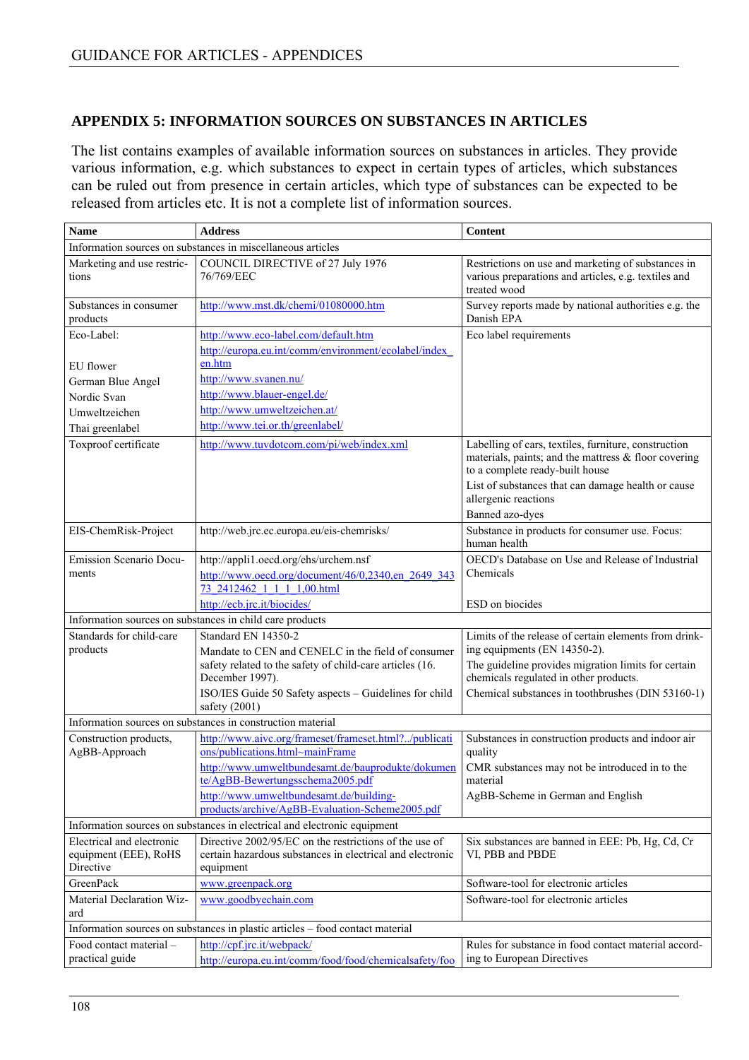## APPENDIX 5: INFORMATION SOURCES ON SUBSTANCES IN ARTICLES

The list contains examples of available information sources on substances in articles. They provide various information, e.g. which substances to expect in certain types of articles, which substances can be ruled out from presence in certain articles, which type of substances can be expected to be released from articles etc. It is not a complete list of information sources.

| Name | Address | Content |
|---|---|---|
| Information sources on substances in miscellaneous articles | | |
| Marketing and use restrictions | COUNCIL DIRECTIVE of 27 July 1976 76/769/EEC | Restrictions on use and marketing of substances in various preparations and articles, e.g. textiles and treated wood |
| Substances in consumer products | http://www.mst.dk/chemi/01080000.htm | Survey reports made by national authorities e.g. the Danish EPA |
| Eco-Label:<br><br>EU flower<br>German Blue Angel<br>Nordic Svan<br>Umweltzeichen<br>Thai greenlabel | http://www.eco-label.com/default.htm<br>http://europa.eu.int/comm/environment/ecolabel/index_en.htm<br>http://www.svanen.nu/<br>http://www.blauer-engel.de/<br>http://www.umweltzeichen.at/<br>http://www.tei.or.th/greenlabel/ | Eco label requirements |
| Toxproof certificate | http://www.tuvdotcom.com/pi/web/index.xml | Labelling of cars, textiles, furniture, construction materials, paints; and the mattress & floor covering to a complete ready-built house<br>List of substances that can damage health or cause allergenic reactions<br>Banned azo-dyes |
| EIS-ChemRisk-Project | http://web.jrc.ec.europa.eu/eis-chemrisks/ | Substance in products for consumer use. Focus: human health |
| Emission Scenario Documents | http://appli1.oecd.org/ehs/urchem.nsf<br>http://www.oecd.org/document/46/0,2340,en_2649_34373_2412462_1_1_1_1,00.html<br>http://ecb.jrc.it/biocides/ | OECD's Database on Use and Release of Industrial Chemicals<br><br>ESD on biocides |
| Information sources on substances in child care products | | |
| Standards for child-care products | Standard EN 14350-2<br>Mandate to CEN and CENELC in the field of consumer safety related to the safety of child-care articles (16. December 1997).<br>ISO/IES Guide 50 Safety aspects – Guidelines for child safety (2001) | Limits of the release of certain elements from drinking equipments (EN 14350-2).<br>The guideline provides migration limits for certain chemicals regulated in other products.<br>Chemical substances in toothbrushes (DIN 53160-1) |
| Information sources on substances in construction material | | |
| Construction products, AgBB-Approach | http://www.aivc.org/frameset/frameset.html?../publications/publications.html~mainFrame<br>http://www.umweltbundesamt.de/bauprodukte/dokumente/AgBB-Bewertungsschema2005.pdf<br>http://www.umweltbundesamt.de/building-products/archive/AgBB-Evaluation-Scheme2005.pdf | Substances in construction products and indoor air quality<br>CMR substances may not be introduced in to the material<br>AgBB-Scheme in German and English |
| Information sources on substances in electrical and electronic equipment | | |
| Electrical and electronic equipment (EEE), RoHS Directive | Directive 2002/95/EC on the restrictions of the use of certain hazardous substances in electrical and electronic equipment | Six substances are banned in EEE: Pb, Hg, Cd, Cr VI, PBB and PBDE |
| GreenPack | www.greenpack.org | Software-tool for electronic articles |
| Material Declaration Wizard | www.goodbyechain.com | Software-tool for electronic articles |
| Information sources on substances in plastic articles – food contact material | | |
| Food contact material – practical guide | http://cpf.jrc.it/webpack/<br>http://europa.eu.int/comm/food/food/chemicalsafety/foo | Rules for substance in food contact material according to European Directives |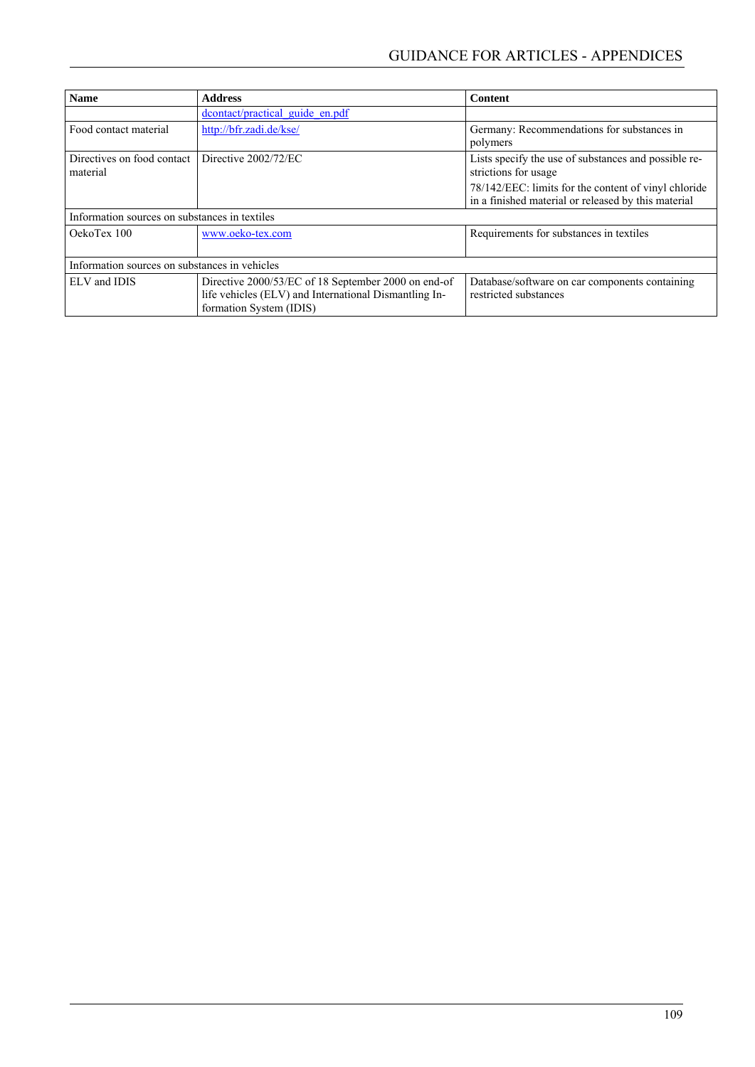| Name | Address | Content |
|---|---|---|
| | dcontact/practical_guide_en.pdf | |
| Food contact material | http://bfr.zadi.de/kse/ | Germany: Recommendations for substances in polymers |
| Directives on food contact material | Directive 2002/72/EC | Lists specify the use of substances and possible restrictions for usage<br>78/142/EEC: limits for the content of vinyl chloride in a finished material or released by this material |
| Information sources on substances in textiles | | |
| OekoTex 100 | www.oeko-tex.com | Requirements for substances in textiles |
| Information sources on substances in vehicles | | |
| ELV and IDIS | Directive 2000/53/EC of 18 September 2000 on end-of life vehicles (ELV) and International Dismantling Information System (IDIS) | Database/software on car components containing restricted substances |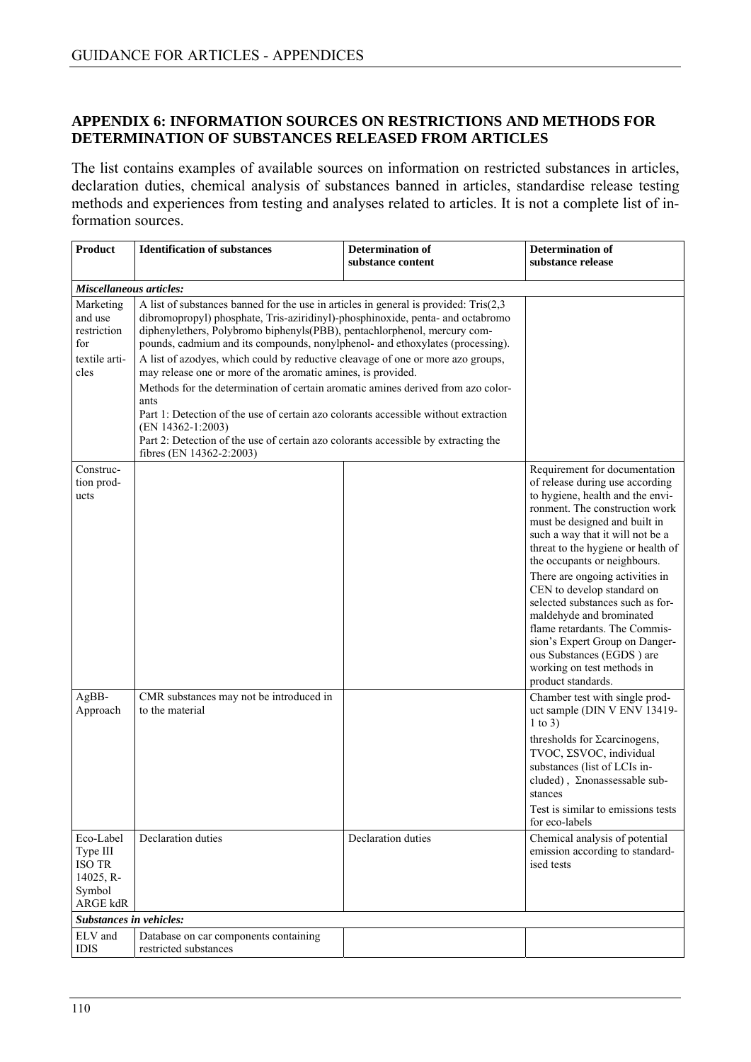## APPENDIX 6: INFORMATION SOURCES ON RESTRICTIONS AND METHODS FOR DETERMINATION OF SUBSTANCES RELEASED FROM ARTICLES

The list contains examples of available sources on information on restricted substances in articles, declaration duties, chemical analysis of substances banned in articles, standardise release testing methods and experiences from testing and analyses related to articles. It is not a complete list of information sources.

| Product | Identification of substances | Determination of substance content | Determination of substance release |
|---|---|---|---|
| ***Miscellaneous articles:*** | | | |
| Marketing and use restriction for textile articles | A list of substances banned for the use in articles in general is provided: Tris(2,3 dibromopropyl) phosphate, Tris-aziridinyl)-phosphinoxide, penta- and octabromo diphenylethers, Polybromo biphenyls(PBB), pentachlorphenol, mercury compounds, cadmium and its compounds, nonylphenol- and ethoxylates (processing).<br>A list of azodyes, which could by reductive cleavage of one or more azo groups, may release one or more of the aromatic amines, is provided.<br>Methods for the determination of certain aromatic amines derived from azo colorants<br>Part 1: Detection of the use of certain azo colorants accessible without extraction (EN 14362-1:2003)<br>Part 2: Detection of the use of certain azo colorants accessible by extracting the fibres (EN 14362-2:2003) | | |
| Construction products | | | Requirement for documentation of release during use according to hygiene, health and the environment. The construction work must be designed and built in such a way that it will not be a threat to the hygiene or health of the occupants or neighbours.<br>There are ongoing activities in CEN to develop standard on selected substances such as formaldehyde and brominated flame retardants. The Commission's Expert Group on Dangerous Substances (EGDS ) are working on test methods in product standards. |
| AgBB-Approach | CMR substances may not be introduced in to the material | | Chamber test with single product sample (DIN V ENV 13419-1 to 3)<br>thresholds for Σcarcinogens, TVOC, ΣSVOC, individual substances (list of LCIs included) , Σnonassessable substances<br>Test is similar to emissions tests for eco-labels |
| Eco-Label Type III ISO TR 14025, R-Symbol ARGE kdR | Declaration duties | Declaration duties | Chemical analysis of potential emission according to standardised tests |
| ***Substances in vehicles:*** | | | |
| ELV and IDIS | Database on car components containing restricted substances | | |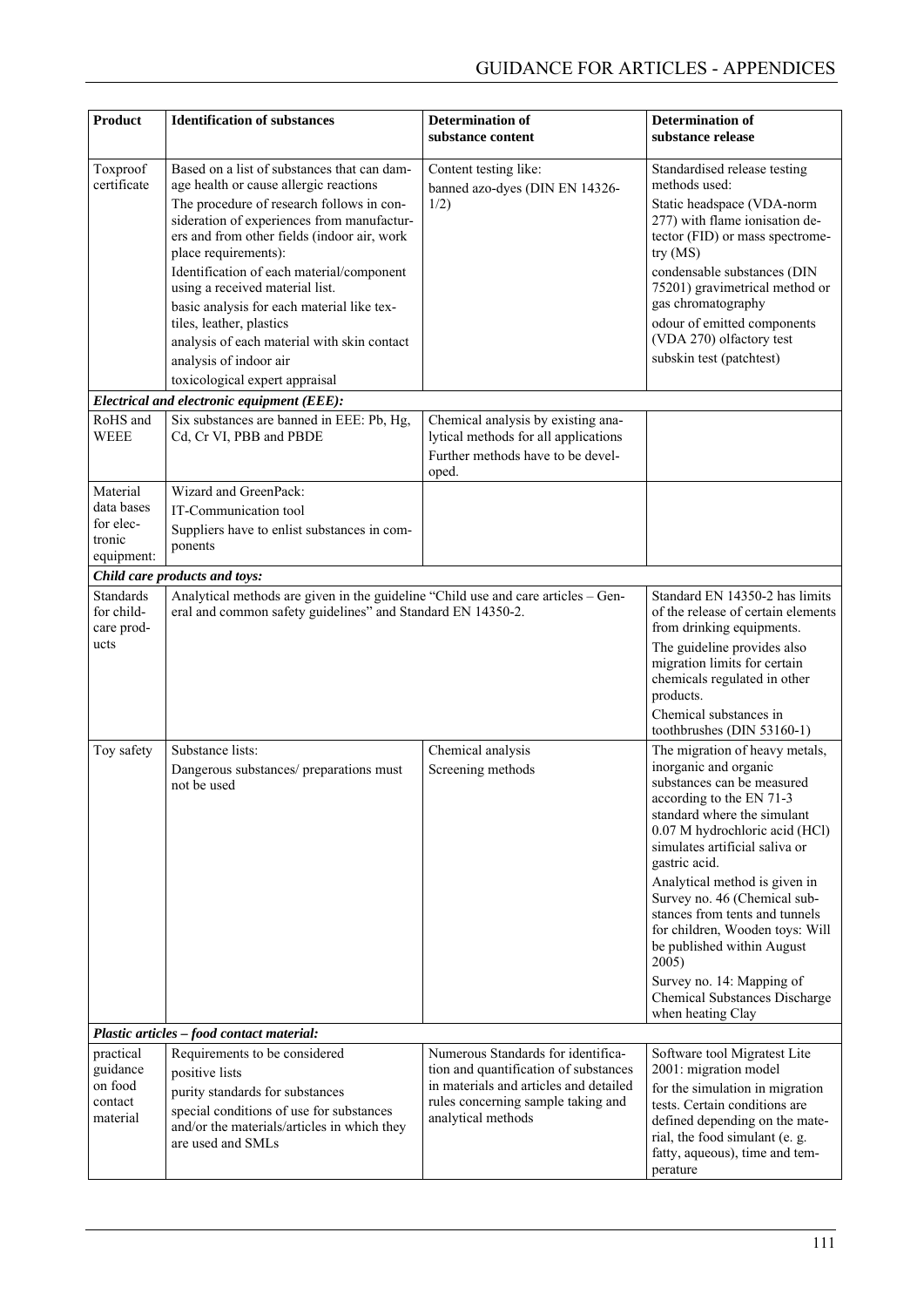| Product | Identification of substances | Determination of substance content | Determination of substance release |
|---|---|---|---|
| Toxproof certificate | Based on a list of substances that can damage health or cause allergic reactions<br>The procedure of research follows in consideration of experiences from manufacturers and from other fields (indoor air, work place requirements):<br>Identification of each material/component using a received material list.<br>basic analysis for each material like textiles, leather, plastics<br>analysis of each material with skin contact<br>analysis of indoor air<br>toxicological expert appraisal | Content testing like:<br>banned azo-dyes (DIN EN 14326-1/2) | Standardised release testing methods used:<br>Static headspace (VDA-norm 277) with flame ionisation detector (FID) or mass spectrometry (MS)<br>condensable substances (DIN 75201) gravimetrical method or gas chromatography<br>odour of emitted components (VDA 270) olfactory test<br>subskin test (patchtest) |
| ***Electrical and electronic equipment (EEE):*** | | | |
| RoHS and WEEE | Six substances are banned in EEE: Pb, Hg, Cd, Cr VI, PBB and PBDE | Chemical analysis by existing analytical methods for all applications<br>Further methods have to be developed. | |
| Material data bases for electronic equipment: | Wizard and GreenPack:<br>IT-Communication tool<br>Suppliers have to enlist substances in components | | |
| ***Child care products and toys:*** | | | |
| Standards for child-care products | Analytical methods are given in the guideline "Child use and care articles – General and common safety guidelines" and Standard EN 14350-2. | | Standard EN 14350-2 has limits of the release of certain elements from drinking equipments.<br>The guideline provides also migration limits for certain chemicals regulated in other products.<br>Chemical substances in toothbrushes (DIN 53160-1) |
| Toy safety | Substance lists:<br>Dangerous substances/ preparations must not be used | Chemical analysis<br>Screening methods | The migration of heavy metals, inorganic and organic substances can be measured according to the EN 71-3 standard where the simulant 0.07 M hydrochloric acid (HCl) simulates artificial saliva or gastric acid.<br>Analytical method is given in Survey no. 46 (Chemical substances from tents and tunnels for children, Wooden toys: Will be published within August 2005)<br>Survey no. 14: Mapping of Chemical Substances Discharge when heating Clay |
| ***Plastic articles – food contact material:*** | | | |
| practical guidance on food contact material | Requirements to be considered<br>positive lists<br>purity standards for substances<br>special conditions of use for substances and/or the materials/articles in which they are used and SMLs | Numerous Standards for identification and quantification of substances in materials and articles and detailed rules concerning sample taking and analytical methods | Software tool Migratest Lite 2001: migration model<br>for the simulation in migration tests. Certain conditions are defined depending on the material, the food simulant (e. g. fatty, aqueous), time and temperature |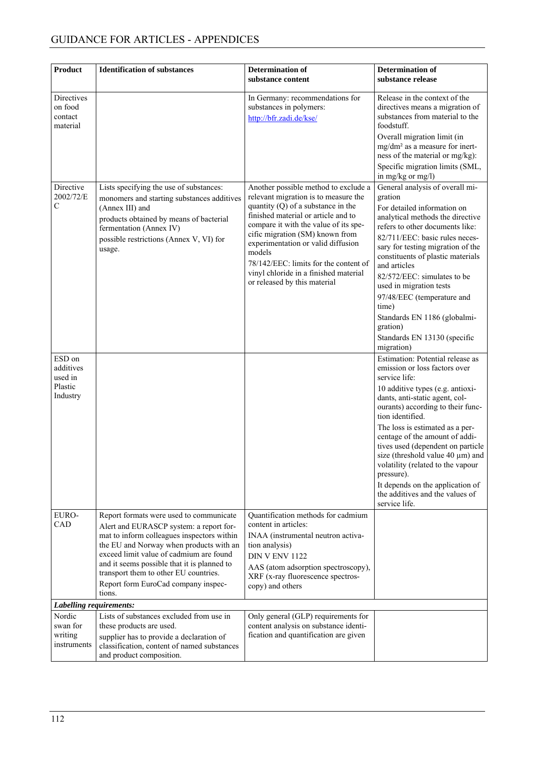| Product | Identification of substances | Determination of substance content | Determination of substance release |
| --- | --- | --- | --- |
| Directives on food contact material | | In Germany: recommendations for substances in polymers: [http://bfr.zadi.de/kse/](http://bfr.zadi.de/kse/) | Release in the context of the directives means a migration of substances from material to the foodstuff.<br>Overall migration limit (in mg/dm² as a measure for inertness of the material or mg/kg):<br>Specific migration limits (SML, in mg/kg or mg/l) |
| Directive 2002/72/EC | Lists specifying the use of substances: monomers and starting substances additives (Annex III) and<br>products obtained by means of bacterial fermentation (Annex IV)<br>possible restrictions (Annex V, VI) for usage. | Another possible method to exclude a relevant migration is to measure the quantity (Q) of a substance in the finished material or article and to compare it with the value of its specific migration (SM) known from experimentation or valid diffusion models<br>78/142/EEC: limits for the content of vinyl chloride in a finished material or released by this material | General analysis of overall migration<br>For detailed information on analytical methods the directive refers to other documents like:<br>82/711/EEC: basic rules necessary for testing migration of the constituents of plastic materials and articles<br>82/572/EEC: simulates to be used in migration tests<br>97/48/EEC (temperature and time)<br>Standards EN 1186 (globalmigration)<br>Standards EN 13130 (specific migration) |
| ESD on additives used in Plastic Industry | | | Estimation: Potential release as emission or loss factors over service life:<br>10 additive types (e.g. antioxidants, anti-static agent, colourants) according to their function identified.<br>The loss is estimated as a percentage of the amount of additives used (dependent on particle size (threshold value 40 µm) and volatility (related to the vapour pressure).<br>It depends on the application of the additives and the values of service life. |
| EURO-CAD | Report formats were used to communicate Alert and EURASCP system: a report format to inform colleagues inspectors within the EU and Norway when products with an exceed limit value of cadmium are found and it seems possible that it is planned to transport them to other EU countries.<br>Report form EuroCad company inspections. | Quantification methods for cadmium content in articles:<br>INAA (instrumental neutron activation analysis)<br>DIN V ENV 1122<br>AAS (atom adsorption spectroscopy), XRF (x-ray fluorescence spectroscopy) and others | |
| ***Labelling requirements:*** | | | |
| Nordic swan for writing instruments | Lists of substances excluded from use in these products are used.<br>supplier has to provide a declaration of classification, content of named substances and product composition. | Only general (GLP) requirements for content analysis on substance identification and quantification are given | |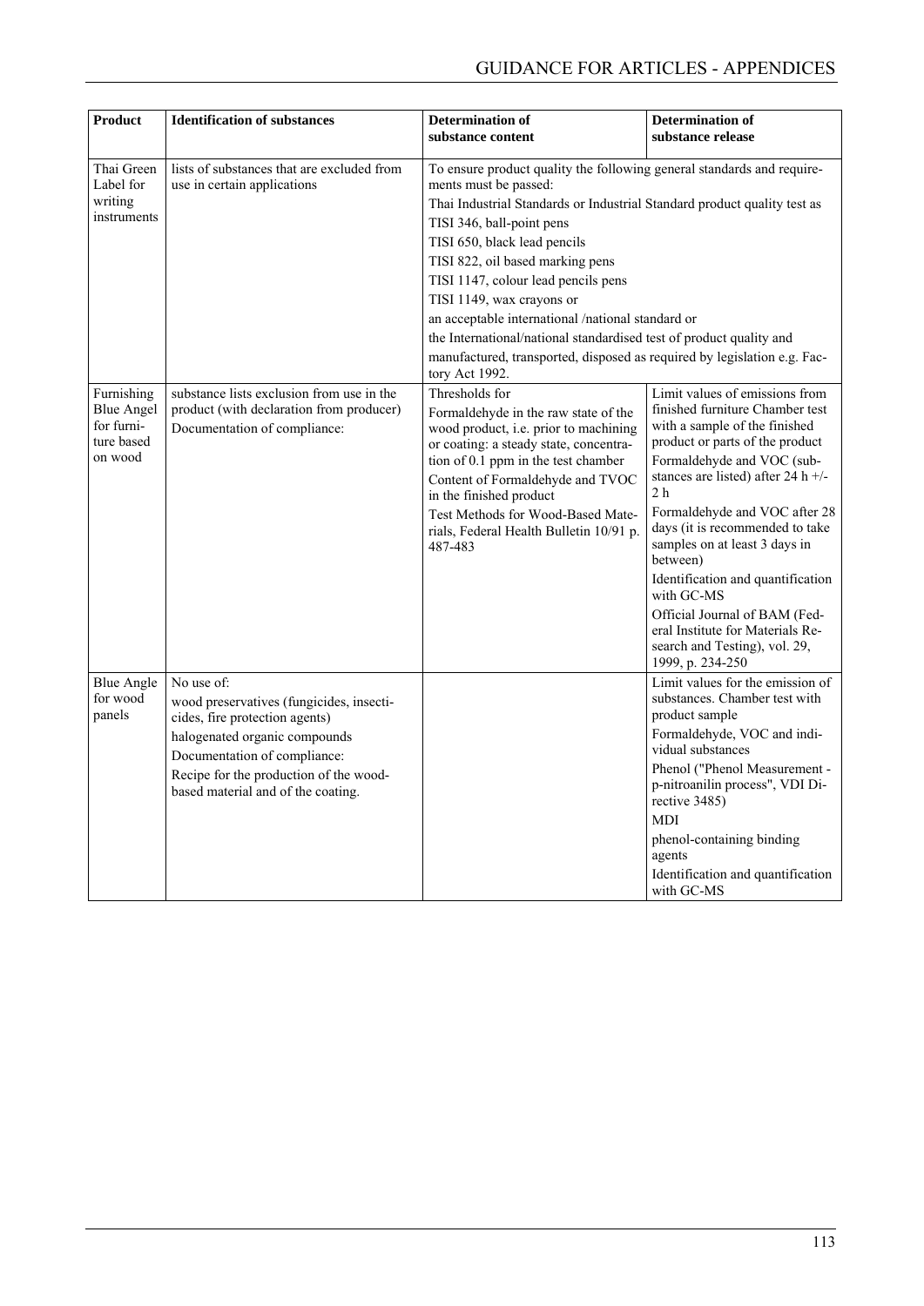| Product | Identification of substances | Determination of substance content | Determination of substance release |
|---|---|---|---|
| Thai Green Label for writing instruments | lists of substances that are excluded from use in certain applications | To ensure product quality the following general standards and requirements must be passed:<br>Thai Industrial Standards or Industrial Standard product quality test as<br>TISI 346, ball-point pens<br>TISI 650, black lead pencils<br>TISI 822, oil based marking pens<br>TISI 1147, colour lead pencils pens<br>TISI 1149, wax crayons or<br>an acceptable international /national standard or<br>the International/national standardised test of product quality and<br>manufactured, transported, disposed as required by legislation e.g. Factory Act 1992. | |
| Furnishing Blue Angel for furniture based on wood | substance lists exclusion from use in the product (with declaration from producer)<br>Documentation of compliance: | Thresholds for<br>Formaldehyde in the raw state of the wood product, i.e. prior to machining or coating: a steady state, concentration of 0.1 ppm in the test chamber<br>Content of Formaldehyde and TVOC in the finished product<br>Test Methods for Wood-Based Materials, Federal Health Bulletin 10/91 p. 487-483 | Limit values of emissions from finished furniture Chamber test with a sample of the finished product or parts of the product<br>Formaldehyde and VOC (substances are listed) after 24 h +/- 2 h<br>Formaldehyde and VOC after 28 days (it is recommended to take samples on at least 3 days in between)<br>Identification and quantification with GC-MS<br>Official Journal of BAM (Federal Institute for Materials Research and Testing), vol. 29, 1999, p. 234-250 |
| Blue Angle for wood panels | No use of:<br>wood preservatives (fungicides, insecticides, fire protection agents)<br>halogenated organic compounds<br>Documentation of compliance:<br>Recipe for the production of the wood-based material and of the coating. | | Limit values for the emission of substances. Chamber test with product sample<br>Formaldehyde, VOC and individual substances<br>Phenol ("Phenol Measurement - p-nitroanilin process", VDI Directive 3485)<br>MDI<br>phenol-containing binding agents<br>Identification and quantification with GC-MS |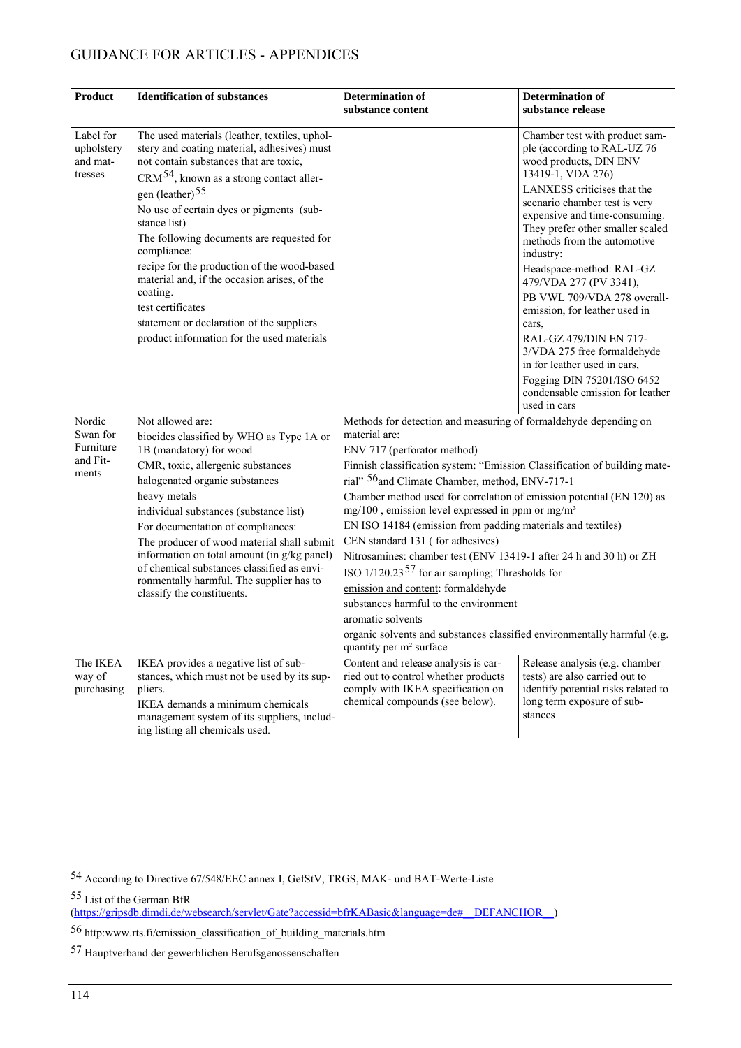| Product | Identification of substances | Determination of substance content | Determination of substance release |
|---|---|---|---|
| Label for upholstery and mattresses | The used materials (leather, textiles, upholstery and coating material, adhesives) must not contain substances that are toxic, CRM[54], known as a strong contact allergen (leather)[55]<br>No use of certain dyes or pigments (substance list)<br>The following documents are requested for compliance:<br>recipe for the production of the wood-based material and, if the occasion arises, of the coating.<br>test certificates<br>statement or declaration of the suppliers<br>product information for the used materials | | Chamber test with product sample (according to RAL-UZ 76 wood products, DIN ENV 13419-1, VDA 276)<br>LANXESS criticises that the scenario chamber test is very expensive and time-consuming. They prefer other smaller scaled methods from the automotive industry:<br>Headspace-method: RAL-GZ 479/VDA 277 (PV 3341),<br>PB VWL 709/VDA 278 overall-emission, for leather used in cars,<br>RAL-GZ 479/DIN EN 717-3/VDA 275 free formaldehyde in for leather used in cars,<br>Fogging DIN 75201/ISO 6452 condensable emission for leather used in cars |
| Nordic Swan for Furniture and Fitments | Not allowed are:<br>biocides classified by WHO as Type 1A or 1B (mandatory) for wood<br>CMR, toxic, allergenic substances<br>halogenated organic substances<br>heavy metals<br>individual substances (substance list)<br>For documentation of compliances:<br>The producer of wood material shall submit information on total amount (in g/kg panel) of chemical substances classified as environmentally harmful. The supplier has to classify the constituents. | Methods for detection and measuring of formaldehyde depending on material are:<br>ENV 717 (perforator method)<br>Finnish classification system: "Emission Classification of building material" [56]and Climate Chamber, method, ENV-717-1<br>Chamber method used for correlation of emission potential (EN 120) as mg/100 , emission level expressed in ppm or mg/m³<br>EN ISO 14184 (emission from padding materials and textiles)<br>CEN standard 131 ( for adhesives)<br>Nitrosamines: chamber test (ENV 13419-1 after 24 h and 30 h) or ZH ISO 1/120.23[57] for air sampling; Thresholds for<br>emission and content: formaldehyde<br>substances harmful to the environment<br>aromatic solvents<br>organic solvents and substances classified environmentally harmful (e.g. quantity per m² surface | |
| The IKEA way of purchasing | IKEA provides a negative list of substances, which must not be used by its suppliers.<br>IKEA demands a minimum chemicals management system of its suppliers, including listing all chemicals used. | Content and release analysis is carried out to control whether products comply with IKEA specification on chemical compounds (see below). | Release analysis (e.g. chamber tests) are also carried out to identify potential risks related to long term exposure of substances |

[54] According to Directive 67/548/EEC annex I, GefStV, TRGS, MAK- und BAT-Werte-Liste

[55] List of the German BfR (https://gripsdb.dimdi.de/websearch/servlet/Gate?accessid=bfrKABasic&language=de#__DEFANCHOR__)

[56] http:www.rts.fi/emission_classification_of_building_materials.htm

[57] Hauptverband der gewerblichen Berufsgenossenschaften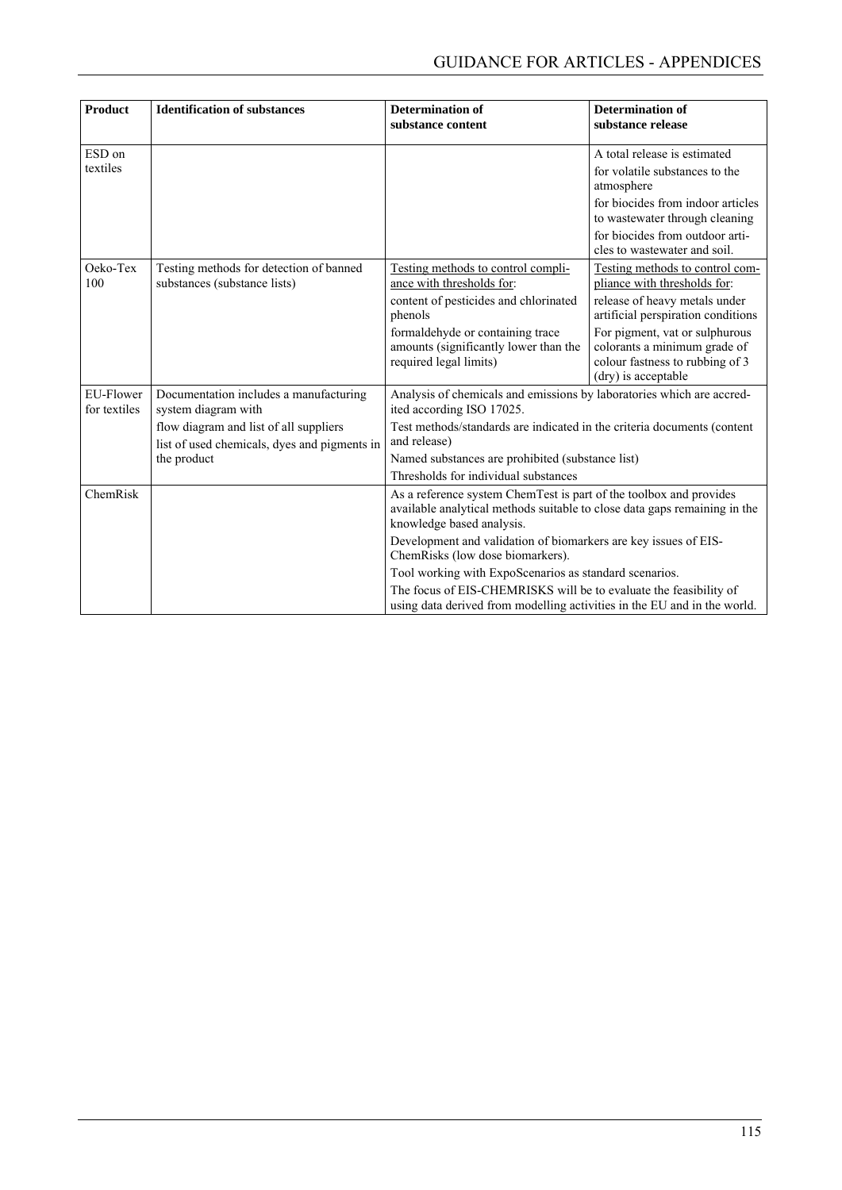| Product | Identification of substances | Determination of substance content | Determination of substance release |
|---|---|---|---|
| ESD on textiles | | | A total release is estimated<br>for volatile substances to the atmosphere<br>for biocides from indoor articles to wastewater through cleaning<br>for biocides from outdoor articles to wastewater and soil. |
| Oeko-Tex 100 | Testing methods for detection of banned substances (substance lists) | Testing methods to control compliance with thresholds for:<br>content of pesticides and chlorinated phenols<br>formaldehyde or containing trace amounts (significantly lower than the required legal limits) | Testing methods to control compliance with thresholds for:<br>release of heavy metals under artificial perspiration conditions<br>For pigment, vat or sulphurous colorants a minimum grade of colour fastness to rubbing of 3 (dry) is acceptable |
| EU-Flower for textiles | Documentation includes a manufacturing system diagram with<br>flow diagram and list of all suppliers<br>list of used chemicals, dyes and pigments in the product | Analysis of chemicals and emissions by laboratories which are accredited according ISO 17025.<br>Test methods/standards are indicated in the criteria documents (content and release)<br>Named substances are prohibited (substance list)<br>Thresholds for individual substances | |
| ChemRisk | | As a reference system ChemTest is part of the toolbox and provides available analytical methods suitable to close data gaps remaining in the knowledge based analysis.<br>Development and validation of biomarkers are key issues of EIS-ChemRisks (low dose biomarkers).<br>Tool working with ExpoScenarios as standard scenarios.<br>The focus of EIS-CHEMRISKS will be to evaluate the feasibility of using data derived from modelling activities in the EU and in the world. | |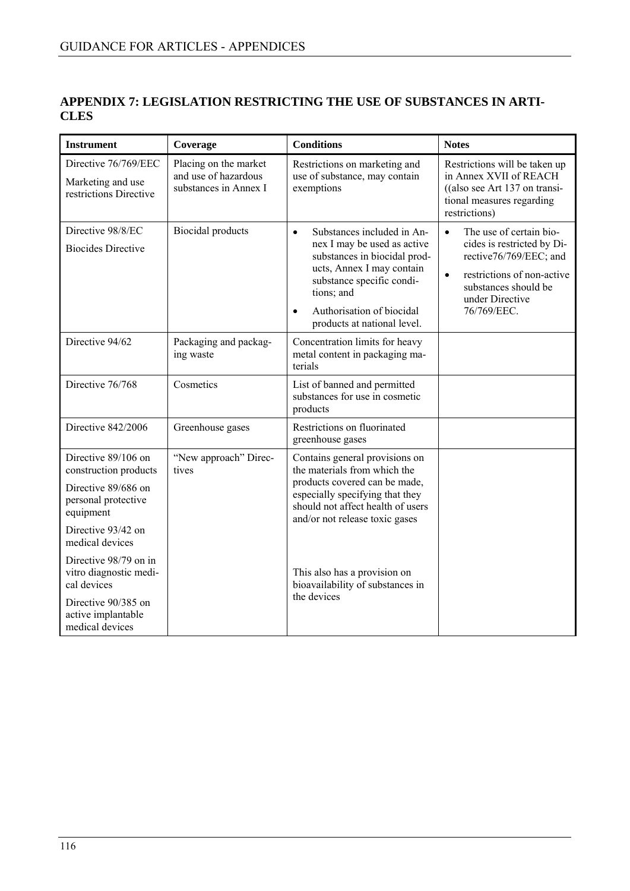## APPENDIX 7: LEGISLATION RESTRICTING THE USE OF SUBSTANCES IN ARTICLES

| Instrument | Coverage | Conditions | Notes |
|---|---|---|---|
| Directive 76/769/EEC<br>Marketing and use restrictions Directive | Placing on the market and use of hazardous substances in Annex I | Restrictions on marketing and use of substance, may contain exemptions | Restrictions will be taken up in Annex XVII of REACH ((also see Art 137 on transitional measures regarding restrictions) |
| Directive 98/8/EC<br>Biocides Directive | Biocidal products | • Substances included in Annex I may be used as active substances in biocidal products, Annex I may contain substance specific conditions; and<br>• Authorisation of biocidal products at national level. | • The use of certain biocides is restricted by Directive76/769/EEC; and<br>• restrictions of non-active substances should be under Directive 76/769/EEC. |
| Directive 94/62 | Packaging and packaging waste | Concentration limits for heavy metal content in packaging materials | |
| Directive 76/768 | Cosmetics | List of banned and permitted substances for use in cosmetic products | |
| Directive 842/2006 | Greenhouse gases | Restrictions on fluorinated greenhouse gases | |
| Directive 89/106 on construction products<br>Directive 89/686 on personal protective equipment<br>Directive 93/42 on medical devices<br>Directive 98/79 on in vitro diagnostic medical devices<br>Directive 90/385 on active implantable medical devices | "New approach" Directives | Contains general provisions on the materials from which the products covered can be made, especially specifying that they should not affect health of users and/or not release toxic gases<br><br>This also has a provision on bioavailability of substances in the devices | |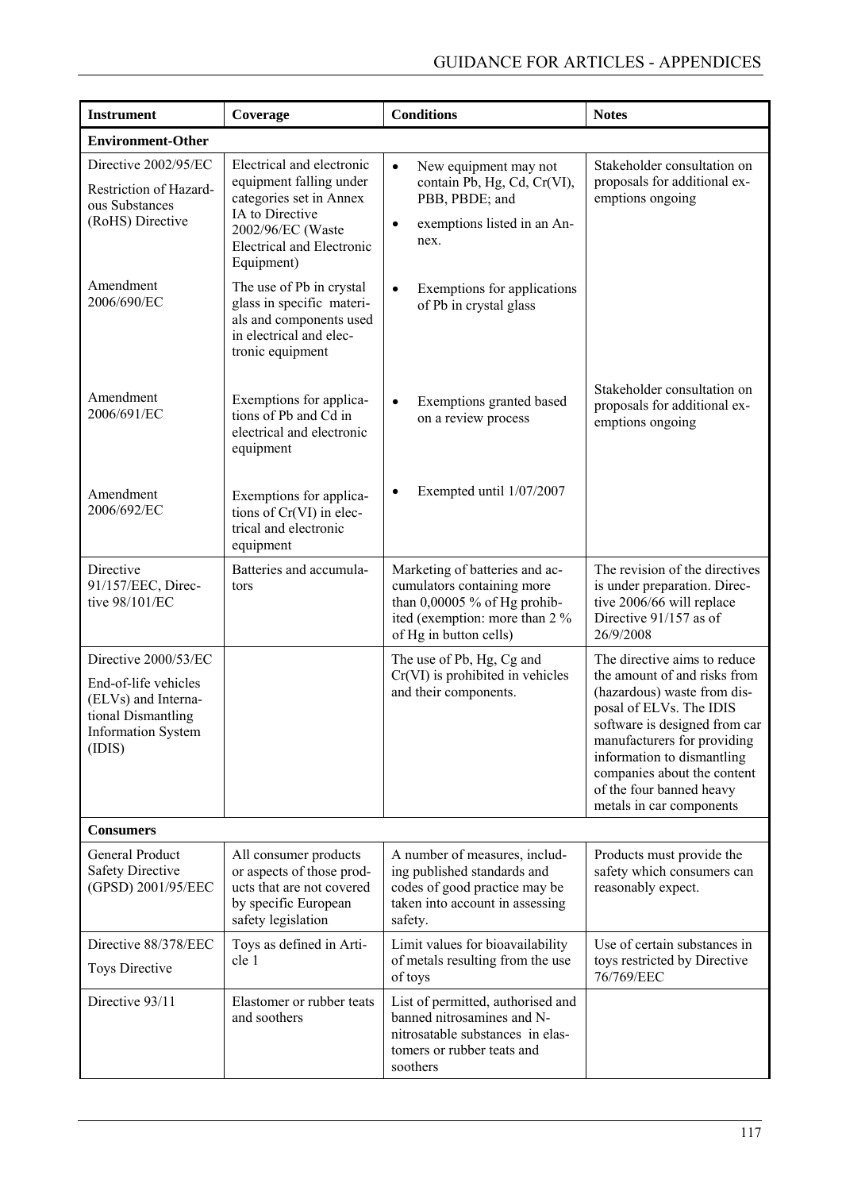| Instrument | Coverage | Conditions | Notes |
|---|---|---|---|
| **Environment-Other** | | | |
| Directive 2002/95/EC<br>Restriction of Hazardous Substances (RoHS) Directive | Electrical and electronic equipment falling under categories set in Annex IA to Directive 2002/96/EC (Waste Electrical and Electronic Equipment) | • New equipment may not contain Pb, Hg, Cd, Cr(VI), PBB, PBDE; and<br>• exemptions listed in an Annex. | Stakeholder consultation on proposals for additional exemptions ongoing |
| Amendment 2006/690/EC | The use of Pb in crystal glass in specific materials and components used in electrical and electronic equipment | • Exemptions for applications of Pb in crystal glass | |
| Amendment 2006/691/EC | Exemptions for applications of Pb and Cd in electrical and electronic equipment | • Exemptions granted based on a review process | Stakeholder consultation on proposals for additional exemptions ongoing |
| Amendment 2006/692/EC | Exemptions for applications of Cr(VI) in electrical and electronic equipment | • Exempted until 1/07/2007 | |
| Directive 91/157/EEC, Directive 98/101/EC | Batteries and accumulators | Marketing of batteries and accumulators containing more than 0,00005 % of Hg prohibited (exemption: more than 2 % of Hg in button cells) | The revision of the directives is under preparation. Directive 2006/66 will replace Directive 91/157 as of 26/9/2008 |
| Directive 2000/53/EC<br>End-of-life vehicles (ELVs) and International Dismantling Information System (IDIS) | | The use of Pb, Hg, Cg and Cr(VI) is prohibited in vehicles and their components. | The directive aims to reduce the amount of and risks from (hazardous) waste from disposal of ELVs. The IDIS software is designed from car manufacturers for providing information to dismantling companies about the content of the four banned heavy metals in car components |
| **Consumers** | | | |
| General Product Safety Directive (GPSD) 2001/95/EEC | All consumer products or aspects of those products that are not covered by specific European safety legislation | A number of measures, including published standards and codes of good practice may be taken into account in assessing safety. | Products must provide the safety which consumers can reasonably expect. |
| Directive 88/378/EEC<br>Toys Directive | Toys as defined in Article 1 | Limit values for bioavailability of metals resulting from the use of toys | Use of certain substances in toys restricted by Directive 76/769/EEC |
| Directive 93/11 | Elastomer or rubber teats and soothers | List of permitted, authorised and banned nitrosamines and N-nitrosatable substances in elastomers or rubber teats and soothers | |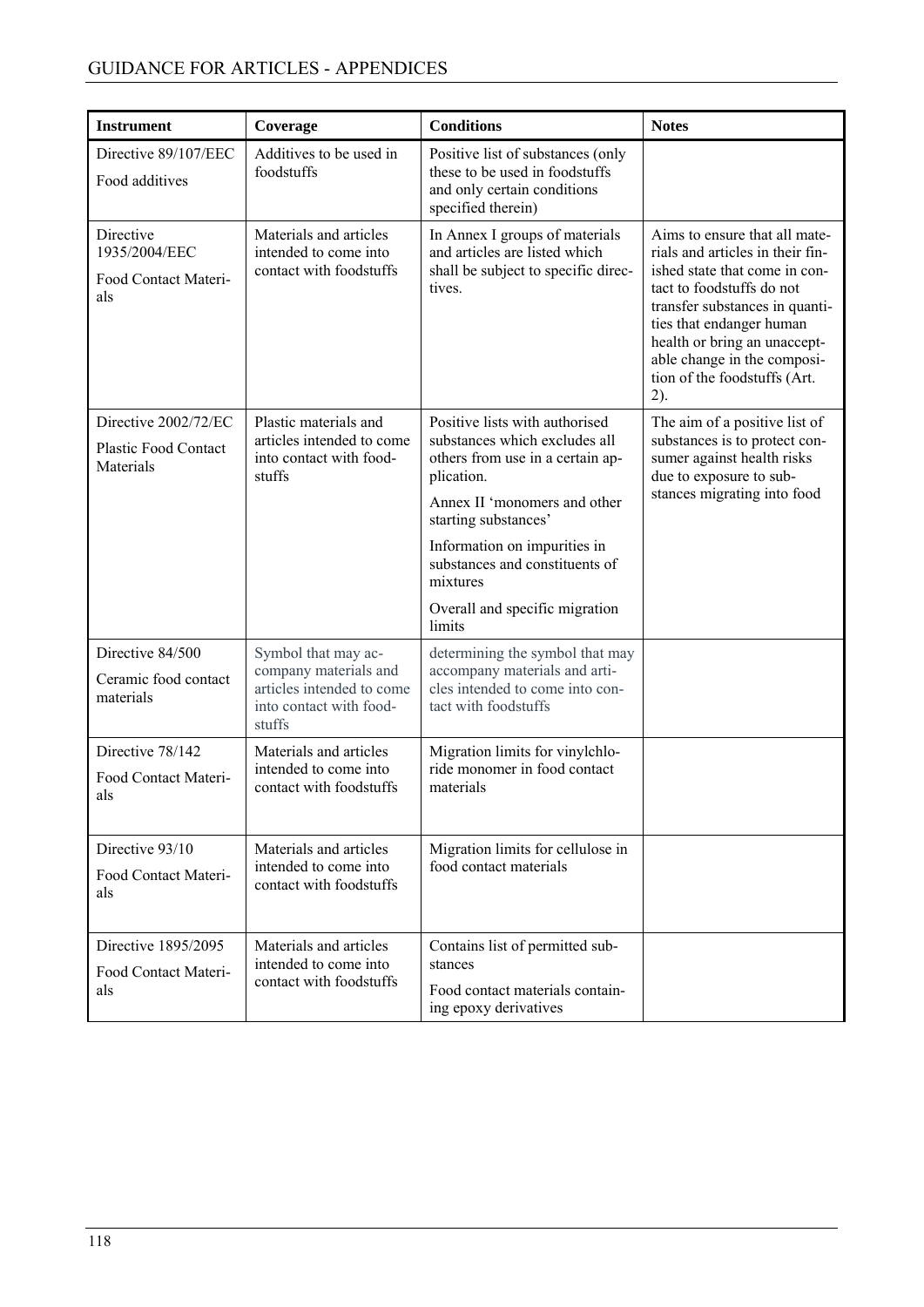| Instrument | Coverage | Conditions | Notes |
|---|---|---|---|
| Directive 89/107/EEC<br>Food additives | Additives to be used in foodstuffs | Positive list of substances (only these to be used in foodstuffs and only certain conditions specified therein) | |
| Directive 1935/2004/EEC<br>Food Contact Materials | Materials and articles intended to come into contact with foodstuffs | In Annex I groups of materials and articles are listed which shall be subject to specific directives. | Aims to ensure that all materials and articles in their finished state that come in contact to foodstuffs do not transfer substances in quantities that endanger human health or bring an unacceptable change in the composition of the foodstuffs (Art. 2). |
| Directive 2002/72/EC<br>Plastic Food Contact Materials | Plastic materials and articles intended to come into contact with foodstuffs | Positive lists with authorised substances which excludes all others from use in a certain application.<br>Annex II 'monomers and other starting substances'<br>Information on impurities in substances and constituents of mixtures<br>Overall and specific migration limits | The aim of a positive list of substances is to protect consumer against health risks due to exposure to substances migrating into food |
| Directive 84/500<br>Ceramic food contact materials | Symbol that may accompany materials and articles intended to come into contact with foodstuffs | determining the symbol that may accompany materials and articles intended to come into contact with foodstuffs | |
| Directive 78/142<br>Food Contact Materials | Materials and articles intended to come into contact with foodstuffs | Migration limits for vinylchloride monomer in food contact materials | |
| Directive 93/10<br>Food Contact Materials | Materials and articles intended to come into contact with foodstuffs | Migration limits for cellulose in food contact materials | |
| Directive 1895/2095<br>Food Contact Materials | Materials and articles intended to come into contact with foodstuffs | Contains list of permitted substances<br>Food contact materials containing epoxy derivatives | |